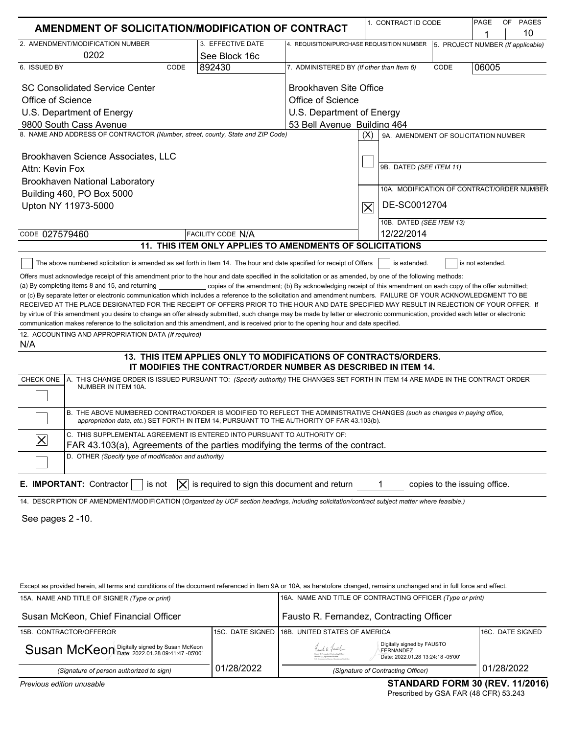# AMENDMENT OF SOLICITATION/MODIFICATION OF CONTRACT

| 1. CONTRACT ID CODE | PAGE 1 OF 10 PAGES |
|---|---|

| 2. AMENDMENT/MODIFICATION NUMBER | 3. EFFECTIVE DATE | 4. REQUISITION/PURCHASE REQUISITION NUMBER | 5. PROJECT NUMBER (If applicable) |
|---|---|---|---|
| 0202 | See Block 16c | | |

| 6. ISSUED BY CODE 892430 | 7. ADMINISTERED BY (If other than Item 6) CODE 06005 |
|---|---|
| SC Consolidated Service Center<br>Office of Science<br>U.S. Department of Energy<br>9800 South Cass Avenue | Brookhaven Site Office<br>Office of Science<br>U.S. Department of Energy<br>53 Bell Avenue Building 464 |

8. NAME AND ADDRESS OF CONTRACTOR (Number, street, county, State and ZIP Code)

Brookhaven Science Associates, LLC
Attn: Kevin Fox
Brookhaven National Laboratory
Building 460, PO Box 5000
Upton NY 11973-5000

CODE 027579460 FACILITY CODE N/A

(X)

- [ ] 9A. AMENDMENT OF SOLICITATION NUMBER
- 9B. DATED (SEE ITEM 11)
- [X] 10A. MODIFICATION OF CONTRACT/ORDER NUMBER: DE-SC0012704
- 10B. DATED (SEE ITEM 13): 12/22/2014

## 11. THIS ITEM ONLY APPLIES TO AMENDMENTS OF SOLICITATIONS

[ ] The above numbered solicitation is amended as set forth in Item 14. The hour and date specified for receipt of Offers [ ] is extended. [ ] is not extended.

Offers must acknowledge receipt of this amendment prior to the hour and date specified in the solicitation or as amended, by one of the following methods: (a) By completing items 8 and 15, and returning \_\_\_\_\_\_\_\_ copies of the amendment; (b) By acknowledging receipt of this amendment on each copy of the offer submitted; or (c) By separate letter or electronic communication which includes a reference to the solicitation and amendment numbers. FAILURE OF YOUR ACKNOWLEDGMENT TO BE RECEIVED AT THE PLACE DESIGNATED FOR THE RECEIPT OF OFFERS PRIOR TO THE HOUR AND DATE SPECIFIED MAY RESULT IN REJECTION OF YOUR OFFER. If by virtue of this amendment you desire to change an offer already submitted, such change may be made by letter or electronic communication, provided each letter or electronic communication makes reference to the solicitation and this amendment, and is received prior to the opening hour and date specified.

12. ACCOUNTING AND APPROPRIATION DATA (If required)
N/A

## 13. THIS ITEM APPLIES ONLY TO MODIFICATIONS OF CONTRACTS/ORDERS. IT MODIFIES THE CONTRACT/ORDER NUMBER AS DESCRIBED IN ITEM 14.

| CHECK ONE | |
|---|---|
| [ ] | A. THIS CHANGE ORDER IS ISSUED PURSUANT TO: (Specify authority) THE CHANGES SET FORTH IN ITEM 14 ARE MADE IN THE CONTRACT ORDER NUMBER IN ITEM 10A. |
| [ ] | B. THE ABOVE NUMBERED CONTRACT/ORDER IS MODIFIED TO REFLECT THE ADMINISTRATIVE CHANGES (such as changes in paying office, appropriation data, etc.) SET FORTH IN ITEM 14, PURSUANT TO THE AUTHORITY OF FAR 43.103(b). |
| [X] | C. THIS SUPPLEMENTAL AGREEMENT IS ENTERED INTO PURSUANT TO AUTHORITY OF: FAR 43.103(a), Agreements of the parties modifying the terms of the contract. |
| [ ] | D. OTHER (Specify type of modification and authority) |

**E. IMPORTANT:** Contractor [ ] is not [X] is required to sign this document and return 1 copies to the issuing office.

14. DESCRIPTION OF AMENDMENT/MODIFICATION (Organized by UCF section headings, including solicitation/contract subject matter where feasible.)

See pages 2 -10.

Except as provided herein, all terms and conditions of the document referenced in Item 9A or 10A, as heretofore changed, remains unchanged and in full force and effect.

| 15A. NAME AND TITLE OF SIGNER (Type or print) | | 16A. NAME AND TITLE OF CONTRACTING OFFICER (Type or print) | |
|---|---|---|---|
| Susan McKeon, Chief Financial Officer | | Fausto R. Fernandez, Contracting Officer | |
| 15B. CONTRACTOR/OFFEROR | 15C. DATE SIGNED | 16B. UNITED STATES OF AMERICA | 16C. DATE SIGNED |
| Susan McKeon Digitally signed by Susan McKeon Date: 2022.01.28 09:41:47 -05'00' | 01/28/2022 | Digitally signed by FAUSTO FERNANDEZ Date: 2022.01.28 13:24:18 -05'00' | 01/28/2022 |
| (Signature of person authorized to sign) | | (Signature of Contracting Officer) | |

Previous edition unusable

**STANDARD FORM 30 (REV. 11/2016)**
Prescribed by GSA FAR (48 CFR) 53.243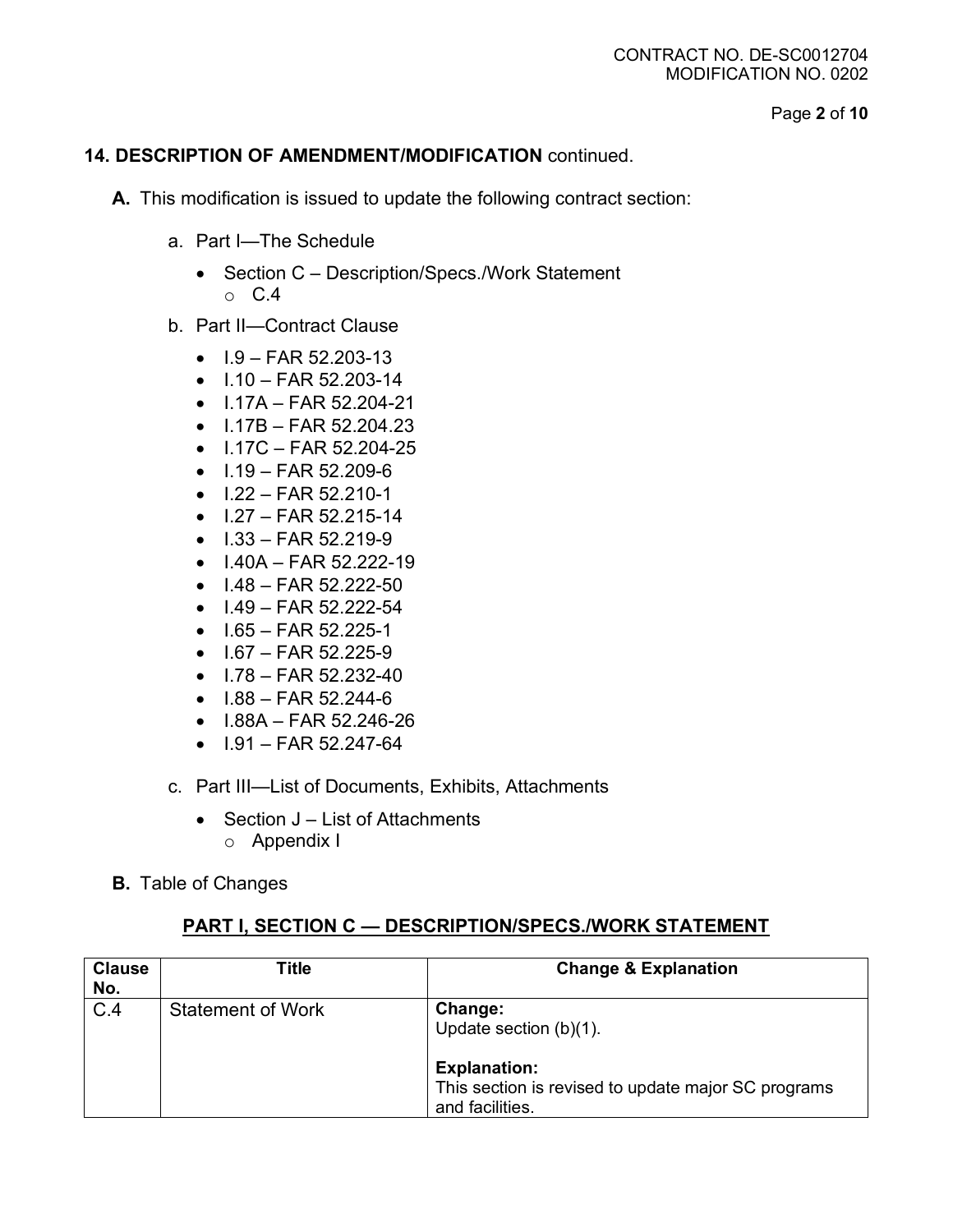## 14. DESCRIPTION OF AMENDMENT/MODIFICATION continued.

**A.** This modification is issued to update the following contract section:

a. Part I—The Schedule

- Section C – Description/Specs./Work Statement
  - C.4

b. Part II—Contract Clause

- I.9 – FAR 52.203-13
- I.10 – FAR 52.203-14
- I.17A – FAR 52.204-21
- I.17B – FAR 52.204.23
- I.17C – FAR 52.204-25
- I.19 – FAR 52.209-6
- I.22 – FAR 52.210-1
- I.27 – FAR 52.215-14
- I.33 – FAR 52.219-9
- I.40A – FAR 52.222-19
- I.48 – FAR 52.222-50
- I.49 – FAR 52.222-54
- I.65 – FAR 52.225-1
- I.67 – FAR 52.225-9
- I.78 – FAR 52.232-40
- I.88 – FAR 52.244-6
- I.88A – FAR 52.246-26
- I.91 – FAR 52.247-64

c. Part III—List of Documents, Exhibits, Attachments

- Section J – List of Attachments
  - Appendix I

**B.** Table of Changes

### PART I, SECTION C — DESCRIPTION/SPECS./WORK STATEMENT

| Clause No. | Title | Change & Explanation |
|---|---|---|
| C.4 | Statement of Work | **Change:** Update section (b)(1). **Explanation:** This section is revised to update major SC programs and facilities. |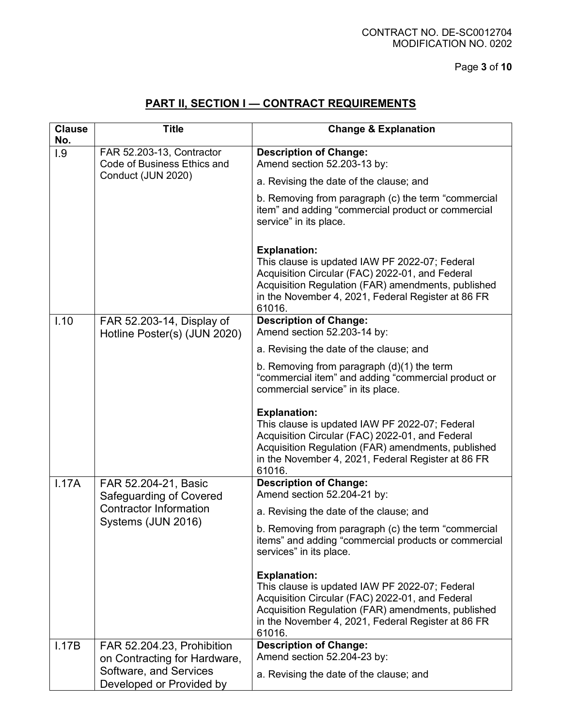## PART II, SECTION I — CONTRACT REQUIREMENTS

| Clause No. | Title | Change & Explanation |
|---|---|---|
| I.9 | FAR 52.203-13, Contractor Code of Business Ethics and Conduct (JUN 2020) | **Description of Change:**<br>Amend section 52.203-13 by:<br>a. Revising the date of the clause; and<br>b. Removing from paragraph (c) the term "commercial item" and adding "commercial product or commercial service" in its place.<br><br>**Explanation:**<br>This clause is updated IAW PF 2022-07; Federal Acquisition Circular (FAC) 2022-01, and Federal Acquisition Regulation (FAR) amendments, published in the November 4, 2021, Federal Register at 86 FR 61016. |
| I.10 | FAR 52.203-14, Display of Hotline Poster(s) (JUN 2020) | **Description of Change:**<br>Amend section 52.203-14 by:<br>a. Revising the date of the clause; and<br>b. Removing from paragraph (d)(1) the term "commercial item" and adding "commercial product or commercial service" in its place.<br><br>**Explanation:**<br>This clause is updated IAW PF 2022-07; Federal Acquisition Circular (FAC) 2022-01, and Federal Acquisition Regulation (FAR) amendments, published in the November 4, 2021, Federal Register at 86 FR 61016. |
| I.17A | FAR 52.204-21, Basic Safeguarding of Covered Contractor Information Systems (JUN 2016) | **Description of Change:**<br>Amend section 52.204-21 by:<br>a. Revising the date of the clause; and<br>b. Removing from paragraph (c) the term "commercial items" and adding "commercial products or commercial services" in its place.<br><br>**Explanation:**<br>This clause is updated IAW PF 2022-07; Federal Acquisition Circular (FAC) 2022-01, and Federal Acquisition Regulation (FAR) amendments, published in the November 4, 2021, Federal Register at 86 FR 61016. |
| I.17B | FAR 52.204.23, Prohibition on Contracting for Hardware, Software, and Services Developed or Provided by | **Description of Change:**<br>Amend section 52.204-23 by:<br>a. Revising the date of the clause; and |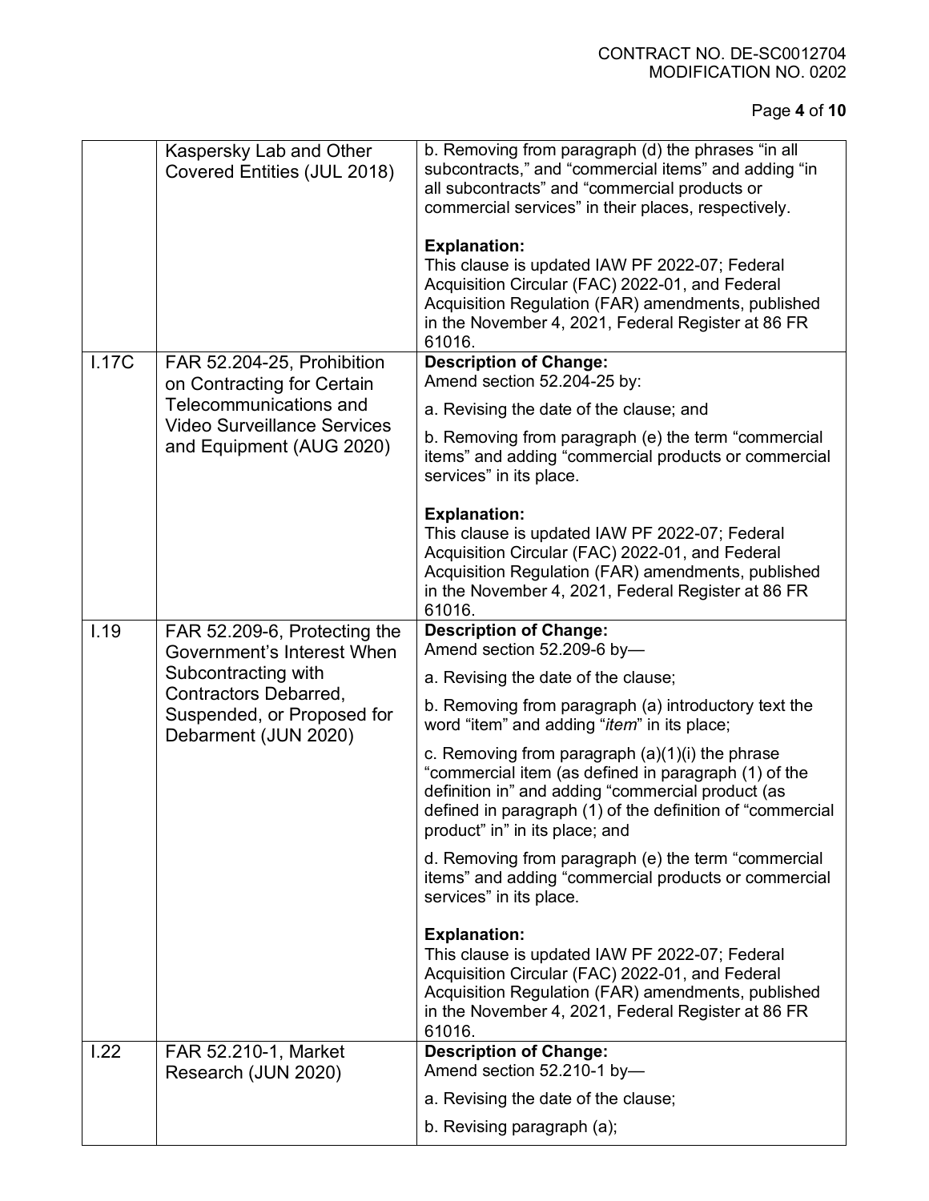| | | |
|---|---|---|
| | Kaspersky Lab and Other Covered Entities (JUL 2018) | b. Removing from paragraph (d) the phrases "in all subcontracts," and "commercial items" and adding "in all subcontracts" and "commercial products or commercial services" in their places, respectively.<br><br>**Explanation:**<br>This clause is updated IAW PF 2022-07; Federal Acquisition Circular (FAC) 2022-01, and Federal Acquisition Regulation (FAR) amendments, published in the November 4, 2021, Federal Register at 86 FR 61016. |
| I.17C | FAR 52.204-25, Prohibition on Contracting for Certain Telecommunications and Video Surveillance Services and Equipment (AUG 2020) | **Description of Change:**<br>Amend section 52.204-25 by:<br><br>a. Revising the date of the clause; and<br><br>b. Removing from paragraph (e) the term "commercial items" and adding "commercial products or commercial services" in its place.<br><br>**Explanation:**<br>This clause is updated IAW PF 2022-07; Federal Acquisition Circular (FAC) 2022-01, and Federal Acquisition Regulation (FAR) amendments, published in the November 4, 2021, Federal Register at 86 FR 61016. |
| I.19 | FAR 52.209-6, Protecting the Government's Interest When Subcontracting with Contractors Debarred, Suspended, or Proposed for Debarment (JUN 2020) | **Description of Change:**<br>Amend section 52.209-6 by—<br><br>a. Revising the date of the clause;<br><br>b. Removing from paragraph (a) introductory text the word "item" and adding "*item*" in its place;<br><br>c. Removing from paragraph (a)(1)(i) the phrase "commercial item (as defined in paragraph (1) of the definition in" and adding "commercial product (as defined in paragraph (1) of the definition of "commercial product" in" in its place; and<br><br>d. Removing from paragraph (e) the term "commercial items" and adding "commercial products or commercial services" in its place.<br><br>**Explanation:**<br>This clause is updated IAW PF 2022-07; Federal Acquisition Circular (FAC) 2022-01, and Federal Acquisition Regulation (FAR) amendments, published in the November 4, 2021, Federal Register at 86 FR 61016. |
| I.22 | FAR 52.210-1, Market Research (JUN 2020) | **Description of Change:**<br>Amend section 52.210-1 by—<br><br>a. Revising the date of the clause;<br><br>b. Revising paragraph (a); |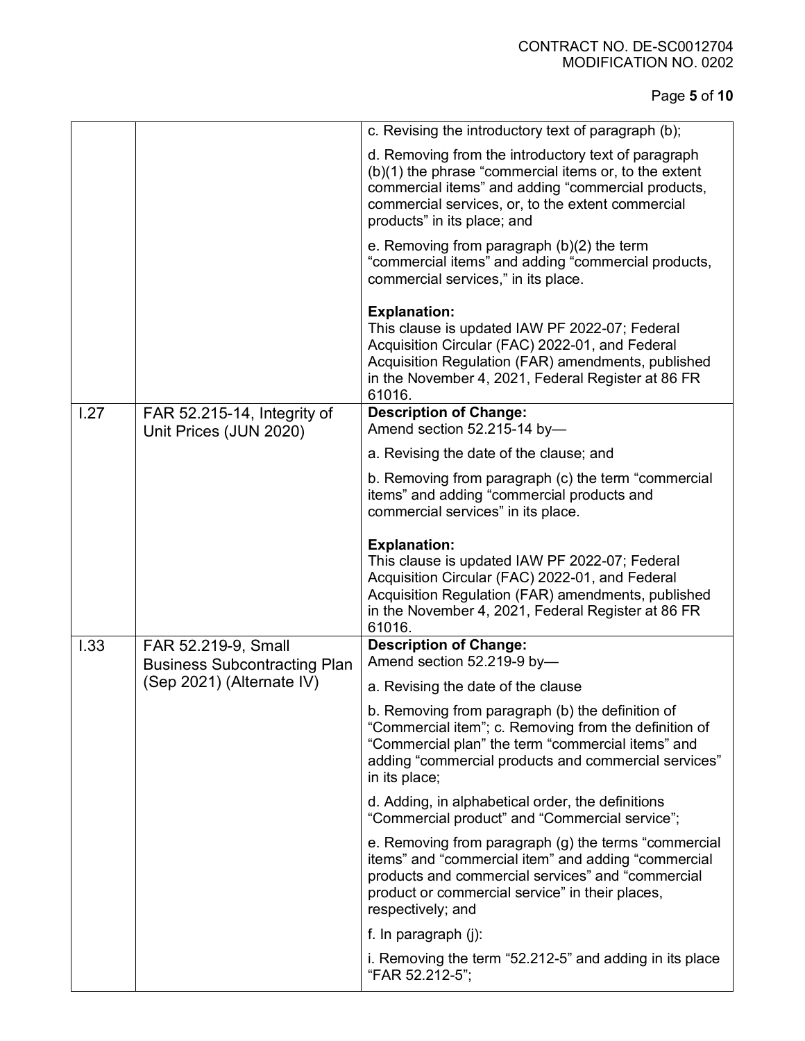| | | |
|---|---|---|
| | | c. Revising the introductory text of paragraph (b);<br><br>d. Removing from the introductory text of paragraph (b)(1) the phrase "commercial items or, to the extent commercial items" and adding "commercial products, commercial services, or, to the extent commercial products" in its place; and<br><br>e. Removing from paragraph (b)(2) the term "commercial items" and adding "commercial products, commercial services," in its place.<br><br>**Explanation:**<br>This clause is updated IAW PF 2022-07; Federal Acquisition Circular (FAC) 2022-01, and Federal Acquisition Regulation (FAR) amendments, published in the November 4, 2021, Federal Register at 86 FR 61016. |
| I.27 | FAR 52.215-14, Integrity of Unit Prices (JUN 2020) | **Description of Change:**<br>Amend section 52.215-14 by—<br><br>a. Revising the date of the clause; and<br><br>b. Removing from paragraph (c) the term "commercial items" and adding "commercial products and commercial services" in its place.<br><br>**Explanation:**<br>This clause is updated IAW PF 2022-07; Federal Acquisition Circular (FAC) 2022-01, and Federal Acquisition Regulation (FAR) amendments, published in the November 4, 2021, Federal Register at 86 FR 61016. |
| I.33 | FAR 52.219-9, Small Business Subcontracting Plan (Sep 2021) (Alternate IV) | **Description of Change:**<br>Amend section 52.219-9 by—<br><br>a. Revising the date of the clause<br><br>b. Removing from paragraph (b) the definition of "Commercial item"; c. Removing from the definition of "Commercial plan" the term "commercial items" and adding "commercial products and commercial services" in its place;<br><br>d. Adding, in alphabetical order, the definitions "Commercial product" and "Commercial service";<br><br>e. Removing from paragraph (g) the terms "commercial items" and "commercial item" and adding "commercial products and commercial services" and "commercial product or commercial service" in their places, respectively; and<br><br>f. In paragraph (j):<br><br>i. Removing the term "52.212-5" and adding in its place "FAR 52.212-5"; |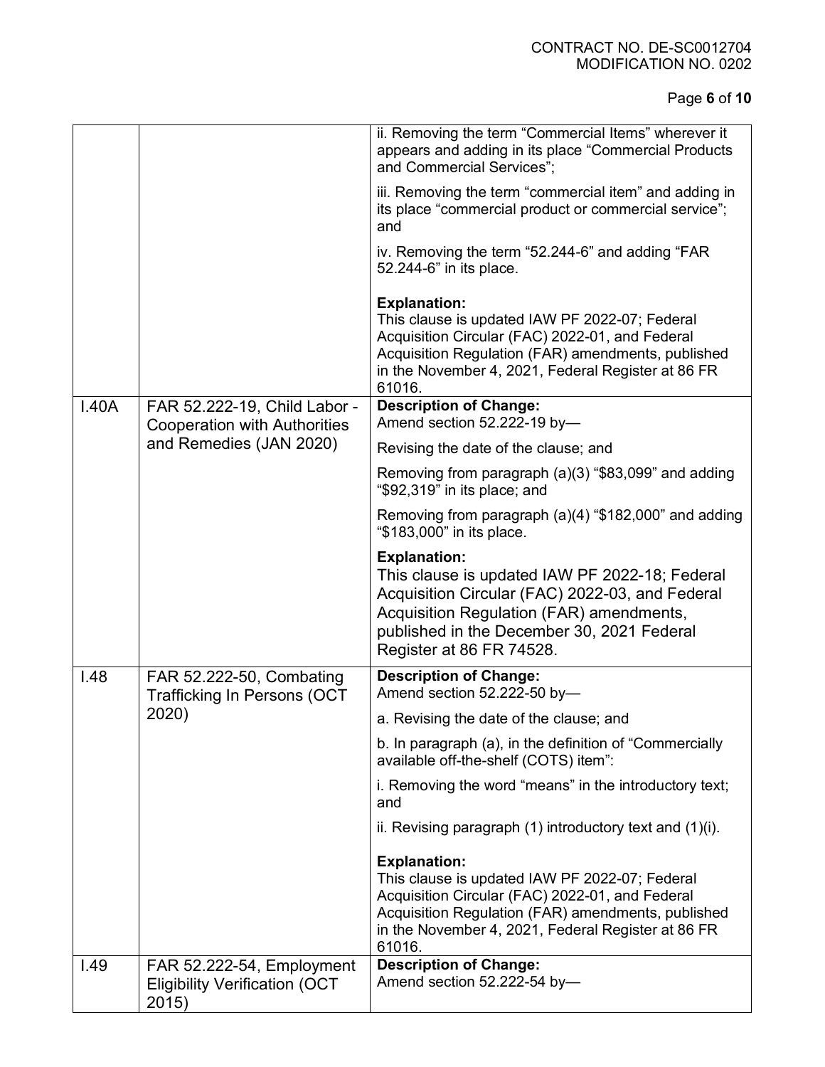| | | |
|---|---|---|
| | | ii. Removing the term "Commercial Items" wherever it appears and adding in its place "Commercial Products and Commercial Services";<br><br>iii. Removing the term "commercial item" and adding in its place "commercial product or commercial service"; and<br><br>iv. Removing the term "52.244-6" and adding "FAR 52.244-6" in its place.<br><br>**Explanation:**<br>This clause is updated IAW PF 2022-07; Federal Acquisition Circular (FAC) 2022-01, and Federal Acquisition Regulation (FAR) amendments, published in the November 4, 2021, Federal Register at 86 FR 61016. |
| I.40A | FAR 52.222-19, Child Labor - Cooperation with Authorities and Remedies (JAN 2020) | **Description of Change:**<br>Amend section 52.222-19 by—<br><br>Revising the date of the clause; and<br><br>Removing from paragraph (a)(3) "$83,099" and adding "$92,319" in its place; and<br><br>Removing from paragraph (a)(4) "$182,000" and adding "$183,000" in its place.<br><br>**Explanation:**<br>This clause is updated IAW PF 2022-18; Federal Acquisition Circular (FAC) 2022-03, and Federal Acquisition Regulation (FAR) amendments, published in the December 30, 2021 Federal Register at 86 FR 74528. |
| I.48 | FAR 52.222-50, Combating Trafficking In Persons (OCT 2020) | **Description of Change:**<br>Amend section 52.222-50 by—<br><br>a. Revising the date of the clause; and<br><br>b. In paragraph (a), in the definition of "Commercially available off-the-shelf (COTS) item":<br><br>i. Removing the word "means" in the introductory text; and<br><br>ii. Revising paragraph (1) introductory text and (1)(i).<br><br>**Explanation:**<br>This clause is updated IAW PF 2022-07; Federal Acquisition Circular (FAC) 2022-01, and Federal Acquisition Regulation (FAR) amendments, published in the November 4, 2021, Federal Register at 86 FR 61016. |
| I.49 | FAR 52.222-54, Employment Eligibility Verification (OCT 2015) | **Description of Change:**<br>Amend section 52.222-54 by— |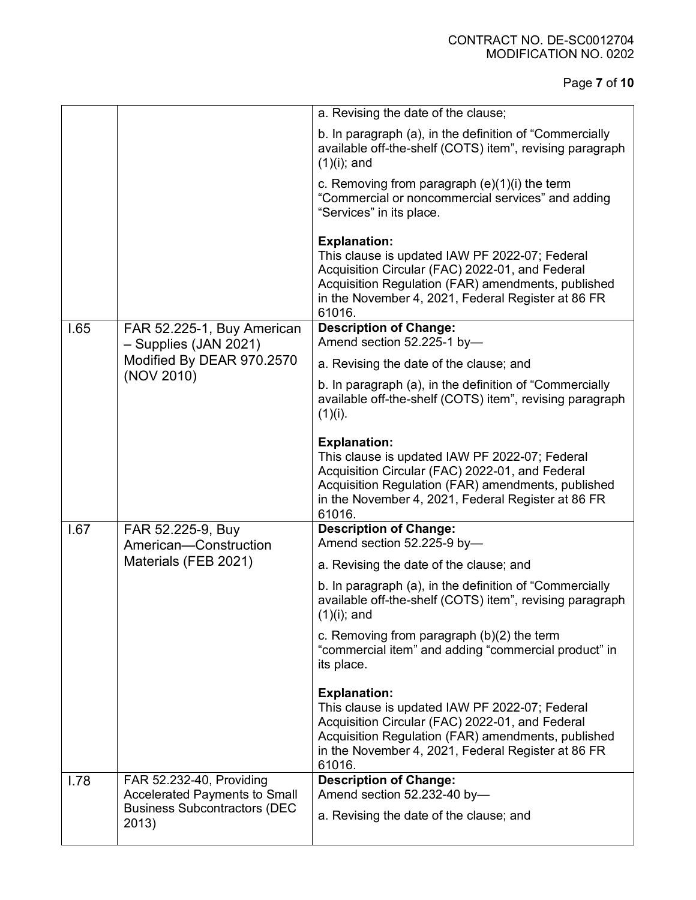| | | |
|---|---|---|
| | | a. Revising the date of the clause;<br><br>b. In paragraph (a), in the definition of "Commercially available off-the-shelf (COTS) item", revising paragraph (1)(i); and<br><br>c. Removing from paragraph (e)(1)(i) the term "Commercial or noncommercial services" and adding "Services" in its place.<br><br>**Explanation:**<br>This clause is updated IAW PF 2022-07; Federal Acquisition Circular (FAC) 2022-01, and Federal Acquisition Regulation (FAR) amendments, published in the November 4, 2021, Federal Register at 86 FR 61016. |
| I.65 | FAR 52.225-1, Buy American – Supplies (JAN 2021) Modified By DEAR 970.2570 (NOV 2010) | **Description of Change:**<br>Amend section 52.225-1 by—<br><br>a. Revising the date of the clause; and<br><br>b. In paragraph (a), in the definition of "Commercially available off-the-shelf (COTS) item", revising paragraph (1)(i).<br><br>**Explanation:**<br>This clause is updated IAW PF 2022-07; Federal Acquisition Circular (FAC) 2022-01, and Federal Acquisition Regulation (FAR) amendments, published in the November 4, 2021, Federal Register at 86 FR 61016. |
| I.67 | FAR 52.225-9, Buy American—Construction Materials (FEB 2021) | **Description of Change:**<br>Amend section 52.225-9 by—<br><br>a. Revising the date of the clause; and<br><br>b. In paragraph (a), in the definition of "Commercially available off-the-shelf (COTS) item", revising paragraph (1)(i); and<br><br>c. Removing from paragraph (b)(2) the term "commercial item" and adding "commercial product" in its place.<br><br>**Explanation:**<br>This clause is updated IAW PF 2022-07; Federal Acquisition Circular (FAC) 2022-01, and Federal Acquisition Regulation (FAR) amendments, published in the November 4, 2021, Federal Register at 86 FR 61016. |
| I.78 | FAR 52.232-40, Providing Accelerated Payments to Small Business Subcontractors (DEC 2013) | **Description of Change:**<br>Amend section 52.232-40 by—<br><br>a. Revising the date of the clause; and |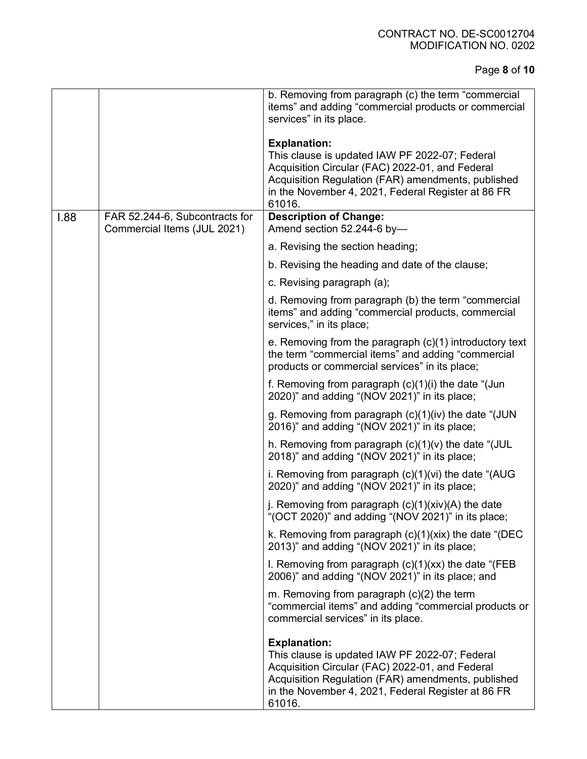| | | |
|---|---|---|
| | | b. Removing from paragraph (c) the term "commercial items" and adding "commercial products or commercial services" in its place.<br><br>**Explanation:**<br>This clause is updated IAW PF 2022-07; Federal Acquisition Circular (FAC) 2022-01, and Federal Acquisition Regulation (FAR) amendments, published in the November 4, 2021, Federal Register at 86 FR 61016. |
| I.88 | FAR 52.244-6, Subcontracts for Commercial Items (JUL 2021) | **Description of Change:**<br>Amend section 52.244-6 by—<br><br>a. Revising the section heading;<br><br>b. Revising the heading and date of the clause;<br><br>c. Revising paragraph (a);<br><br>d. Removing from paragraph (b) the term "commercial items" and adding "commercial products, commercial services," in its place;<br><br>e. Removing from the paragraph (c)(1) introductory text the term "commercial items" and adding "commercial products or commercial services" in its place;<br><br>f. Removing from paragraph (c)(1)(i) the date "(Jun 2020)" and adding "(NOV 2021)" in its place;<br><br>g. Removing from paragraph (c)(1)(iv) the date "(JUN 2016)" and adding "(NOV 2021)" in its place;<br><br>h. Removing from paragraph (c)(1)(v) the date "(JUL 2018)" and adding "(NOV 2021)" in its place;<br><br>i. Removing from paragraph (c)(1)(vi) the date "(AUG 2020)" and adding "(NOV 2021)" in its place;<br><br>j. Removing from paragraph (c)(1)(xiv)(A) the date "(OCT 2020)" and adding "(NOV 2021)" in its place;<br><br>k. Removing from paragraph (c)(1)(xix) the date "(DEC 2013)" and adding "(NOV 2021)" in its place;<br><br>l. Removing from paragraph (c)(1)(xx) the date "(FEB 2006)" and adding "(NOV 2021)" in its place; and<br><br>m. Removing from paragraph (c)(2) the term "commercial items" and adding "commercial products or commercial services" in its place.<br><br>**Explanation:**<br>This clause is updated IAW PF 2022-07; Federal Acquisition Circular (FAC) 2022-01, and Federal Acquisition Regulation (FAR) amendments, published in the November 4, 2021, Federal Register at 86 FR 61016. |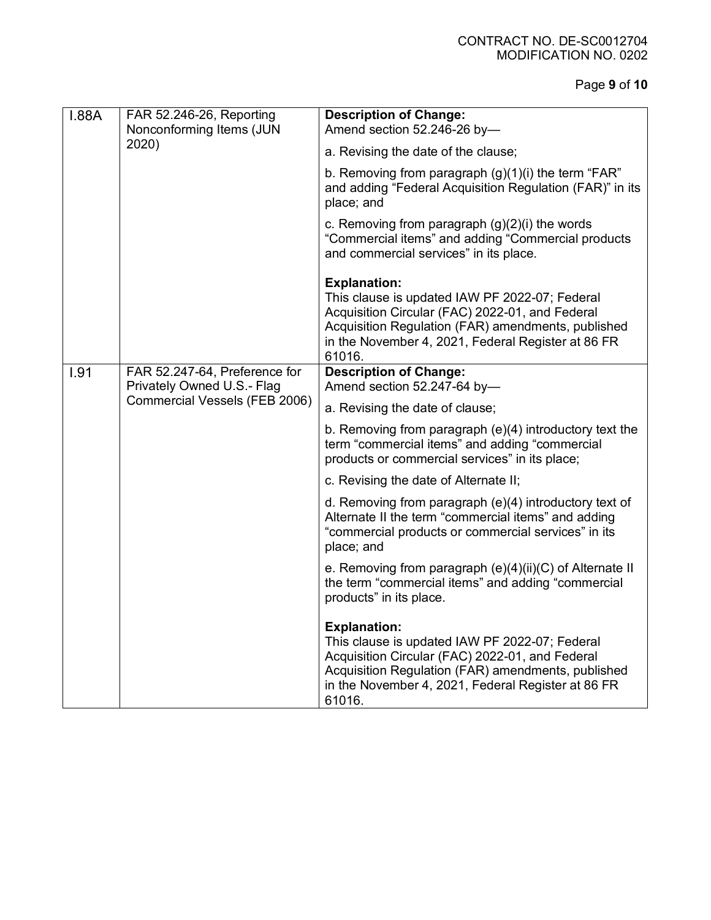| I.88A | FAR 52.246-26, Reporting Nonconforming Items (JUN 2020) | **Description of Change:**<br>Amend section 52.246-26 by—<br><br>a. Revising the date of the clause;<br><br>b. Removing from paragraph (g)(1)(i) the term "FAR" and adding "Federal Acquisition Regulation (FAR)" in its place; and<br><br>c. Removing from paragraph (g)(2)(i) the words "Commercial items" and adding "Commercial products and commercial services" in its place.<br><br>**Explanation:**<br>This clause is updated IAW PF 2022-07; Federal Acquisition Circular (FAC) 2022-01, and Federal Acquisition Regulation (FAR) amendments, published in the November 4, 2021, Federal Register at 86 FR 61016. |
|---|---|---|
| I.91 | FAR 52.247-64, Preference for Privately Owned U.S.- Flag Commercial Vessels (FEB 2006) | **Description of Change:**<br>Amend section 52.247-64 by—<br><br>a. Revising the date of clause;<br><br>b. Removing from paragraph (e)(4) introductory text the term "commercial items" and adding "commercial products or commercial services" in its place;<br><br>c. Revising the date of Alternate II;<br><br>d. Removing from paragraph (e)(4) introductory text of Alternate II the term "commercial items" and adding "commercial products or commercial services" in its place; and<br><br>e. Removing from paragraph (e)(4)(ii)(C) of Alternate II the term "commercial items" and adding "commercial products" in its place.<br><br>**Explanation:**<br>This clause is updated IAW PF 2022-07; Federal Acquisition Circular (FAC) 2022-01, and Federal Acquisition Regulation (FAR) amendments, published in the November 4, 2021, Federal Register at 86 FR 61016. |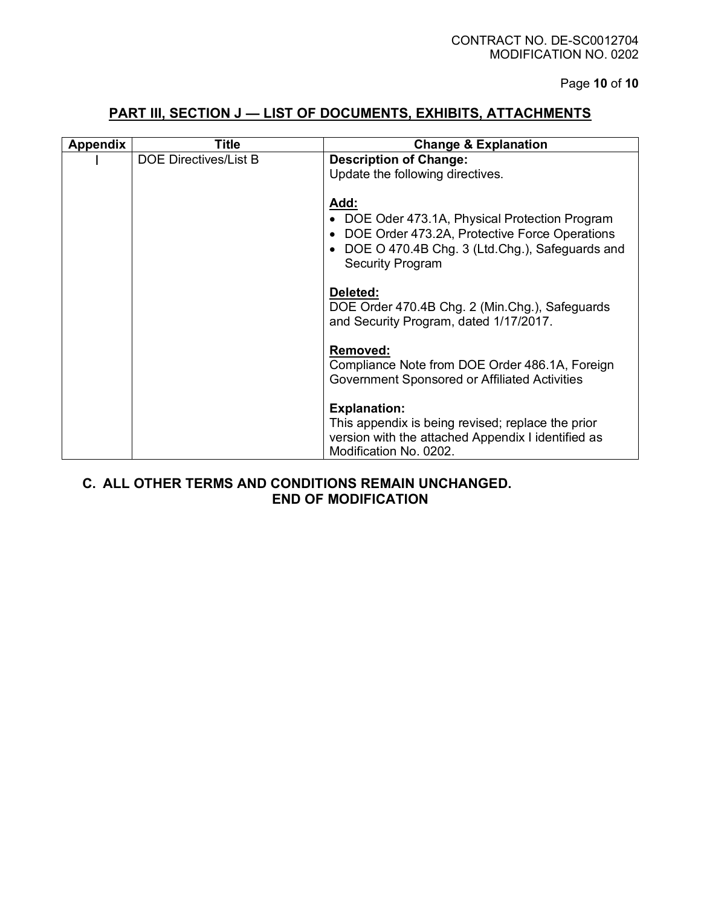CONTRACT NO. DE-SC0012704
MODIFICATION NO. 0202

## PART III, SECTION J — LIST OF DOCUMENTS, EXHIBITS, ATTACHMENTS

| Appendix | Title | Change & Explanation |
|---|---|---|
| I | DOE Directives/List B | **Description of Change:**<br>Update the following directives.<br><br>**Add:**<br>• DOE Oder 473.1A, Physical Protection Program<br>• DOE Order 473.2A, Protective Force Operations<br>• DOE O 470.4B Chg. 3 (Ltd.Chg.), Safeguards and Security Program<br><br>**Deleted:**<br>DOE Order 470.4B Chg. 2 (Min.Chg.), Safeguards and Security Program, dated 1/17/2017.<br><br>**Removed:**<br>Compliance Note from DOE Order 486.1A, Foreign Government Sponsored or Affiliated Activities<br><br>**Explanation:**<br>This appendix is being revised; replace the prior version with the attached Appendix I identified as Modification No. 0202. |

**C. ALL OTHER TERMS AND CONDITIONS REMAIN UNCHANGED.**
**END OF MODIFICATION**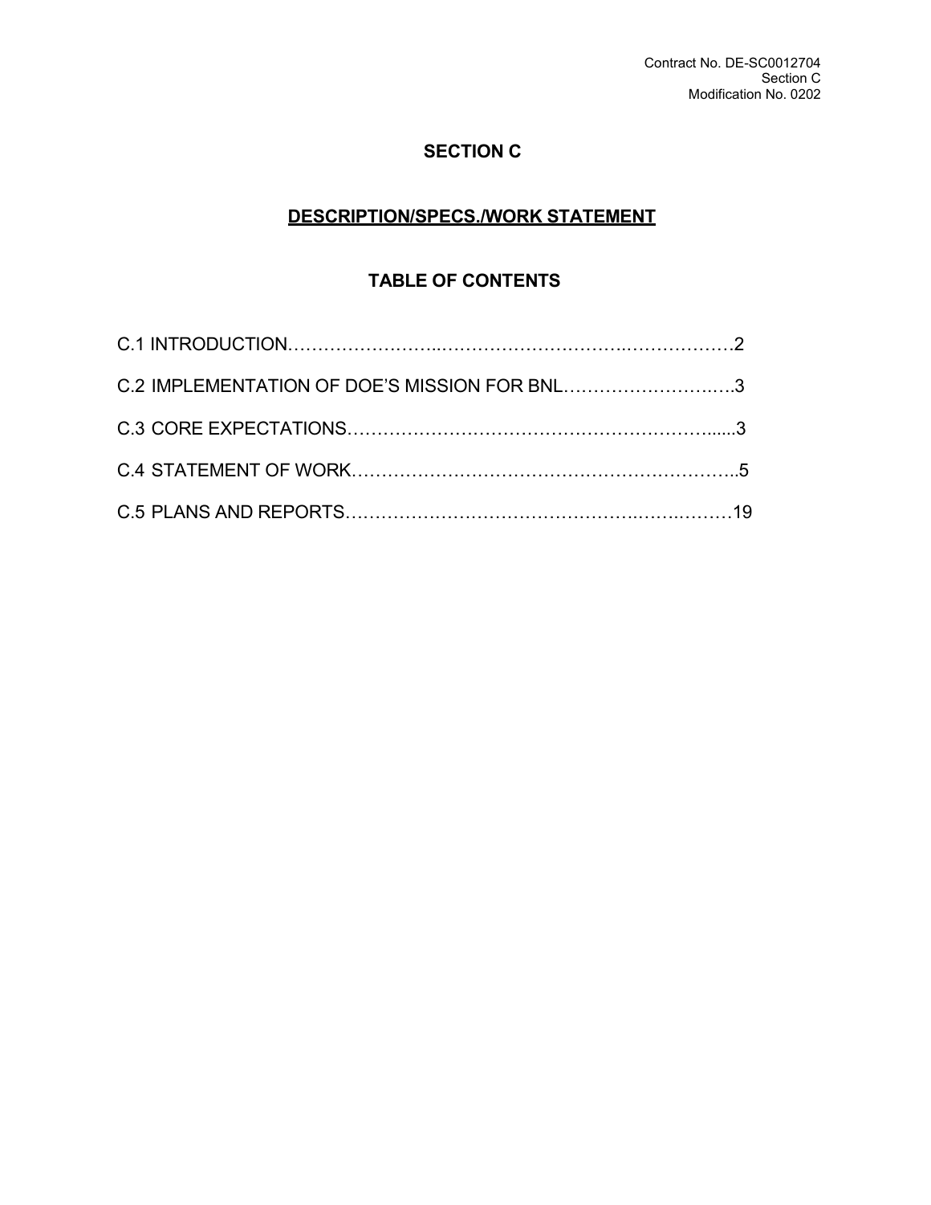# SECTION C

## DESCRIPTION/SPECS./WORK STATEMENT

### TABLE OF CONTENTS

C.1 INTRODUCTION……………………..……………………………..…………….…2

C.2 IMPLEMENTATION OF DOE'S MISSION FOR BNL…………………….….3

C.3 CORE EXPECTATIONS…………………………………………………….....3

C.4 STATEMENT OF WORK………………………………………………………..5

C.5 PLANS AND REPORTS…………………………………………..…….………19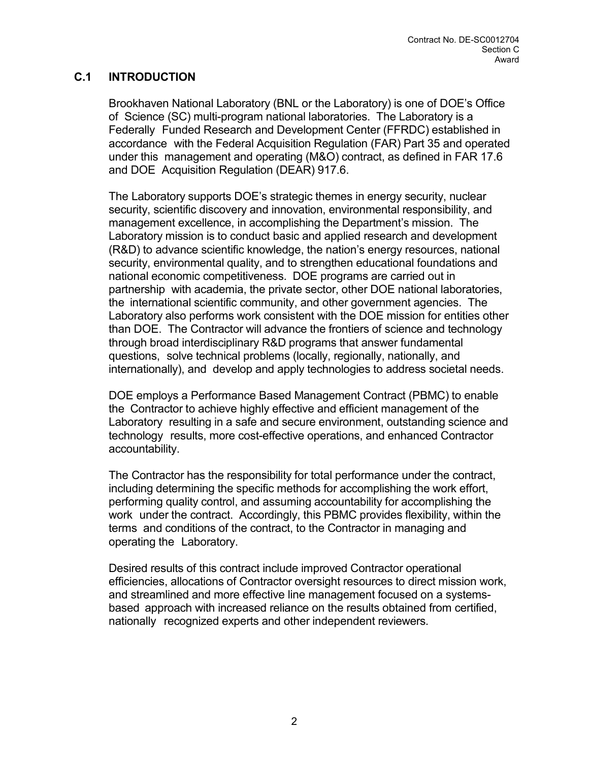## C.1 INTRODUCTION

Brookhaven National Laboratory (BNL or the Laboratory) is one of DOE's Office of Science (SC) multi-program national laboratories. The Laboratory is a Federally Funded Research and Development Center (FFRDC) established in accordance with the Federal Acquisition Regulation (FAR) Part 35 and operated under this management and operating (M&O) contract, as defined in FAR 17.6 and DOE Acquisition Regulation (DEAR) 917.6.

The Laboratory supports DOE's strategic themes in energy security, nuclear security, scientific discovery and innovation, environmental responsibility, and management excellence, in accomplishing the Department's mission. The Laboratory mission is to conduct basic and applied research and development (R&D) to advance scientific knowledge, the nation's energy resources, national security, environmental quality, and to strengthen educational foundations and national economic competitiveness. DOE programs are carried out in partnership with academia, the private sector, other DOE national laboratories, the international scientific community, and other government agencies. The Laboratory also performs work consistent with the DOE mission for entities other than DOE. The Contractor will advance the frontiers of science and technology through broad interdisciplinary R&D programs that answer fundamental questions, solve technical problems (locally, regionally, nationally, and internationally), and develop and apply technologies to address societal needs.

DOE employs a Performance Based Management Contract (PBMC) to enable the Contractor to achieve highly effective and efficient management of the Laboratory resulting in a safe and secure environment, outstanding science and technology results, more cost-effective operations, and enhanced Contractor accountability.

The Contractor has the responsibility for total performance under the contract, including determining the specific methods for accomplishing the work effort, performing quality control, and assuming accountability for accomplishing the work under the contract. Accordingly, this PBMC provides flexibility, within the terms and conditions of the contract, to the Contractor in managing and operating the Laboratory.

Desired results of this contract include improved Contractor operational efficiencies, allocations of Contractor oversight resources to direct mission work, and streamlined and more effective line management focused on a systems-based approach with increased reliance on the results obtained from certified, nationally recognized experts and other independent reviewers.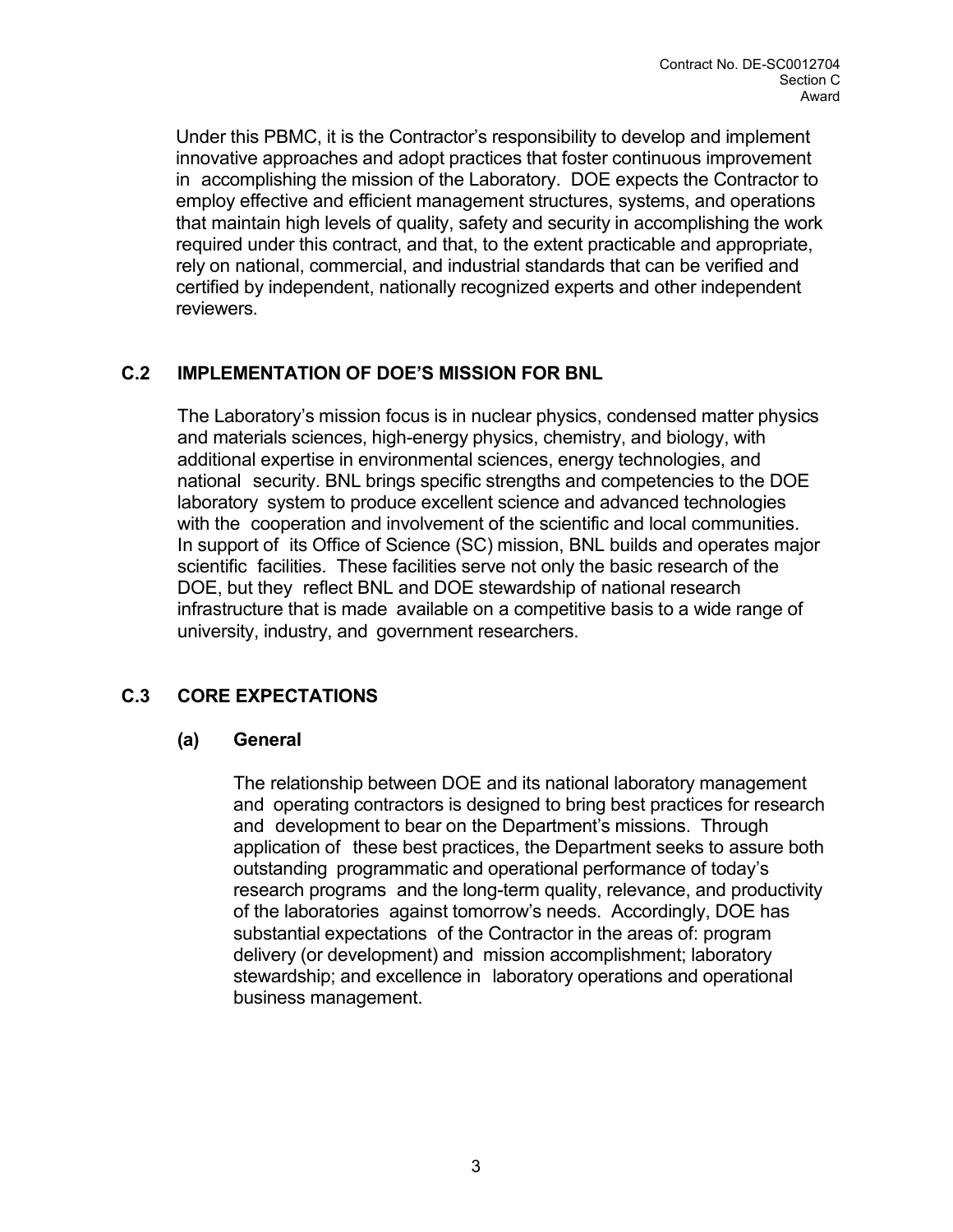Under this PBMC, it is the Contractor's responsibility to develop and implement innovative approaches and adopt practices that foster continuous improvement in accomplishing the mission of the Laboratory. DOE expects the Contractor to employ effective and efficient management structures, systems, and operations that maintain high levels of quality, safety and security in accomplishing the work required under this contract, and that, to the extent practicable and appropriate, rely on national, commercial, and industrial standards that can be verified and certified by independent, nationally recognized experts and other independent reviewers.

## C.2 IMPLEMENTATION OF DOE'S MISSION FOR BNL

The Laboratory's mission focus is in nuclear physics, condensed matter physics and materials sciences, high-energy physics, chemistry, and biology, with additional expertise in environmental sciences, energy technologies, and national security. BNL brings specific strengths and competencies to the DOE laboratory system to produce excellent science and advanced technologies with the cooperation and involvement of the scientific and local communities. In support of its Office of Science (SC) mission, BNL builds and operates major scientific facilities. These facilities serve not only the basic research of the DOE, but they reflect BNL and DOE stewardship of national research infrastructure that is made available on a competitive basis to a wide range of university, industry, and government researchers.

## C.3 CORE EXPECTATIONS

### (a) General

The relationship between DOE and its national laboratory management and operating contractors is designed to bring best practices for research and development to bear on the Department's missions. Through application of these best practices, the Department seeks to assure both outstanding programmatic and operational performance of today's research programs and the long-term quality, relevance, and productivity of the laboratories against tomorrow's needs. Accordingly, DOE has substantial expectations of the Contractor in the areas of: program delivery (or development) and mission accomplishment; laboratory stewardship; and excellence in laboratory operations and operational business management.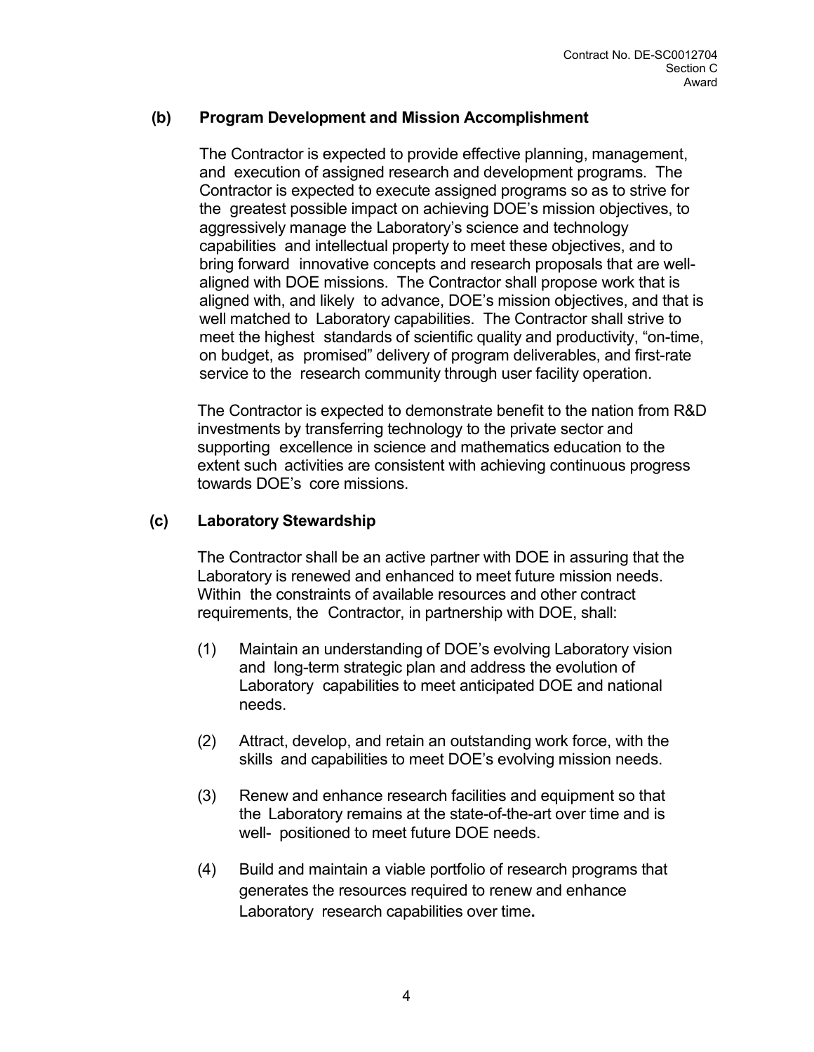**(b) Program Development and Mission Accomplishment**

The Contractor is expected to provide effective planning, management, and execution of assigned research and development programs. The Contractor is expected to execute assigned programs so as to strive for the greatest possible impact on achieving DOE's mission objectives, to aggressively manage the Laboratory's science and technology capabilities and intellectual property to meet these objectives, and to bring forward innovative concepts and research proposals that are well-aligned with DOE missions. The Contractor shall propose work that is aligned with, and likely to advance, DOE's mission objectives, and that is well matched to Laboratory capabilities. The Contractor shall strive to meet the highest standards of scientific quality and productivity, "on-time, on budget, as promised" delivery of program deliverables, and first-rate service to the research community through user facility operation.

The Contractor is expected to demonstrate benefit to the nation from R&D investments by transferring technology to the private sector and supporting excellence in science and mathematics education to the extent such activities are consistent with achieving continuous progress towards DOE's core missions.

**(c) Laboratory Stewardship**

The Contractor shall be an active partner with DOE in assuring that the Laboratory is renewed and enhanced to meet future mission needs. Within the constraints of available resources and other contract requirements, the Contractor, in partnership with DOE, shall:

(1) Maintain an understanding of DOE's evolving Laboratory vision and long-term strategic plan and address the evolution of Laboratory capabilities to meet anticipated DOE and national needs.

(2) Attract, develop, and retain an outstanding work force, with the skills and capabilities to meet DOE's evolving mission needs.

(3) Renew and enhance research facilities and equipment so that the Laboratory remains at the state-of-the-art over time and is well- positioned to meet future DOE needs.

(4) Build and maintain a viable portfolio of research programs that generates the resources required to renew and enhance Laboratory research capabilities over time.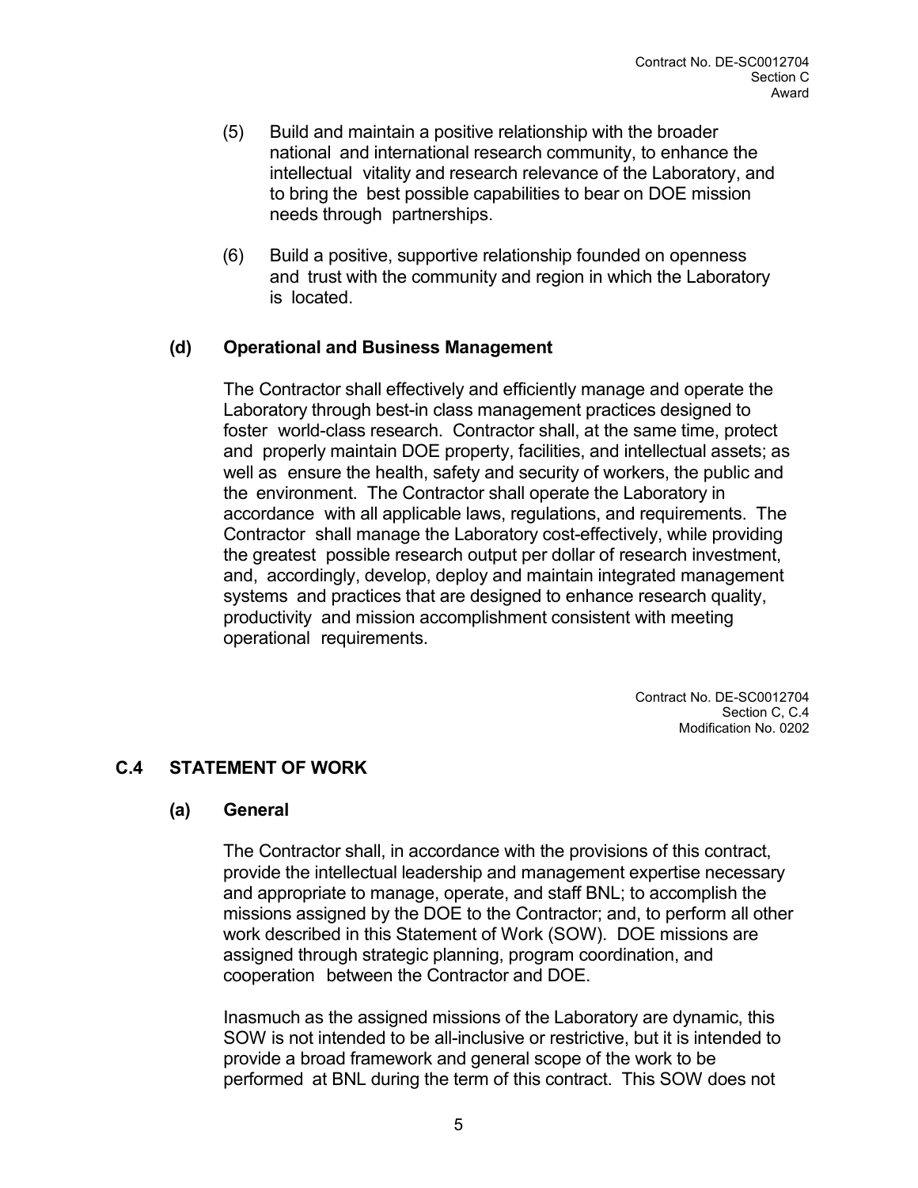(5) Build and maintain a positive relationship with the broader national and international research community, to enhance the intellectual vitality and research relevance of the Laboratory, and to bring the best possible capabilities to bear on DOE mission needs through partnerships.

(6) Build a positive, supportive relationship founded on openness and trust with the community and region in which the Laboratory is located.

**(d) Operational and Business Management**

The Contractor shall effectively and efficiently manage and operate the Laboratory through best-in class management practices designed to foster world-class research. Contractor shall, at the same time, protect and properly maintain DOE property, facilities, and intellectual assets; as well as ensure the health, safety and security of workers, the public and the environment. The Contractor shall operate the Laboratory in accordance with all applicable laws, regulations, and requirements. The Contractor shall manage the Laboratory cost-effectively, while providing the greatest possible research output per dollar of research investment, and, accordingly, develop, deploy and maintain integrated management systems and practices that are designed to enhance research quality, productivity and mission accomplishment consistent with meeting operational requirements.

Contract No. DE-SC0012704
Section C, C.4
Modification No. 0202

## C.4 STATEMENT OF WORK

**(a) General**

The Contractor shall, in accordance with the provisions of this contract, provide the intellectual leadership and management expertise necessary and appropriate to manage, operate, and staff BNL; to accomplish the missions assigned by the DOE to the Contractor; and, to perform all other work described in this Statement of Work (SOW). DOE missions are assigned through strategic planning, program coordination, and cooperation between the Contractor and DOE.

Inasmuch as the assigned missions of the Laboratory are dynamic, this SOW is not intended to be all-inclusive or restrictive, but it is intended to provide a broad framework and general scope of the work to be performed at BNL during the term of this contract. This SOW does not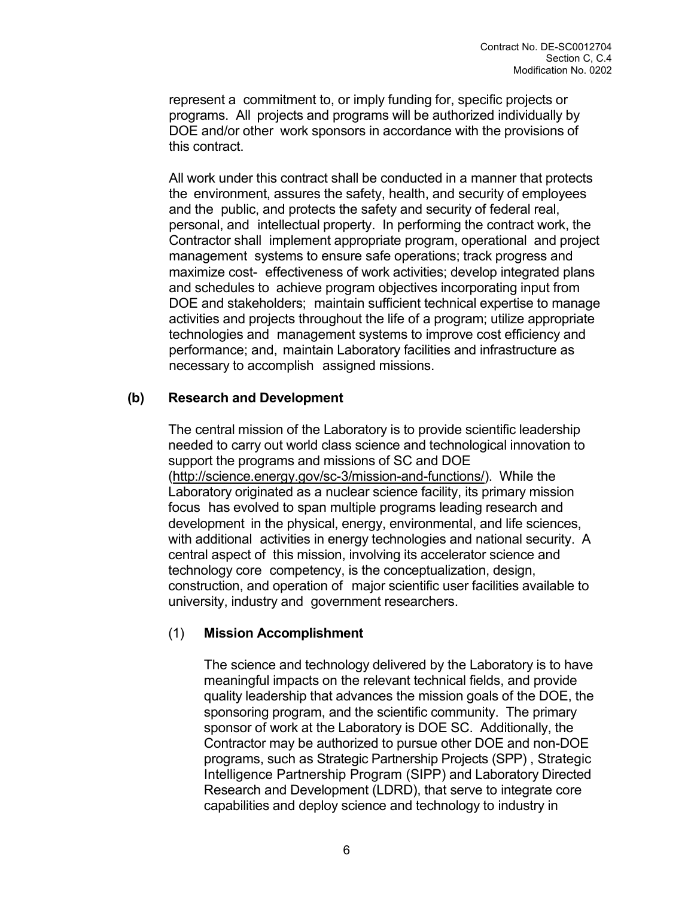represent a commitment to, or imply funding for, specific projects or programs. All projects and programs will be authorized individually by DOE and/or other work sponsors in accordance with the provisions of this contract.

All work under this contract shall be conducted in a manner that protects the environment, assures the safety, health, and security of employees and the public, and protects the safety and security of federal real, personal, and intellectual property. In performing the contract work, the Contractor shall implement appropriate program, operational and project management systems to ensure safe operations; track progress and maximize cost- effectiveness of work activities; develop integrated plans and schedules to achieve program objectives incorporating input from DOE and stakeholders; maintain sufficient technical expertise to manage activities and projects throughout the life of a program; utilize appropriate technologies and management systems to improve cost efficiency and performance; and, maintain Laboratory facilities and infrastructure as necessary to accomplish assigned missions.

**(b) Research and Development**

The central mission of the Laboratory is to provide scientific leadership needed to carry out world class science and technological innovation to support the programs and missions of SC and DOE (http://science.energy.gov/sc-3/mission-and-functions/). While the Laboratory originated as a nuclear science facility, its primary mission focus has evolved to span multiple programs leading research and development in the physical, energy, environmental, and life sciences, with additional activities in energy technologies and national security. A central aspect of this mission, involving its accelerator science and technology core competency, is the conceptualization, design, construction, and operation of major scientific user facilities available to university, industry and government researchers.

(1) **Mission Accomplishment**

The science and technology delivered by the Laboratory is to have meaningful impacts on the relevant technical fields, and provide quality leadership that advances the mission goals of the DOE, the sponsoring program, and the scientific community. The primary sponsor of work at the Laboratory is DOE SC. Additionally, the Contractor may be authorized to pursue other DOE and non-DOE programs, such as Strategic Partnership Projects (SPP) , Strategic Intelligence Partnership Program (SIPP) and Laboratory Directed Research and Development (LDRD), that serve to integrate core capabilities and deploy science and technology to industry in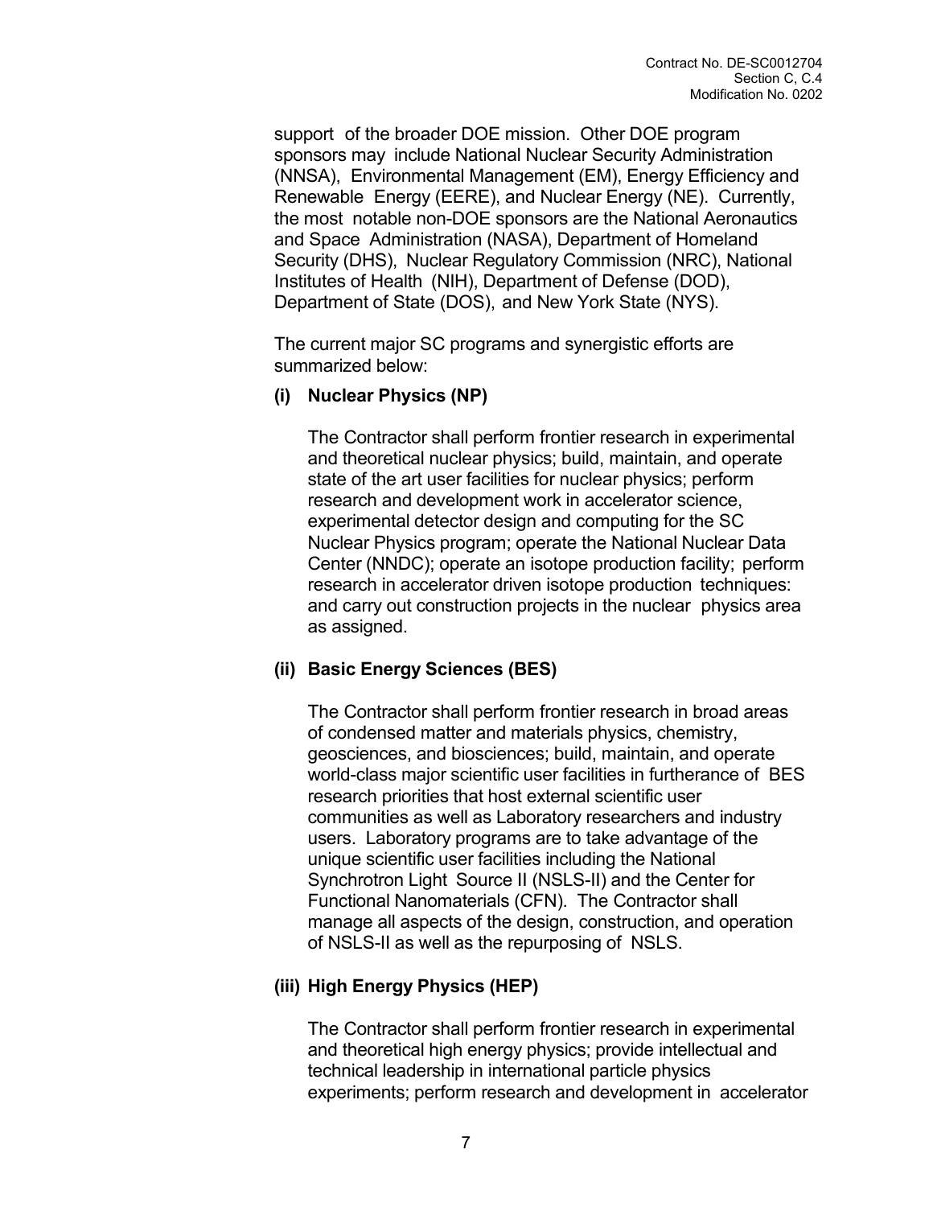support of the broader DOE mission. Other DOE program sponsors may include National Nuclear Security Administration (NNSA), Environmental Management (EM), Energy Efficiency and Renewable Energy (EERE), and Nuclear Energy (NE). Currently, the most notable non-DOE sponsors are the National Aeronautics and Space Administration (NASA), Department of Homeland Security (DHS), Nuclear Regulatory Commission (NRC), National Institutes of Health (NIH), Department of Defense (DOD), Department of State (DOS), and New York State (NYS).

The current major SC programs and synergistic efforts are summarized below:

**(i) Nuclear Physics (NP)**

The Contractor shall perform frontier research in experimental and theoretical nuclear physics; build, maintain, and operate state of the art user facilities for nuclear physics; perform research and development work in accelerator science, experimental detector design and computing for the SC Nuclear Physics program; operate the National Nuclear Data Center (NNDC); operate an isotope production facility; perform research in accelerator driven isotope production techniques: and carry out construction projects in the nuclear physics area as assigned.

**(ii) Basic Energy Sciences (BES)**

The Contractor shall perform frontier research in broad areas of condensed matter and materials physics, chemistry, geosciences, and biosciences; build, maintain, and operate world-class major scientific user facilities in furtherance of BES research priorities that host external scientific user communities as well as Laboratory researchers and industry users. Laboratory programs are to take advantage of the unique scientific user facilities including the National Synchrotron Light Source II (NSLS-II) and the Center for Functional Nanomaterials (CFN). The Contractor shall manage all aspects of the design, construction, and operation of NSLS-II as well as the repurposing of NSLS.

**(iii) High Energy Physics (HEP)**

The Contractor shall perform frontier research in experimental and theoretical high energy physics; provide intellectual and technical leadership in international particle physics experiments; perform research and development in accelerator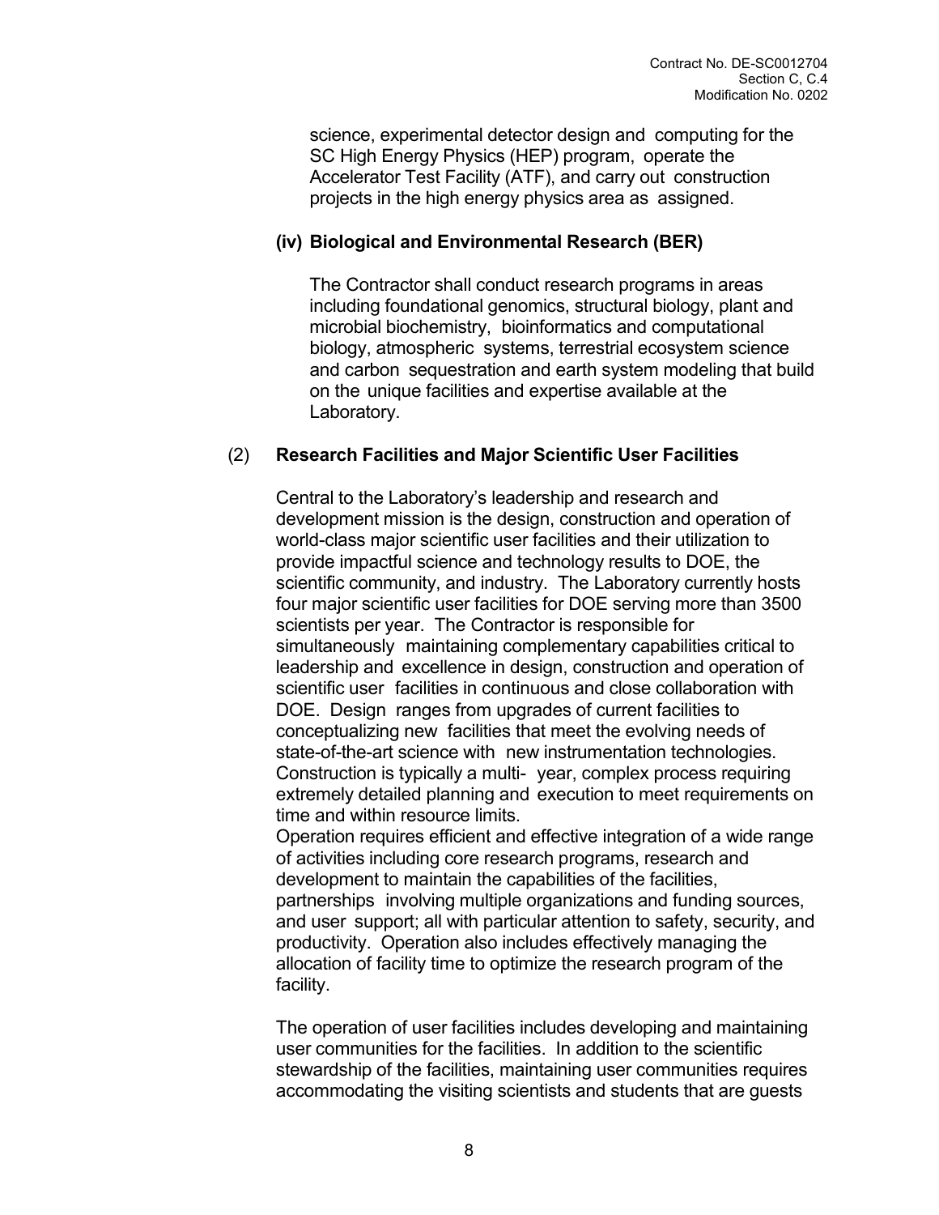science, experimental detector design and computing for the SC High Energy Physics (HEP) program, operate the Accelerator Test Facility (ATF), and carry out construction projects in the high energy physics area as assigned.

**(iv) Biological and Environmental Research (BER)**

The Contractor shall conduct research programs in areas including foundational genomics, structural biology, plant and microbial biochemistry, bioinformatics and computational biology, atmospheric systems, terrestrial ecosystem science and carbon sequestration and earth system modeling that build on the unique facilities and expertise available at the Laboratory.

(2) **Research Facilities and Major Scientific User Facilities**

Central to the Laboratory's leadership and research and development mission is the design, construction and operation of world-class major scientific user facilities and their utilization to provide impactful science and technology results to DOE, the scientific community, and industry. The Laboratory currently hosts four major scientific user facilities for DOE serving more than 3500 scientists per year. The Contractor is responsible for simultaneously maintaining complementary capabilities critical to leadership and excellence in design, construction and operation of scientific user facilities in continuous and close collaboration with DOE. Design ranges from upgrades of current facilities to conceptualizing new facilities that meet the evolving needs of state-of-the-art science with new instrumentation technologies. Construction is typically a multi- year, complex process requiring extremely detailed planning and execution to meet requirements on time and within resource limits.
Operation requires efficient and effective integration of a wide range of activities including core research programs, research and development to maintain the capabilities of the facilities, partnerships involving multiple organizations and funding sources, and user support; all with particular attention to safety, security, and productivity. Operation also includes effectively managing the allocation of facility time to optimize the research program of the facility.

The operation of user facilities includes developing and maintaining user communities for the facilities. In addition to the scientific stewardship of the facilities, maintaining user communities requires accommodating the visiting scientists and students that are guests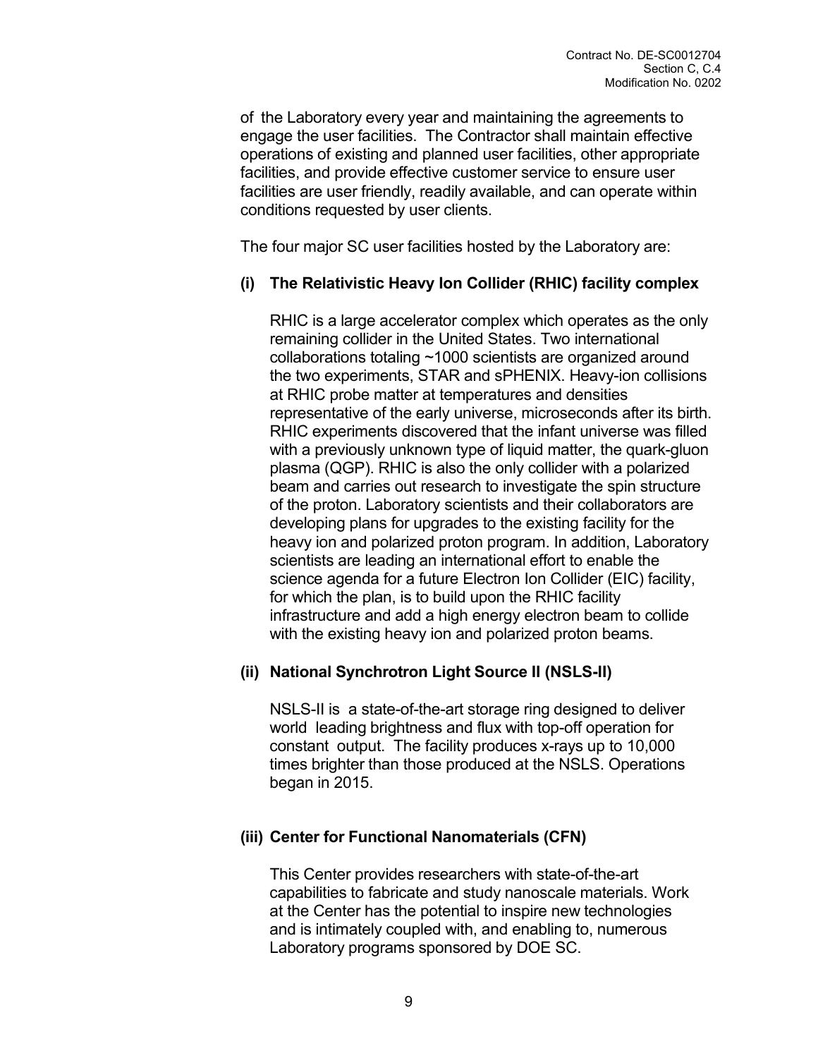of the Laboratory every year and maintaining the agreements to engage the user facilities. The Contractor shall maintain effective operations of existing and planned user facilities, other appropriate facilities, and provide effective customer service to ensure user facilities are user friendly, readily available, and can operate within conditions requested by user clients.

The four major SC user facilities hosted by the Laboratory are:

**(i) The Relativistic Heavy Ion Collider (RHIC) facility complex**

RHIC is a large accelerator complex which operates as the only remaining collider in the United States. Two international collaborations totaling ~1000 scientists are organized around the two experiments, STAR and sPHENIX. Heavy-ion collisions at RHIC probe matter at temperatures and densities representative of the early universe, microseconds after its birth. RHIC experiments discovered that the infant universe was filled with a previously unknown type of liquid matter, the quark-gluon plasma (QGP). RHIC is also the only collider with a polarized beam and carries out research to investigate the spin structure of the proton. Laboratory scientists and their collaborators are developing plans for upgrades to the existing facility for the heavy ion and polarized proton program. In addition, Laboratory scientists are leading an international effort to enable the science agenda for a future Electron Ion Collider (EIC) facility, for which the plan, is to build upon the RHIC facility infrastructure and add a high energy electron beam to collide with the existing heavy ion and polarized proton beams.

**(ii) National Synchrotron Light Source II (NSLS-II)**

NSLS-II is a state-of-the-art storage ring designed to deliver world leading brightness and flux with top-off operation for constant output. The facility produces x-rays up to 10,000 times brighter than those produced at the NSLS. Operations began in 2015.

**(iii) Center for Functional Nanomaterials (CFN)**

This Center provides researchers with state-of-the-art capabilities to fabricate and study nanoscale materials. Work at the Center has the potential to inspire new technologies and is intimately coupled with, and enabling to, numerous Laboratory programs sponsored by DOE SC.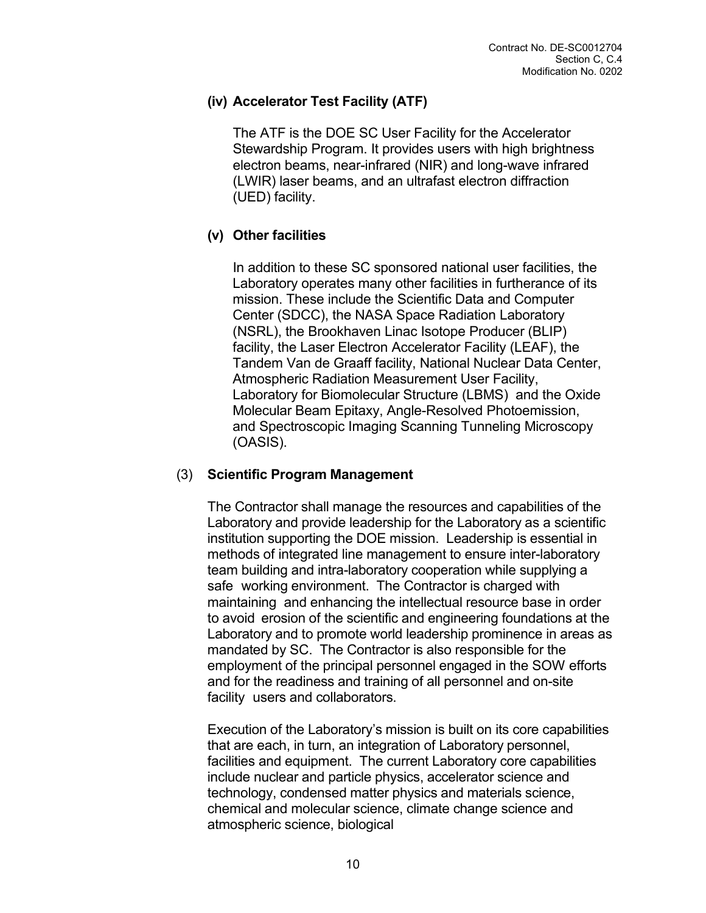**(iv) Accelerator Test Facility (ATF)**

The ATF is the DOE SC User Facility for the Accelerator Stewardship Program. It provides users with high brightness electron beams, near-infrared (NIR) and long-wave infrared (LWIR) laser beams, and an ultrafast electron diffraction (UED) facility.

**(v) Other facilities**

In addition to these SC sponsored national user facilities, the Laboratory operates many other facilities in furtherance of its mission. These include the Scientific Data and Computer Center (SDCC), the NASA Space Radiation Laboratory (NSRL), the Brookhaven Linac Isotope Producer (BLIP) facility, the Laser Electron Accelerator Facility (LEAF), the Tandem Van de Graaff facility, National Nuclear Data Center, Atmospheric Radiation Measurement User Facility, Laboratory for Biomolecular Structure (LBMS) and the Oxide Molecular Beam Epitaxy, Angle-Resolved Photoemission, and Spectroscopic Imaging Scanning Tunneling Microscopy (OASIS).

(3) **Scientific Program Management**

The Contractor shall manage the resources and capabilities of the Laboratory and provide leadership for the Laboratory as a scientific institution supporting the DOE mission. Leadership is essential in methods of integrated line management to ensure inter-laboratory team building and intra-laboratory cooperation while supplying a safe working environment. The Contractor is charged with maintaining and enhancing the intellectual resource base in order to avoid erosion of the scientific and engineering foundations at the Laboratory and to promote world leadership prominence in areas as mandated by SC. The Contractor is also responsible for the employment of the principal personnel engaged in the SOW efforts and for the readiness and training of all personnel and on-site facility users and collaborators.

Execution of the Laboratory's mission is built on its core capabilities that are each, in turn, an integration of Laboratory personnel, facilities and equipment. The current Laboratory core capabilities include nuclear and particle physics, accelerator science and technology, condensed matter physics and materials science, chemical and molecular science, climate change science and atmospheric science, biological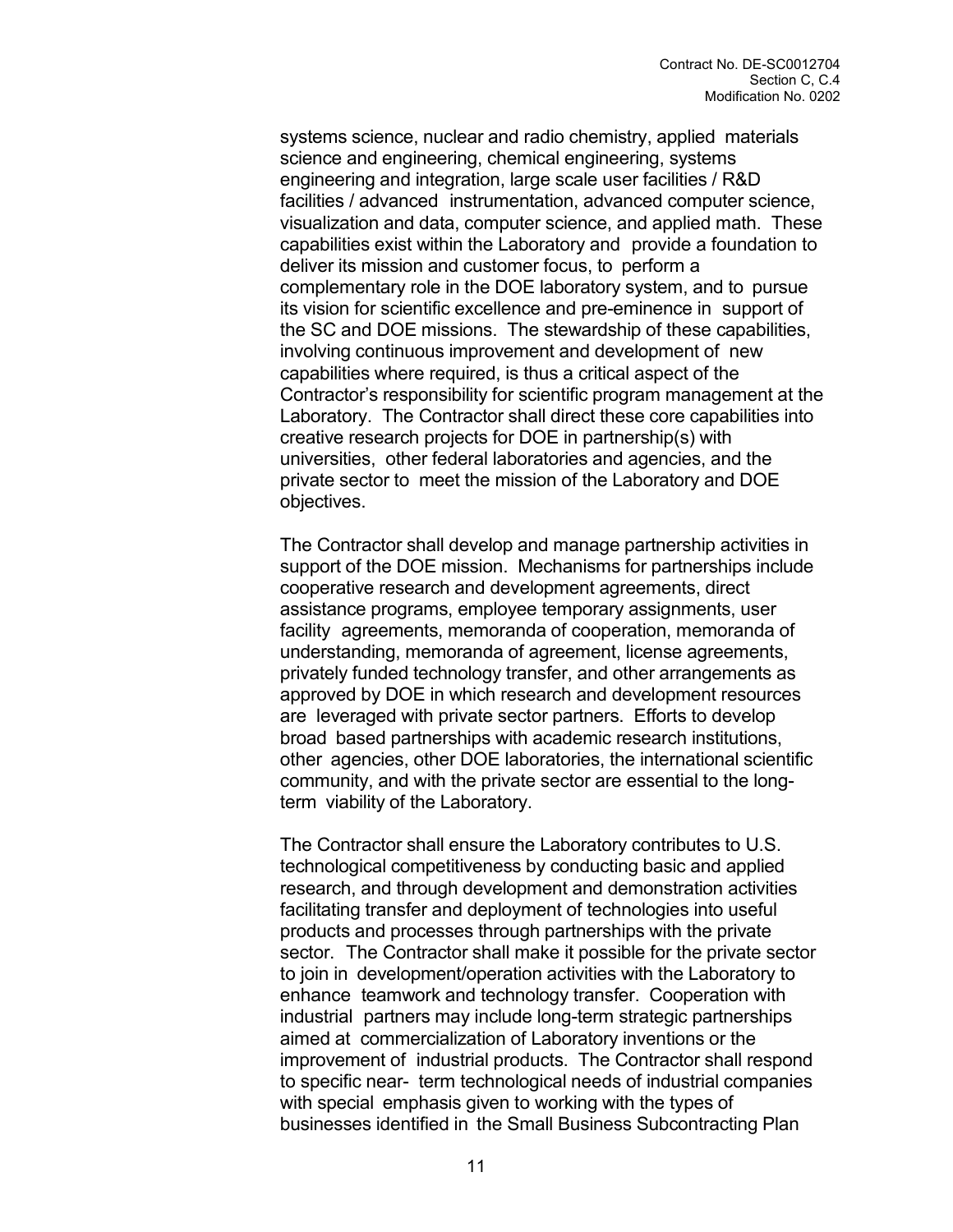systems science, nuclear and radio chemistry, applied materials science and engineering, chemical engineering, systems engineering and integration, large scale user facilities / R&D facilities / advanced instrumentation, advanced computer science, visualization and data, computer science, and applied math. These capabilities exist within the Laboratory and provide a foundation to deliver its mission and customer focus, to perform a complementary role in the DOE laboratory system, and to pursue its vision for scientific excellence and pre-eminence in support of the SC and DOE missions. The stewardship of these capabilities, involving continuous improvement and development of new capabilities where required, is thus a critical aspect of the Contractor's responsibility for scientific program management at the Laboratory. The Contractor shall direct these core capabilities into creative research projects for DOE in partnership(s) with universities, other federal laboratories and agencies, and the private sector to meet the mission of the Laboratory and DOE objectives.

The Contractor shall develop and manage partnership activities in support of the DOE mission. Mechanisms for partnerships include cooperative research and development agreements, direct assistance programs, employee temporary assignments, user facility agreements, memoranda of cooperation, memoranda of understanding, memoranda of agreement, license agreements, privately funded technology transfer, and other arrangements as approved by DOE in which research and development resources are leveraged with private sector partners. Efforts to develop broad based partnerships with academic research institutions, other agencies, other DOE laboratories, the international scientific community, and with the private sector are essential to the long-term viability of the Laboratory.

The Contractor shall ensure the Laboratory contributes to U.S. technological competitiveness by conducting basic and applied research, and through development and demonstration activities facilitating transfer and deployment of technologies into useful products and processes through partnerships with the private sector. The Contractor shall make it possible for the private sector to join in development/operation activities with the Laboratory to enhance teamwork and technology transfer. Cooperation with industrial partners may include long-term strategic partnerships aimed at commercialization of Laboratory inventions or the improvement of industrial products. The Contractor shall respond to specific near- term technological needs of industrial companies with special emphasis given to working with the types of businesses identified in the Small Business Subcontracting Plan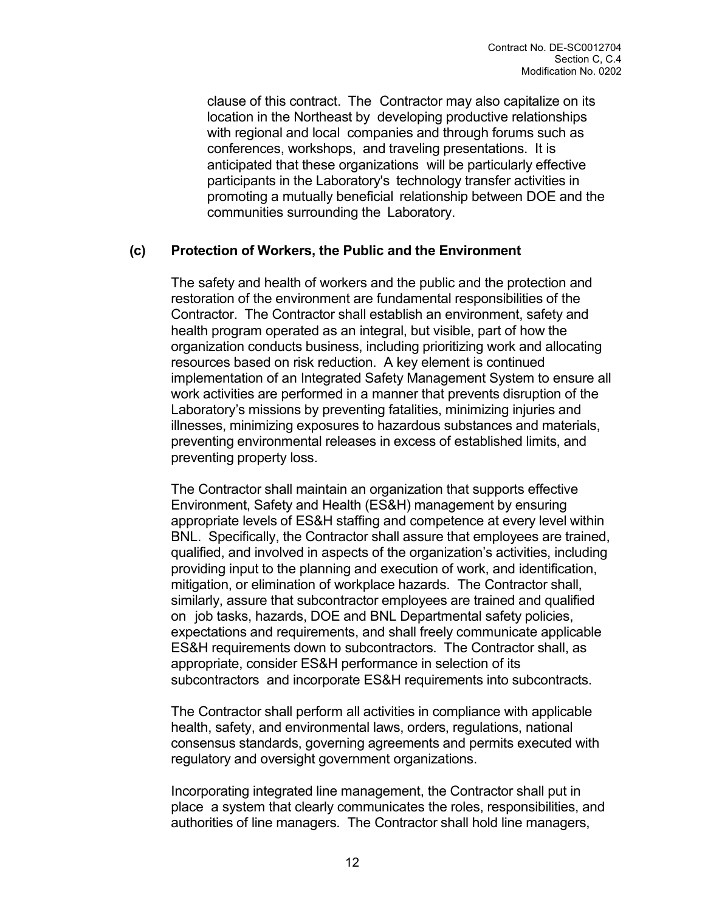clause of this contract. The Contractor may also capitalize on its location in the Northeast by developing productive relationships with regional and local companies and through forums such as conferences, workshops, and traveling presentations. It is anticipated that these organizations will be particularly effective participants in the Laboratory's technology transfer activities in promoting a mutually beneficial relationship between DOE and the communities surrounding the Laboratory.

**(c) Protection of Workers, the Public and the Environment**

The safety and health of workers and the public and the protection and restoration of the environment are fundamental responsibilities of the Contractor. The Contractor shall establish an environment, safety and health program operated as an integral, but visible, part of how the organization conducts business, including prioritizing work and allocating resources based on risk reduction. A key element is continued implementation of an Integrated Safety Management System to ensure all work activities are performed in a manner that prevents disruption of the Laboratory's missions by preventing fatalities, minimizing injuries and illnesses, minimizing exposures to hazardous substances and materials, preventing environmental releases in excess of established limits, and preventing property loss.

The Contractor shall maintain an organization that supports effective Environment, Safety and Health (ES&H) management by ensuring appropriate levels of ES&H staffing and competence at every level within BNL. Specifically, the Contractor shall assure that employees are trained, qualified, and involved in aspects of the organization's activities, including providing input to the planning and execution of work, and identification, mitigation, or elimination of workplace hazards. The Contractor shall, similarly, assure that subcontractor employees are trained and qualified on job tasks, hazards, DOE and BNL Departmental safety policies, expectations and requirements, and shall freely communicate applicable ES&H requirements down to subcontractors. The Contractor shall, as appropriate, consider ES&H performance in selection of its subcontractors and incorporate ES&H requirements into subcontracts.

The Contractor shall perform all activities in compliance with applicable health, safety, and environmental laws, orders, regulations, national consensus standards, governing agreements and permits executed with regulatory and oversight government organizations.

Incorporating integrated line management, the Contractor shall put in place a system that clearly communicates the roles, responsibilities, and authorities of line managers. The Contractor shall hold line managers,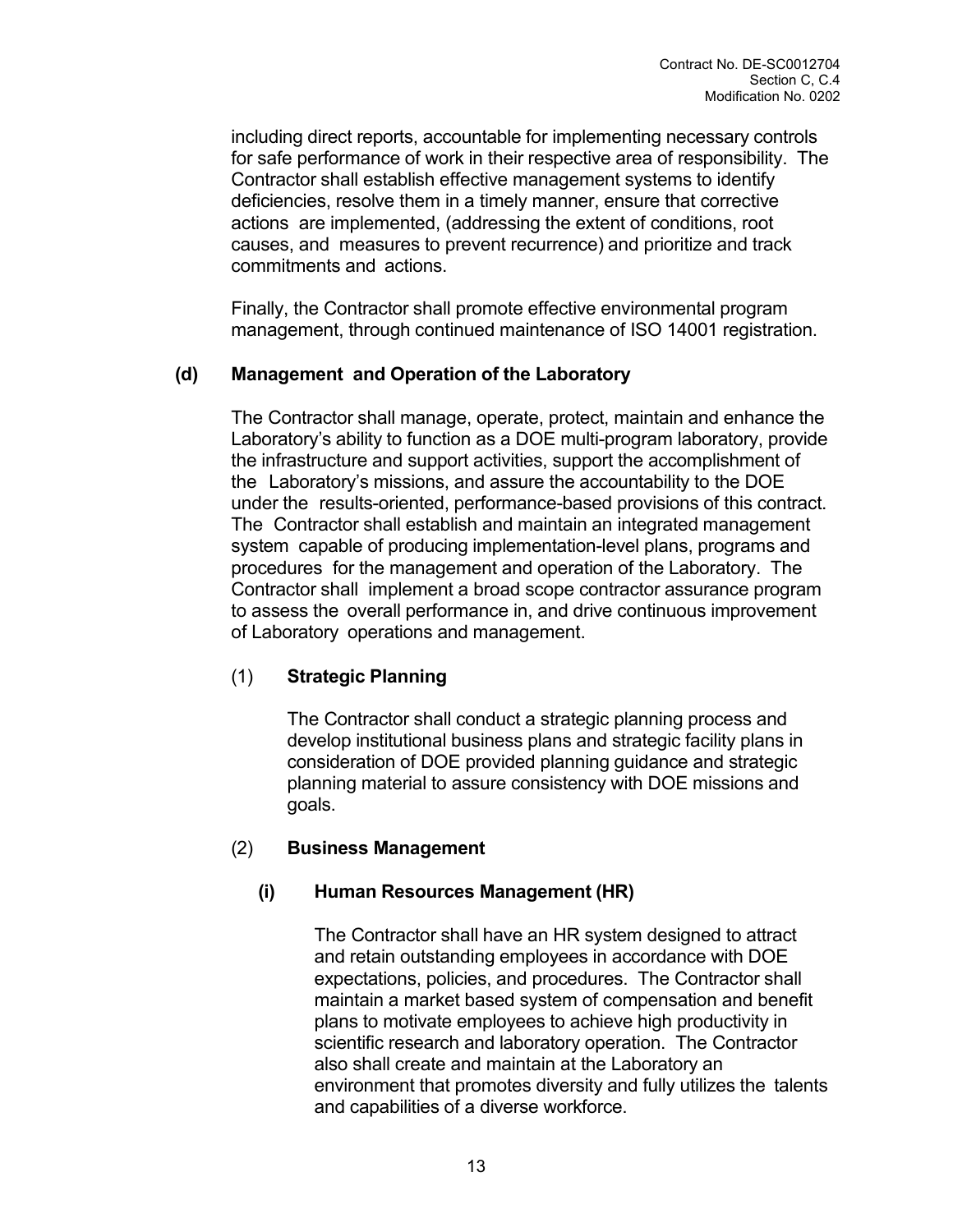including direct reports, accountable for implementing necessary controls for safe performance of work in their respective area of responsibility. The Contractor shall establish effective management systems to identify deficiencies, resolve them in a timely manner, ensure that corrective actions are implemented, (addressing the extent of conditions, root causes, and measures to prevent recurrence) and prioritize and track commitments and actions.

Finally, the Contractor shall promote effective environmental program management, through continued maintenance of ISO 14001 registration.

**(d) Management and Operation of the Laboratory**

The Contractor shall manage, operate, protect, maintain and enhance the Laboratory's ability to function as a DOE multi-program laboratory, provide the infrastructure and support activities, support the accomplishment of the Laboratory's missions, and assure the accountability to the DOE under the results-oriented, performance-based provisions of this contract. The Contractor shall establish and maintain an integrated management system capable of producing implementation-level plans, programs and procedures for the management and operation of the Laboratory. The Contractor shall implement a broad scope contractor assurance program to assess the overall performance in, and drive continuous improvement of Laboratory operations and management.

(1) **Strategic Planning**

The Contractor shall conduct a strategic planning process and develop institutional business plans and strategic facility plans in consideration of DOE provided planning guidance and strategic planning material to assure consistency with DOE missions and goals.

(2) **Business Management**

**(i) Human Resources Management (HR)**

The Contractor shall have an HR system designed to attract and retain outstanding employees in accordance with DOE expectations, policies, and procedures. The Contractor shall maintain a market based system of compensation and benefit plans to motivate employees to achieve high productivity in scientific research and laboratory operation. The Contractor also shall create and maintain at the Laboratory an environment that promotes diversity and fully utilizes the talents and capabilities of a diverse workforce.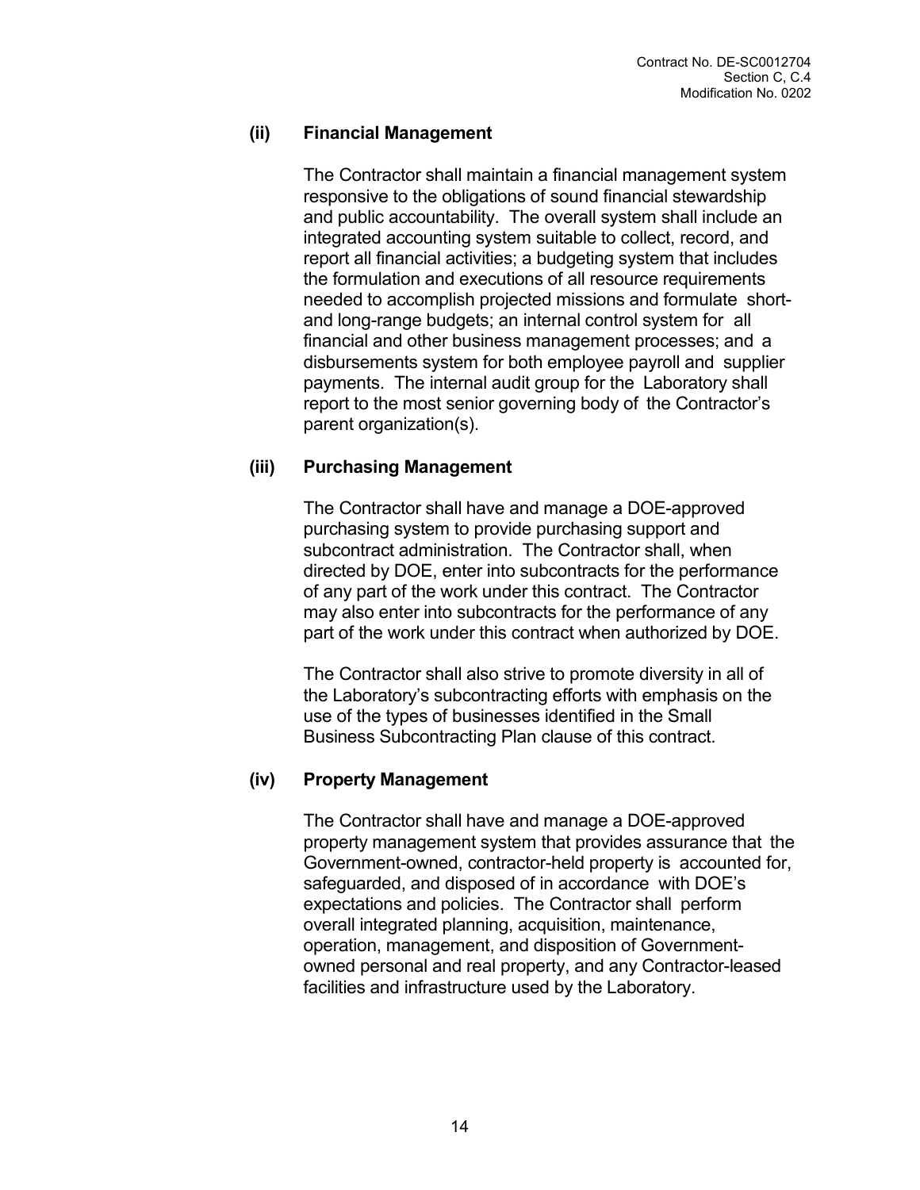### (ii) Financial Management

The Contractor shall maintain a financial management system responsive to the obligations of sound financial stewardship and public accountability. The overall system shall include an integrated accounting system suitable to collect, record, and report all financial activities; a budgeting system that includes the formulation and executions of all resource requirements needed to accomplish projected missions and formulate short- and long-range budgets; an internal control system for all financial and other business management processes; and a disbursements system for both employee payroll and supplier payments. The internal audit group for the Laboratory shall report to the most senior governing body of the Contractor's parent organization(s).

### (iii) Purchasing Management

The Contractor shall have and manage a DOE-approved purchasing system to provide purchasing support and subcontract administration. The Contractor shall, when directed by DOE, enter into subcontracts for the performance of any part of the work under this contract. The Contractor may also enter into subcontracts for the performance of any part of the work under this contract when authorized by DOE.

The Contractor shall also strive to promote diversity in all of the Laboratory's subcontracting efforts with emphasis on the use of the types of businesses identified in the Small Business Subcontracting Plan clause of this contract.

### (iv) Property Management

The Contractor shall have and manage a DOE-approved property management system that provides assurance that the Government-owned, contractor-held property is accounted for, safeguarded, and disposed of in accordance with DOE's expectations and policies. The Contractor shall perform overall integrated planning, acquisition, maintenance, operation, management, and disposition of Government-owned personal and real property, and any Contractor-leased facilities and infrastructure used by the Laboratory.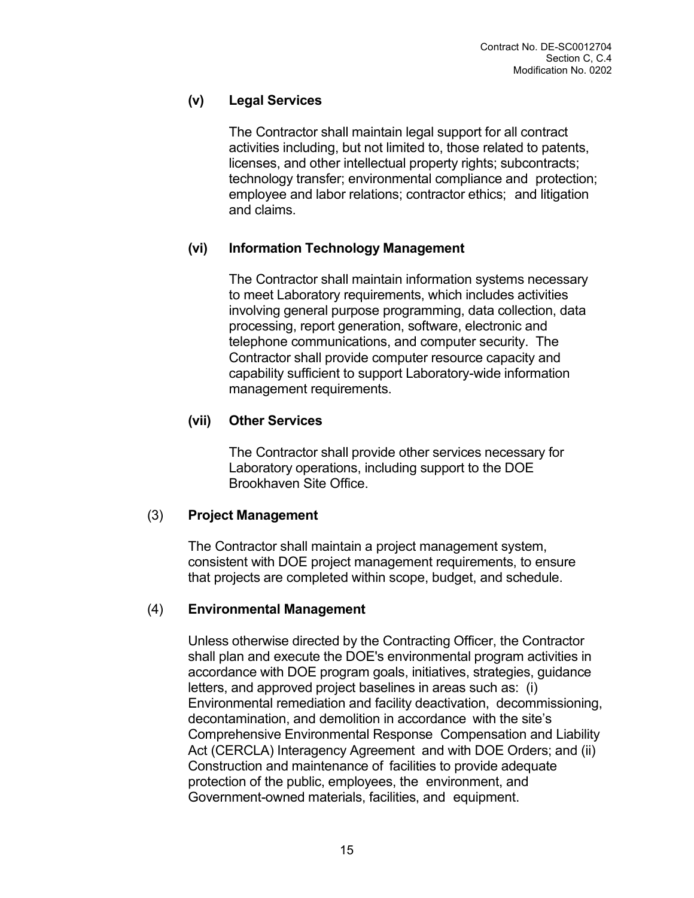**(v) Legal Services**

The Contractor shall maintain legal support for all contract activities including, but not limited to, those related to patents, licenses, and other intellectual property rights; subcontracts; technology transfer; environmental compliance and protection; employee and labor relations; contractor ethics; and litigation and claims.

**(vi) Information Technology Management**

The Contractor shall maintain information systems necessary to meet Laboratory requirements, which includes activities involving general purpose programming, data collection, data processing, report generation, software, electronic and telephone communications, and computer security. The Contractor shall provide computer resource capacity and capability sufficient to support Laboratory-wide information management requirements.

**(vii) Other Services**

The Contractor shall provide other services necessary for Laboratory operations, including support to the DOE Brookhaven Site Office.

(3) **Project Management**

The Contractor shall maintain a project management system, consistent with DOE project management requirements, to ensure that projects are completed within scope, budget, and schedule.

(4) **Environmental Management**

Unless otherwise directed by the Contracting Officer, the Contractor shall plan and execute the DOE's environmental program activities in accordance with DOE program goals, initiatives, strategies, guidance letters, and approved project baselines in areas such as: (i) Environmental remediation and facility deactivation, decommissioning, decontamination, and demolition in accordance with the site's Comprehensive Environmental Response Compensation and Liability Act (CERCLA) Interagency Agreement and with DOE Orders; and (ii) Construction and maintenance of facilities to provide adequate protection of the public, employees, the environment, and Government-owned materials, facilities, and equipment.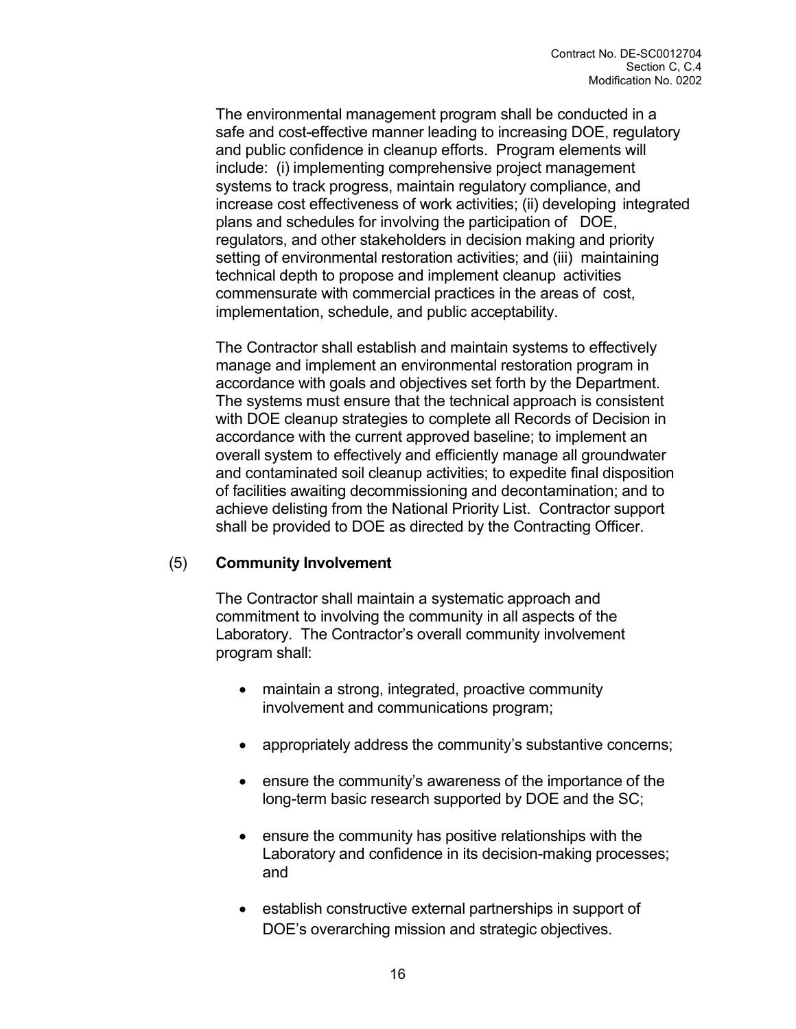The environmental management program shall be conducted in a safe and cost-effective manner leading to increasing DOE, regulatory and public confidence in cleanup efforts. Program elements will include: (i) implementing comprehensive project management systems to track progress, maintain regulatory compliance, and increase cost effectiveness of work activities; (ii) developing integrated plans and schedules for involving the participation of DOE, regulators, and other stakeholders in decision making and priority setting of environmental restoration activities; and (iii) maintaining technical depth to propose and implement cleanup activities commensurate with commercial practices in the areas of cost, implementation, schedule, and public acceptability.

The Contractor shall establish and maintain systems to effectively manage and implement an environmental restoration program in accordance with goals and objectives set forth by the Department. The systems must ensure that the technical approach is consistent with DOE cleanup strategies to complete all Records of Decision in accordance with the current approved baseline; to implement an overall system to effectively and efficiently manage all groundwater and contaminated soil cleanup activities; to expedite final disposition of facilities awaiting decommissioning and decontamination; and to achieve delisting from the National Priority List. Contractor support shall be provided to DOE as directed by the Contracting Officer.

(5) **Community Involvement**

The Contractor shall maintain a systematic approach and commitment to involving the community in all aspects of the Laboratory. The Contractor's overall community involvement program shall:

- maintain a strong, integrated, proactive community involvement and communications program;
- appropriately address the community's substantive concerns;
- ensure the community's awareness of the importance of the long-term basic research supported by DOE and the SC;
- ensure the community has positive relationships with the Laboratory and confidence in its decision-making processes; and
- establish constructive external partnerships in support of DOE's overarching mission and strategic objectives.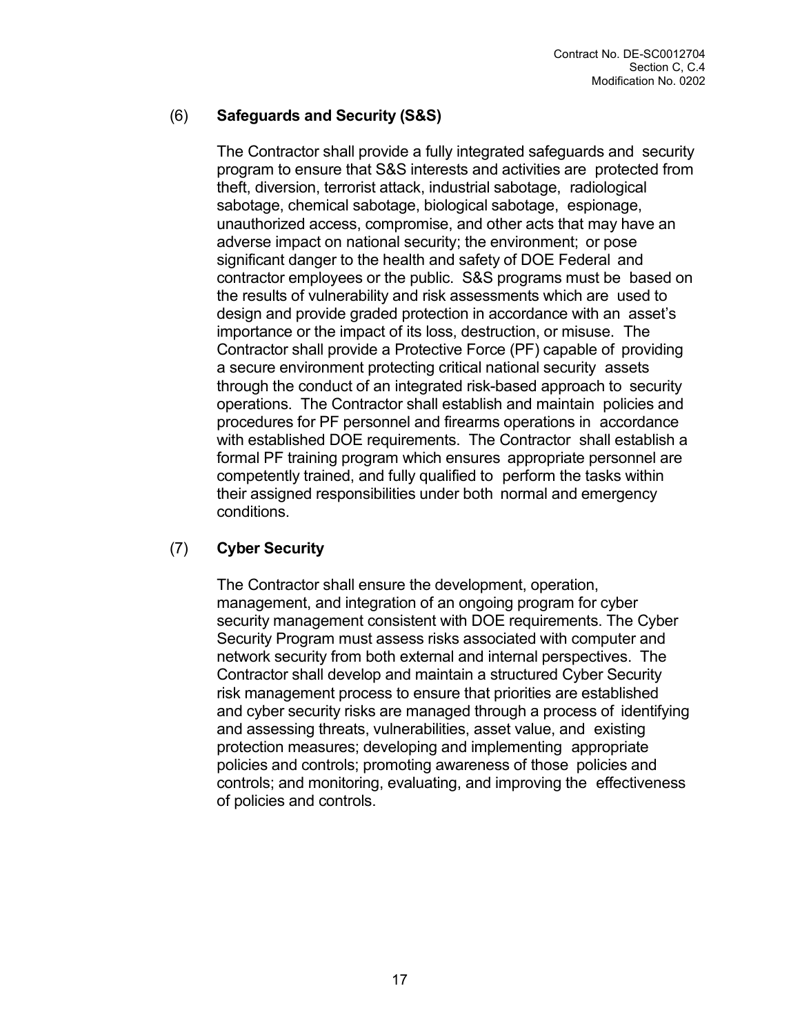(6) **Safeguards and Security (S&S)**

The Contractor shall provide a fully integrated safeguards and security program to ensure that S&S interests and activities are protected from theft, diversion, terrorist attack, industrial sabotage, radiological sabotage, chemical sabotage, biological sabotage, espionage, unauthorized access, compromise, and other acts that may have an adverse impact on national security; the environment; or pose significant danger to the health and safety of DOE Federal and contractor employees or the public. S&S programs must be based on the results of vulnerability and risk assessments which are used to design and provide graded protection in accordance with an asset's importance or the impact of its loss, destruction, or misuse. The Contractor shall provide a Protective Force (PF) capable of providing a secure environment protecting critical national security assets through the conduct of an integrated risk-based approach to security operations. The Contractor shall establish and maintain policies and procedures for PF personnel and firearms operations in accordance with established DOE requirements. The Contractor shall establish a formal PF training program which ensures appropriate personnel are competently trained, and fully qualified to perform the tasks within their assigned responsibilities under both normal and emergency conditions.

(7) **Cyber Security**

The Contractor shall ensure the development, operation, management, and integration of an ongoing program for cyber security management consistent with DOE requirements. The Cyber Security Program must assess risks associated with computer and network security from both external and internal perspectives. The Contractor shall develop and maintain a structured Cyber Security risk management process to ensure that priorities are established and cyber security risks are managed through a process of identifying and assessing threats, vulnerabilities, asset value, and existing protection measures; developing and implementing appropriate policies and controls; promoting awareness of those policies and controls; and monitoring, evaluating, and improving the effectiveness of policies and controls.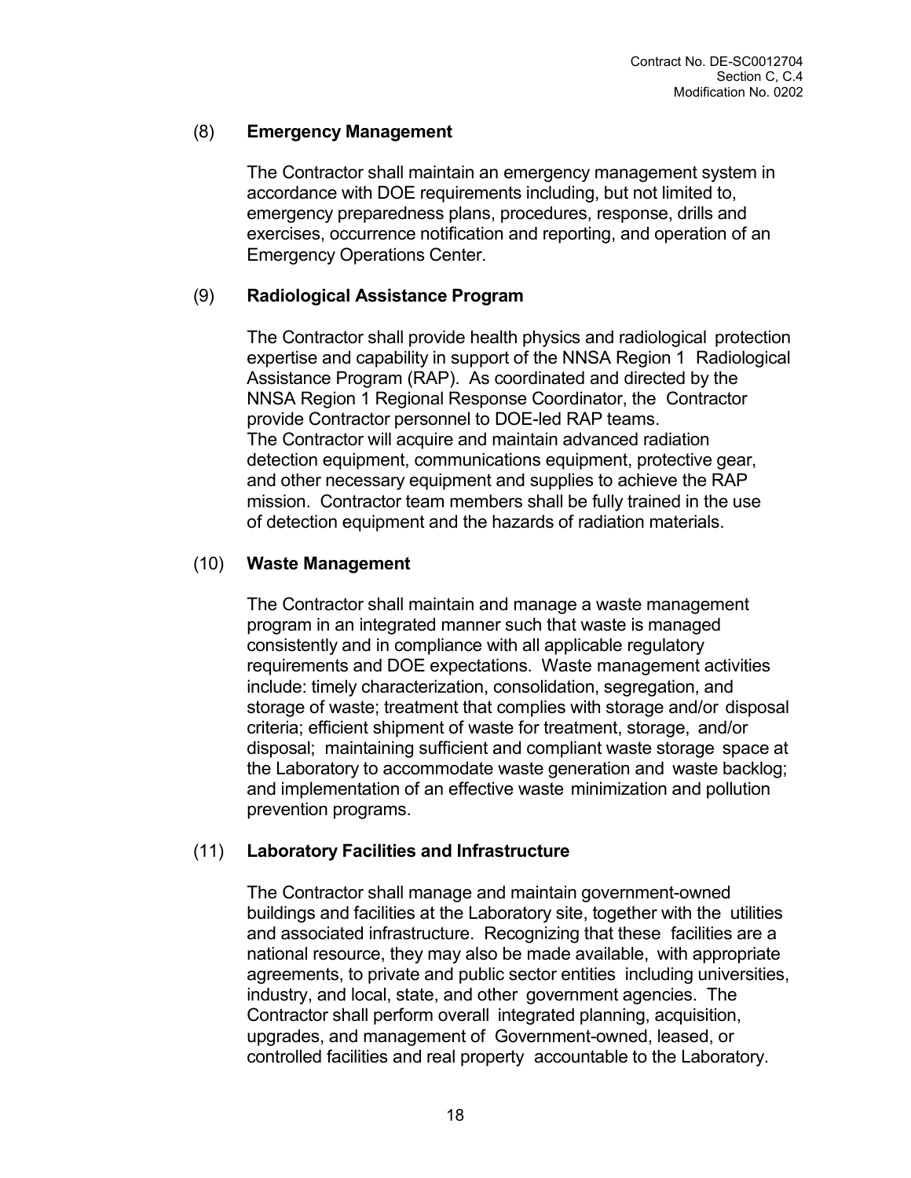(8) **Emergency Management**

The Contractor shall maintain an emergency management system in accordance with DOE requirements including, but not limited to, emergency preparedness plans, procedures, response, drills and exercises, occurrence notification and reporting, and operation of an Emergency Operations Center.

(9) **Radiological Assistance Program**

The Contractor shall provide health physics and radiological protection expertise and capability in support of the NNSA Region 1 Radiological Assistance Program (RAP). As coordinated and directed by the NNSA Region 1 Regional Response Coordinator, the Contractor provide Contractor personnel to DOE-led RAP teams. The Contractor will acquire and maintain advanced radiation detection equipment, communications equipment, protective gear, and other necessary equipment and supplies to achieve the RAP mission. Contractor team members shall be fully trained in the use of detection equipment and the hazards of radiation materials.

(10) **Waste Management**

The Contractor shall maintain and manage a waste management program in an integrated manner such that waste is managed consistently and in compliance with all applicable regulatory requirements and DOE expectations. Waste management activities include: timely characterization, consolidation, segregation, and storage of waste; treatment that complies with storage and/or disposal criteria; efficient shipment of waste for treatment, storage, and/or disposal; maintaining sufficient and compliant waste storage space at the Laboratory to accommodate waste generation and waste backlog; and implementation of an effective waste minimization and pollution prevention programs.

(11) **Laboratory Facilities and Infrastructure**

The Contractor shall manage and maintain government-owned buildings and facilities at the Laboratory site, together with the utilities and associated infrastructure. Recognizing that these facilities are a national resource, they may also be made available, with appropriate agreements, to private and public sector entities including universities, industry, and local, state, and other government agencies. The Contractor shall perform overall integrated planning, acquisition, upgrades, and management of Government-owned, leased, or controlled facilities and real property accountable to the Laboratory.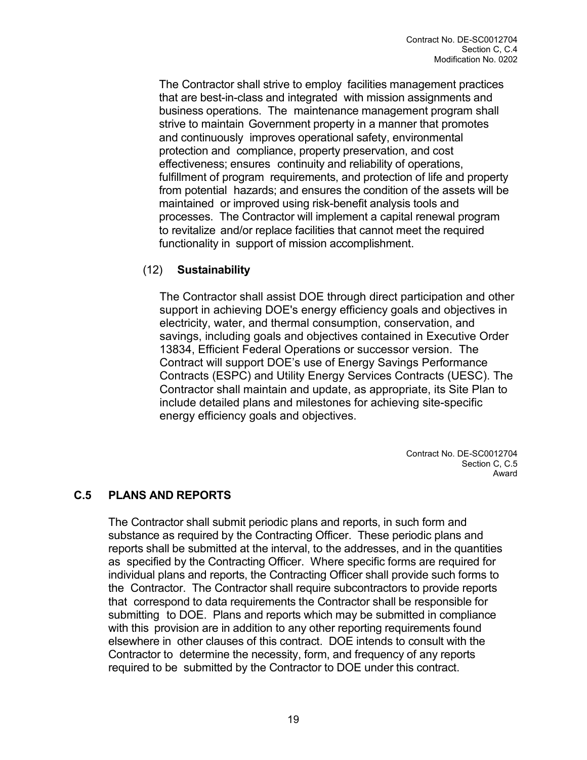The Contractor shall strive to employ facilities management practices that are best-in-class and integrated with mission assignments and business operations. The maintenance management program shall strive to maintain Government property in a manner that promotes and continuously improves operational safety, environmental protection and compliance, property preservation, and cost effectiveness; ensures continuity and reliability of operations, fulfillment of program requirements, and protection of life and property from potential hazards; and ensures the condition of the assets will be maintained or improved using risk-benefit analysis tools and processes. The Contractor will implement a capital renewal program to revitalize and/or replace facilities that cannot meet the required functionality in support of mission accomplishment.

(12) **Sustainability**

The Contractor shall assist DOE through direct participation and other support in achieving DOE's energy efficiency goals and objectives in electricity, water, and thermal consumption, conservation, and savings, including goals and objectives contained in Executive Order 13834, Efficient Federal Operations or successor version. The Contract will support DOE's use of Energy Savings Performance Contracts (ESPC) and Utility Energy Services Contracts (UESC). The Contractor shall maintain and update, as appropriate, its Site Plan to include detailed plans and milestones for achieving site-specific energy efficiency goals and objectives.

## C.5 PLANS AND REPORTS

The Contractor shall submit periodic plans and reports, in such form and substance as required by the Contracting Officer. These periodic plans and reports shall be submitted at the interval, to the addresses, and in the quantities as specified by the Contracting Officer. Where specific forms are required for individual plans and reports, the Contracting Officer shall provide such forms to the Contractor. The Contractor shall require subcontractors to provide reports that correspond to data requirements the Contractor shall be responsible for submitting to DOE. Plans and reports which may be submitted in compliance with this provision are in addition to any other reporting requirements found elsewhere in other clauses of this contract. DOE intends to consult with the Contractor to determine the necessity, form, and frequency of any reports required to be submitted by the Contractor to DOE under this contract.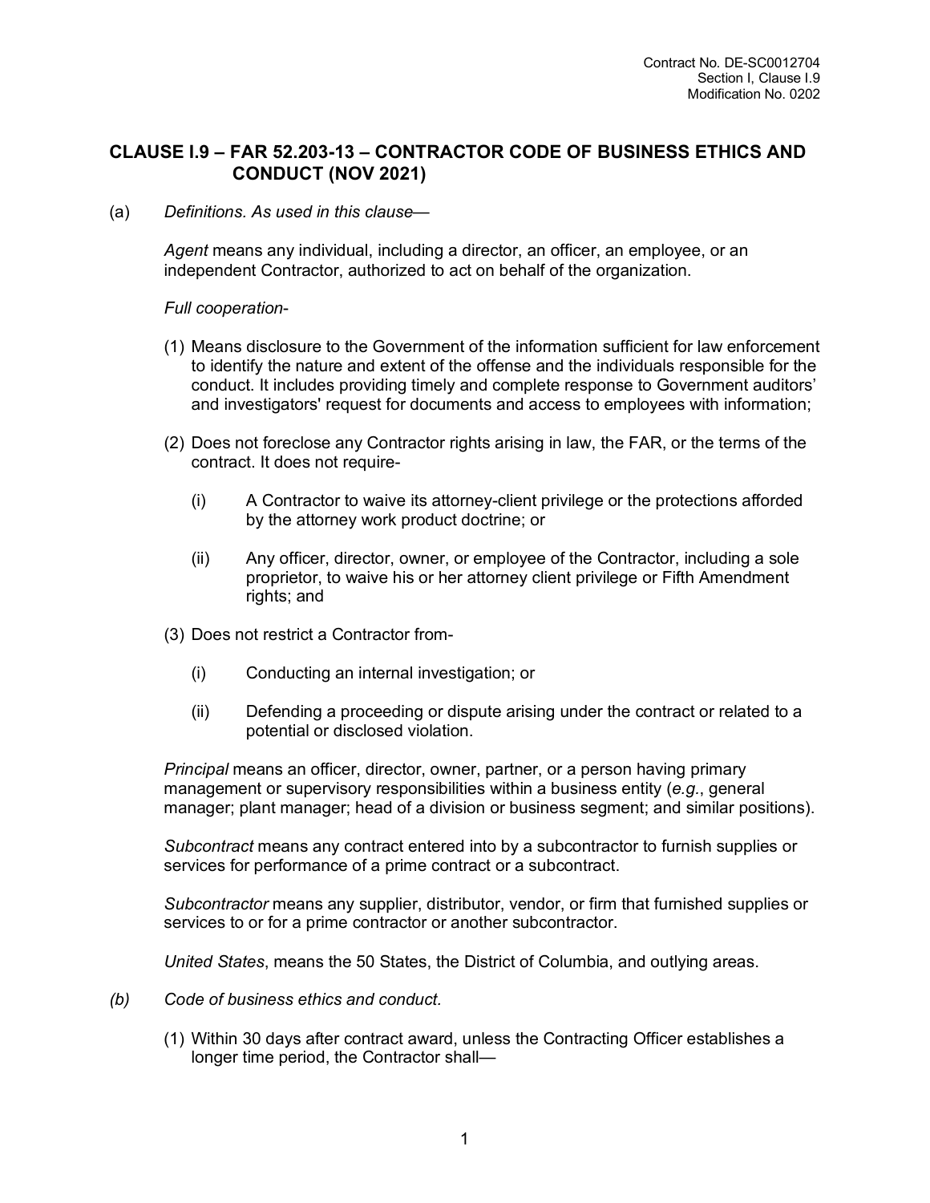Contract No. DE-SC0012704
Section I, Clause I.9
Modification No. 0202

## CLAUSE I.9 – FAR 52.203-13 – CONTRACTOR CODE OF BUSINESS ETHICS AND CONDUCT (NOV 2021)

(a) *Definitions. As used in this clause*—

*Agent* means any individual, including a director, an officer, an employee, or an independent Contractor, authorized to act on behalf of the organization.

*Full cooperation*-

(1) Means disclosure to the Government of the information sufficient for law enforcement to identify the nature and extent of the offense and the individuals responsible for the conduct. It includes providing timely and complete response to Government auditors' and investigators' request for documents and access to employees with information;

(2) Does not foreclose any Contractor rights arising in law, the FAR, or the terms of the contract. It does not require-

  (i) A Contractor to waive its attorney-client privilege or the protections afforded by the attorney work product doctrine; or

  (ii) Any officer, director, owner, or employee of the Contractor, including a sole proprietor, to waive his or her attorney client privilege or Fifth Amendment rights; and

(3) Does not restrict a Contractor from-

  (i) Conducting an internal investigation; or

  (ii) Defending a proceeding or dispute arising under the contract or related to a potential or disclosed violation.

*Principal* means an officer, director, owner, partner, or a person having primary management or supervisory responsibilities within a business entity (*e.g.*, general manager; plant manager; head of a division or business segment; and similar positions).

*Subcontract* means any contract entered into by a subcontractor to furnish supplies or services for performance of a prime contract or a subcontract.

*Subcontractor* means any supplier, distributor, vendor, or firm that furnished supplies or services to or for a prime contractor or another subcontractor.

*United States*, means the 50 States, the District of Columbia, and outlying areas.

*(b)* *Code of business ethics and conduct.*

(1) Within 30 days after contract award, unless the Contracting Officer establishes a longer time period, the Contractor shall—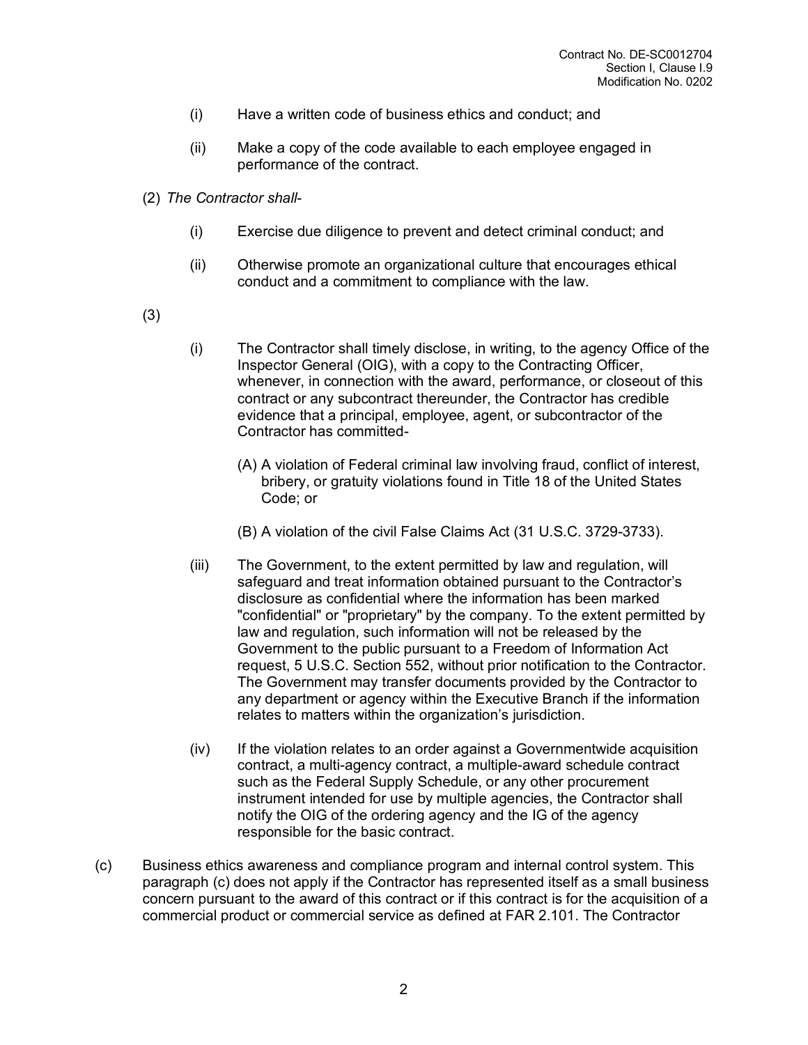(i) Have a written code of business ethics and conduct; and

(ii) Make a copy of the code available to each employee engaged in performance of the contract.

(2) *The Contractor shall*-

(i) Exercise due diligence to prevent and detect criminal conduct; and

(ii) Otherwise promote an organizational culture that encourages ethical conduct and a commitment to compliance with the law.

(3)

(i) The Contractor shall timely disclose, in writing, to the agency Office of the Inspector General (OIG), with a copy to the Contracting Officer, whenever, in connection with the award, performance, or closeout of this contract or any subcontract thereunder, the Contractor has credible evidence that a principal, employee, agent, or subcontractor of the Contractor has committed-

(A) A violation of Federal criminal law involving fraud, conflict of interest, bribery, or gratuity violations found in Title 18 of the United States Code; or

(B) A violation of the civil False Claims Act (31 U.S.C. 3729-3733).

(iii) The Government, to the extent permitted by law and regulation, will safeguard and treat information obtained pursuant to the Contractor's disclosure as confidential where the information has been marked "confidential" or "proprietary" by the company. To the extent permitted by law and regulation, such information will not be released by the Government to the public pursuant to a Freedom of Information Act request, 5 U.S.C. Section 552, without prior notification to the Contractor. The Government may transfer documents provided by the Contractor to any department or agency within the Executive Branch if the information relates to matters within the organization's jurisdiction.

(iv) If the violation relates to an order against a Governmentwide acquisition contract, a multi-agency contract, a multiple-award schedule contract such as the Federal Supply Schedule, or any other procurement instrument intended for use by multiple agencies, the Contractor shall notify the OIG of the ordering agency and the IG of the agency responsible for the basic contract.

(c) Business ethics awareness and compliance program and internal control system. This paragraph (c) does not apply if the Contractor has represented itself as a small business concern pursuant to the award of this contract or if this contract is for the acquisition of a commercial product or commercial service as defined at FAR 2.101. The Contractor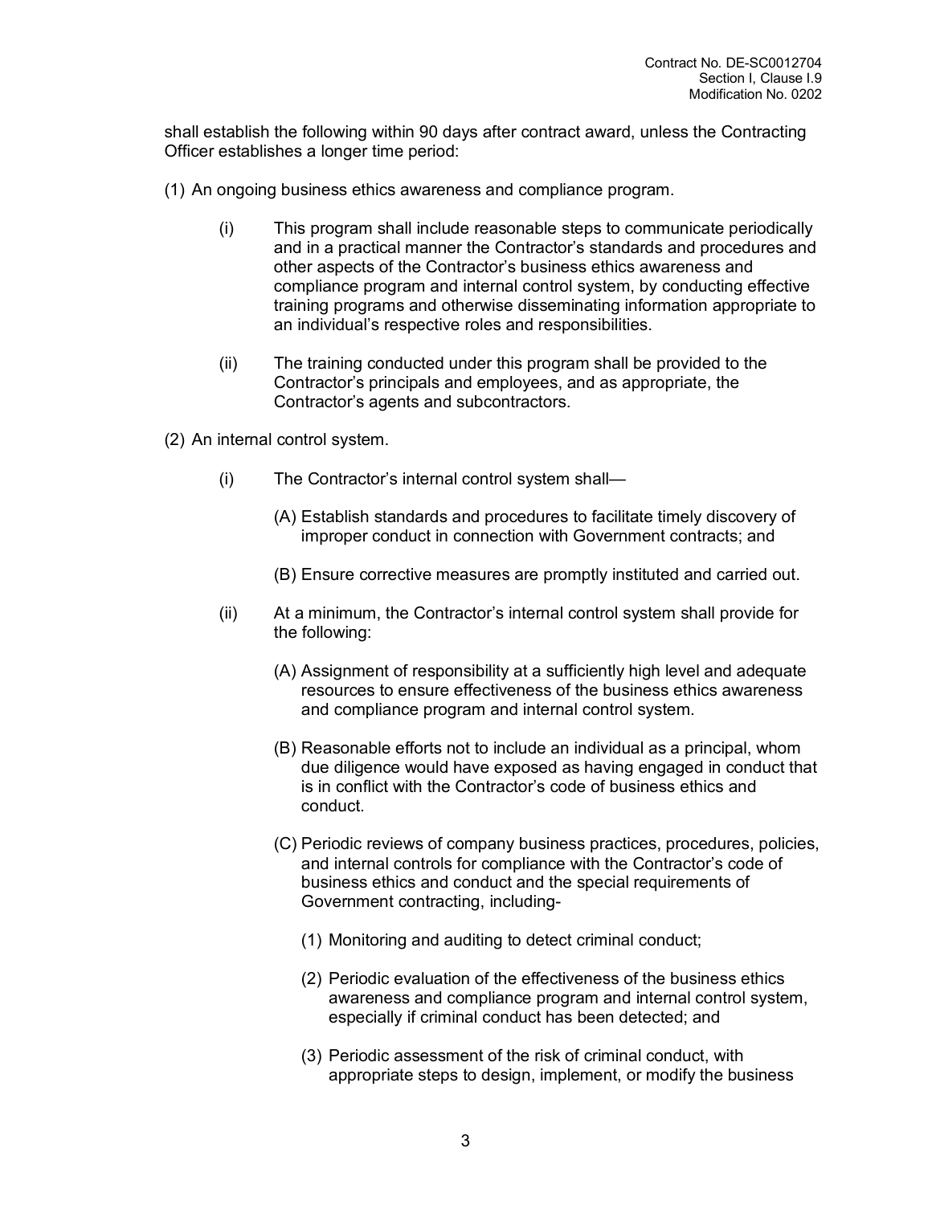shall establish the following within 90 days after contract award, unless the Contracting Officer establishes a longer time period:

(1) An ongoing business ethics awareness and compliance program.

  (i) This program shall include reasonable steps to communicate periodically and in a practical manner the Contractor's standards and procedures and other aspects of the Contractor's business ethics awareness and compliance program and internal control system, by conducting effective training programs and otherwise disseminating information appropriate to an individual's respective roles and responsibilities.

  (ii) The training conducted under this program shall be provided to the Contractor's principals and employees, and as appropriate, the Contractor's agents and subcontractors.

(2) An internal control system.

  (i) The Contractor's internal control system shall—

    (A) Establish standards and procedures to facilitate timely discovery of improper conduct in connection with Government contracts; and

    (B) Ensure corrective measures are promptly instituted and carried out.

  (ii) At a minimum, the Contractor's internal control system shall provide for the following:

    (A) Assignment of responsibility at a sufficiently high level and adequate resources to ensure effectiveness of the business ethics awareness and compliance program and internal control system.

    (B) Reasonable efforts not to include an individual as a principal, whom due diligence would have exposed as having engaged in conduct that is in conflict with the Contractor's code of business ethics and conduct.

    (C) Periodic reviews of company business practices, procedures, policies, and internal controls for compliance with the Contractor's code of business ethics and conduct and the special requirements of Government contracting, including-

      (1) Monitoring and auditing to detect criminal conduct;

      (2) Periodic evaluation of the effectiveness of the business ethics awareness and compliance program and internal control system, especially if criminal conduct has been detected; and

      (3) Periodic assessment of the risk of criminal conduct, with appropriate steps to design, implement, or modify the business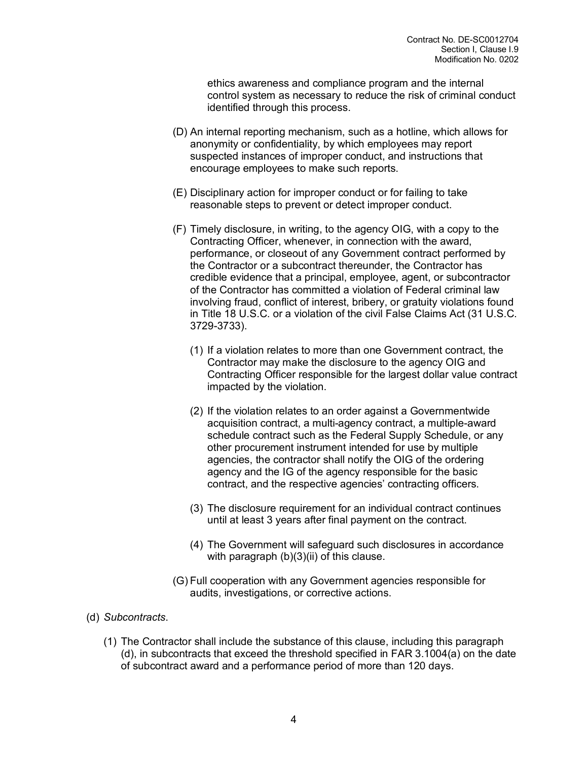ethics awareness and compliance program and the internal control system as necessary to reduce the risk of criminal conduct identified through this process.

(D) An internal reporting mechanism, such as a hotline, which allows for anonymity or confidentiality, by which employees may report suspected instances of improper conduct, and instructions that encourage employees to make such reports.

(E) Disciplinary action for improper conduct or for failing to take reasonable steps to prevent or detect improper conduct.

(F) Timely disclosure, in writing, to the agency OIG, with a copy to the Contracting Officer, whenever, in connection with the award, performance, or closeout of any Government contract performed by the Contractor or a subcontract thereunder, the Contractor has credible evidence that a principal, employee, agent, or subcontractor of the Contractor has committed a violation of Federal criminal law involving fraud, conflict of interest, bribery, or gratuity violations found in Title 18 U.S.C. or a violation of the civil False Claims Act (31 U.S.C. 3729-3733).

(1) If a violation relates to more than one Government contract, the Contractor may make the disclosure to the agency OIG and Contracting Officer responsible for the largest dollar value contract impacted by the violation.

(2) If the violation relates to an order against a Governmentwide acquisition contract, a multi-agency contract, a multiple-award schedule contract such as the Federal Supply Schedule, or any other procurement instrument intended for use by multiple agencies, the contractor shall notify the OIG of the ordering agency and the IG of the agency responsible for the basic contract, and the respective agencies' contracting officers.

(3) The disclosure requirement for an individual contract continues until at least 3 years after final payment on the contract.

(4) The Government will safeguard such disclosures in accordance with paragraph (b)(3)(ii) of this clause.

(G) Full cooperation with any Government agencies responsible for audits, investigations, or corrective actions.

(d) *Subcontracts*.

(1) The Contractor shall include the substance of this clause, including this paragraph (d), in subcontracts that exceed the threshold specified in FAR 3.1004(a) on the date of subcontract award and a performance period of more than 120 days.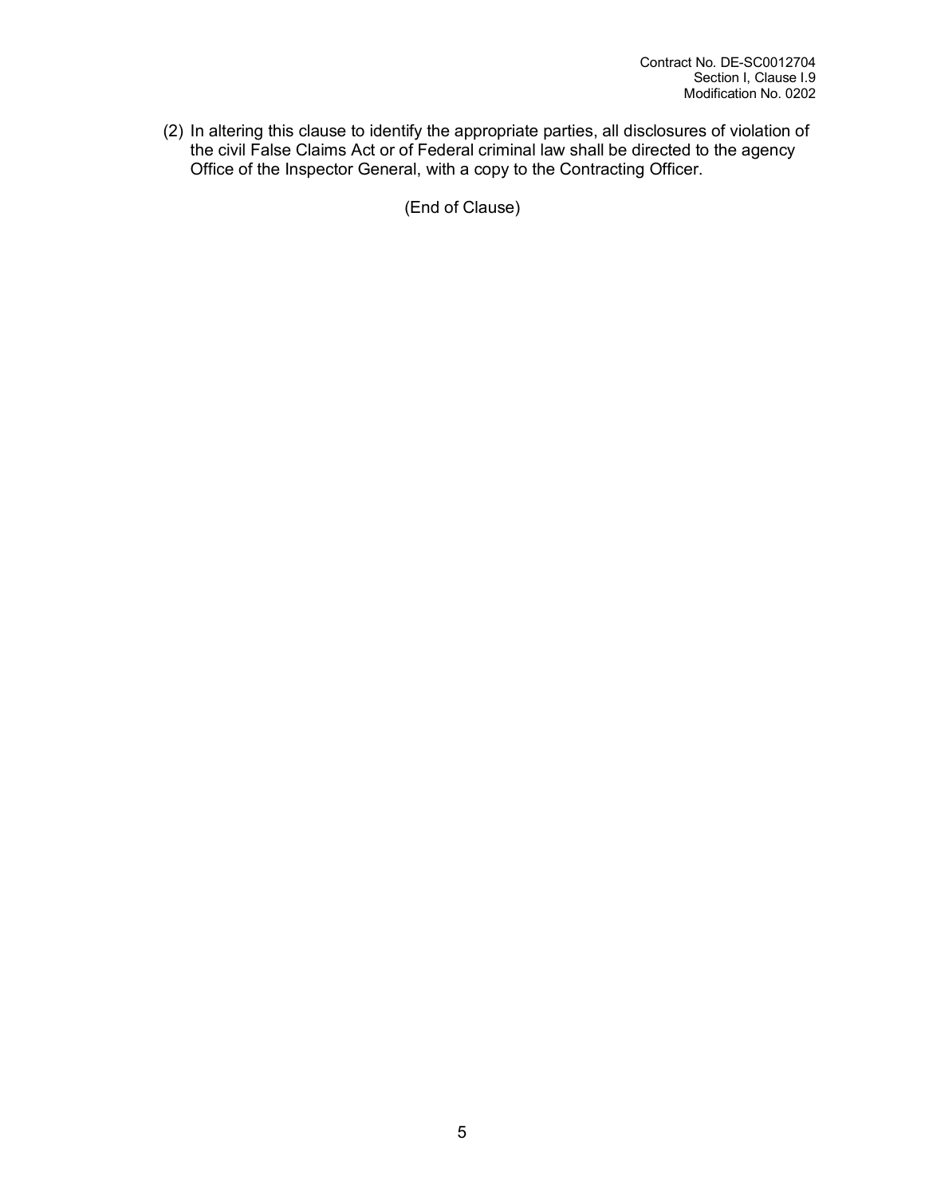(2) In altering this clause to identify the appropriate parties, all disclosures of violation of the civil False Claims Act or of Federal criminal law shall be directed to the agency Office of the Inspector General, with a copy to the Contracting Officer.

(End of Clause)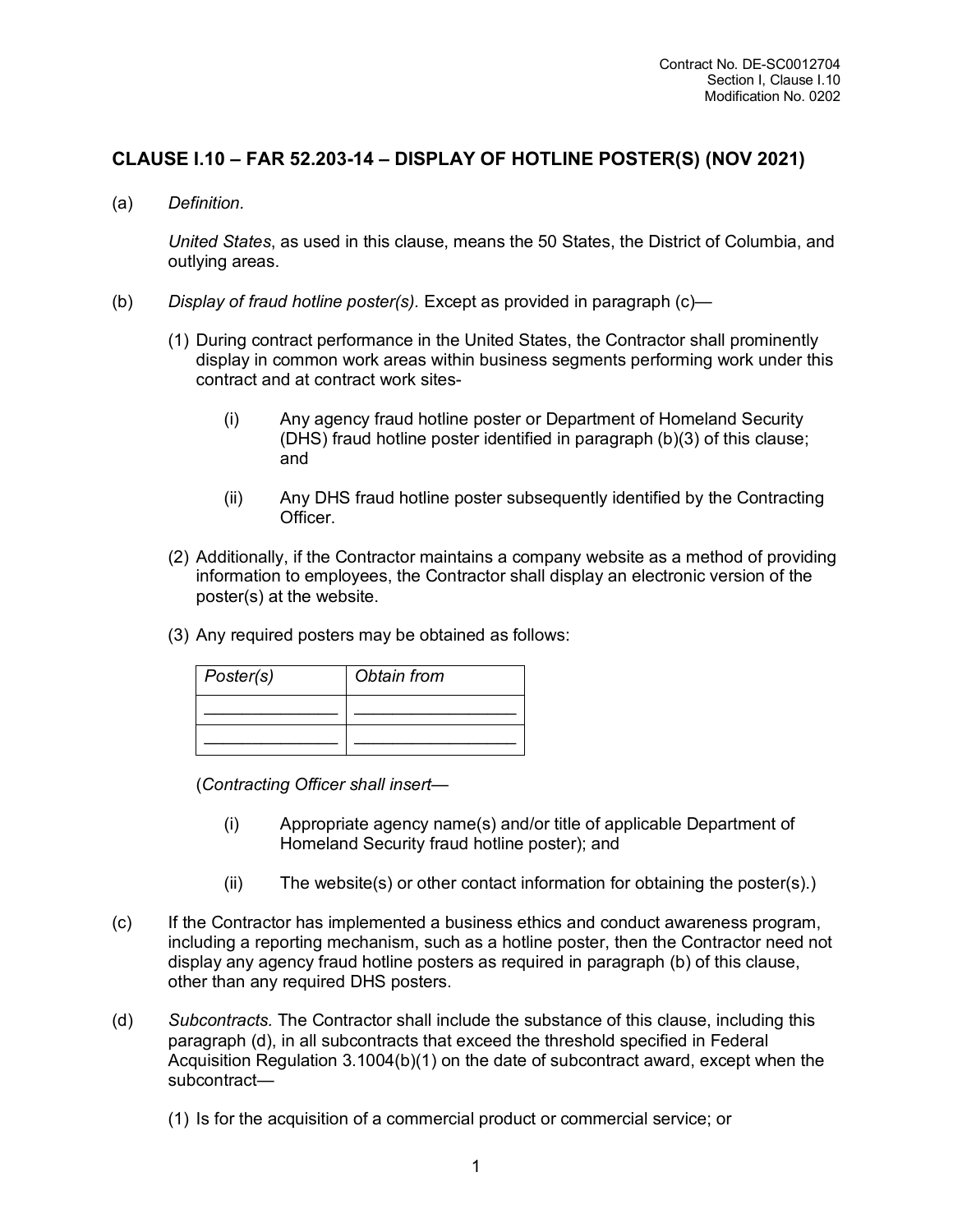## CLAUSE I.10 – FAR 52.203-14 – DISPLAY OF HOTLINE POSTER(S) (NOV 2021)

(a) *Definition.*

*United States*, as used in this clause, means the 50 States, the District of Columbia, and outlying areas.

(b) *Display of fraud hotline poster(s).* Except as provided in paragraph (c)—

(1) During contract performance in the United States, the Contractor shall prominently display in common work areas within business segments performing work under this contract and at contract work sites-

(i) Any agency fraud hotline poster or Department of Homeland Security (DHS) fraud hotline poster identified in paragraph (b)(3) of this clause; and

(ii) Any DHS fraud hotline poster subsequently identified by the Contracting Officer.

(2) Additionally, if the Contractor maintains a company website as a method of providing information to employees, the Contractor shall display an electronic version of the poster(s) at the website.

(3) Any required posters may be obtained as follows:

| *Poster(s)* | *Obtain from* |
|---|---|
| ______________ | _________________ |
| ______________ | _________________ |

(*Contracting Officer shall insert*—

(i) Appropriate agency name(s) and/or title of applicable Department of Homeland Security fraud hotline poster); and

(ii) The website(s) or other contact information for obtaining the poster(s).)

(c) If the Contractor has implemented a business ethics and conduct awareness program, including a reporting mechanism, such as a hotline poster, then the Contractor need not display any agency fraud hotline posters as required in paragraph (b) of this clause, other than any required DHS posters.

(d) *Subcontracts.* The Contractor shall include the substance of this clause, including this paragraph (d), in all subcontracts that exceed the threshold specified in Federal Acquisition Regulation 3.1004(b)(1) on the date of subcontract award, except when the subcontract—

(1) Is for the acquisition of a commercial product or commercial service; or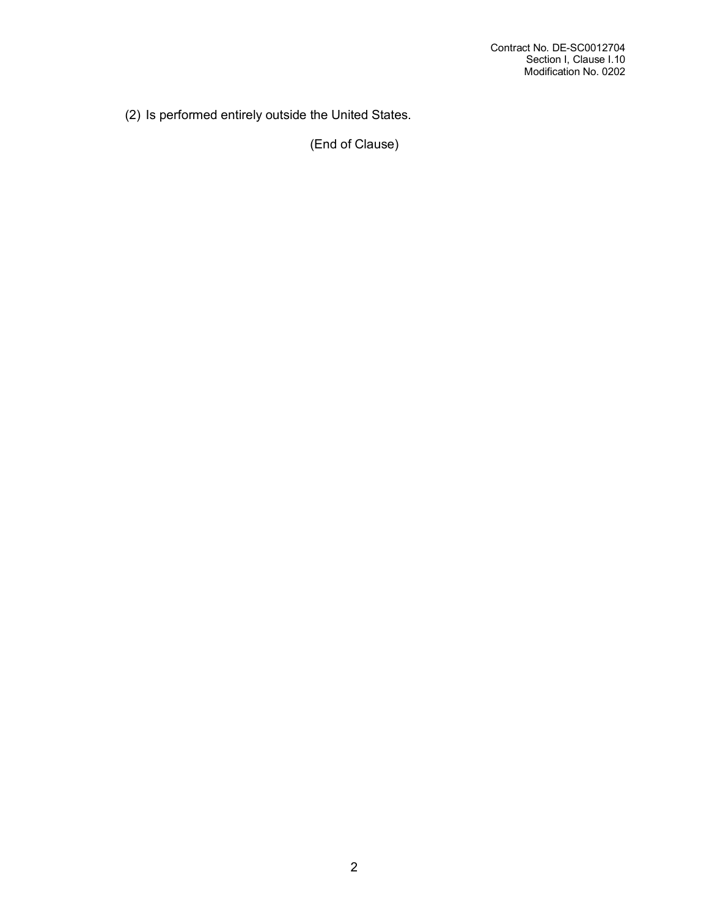(2) Is performed entirely outside the United States.

(End of Clause)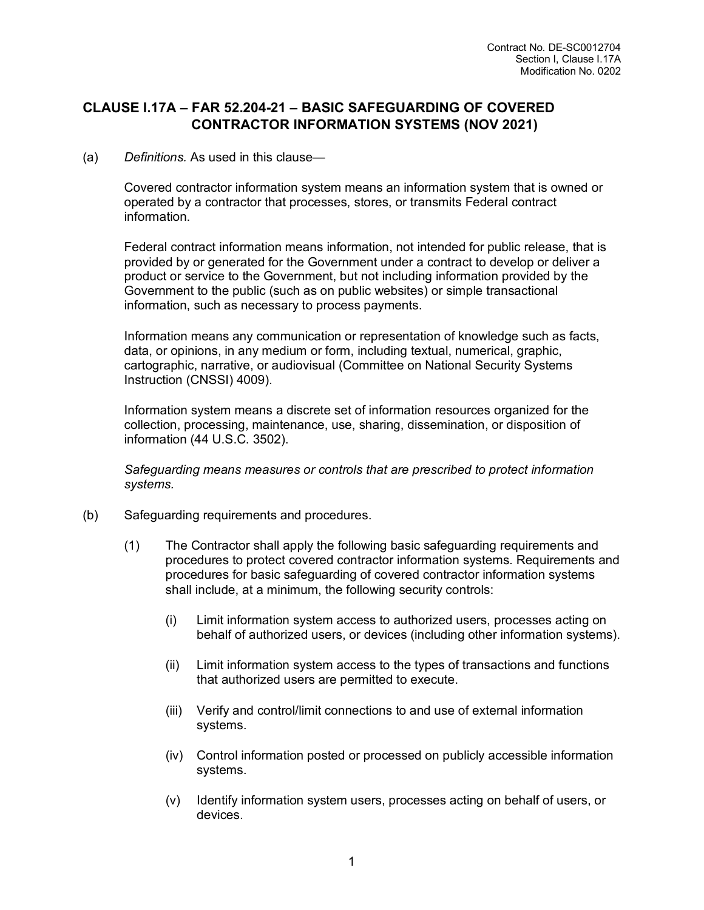## CLAUSE I.17A – FAR 52.204-21 – BASIC SAFEGUARDING OF COVERED CONTRACTOR INFORMATION SYSTEMS (NOV 2021)

(a) *Definitions.* As used in this clause—

Covered contractor information system means an information system that is owned or operated by a contractor that processes, stores, or transmits Federal contract information.

Federal contract information means information, not intended for public release, that is provided by or generated for the Government under a contract to develop or deliver a product or service to the Government, but not including information provided by the Government to the public (such as on public websites) or simple transactional information, such as necessary to process payments.

Information means any communication or representation of knowledge such as facts, data, or opinions, in any medium or form, including textual, numerical, graphic, cartographic, narrative, or audiovisual (Committee on National Security Systems Instruction (CNSSI) 4009).

Information system means a discrete set of information resources organized for the collection, processing, maintenance, use, sharing, dissemination, or disposition of information (44 U.S.C. 3502).

*Safeguarding means measures or controls that are prescribed to protect information systems.*

(b) Safeguarding requirements and procedures.

(1) The Contractor shall apply the following basic safeguarding requirements and procedures to protect covered contractor information systems. Requirements and procedures for basic safeguarding of covered contractor information systems shall include, at a minimum, the following security controls:

(i) Limit information system access to authorized users, processes acting on behalf of authorized users, or devices (including other information systems).

(ii) Limit information system access to the types of transactions and functions that authorized users are permitted to execute.

(iii) Verify and control/limit connections to and use of external information systems.

(iv) Control information posted or processed on publicly accessible information systems.

(v) Identify information system users, processes acting on behalf of users, or devices.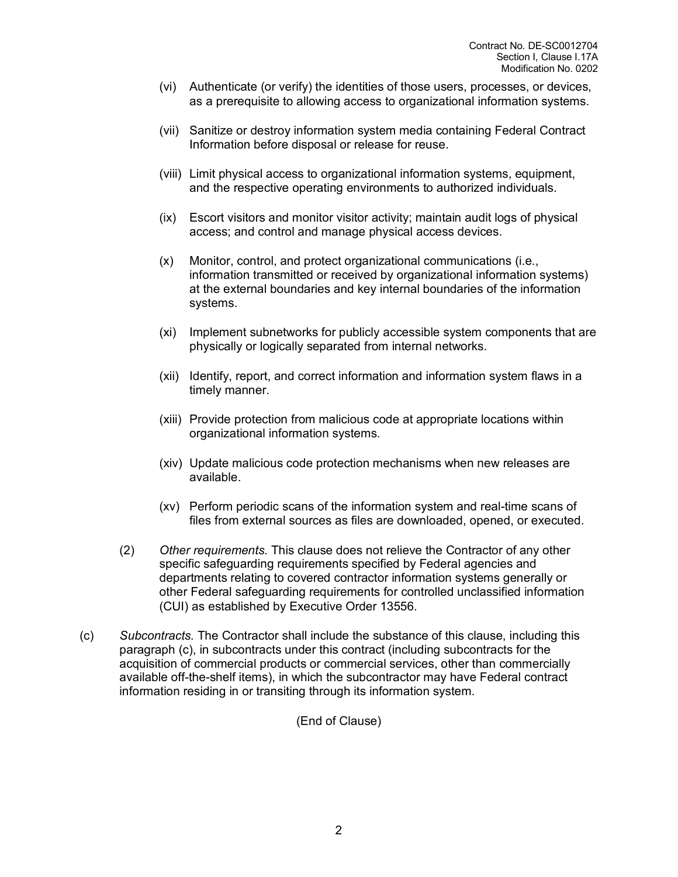(vi) Authenticate (or verify) the identities of those users, processes, or devices, as a prerequisite to allowing access to organizational information systems.

(vii) Sanitize or destroy information system media containing Federal Contract Information before disposal or release for reuse.

(viii) Limit physical access to organizational information systems, equipment, and the respective operating environments to authorized individuals.

(ix) Escort visitors and monitor visitor activity; maintain audit logs of physical access; and control and manage physical access devices.

(x) Monitor, control, and protect organizational communications (i.e., information transmitted or received by organizational information systems) at the external boundaries and key internal boundaries of the information systems.

(xi) Implement subnetworks for publicly accessible system components that are physically or logically separated from internal networks.

(xii) Identify, report, and correct information and information system flaws in a timely manner.

(xiii) Provide protection from malicious code at appropriate locations within organizational information systems.

(xiv) Update malicious code protection mechanisms when new releases are available.

(xv) Perform periodic scans of the information system and real-time scans of files from external sources as files are downloaded, opened, or executed.

(2) *Other requirements.* This clause does not relieve the Contractor of any other specific safeguarding requirements specified by Federal agencies and departments relating to covered contractor information systems generally or other Federal safeguarding requirements for controlled unclassified information (CUI) as established by Executive Order 13556.

(c) *Subcontracts.* The Contractor shall include the substance of this clause, including this paragraph (c), in subcontracts under this contract (including subcontracts for the acquisition of commercial products or commercial services, other than commercially available off-the-shelf items), in which the subcontractor may have Federal contract information residing in or transiting through its information system.

(End of Clause)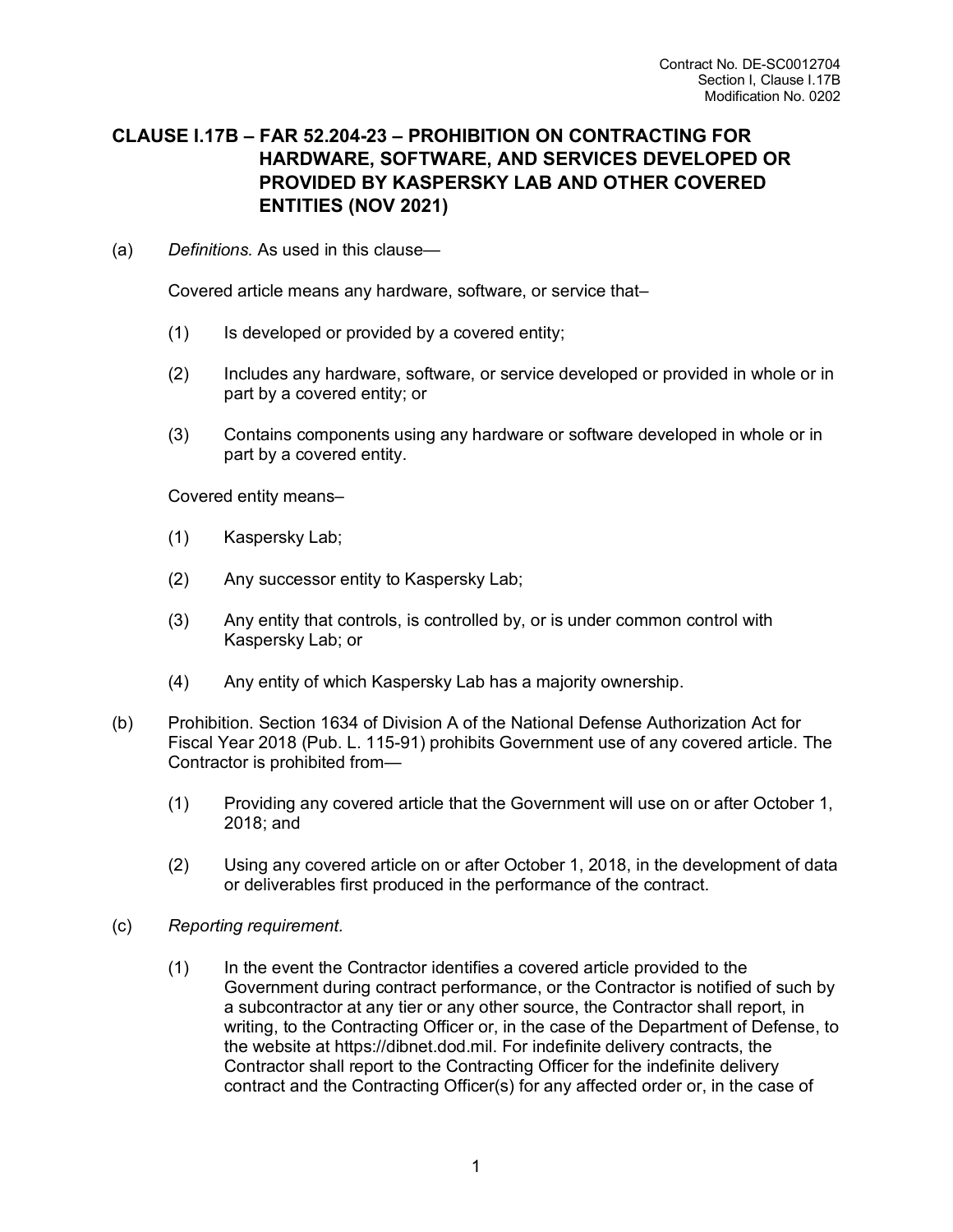## CLAUSE I.17B – FAR 52.204-23 – PROHIBITION ON CONTRACTING FOR HARDWARE, SOFTWARE, AND SERVICES DEVELOPED OR PROVIDED BY KASPERSKY LAB AND OTHER COVERED ENTITIES (NOV 2021)

(a) *Definitions.* As used in this clause—

Covered article means any hardware, software, or service that–

(1) Is developed or provided by a covered entity;

(2) Includes any hardware, software, or service developed or provided in whole or in part by a covered entity; or

(3) Contains components using any hardware or software developed in whole or in part by a covered entity.

Covered entity means–

(1) Kaspersky Lab;

(2) Any successor entity to Kaspersky Lab;

(3) Any entity that controls, is controlled by, or is under common control with Kaspersky Lab; or

(4) Any entity of which Kaspersky Lab has a majority ownership.

(b) Prohibition. Section 1634 of Division A of the National Defense Authorization Act for Fiscal Year 2018 (Pub. L. 115-91) prohibits Government use of any covered article. The Contractor is prohibited from—

(1) Providing any covered article that the Government will use on or after October 1, 2018; and

(2) Using any covered article on or after October 1, 2018, in the development of data or deliverables first produced in the performance of the contract.

(c) *Reporting requirement.*

(1) In the event the Contractor identifies a covered article provided to the Government during contract performance, or the Contractor is notified of such by a subcontractor at any tier or any other source, the Contractor shall report, in writing, to the Contracting Officer or, in the case of the Department of Defense, to the website at https://dibnet.dod.mil. For indefinite delivery contracts, the Contractor shall report to the Contracting Officer for the indefinite delivery contract and the Contracting Officer(s) for any affected order or, in the case of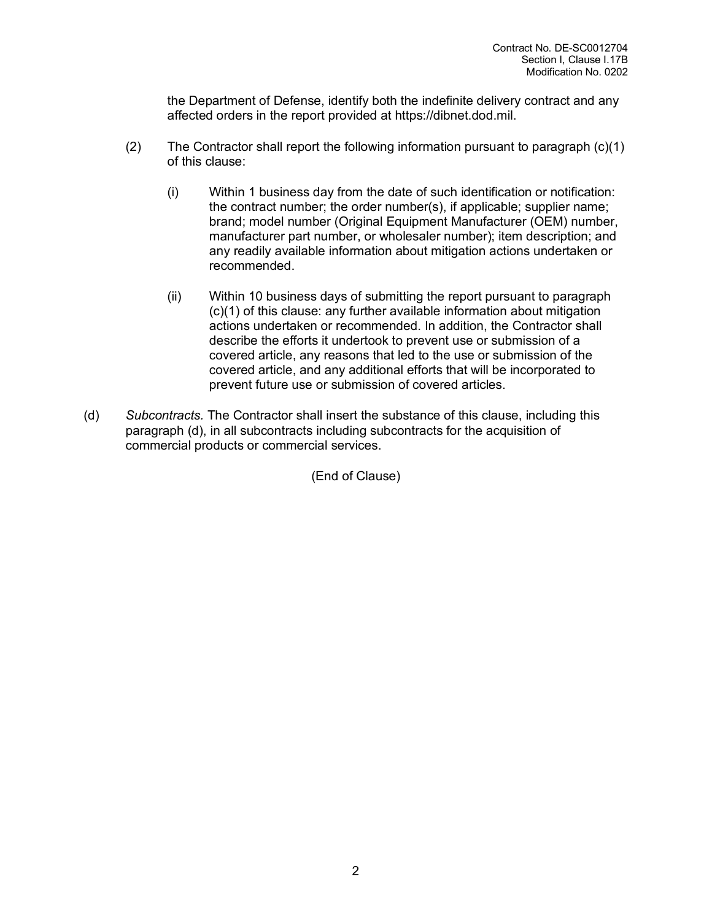the Department of Defense, identify both the indefinite delivery contract and any affected orders in the report provided at https://dibnet.dod.mil.

(2) The Contractor shall report the following information pursuant to paragraph (c)(1) of this clause:

(i) Within 1 business day from the date of such identification or notification: the contract number; the order number(s), if applicable; supplier name; brand; model number (Original Equipment Manufacturer (OEM) number, manufacturer part number, or wholesaler number); item description; and any readily available information about mitigation actions undertaken or recommended.

(ii) Within 10 business days of submitting the report pursuant to paragraph (c)(1) of this clause: any further available information about mitigation actions undertaken or recommended. In addition, the Contractor shall describe the efforts it undertook to prevent use or submission of a covered article, any reasons that led to the use or submission of the covered article, and any additional efforts that will be incorporated to prevent future use or submission of covered articles.

(d) *Subcontracts.* The Contractor shall insert the substance of this clause, including this paragraph (d), in all subcontracts including subcontracts for the acquisition of commercial products or commercial services.

(End of Clause)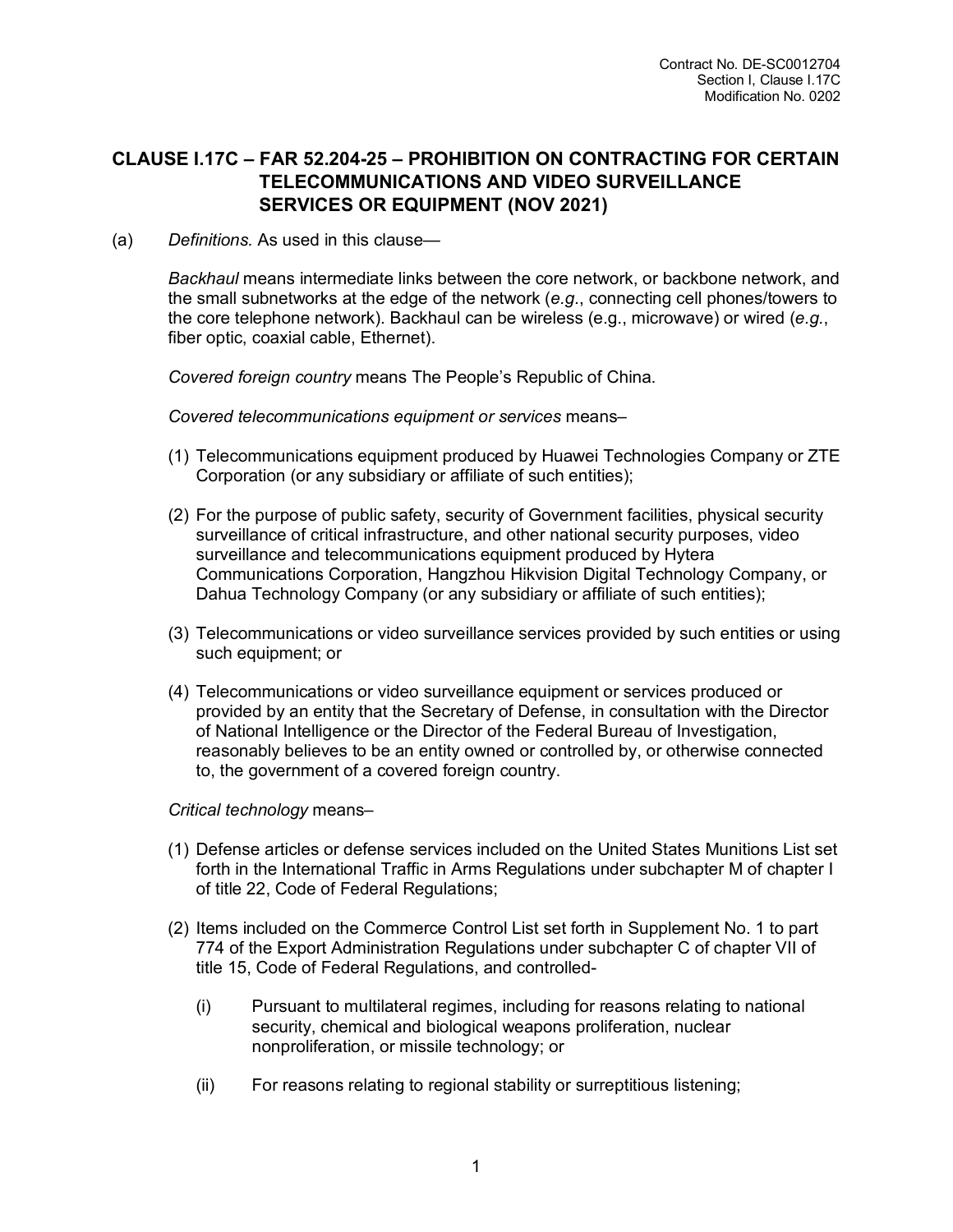## CLAUSE I.17C – FAR 52.204-25 – PROHIBITION ON CONTRACTING FOR CERTAIN TELECOMMUNICATIONS AND VIDEO SURVEILLANCE SERVICES OR EQUIPMENT (NOV 2021)

(a) *Definitions.* As used in this clause—

*Backhaul* means intermediate links between the core network, or backbone network, and the small subnetworks at the edge of the network (*e.g.*, connecting cell phones/towers to the core telephone network). Backhaul can be wireless (e.g., microwave) or wired (*e.g.*, fiber optic, coaxial cable, Ethernet).

*Covered foreign country* means The People's Republic of China.

*Covered telecommunications equipment or services* means–

(1) Telecommunications equipment produced by Huawei Technologies Company or ZTE Corporation (or any subsidiary or affiliate of such entities);

(2) For the purpose of public safety, security of Government facilities, physical security surveillance of critical infrastructure, and other national security purposes, video surveillance and telecommunications equipment produced by Hytera Communications Corporation, Hangzhou Hikvision Digital Technology Company, or Dahua Technology Company (or any subsidiary or affiliate of such entities);

(3) Telecommunications or video surveillance services provided by such entities or using such equipment; or

(4) Telecommunications or video surveillance equipment or services produced or provided by an entity that the Secretary of Defense, in consultation with the Director of National Intelligence or the Director of the Federal Bureau of Investigation, reasonably believes to be an entity owned or controlled by, or otherwise connected to, the government of a covered foreign country.

*Critical technology* means–

(1) Defense articles or defense services included on the United States Munitions List set forth in the International Traffic in Arms Regulations under subchapter M of chapter I of title 22, Code of Federal Regulations;

(2) Items included on the Commerce Control List set forth in Supplement No. 1 to part 774 of the Export Administration Regulations under subchapter C of chapter VII of title 15, Code of Federal Regulations, and controlled-

(i) Pursuant to multilateral regimes, including for reasons relating to national security, chemical and biological weapons proliferation, nuclear nonproliferation, or missile technology; or

(ii) For reasons relating to regional stability or surreptitious listening;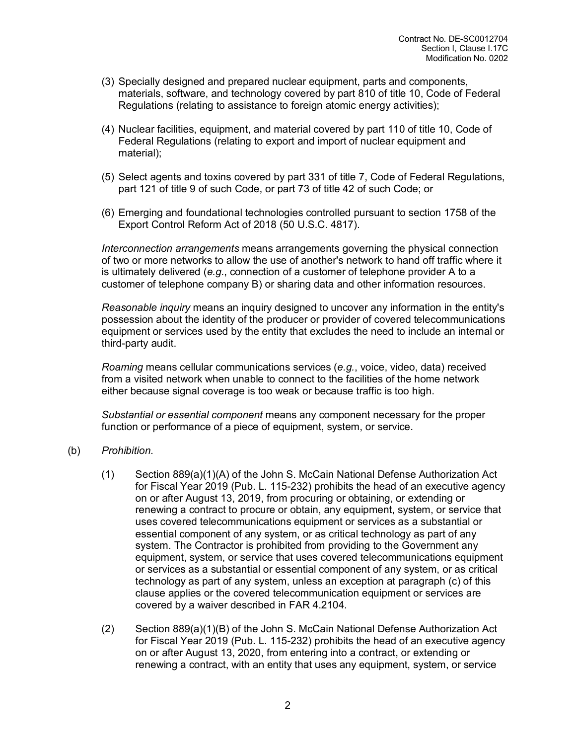(3) Specially designed and prepared nuclear equipment, parts and components, materials, software, and technology covered by part 810 of title 10, Code of Federal Regulations (relating to assistance to foreign atomic energy activities);

(4) Nuclear facilities, equipment, and material covered by part 110 of title 10, Code of Federal Regulations (relating to export and import of nuclear equipment and material);

(5) Select agents and toxins covered by part 331 of title 7, Code of Federal Regulations, part 121 of title 9 of such Code, or part 73 of title 42 of such Code; or

(6) Emerging and foundational technologies controlled pursuant to section 1758 of the Export Control Reform Act of 2018 (50 U.S.C. 4817).

*Interconnection arrangements* means arrangements governing the physical connection of two or more networks to allow the use of another's network to hand off traffic where it is ultimately delivered (*e.g.*, connection of a customer of telephone provider A to a customer of telephone company B) or sharing data and other information resources.

*Reasonable inquiry* means an inquiry designed to uncover any information in the entity's possession about the identity of the producer or provider of covered telecommunications equipment or services used by the entity that excludes the need to include an internal or third-party audit.

*Roaming* means cellular communications services (*e.g.*, voice, video, data) received from a visited network when unable to connect to the facilities of the home network either because signal coverage is too weak or because traffic is too high.

*Substantial or essential component* means any component necessary for the proper function or performance of a piece of equipment, system, or service.

(b) *Prohibition*.

(1) Section 889(a)(1)(A) of the John S. McCain National Defense Authorization Act for Fiscal Year 2019 (Pub. L. 115-232) prohibits the head of an executive agency on or after August 13, 2019, from procuring or obtaining, or extending or renewing a contract to procure or obtain, any equipment, system, or service that uses covered telecommunications equipment or services as a substantial or essential component of any system, or as critical technology as part of any system. The Contractor is prohibited from providing to the Government any equipment, system, or service that uses covered telecommunications equipment or services as a substantial or essential component of any system, or as critical technology as part of any system, unless an exception at paragraph (c) of this clause applies or the covered telecommunication equipment or services are covered by a waiver described in FAR 4.2104.

(2) Section 889(a)(1)(B) of the John S. McCain National Defense Authorization Act for Fiscal Year 2019 (Pub. L. 115-232) prohibits the head of an executive agency on or after August 13, 2020, from entering into a contract, or extending or renewing a contract, with an entity that uses any equipment, system, or service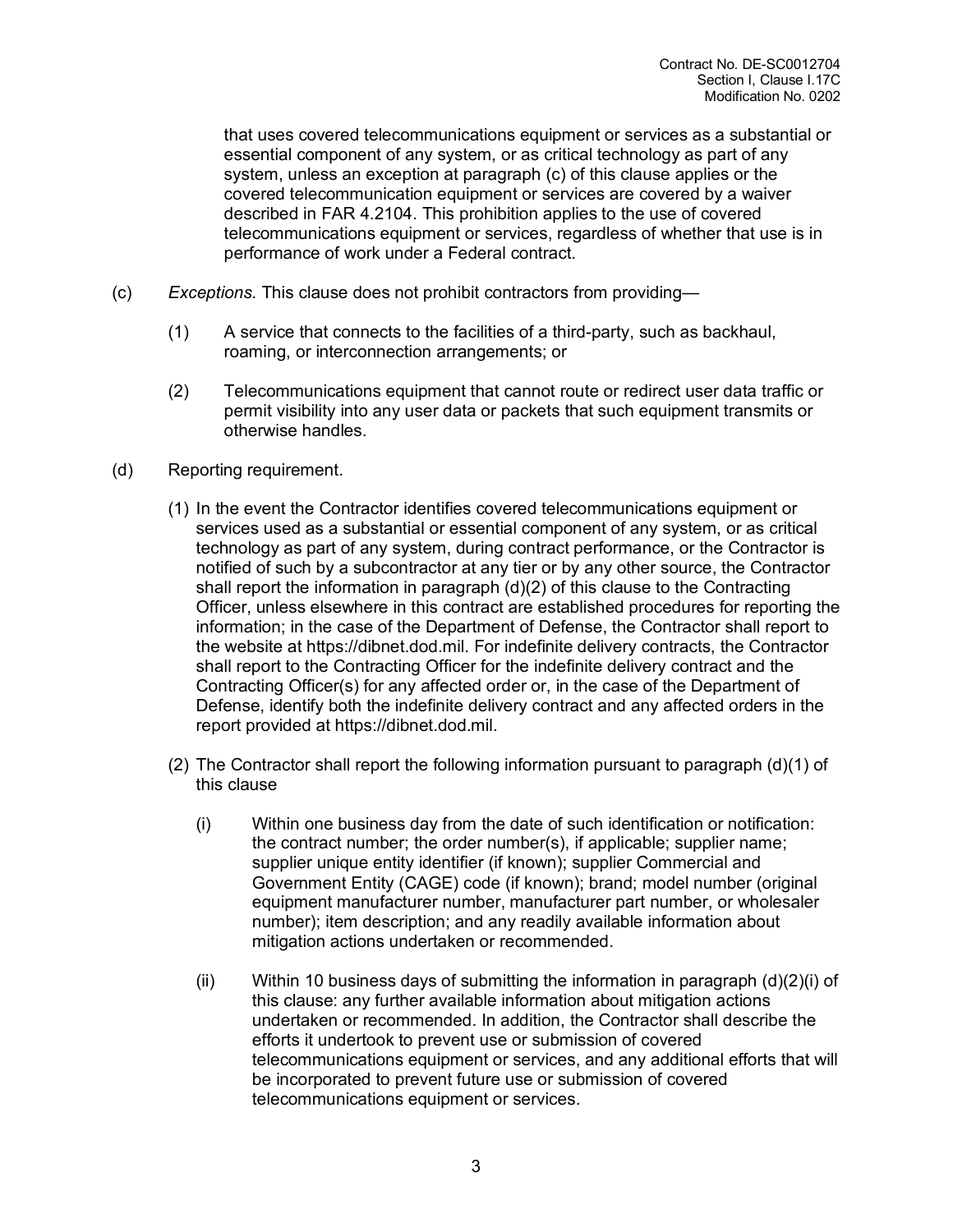that uses covered telecommunications equipment or services as a substantial or essential component of any system, or as critical technology as part of any system, unless an exception at paragraph (c) of this clause applies or the covered telecommunication equipment or services are covered by a waiver described in FAR 4.2104. This prohibition applies to the use of covered telecommunications equipment or services, regardless of whether that use is in performance of work under a Federal contract.

(c) *Exceptions.* This clause does not prohibit contractors from providing—

(1) A service that connects to the facilities of a third-party, such as backhaul, roaming, or interconnection arrangements; or

(2) Telecommunications equipment that cannot route or redirect user data traffic or permit visibility into any user data or packets that such equipment transmits or otherwise handles.

(d) Reporting requirement.

(1) In the event the Contractor identifies covered telecommunications equipment or services used as a substantial or essential component of any system, or as critical technology as part of any system, during contract performance, or the Contractor is notified of such by a subcontractor at any tier or by any other source, the Contractor shall report the information in paragraph (d)(2) of this clause to the Contracting Officer, unless elsewhere in this contract are established procedures for reporting the information; in the case of the Department of Defense, the Contractor shall report to the website at https://dibnet.dod.mil. For indefinite delivery contracts, the Contractor shall report to the Contracting Officer for the indefinite delivery contract and the Contracting Officer(s) for any affected order or, in the case of the Department of Defense, identify both the indefinite delivery contract and any affected orders in the report provided at https://dibnet.dod.mil.

(2) The Contractor shall report the following information pursuant to paragraph (d)(1) of this clause

(i) Within one business day from the date of such identification or notification: the contract number; the order number(s), if applicable; supplier name; supplier unique entity identifier (if known); supplier Commercial and Government Entity (CAGE) code (if known); brand; model number (original equipment manufacturer number, manufacturer part number, or wholesaler number); item description; and any readily available information about mitigation actions undertaken or recommended.

(ii) Within 10 business days of submitting the information in paragraph (d)(2)(i) of this clause: any further available information about mitigation actions undertaken or recommended. In addition, the Contractor shall describe the efforts it undertook to prevent use or submission of covered telecommunications equipment or services, and any additional efforts that will be incorporated to prevent future use or submission of covered telecommunications equipment or services.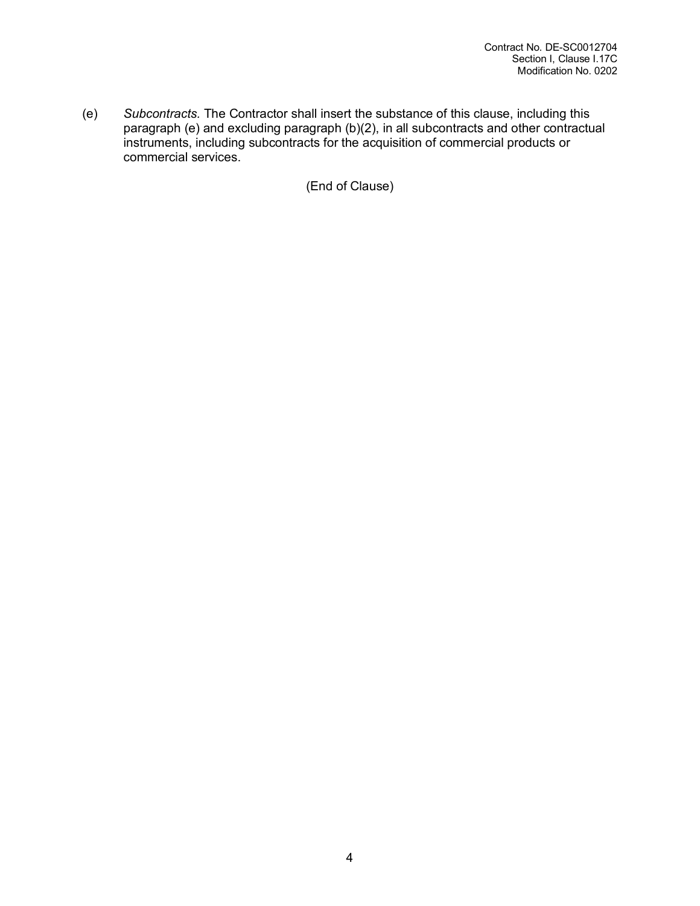(e) *Subcontracts.* The Contractor shall insert the substance of this clause, including this paragraph (e) and excluding paragraph (b)(2), in all subcontracts and other contractual instruments, including subcontracts for the acquisition of commercial products or commercial services.

(End of Clause)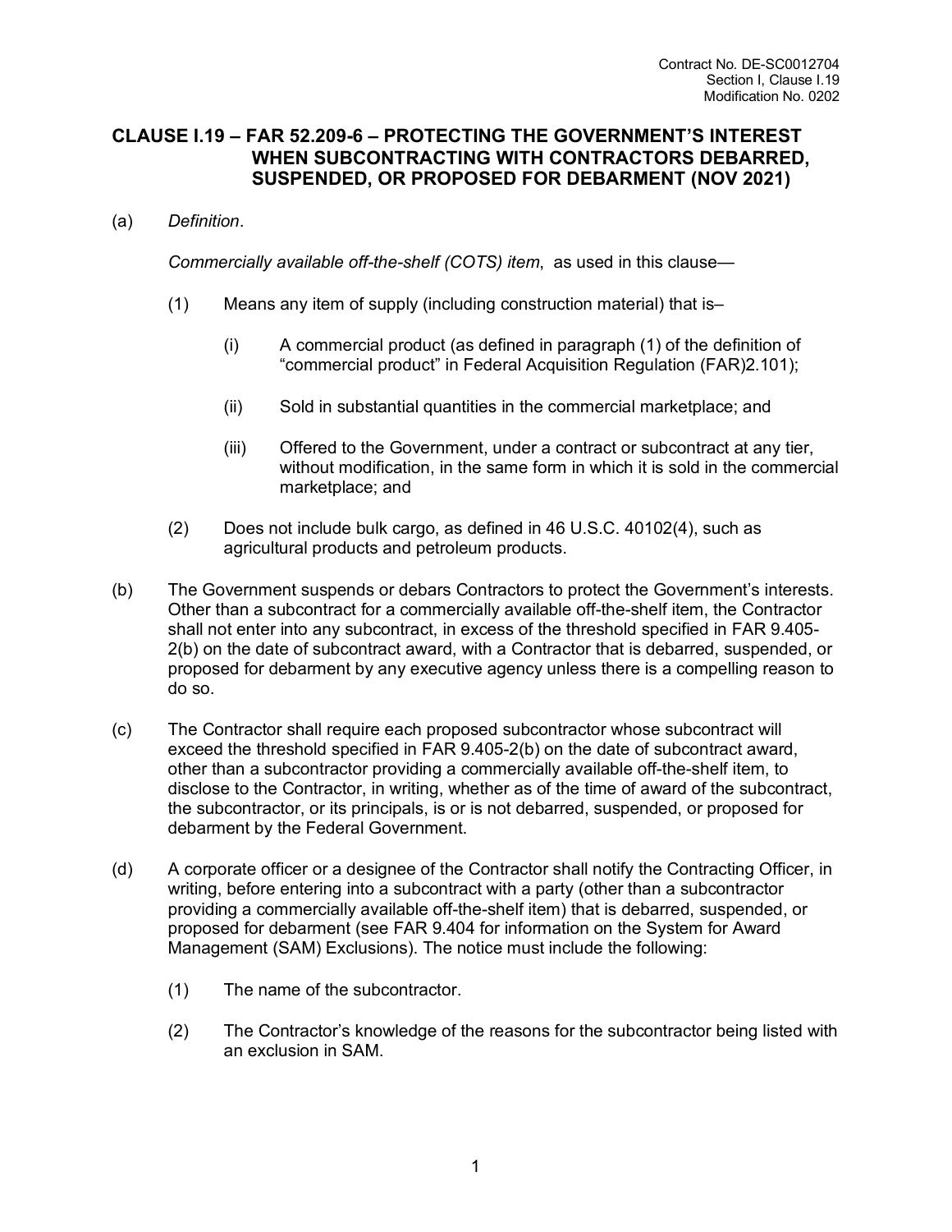## CLAUSE I.19 – FAR 52.209-6 – PROTECTING THE GOVERNMENT'S INTEREST WHEN SUBCONTRACTING WITH CONTRACTORS DEBARRED, SUSPENDED, OR PROPOSED FOR DEBARMENT (NOV 2021)

(a) *Definition*.

*Commercially available off-the-shelf (COTS) item*, as used in this clause—

(1) Means any item of supply (including construction material) that is–

(i) A commercial product (as defined in paragraph (1) of the definition of "commercial product" in Federal Acquisition Regulation (FAR)2.101);

(ii) Sold in substantial quantities in the commercial marketplace; and

(iii) Offered to the Government, under a contract or subcontract at any tier, without modification, in the same form in which it is sold in the commercial marketplace; and

(2) Does not include bulk cargo, as defined in 46 U.S.C. 40102(4), such as agricultural products and petroleum products.

(b) The Government suspends or debars Contractors to protect the Government's interests. Other than a subcontract for a commercially available off-the-shelf item, the Contractor shall not enter into any subcontract, in excess of the threshold specified in FAR 9.405-2(b) on the date of subcontract award, with a Contractor that is debarred, suspended, or proposed for debarment by any executive agency unless there is a compelling reason to do so.

(c) The Contractor shall require each proposed subcontractor whose subcontract will exceed the threshold specified in FAR 9.405-2(b) on the date of subcontract award, other than a subcontractor providing a commercially available off-the-shelf item, to disclose to the Contractor, in writing, whether as of the time of award of the subcontract, the subcontractor, or its principals, is or is not debarred, suspended, or proposed for debarment by the Federal Government.

(d) A corporate officer or a designee of the Contractor shall notify the Contracting Officer, in writing, before entering into a subcontract with a party (other than a subcontractor providing a commercially available off-the-shelf item) that is debarred, suspended, or proposed for debarment (see FAR 9.404 for information on the System for Award Management (SAM) Exclusions). The notice must include the following:

(1) The name of the subcontractor.

(2) The Contractor's knowledge of the reasons for the subcontractor being listed with an exclusion in SAM.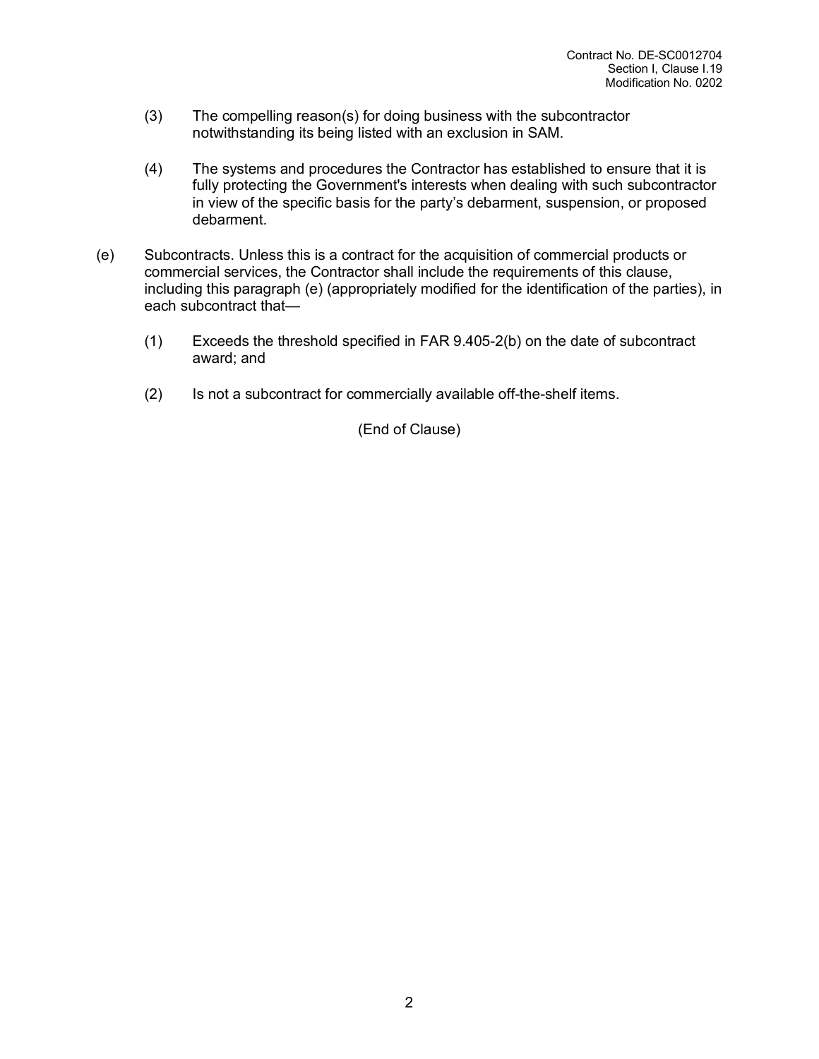(3) The compelling reason(s) for doing business with the subcontractor notwithstanding its being listed with an exclusion in SAM.

(4) The systems and procedures the Contractor has established to ensure that it is fully protecting the Government's interests when dealing with such subcontractor in view of the specific basis for the party's debarment, suspension, or proposed debarment.

(e) Subcontracts. Unless this is a contract for the acquisition of commercial products or commercial services, the Contractor shall include the requirements of this clause, including this paragraph (e) (appropriately modified for the identification of the parties), in each subcontract that—

(1) Exceeds the threshold specified in FAR 9.405-2(b) on the date of subcontract award; and

(2) Is not a subcontract for commercially available off-the-shelf items.

(End of Clause)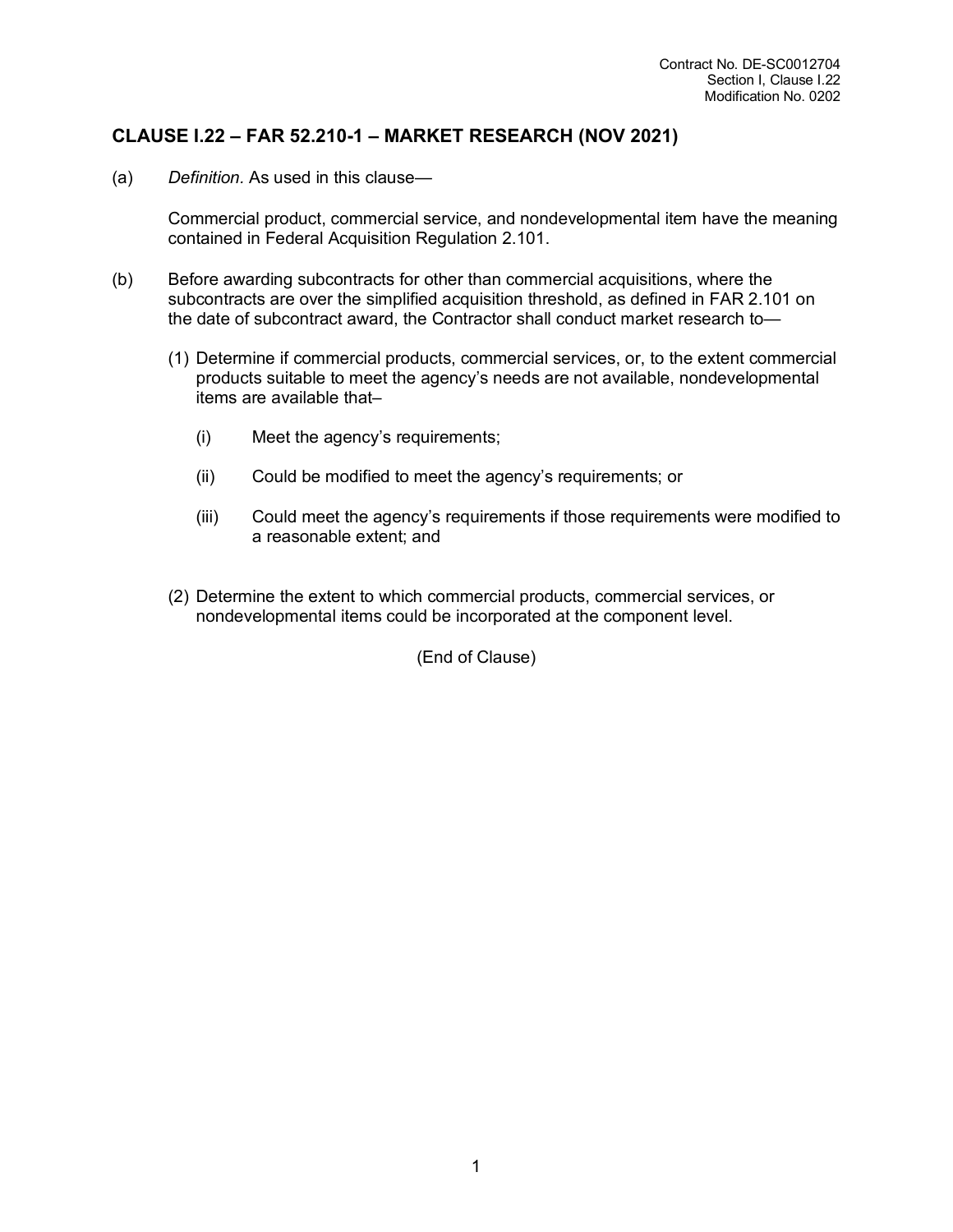## CLAUSE I.22 – FAR 52.210-1 – MARKET RESEARCH (NOV 2021)

(a) *Definition.* As used in this clause—

Commercial product, commercial service, and nondevelopmental item have the meaning contained in Federal Acquisition Regulation 2.101.

(b) Before awarding subcontracts for other than commercial acquisitions, where the subcontracts are over the simplified acquisition threshold, as defined in FAR 2.101 on the date of subcontract award, the Contractor shall conduct market research to—

(1) Determine if commercial products, commercial services, or, to the extent commercial products suitable to meet the agency's needs are not available, nondevelopmental items are available that–

(i) Meet the agency's requirements;

(ii) Could be modified to meet the agency's requirements; or

(iii) Could meet the agency's requirements if those requirements were modified to a reasonable extent; and

(2) Determine the extent to which commercial products, commercial services, or nondevelopmental items could be incorporated at the component level.

(End of Clause)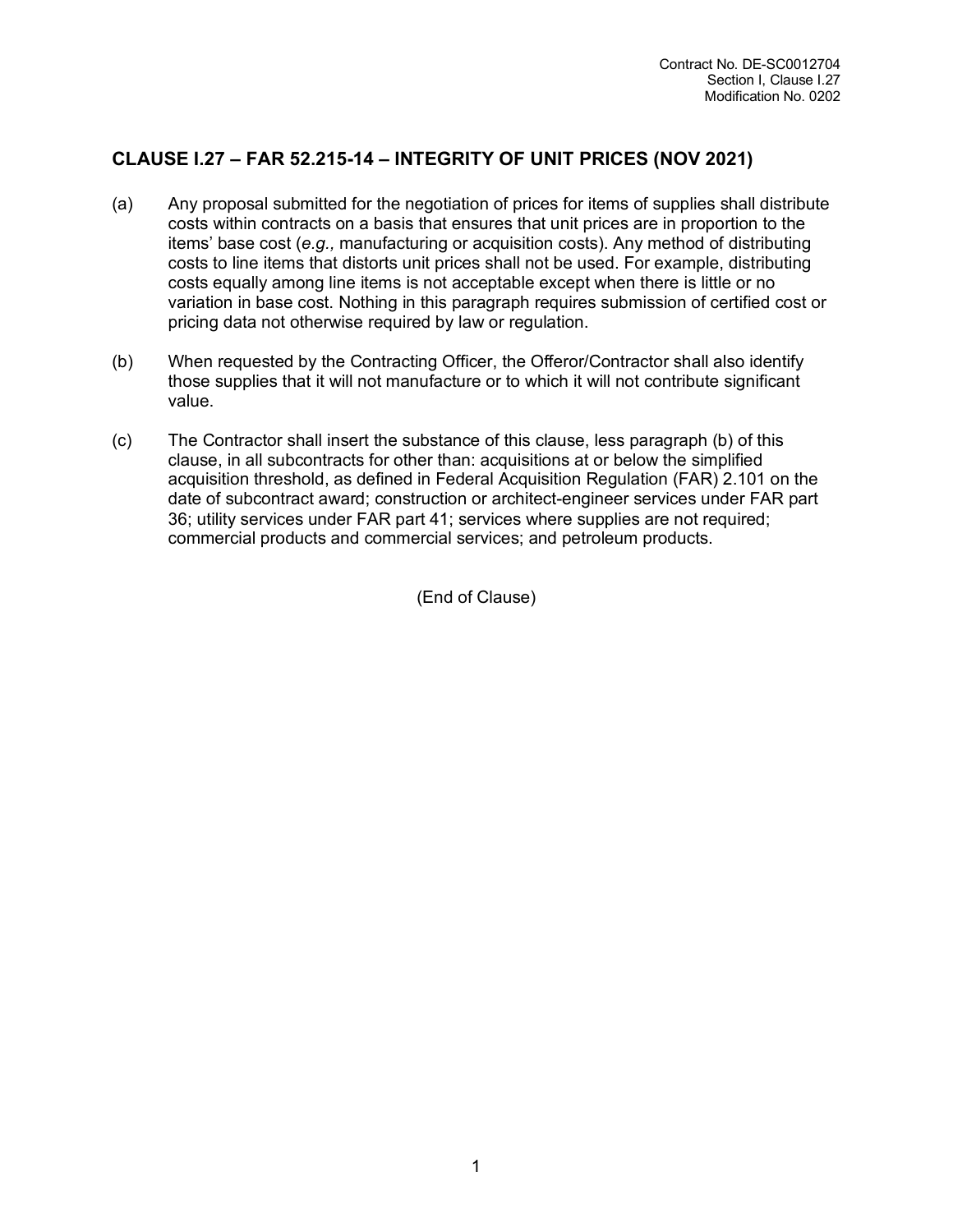## CLAUSE I.27 – FAR 52.215-14 – INTEGRITY OF UNIT PRICES (NOV 2021)

(a) Any proposal submitted for the negotiation of prices for items of supplies shall distribute costs within contracts on a basis that ensures that unit prices are in proportion to the items' base cost (*e.g.,* manufacturing or acquisition costs). Any method of distributing costs to line items that distorts unit prices shall not be used. For example, distributing costs equally among line items is not acceptable except when there is little or no variation in base cost. Nothing in this paragraph requires submission of certified cost or pricing data not otherwise required by law or regulation.

(b) When requested by the Contracting Officer, the Offeror/Contractor shall also identify those supplies that it will not manufacture or to which it will not contribute significant value.

(c) The Contractor shall insert the substance of this clause, less paragraph (b) of this clause, in all subcontracts for other than: acquisitions at or below the simplified acquisition threshold, as defined in Federal Acquisition Regulation (FAR) 2.101 on the date of subcontract award; construction or architect-engineer services under FAR part 36; utility services under FAR part 41; services where supplies are not required; commercial products and commercial services; and petroleum products.

(End of Clause)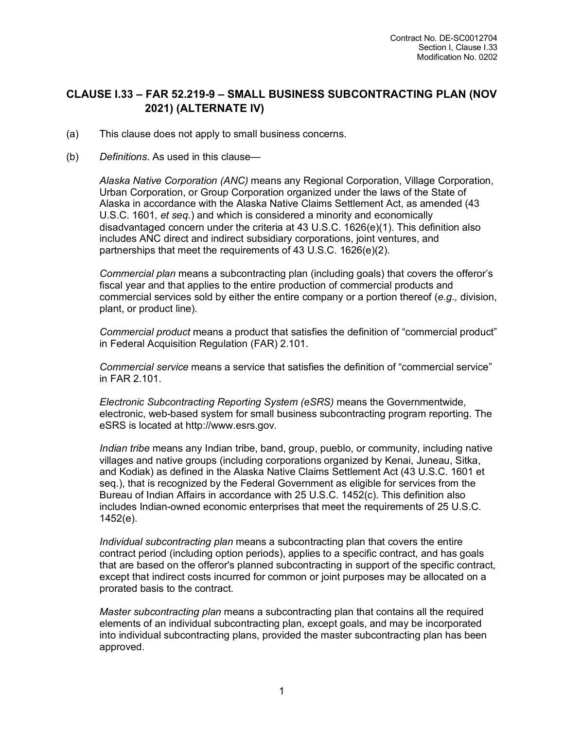## CLAUSE I.33 – FAR 52.219-9 – SMALL BUSINESS SUBCONTRACTING PLAN (NOV 2021) (ALTERNATE IV)

(a) This clause does not apply to small business concerns.

(b) *Definitions*. As used in this clause—

*Alaska Native Corporation (ANC)* means any Regional Corporation, Village Corporation, Urban Corporation, or Group Corporation organized under the laws of the State of Alaska in accordance with the Alaska Native Claims Settlement Act, as amended (43 U.S.C. 1601, *et seq.*) and which is considered a minority and economically disadvantaged concern under the criteria at 43 U.S.C. 1626(e)(1). This definition also includes ANC direct and indirect subsidiary corporations, joint ventures, and partnerships that meet the requirements of 43 U.S.C. 1626(e)(2).

*Commercial plan* means a subcontracting plan (including goals) that covers the offeror's fiscal year and that applies to the entire production of commercial products and commercial services sold by either the entire company or a portion thereof (*e.g.,* division, plant, or product line).

*Commercial product* means a product that satisfies the definition of "commercial product" in Federal Acquisition Regulation (FAR) 2.101.

*Commercial service* means a service that satisfies the definition of "commercial service" in FAR 2.101.

*Electronic Subcontracting Reporting System (eSRS)* means the Governmentwide, electronic, web-based system for small business subcontracting program reporting. The eSRS is located at http://www.esrs.gov.

*Indian tribe* means any Indian tribe, band, group, pueblo, or community, including native villages and native groups (including corporations organized by Kenai, Juneau, Sitka, and Kodiak) as defined in the Alaska Native Claims Settlement Act (43 U.S.C. 1601 et seq.), that is recognized by the Federal Government as eligible for services from the Bureau of Indian Affairs in accordance with 25 U.S.C. 1452(c). This definition also includes Indian-owned economic enterprises that meet the requirements of 25 U.S.C. 1452(e).

*Individual subcontracting plan* means a subcontracting plan that covers the entire contract period (including option periods), applies to a specific contract, and has goals that are based on the offeror's planned subcontracting in support of the specific contract, except that indirect costs incurred for common or joint purposes may be allocated on a prorated basis to the contract.

*Master subcontracting plan* means a subcontracting plan that contains all the required elements of an individual subcontracting plan, except goals, and may be incorporated into individual subcontracting plans, provided the master subcontracting plan has been approved.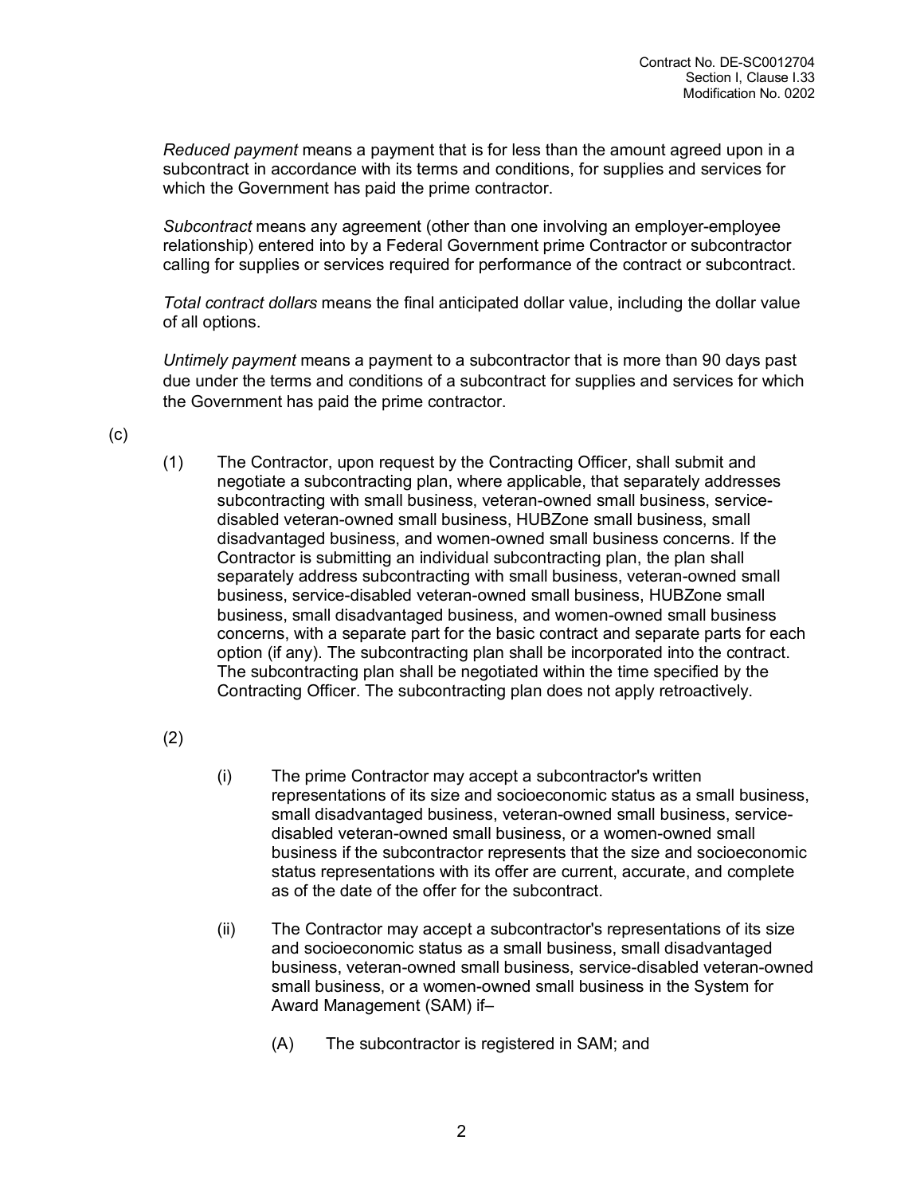*Reduced payment* means a payment that is for less than the amount agreed upon in a subcontract in accordance with its terms and conditions, for supplies and services for which the Government has paid the prime contractor.

*Subcontract* means any agreement (other than one involving an employer-employee relationship) entered into by a Federal Government prime Contractor or subcontractor calling for supplies or services required for performance of the contract or subcontract.

*Total contract dollars* means the final anticipated dollar value, including the dollar value of all options.

*Untimely payment* means a payment to a subcontractor that is more than 90 days past due under the terms and conditions of a subcontract for supplies and services for which the Government has paid the prime contractor.

(c)

(1) The Contractor, upon request by the Contracting Officer, shall submit and negotiate a subcontracting plan, where applicable, that separately addresses subcontracting with small business, veteran-owned small business, service-disabled veteran-owned small business, HUBZone small business, small disadvantaged business, and women-owned small business concerns. If the Contractor is submitting an individual subcontracting plan, the plan shall separately address subcontracting with small business, veteran-owned small business, service-disabled veteran-owned small business, HUBZone small business, small disadvantaged business, and women-owned small business concerns, with a separate part for the basic contract and separate parts for each option (if any). The subcontracting plan shall be incorporated into the contract. The subcontracting plan shall be negotiated within the time specified by the Contracting Officer. The subcontracting plan does not apply retroactively.

(2)

(i) The prime Contractor may accept a subcontractor's written representations of its size and socioeconomic status as a small business, small disadvantaged business, veteran-owned small business, service-disabled veteran-owned small business, or a women-owned small business if the subcontractor represents that the size and socioeconomic status representations with its offer are current, accurate, and complete as of the date of the offer for the subcontract.

(ii) The Contractor may accept a subcontractor's representations of its size and socioeconomic status as a small business, small disadvantaged business, veteran-owned small business, service-disabled veteran-owned small business, or a women-owned small business in the System for Award Management (SAM) if–

(A) The subcontractor is registered in SAM; and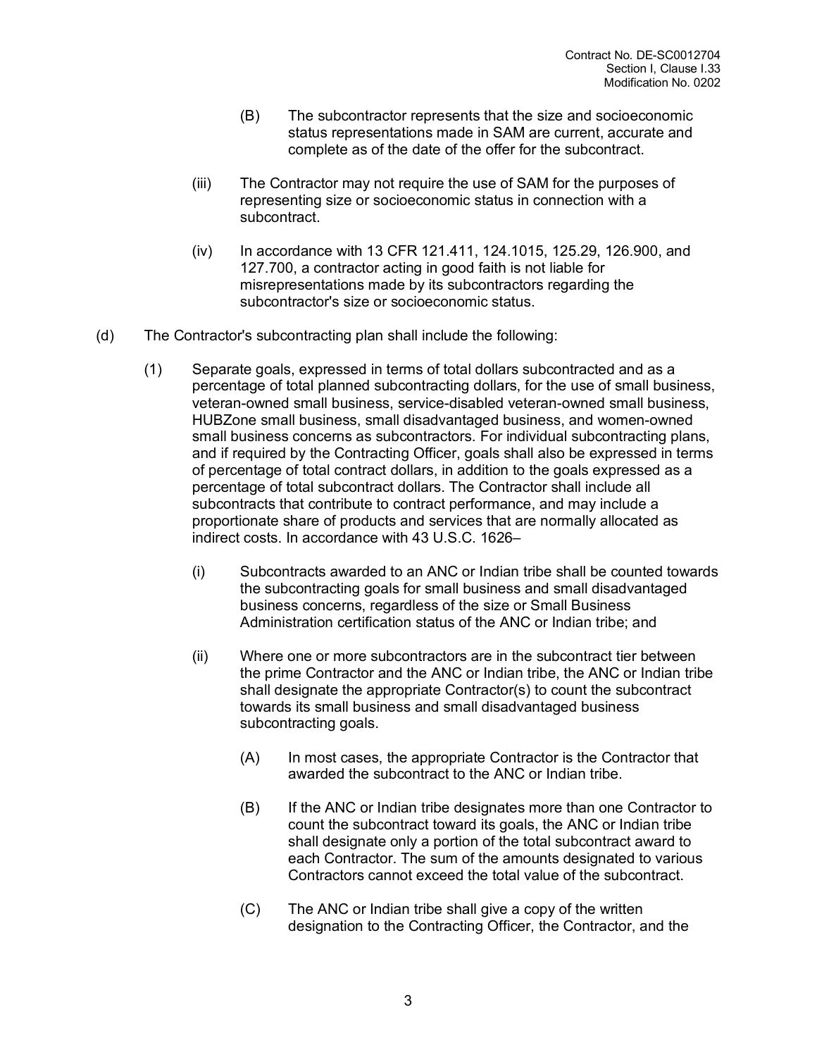(B) The subcontractor represents that the size and socioeconomic status representations made in SAM are current, accurate and complete as of the date of the offer for the subcontract.

(iii) The Contractor may not require the use of SAM for the purposes of representing size or socioeconomic status in connection with a subcontract.

(iv) In accordance with 13 CFR 121.411, 124.1015, 125.29, 126.900, and 127.700, a contractor acting in good faith is not liable for misrepresentations made by its subcontractors regarding the subcontractor's size or socioeconomic status.

(d) The Contractor's subcontracting plan shall include the following:

(1) Separate goals, expressed in terms of total dollars subcontracted and as a percentage of total planned subcontracting dollars, for the use of small business, veteran-owned small business, service-disabled veteran-owned small business, HUBZone small business, small disadvantaged business, and women-owned small business concerns as subcontractors. For individual subcontracting plans, and if required by the Contracting Officer, goals shall also be expressed in terms of percentage of total contract dollars, in addition to the goals expressed as a percentage of total subcontract dollars. The Contractor shall include all subcontracts that contribute to contract performance, and may include a proportionate share of products and services that are normally allocated as indirect costs. In accordance with 43 U.S.C. 1626–

(i) Subcontracts awarded to an ANC or Indian tribe shall be counted towards the subcontracting goals for small business and small disadvantaged business concerns, regardless of the size or Small Business Administration certification status of the ANC or Indian tribe; and

(ii) Where one or more subcontractors are in the subcontract tier between the prime Contractor and the ANC or Indian tribe, the ANC or Indian tribe shall designate the appropriate Contractor(s) to count the subcontract towards its small business and small disadvantaged business subcontracting goals.

(A) In most cases, the appropriate Contractor is the Contractor that awarded the subcontract to the ANC or Indian tribe.

(B) If the ANC or Indian tribe designates more than one Contractor to count the subcontract toward its goals, the ANC or Indian tribe shall designate only a portion of the total subcontract award to each Contractor. The sum of the amounts designated to various Contractors cannot exceed the total value of the subcontract.

(C) The ANC or Indian tribe shall give a copy of the written designation to the Contracting Officer, the Contractor, and the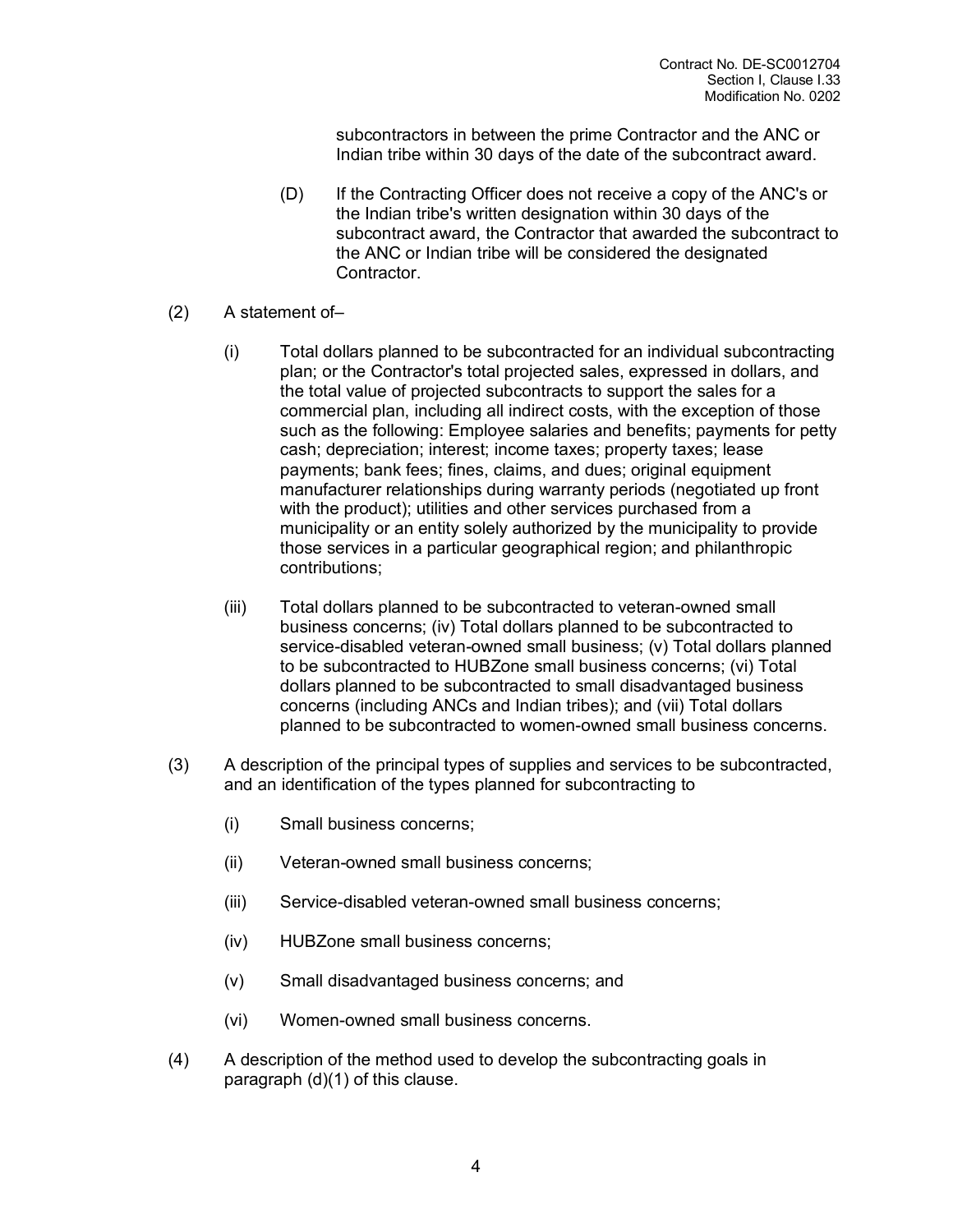subcontractors in between the prime Contractor and the ANC or Indian tribe within 30 days of the date of the subcontract award.

(D) If the Contracting Officer does not receive a copy of the ANC's or the Indian tribe's written designation within 30 days of the subcontract award, the Contractor that awarded the subcontract to the ANC or Indian tribe will be considered the designated Contractor.

(2) A statement of–

(i) Total dollars planned to be subcontracted for an individual subcontracting plan; or the Contractor's total projected sales, expressed in dollars, and the total value of projected subcontracts to support the sales for a commercial plan, including all indirect costs, with the exception of those such as the following: Employee salaries and benefits; payments for petty cash; depreciation; interest; income taxes; property taxes; lease payments; bank fees; fines, claims, and dues; original equipment manufacturer relationships during warranty periods (negotiated up front with the product); utilities and other services purchased from a municipality or an entity solely authorized by the municipality to provide those services in a particular geographical region; and philanthropic contributions;

(iii) Total dollars planned to be subcontracted to veteran-owned small business concerns; (iv) Total dollars planned to be subcontracted to service-disabled veteran-owned small business; (v) Total dollars planned to be subcontracted to HUBZone small business concerns; (vi) Total dollars planned to be subcontracted to small disadvantaged business concerns (including ANCs and Indian tribes); and (vii) Total dollars planned to be subcontracted to women-owned small business concerns.

(3) A description of the principal types of supplies and services to be subcontracted, and an identification of the types planned for subcontracting to

(i) Small business concerns;

(ii) Veteran-owned small business concerns;

(iii) Service-disabled veteran-owned small business concerns;

(iv) HUBZone small business concerns;

(v) Small disadvantaged business concerns; and

(vi) Women-owned small business concerns.

(4) A description of the method used to develop the subcontracting goals in paragraph (d)(1) of this clause.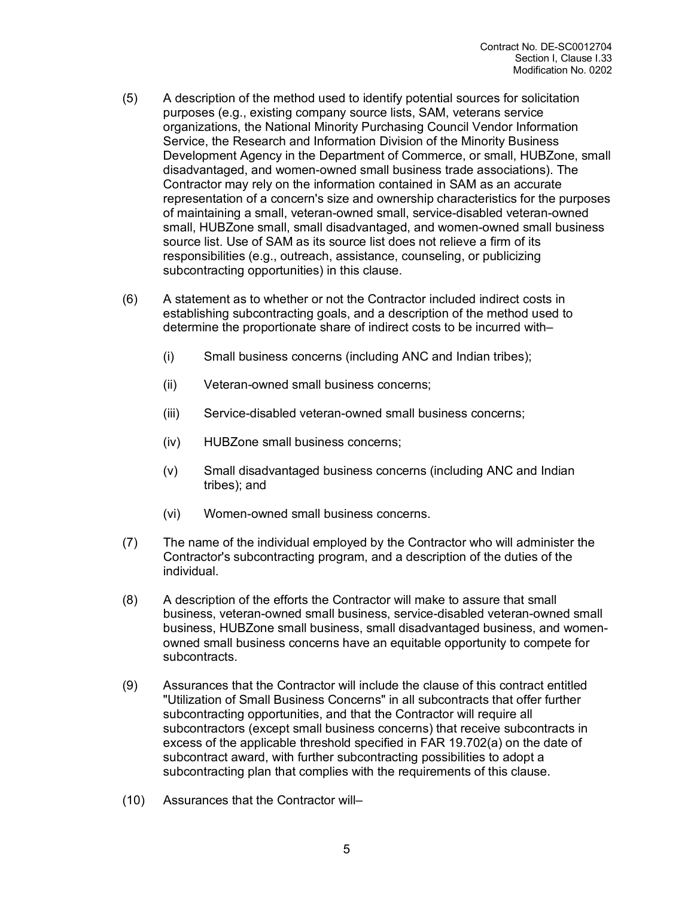(5) A description of the method used to identify potential sources for solicitation purposes (e.g., existing company source lists, SAM, veterans service organizations, the National Minority Purchasing Council Vendor Information Service, the Research and Information Division of the Minority Business Development Agency in the Department of Commerce, or small, HUBZone, small disadvantaged, and women-owned small business trade associations). The Contractor may rely on the information contained in SAM as an accurate representation of a concern's size and ownership characteristics for the purposes of maintaining a small, veteran-owned small, service-disabled veteran-owned small, HUBZone small, small disadvantaged, and women-owned small business source list. Use of SAM as its source list does not relieve a firm of its responsibilities (e.g., outreach, assistance, counseling, or publicizing subcontracting opportunities) in this clause.

(6) A statement as to whether or not the Contractor included indirect costs in establishing subcontracting goals, and a description of the method used to determine the proportionate share of indirect costs to be incurred with–

  (i) Small business concerns (including ANC and Indian tribes);

  (ii) Veteran-owned small business concerns;

  (iii) Service-disabled veteran-owned small business concerns;

  (iv) HUBZone small business concerns;

  (v) Small disadvantaged business concerns (including ANC and Indian tribes); and

  (vi) Women-owned small business concerns.

(7) The name of the individual employed by the Contractor who will administer the Contractor's subcontracting program, and a description of the duties of the individual.

(8) A description of the efforts the Contractor will make to assure that small business, veteran-owned small business, service-disabled veteran-owned small business, HUBZone small business, small disadvantaged business, and women-owned small business concerns have an equitable opportunity to compete for subcontracts.

(9) Assurances that the Contractor will include the clause of this contract entitled "Utilization of Small Business Concerns" in all subcontracts that offer further subcontracting opportunities, and that the Contractor will require all subcontractors (except small business concerns) that receive subcontracts in excess of the applicable threshold specified in FAR 19.702(a) on the date of subcontract award, with further subcontracting possibilities to adopt a subcontracting plan that complies with the requirements of this clause.

(10) Assurances that the Contractor will–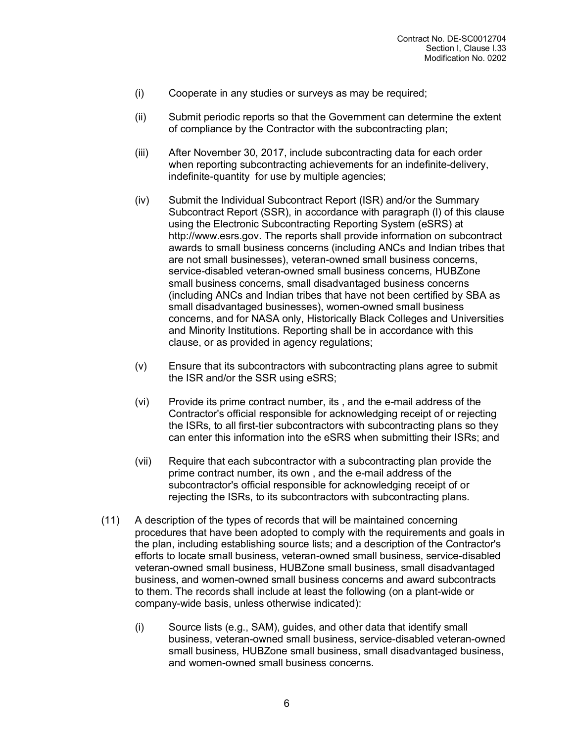(i) Cooperate in any studies or surveys as may be required;

(ii) Submit periodic reports so that the Government can determine the extent of compliance by the Contractor with the subcontracting plan;

(iii) After November 30, 2017, include subcontracting data for each order when reporting subcontracting achievements for an indefinite-delivery, indefinite-quantity for use by multiple agencies;

(iv) Submit the Individual Subcontract Report (ISR) and/or the Summary Subcontract Report (SSR), in accordance with paragraph (l) of this clause using the Electronic Subcontracting Reporting System (eSRS) at http://www.esrs.gov. The reports shall provide information on subcontract awards to small business concerns (including ANCs and Indian tribes that are not small businesses), veteran-owned small business concerns, service-disabled veteran-owned small business concerns, HUBZone small business concerns, small disadvantaged business concerns (including ANCs and Indian tribes that have not been certified by SBA as small disadvantaged businesses), women-owned small business concerns, and for NASA only, Historically Black Colleges and Universities and Minority Institutions. Reporting shall be in accordance with this clause, or as provided in agency regulations;

(v) Ensure that its subcontractors with subcontracting plans agree to submit the ISR and/or the SSR using eSRS;

(vi) Provide its prime contract number, its , and the e-mail address of the Contractor's official responsible for acknowledging receipt of or rejecting the ISRs, to all first-tier subcontractors with subcontracting plans so they can enter this information into the eSRS when submitting their ISRs; and

(vii) Require that each subcontractor with a subcontracting plan provide the prime contract number, its own , and the e-mail address of the subcontractor's official responsible for acknowledging receipt of or rejecting the ISRs, to its subcontractors with subcontracting plans.

(11) A description of the types of records that will be maintained concerning procedures that have been adopted to comply with the requirements and goals in the plan, including establishing source lists; and a description of the Contractor's efforts to locate small business, veteran-owned small business, service-disabled veteran-owned small business, HUBZone small business, small disadvantaged business, and women-owned small business concerns and award subcontracts to them. The records shall include at least the following (on a plant-wide or company-wide basis, unless otherwise indicated):

(i) Source lists (e.g., SAM), guides, and other data that identify small business, veteran-owned small business, service-disabled veteran-owned small business, HUBZone small business, small disadvantaged business, and women-owned small business concerns.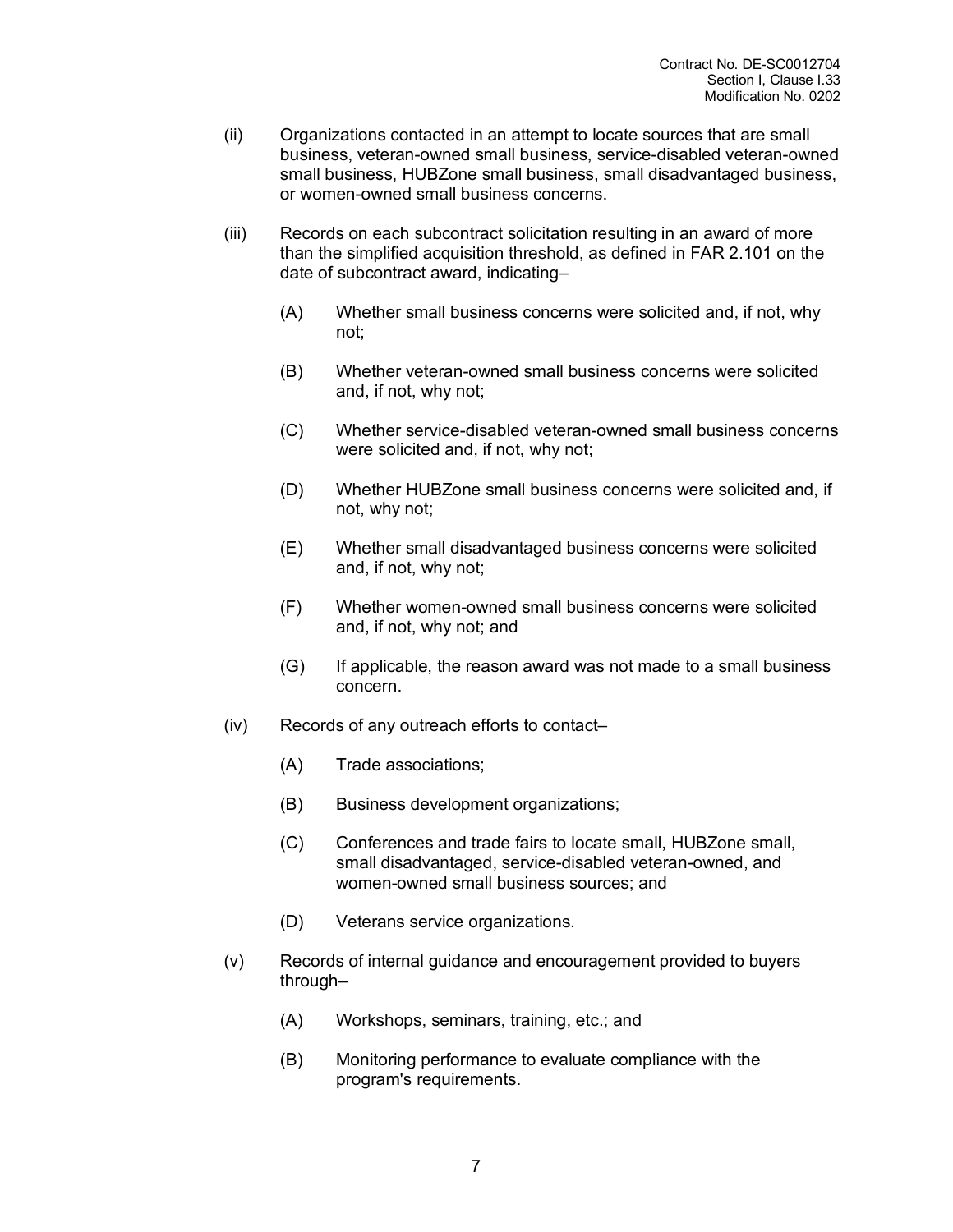(ii) Organizations contacted in an attempt to locate sources that are small business, veteran-owned small business, service-disabled veteran-owned small business, HUBZone small business, small disadvantaged business, or women-owned small business concerns.

(iii) Records on each subcontract solicitation resulting in an award of more than the simplified acquisition threshold, as defined in FAR 2.101 on the date of subcontract award, indicating–

(A) Whether small business concerns were solicited and, if not, why not;

(B) Whether veteran-owned small business concerns were solicited and, if not, why not;

(C) Whether service-disabled veteran-owned small business concerns were solicited and, if not, why not;

(D) Whether HUBZone small business concerns were solicited and, if not, why not;

(E) Whether small disadvantaged business concerns were solicited and, if not, why not;

(F) Whether women-owned small business concerns were solicited and, if not, why not; and

(G) If applicable, the reason award was not made to a small business concern.

(iv) Records of any outreach efforts to contact–

(A) Trade associations;

(B) Business development organizations;

(C) Conferences and trade fairs to locate small, HUBZone small, small disadvantaged, service-disabled veteran-owned, and women-owned small business sources; and

(D) Veterans service organizations.

(v) Records of internal guidance and encouragement provided to buyers through–

(A) Workshops, seminars, training, etc.; and

(B) Monitoring performance to evaluate compliance with the program's requirements.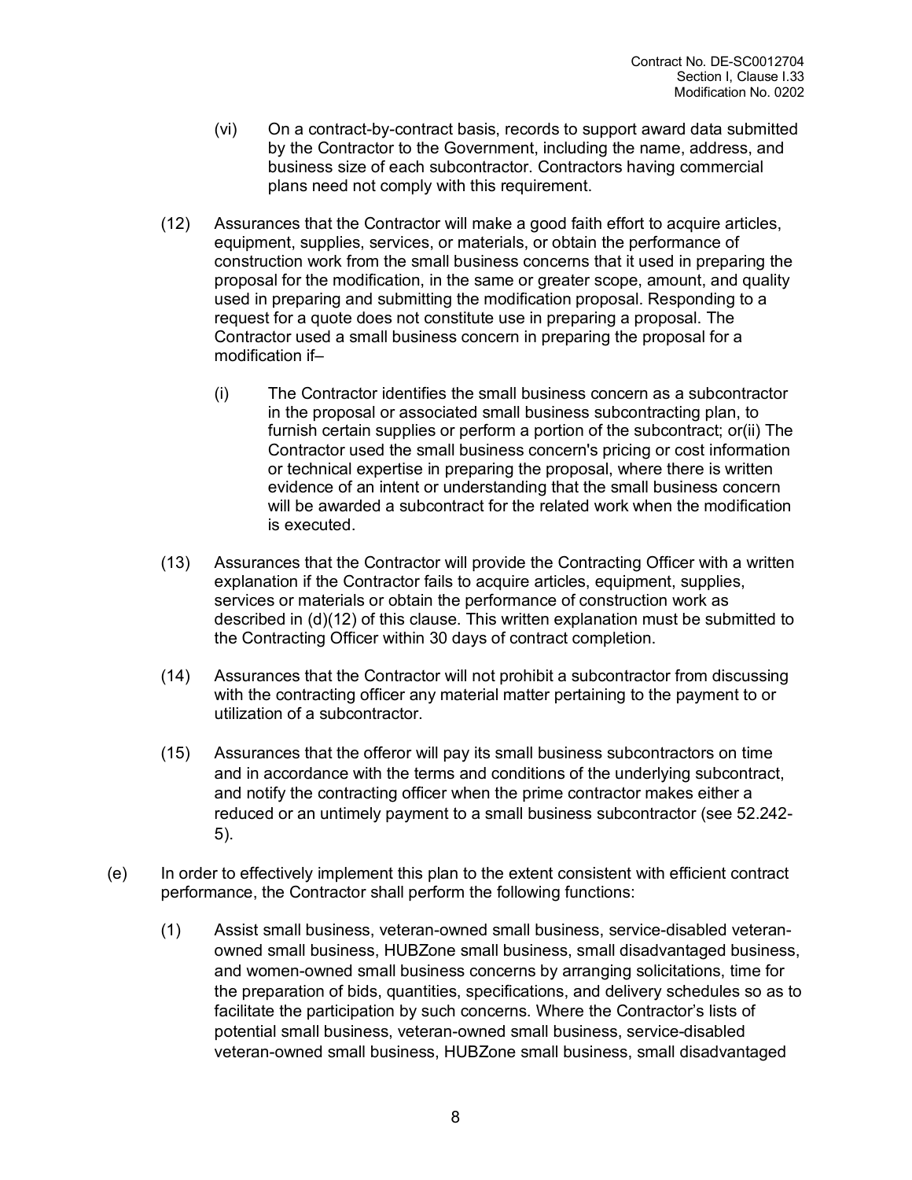(vi) On a contract-by-contract basis, records to support award data submitted by the Contractor to the Government, including the name, address, and business size of each subcontractor. Contractors having commercial plans need not comply with this requirement.

(12) Assurances that the Contractor will make a good faith effort to acquire articles, equipment, supplies, services, or materials, or obtain the performance of construction work from the small business concerns that it used in preparing the proposal for the modification, in the same or greater scope, amount, and quality used in preparing and submitting the modification proposal. Responding to a request for a quote does not constitute use in preparing a proposal. The Contractor used a small business concern in preparing the proposal for a modification if–

(i) The Contractor identifies the small business concern as a subcontractor in the proposal or associated small business subcontracting plan, to furnish certain supplies or perform a portion of the subcontract; or(ii) The Contractor used the small business concern's pricing or cost information or technical expertise in preparing the proposal, where there is written evidence of an intent or understanding that the small business concern will be awarded a subcontract for the related work when the modification is executed.

(13) Assurances that the Contractor will provide the Contracting Officer with a written explanation if the Contractor fails to acquire articles, equipment, supplies, services or materials or obtain the performance of construction work as described in (d)(12) of this clause. This written explanation must be submitted to the Contracting Officer within 30 days of contract completion.

(14) Assurances that the Contractor will not prohibit a subcontractor from discussing with the contracting officer any material matter pertaining to the payment to or utilization of a subcontractor.

(15) Assurances that the offeror will pay its small business subcontractors on time and in accordance with the terms and conditions of the underlying subcontract, and notify the contracting officer when the prime contractor makes either a reduced or an untimely payment to a small business subcontractor (see 52.242-5).

(e) In order to effectively implement this plan to the extent consistent with efficient contract performance, the Contractor shall perform the following functions:

(1) Assist small business, veteran-owned small business, service-disabled veteran-owned small business, HUBZone small business, small disadvantaged business, and women-owned small business concerns by arranging solicitations, time for the preparation of bids, quantities, specifications, and delivery schedules so as to facilitate the participation by such concerns. Where the Contractor's lists of potential small business, veteran-owned small business, service-disabled veteran-owned small business, HUBZone small business, small disadvantaged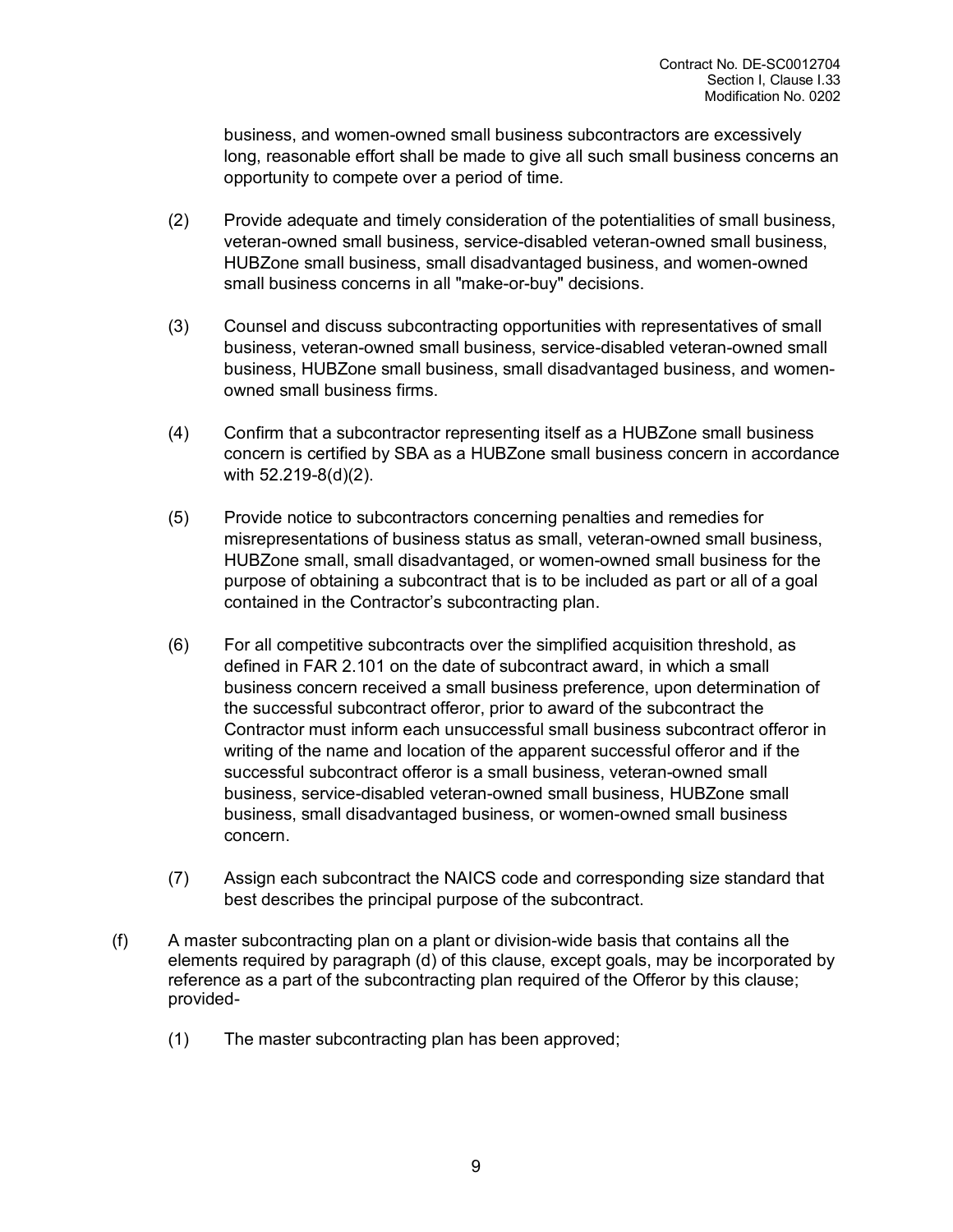business, and women-owned small business subcontractors are excessively long, reasonable effort shall be made to give all such small business concerns an opportunity to compete over a period of time.

(2) Provide adequate and timely consideration of the potentialities of small business, veteran-owned small business, service-disabled veteran-owned small business, HUBZone small business, small disadvantaged business, and women-owned small business concerns in all "make-or-buy" decisions.

(3) Counsel and discuss subcontracting opportunities with representatives of small business, veteran-owned small business, service-disabled veteran-owned small business, HUBZone small business, small disadvantaged business, and women-owned small business firms.

(4) Confirm that a subcontractor representing itself as a HUBZone small business concern is certified by SBA as a HUBZone small business concern in accordance with 52.219-8(d)(2).

(5) Provide notice to subcontractors concerning penalties and remedies for misrepresentations of business status as small, veteran-owned small business, HUBZone small, small disadvantaged, or women-owned small business for the purpose of obtaining a subcontract that is to be included as part or all of a goal contained in the Contractor's subcontracting plan.

(6) For all competitive subcontracts over the simplified acquisition threshold, as defined in FAR 2.101 on the date of subcontract award, in which a small business concern received a small business preference, upon determination of the successful subcontract offeror, prior to award of the subcontract the Contractor must inform each unsuccessful small business subcontract offeror in writing of the name and location of the apparent successful offeror and if the successful subcontract offeror is a small business, veteran-owned small business, service-disabled veteran-owned small business, HUBZone small business, small disadvantaged business, or women-owned small business concern.

(7) Assign each subcontract the NAICS code and corresponding size standard that best describes the principal purpose of the subcontract.

(f) A master subcontracting plan on a plant or division-wide basis that contains all the elements required by paragraph (d) of this clause, except goals, may be incorporated by reference as a part of the subcontracting plan required of the Offeror by this clause; provided-

(1) The master subcontracting plan has been approved;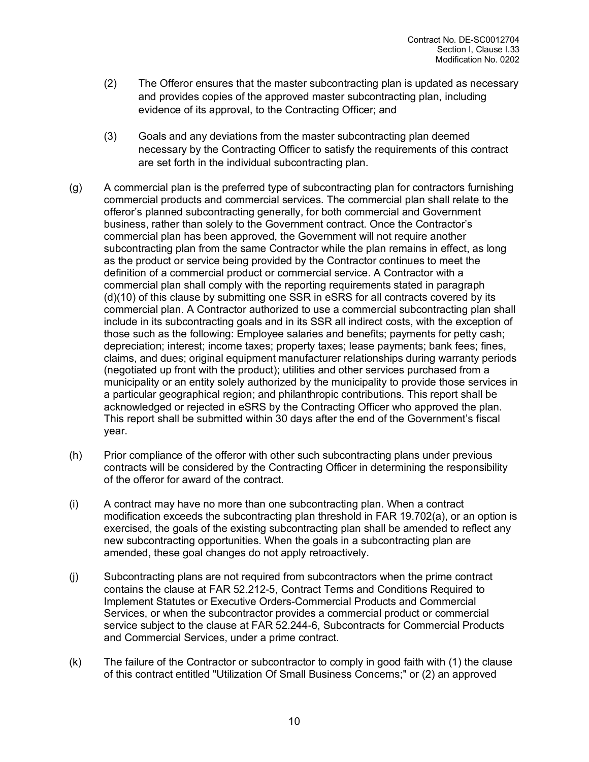(2) The Offeror ensures that the master subcontracting plan is updated as necessary and provides copies of the approved master subcontracting plan, including evidence of its approval, to the Contracting Officer; and

(3) Goals and any deviations from the master subcontracting plan deemed necessary by the Contracting Officer to satisfy the requirements of this contract are set forth in the individual subcontracting plan.

(g) A commercial plan is the preferred type of subcontracting plan for contractors furnishing commercial products and commercial services. The commercial plan shall relate to the offeror's planned subcontracting generally, for both commercial and Government business, rather than solely to the Government contract. Once the Contractor's commercial plan has been approved, the Government will not require another subcontracting plan from the same Contractor while the plan remains in effect, as long as the product or service being provided by the Contractor continues to meet the definition of a commercial product or commercial service. A Contractor with a commercial plan shall comply with the reporting requirements stated in paragraph (d)(10) of this clause by submitting one SSR in eSRS for all contracts covered by its commercial plan. A Contractor authorized to use a commercial subcontracting plan shall include in its subcontracting goals and in its SSR all indirect costs, with the exception of those such as the following: Employee salaries and benefits; payments for petty cash; depreciation; interest; income taxes; property taxes; lease payments; bank fees; fines, claims, and dues; original equipment manufacturer relationships during warranty periods (negotiated up front with the product); utilities and other services purchased from a municipality or an entity solely authorized by the municipality to provide those services in a particular geographical region; and philanthropic contributions. This report shall be acknowledged or rejected in eSRS by the Contracting Officer who approved the plan. This report shall be submitted within 30 days after the end of the Government's fiscal year.

(h) Prior compliance of the offeror with other such subcontracting plans under previous contracts will be considered by the Contracting Officer in determining the responsibility of the offeror for award of the contract.

(i) A contract may have no more than one subcontracting plan. When a contract modification exceeds the subcontracting plan threshold in FAR 19.702(a), or an option is exercised, the goals of the existing subcontracting plan shall be amended to reflect any new subcontracting opportunities. When the goals in a subcontracting plan are amended, these goal changes do not apply retroactively.

(j) Subcontracting plans are not required from subcontractors when the prime contract contains the clause at FAR 52.212-5, Contract Terms and Conditions Required to Implement Statutes or Executive Orders-Commercial Products and Commercial Services, or when the subcontractor provides a commercial product or commercial service subject to the clause at FAR 52.244-6, Subcontracts for Commercial Products and Commercial Services, under a prime contract.

(k) The failure of the Contractor or subcontractor to comply in good faith with (1) the clause of this contract entitled "Utilization Of Small Business Concerns;" or (2) an approved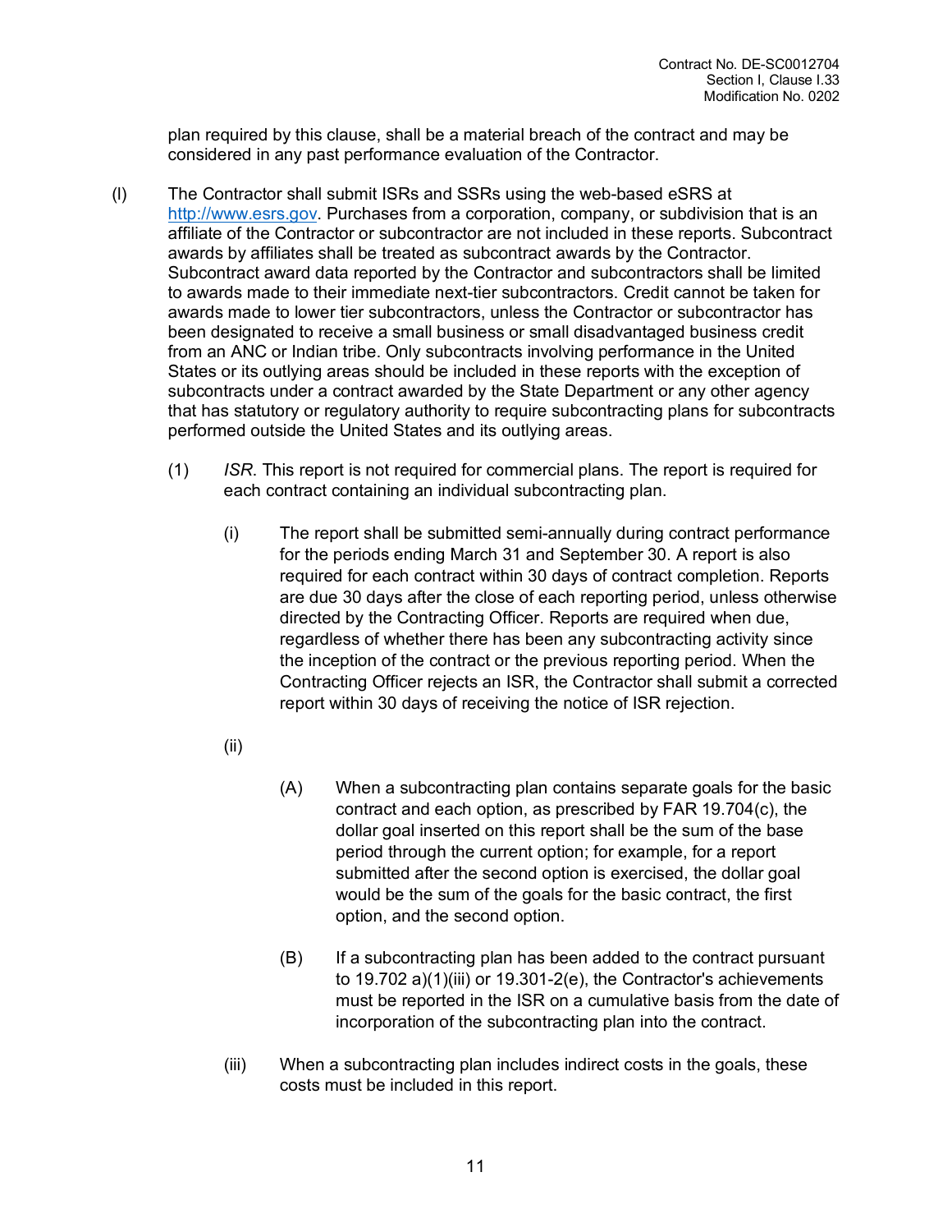plan required by this clause, shall be a material breach of the contract and may be considered in any past performance evaluation of the Contractor.

(l) The Contractor shall submit ISRs and SSRs using the web-based eSRS at http://www.esrs.gov. Purchases from a corporation, company, or subdivision that is an affiliate of the Contractor or subcontractor are not included in these reports. Subcontract awards by affiliates shall be treated as subcontract awards by the Contractor. Subcontract award data reported by the Contractor and subcontractors shall be limited to awards made to their immediate next-tier subcontractors. Credit cannot be taken for awards made to lower tier subcontractors, unless the Contractor or subcontractor has been designated to receive a small business or small disadvantaged business credit from an ANC or Indian tribe. Only subcontracts involving performance in the United States or its outlying areas should be included in these reports with the exception of subcontracts under a contract awarded by the State Department or any other agency that has statutory or regulatory authority to require subcontracting plans for subcontracts performed outside the United States and its outlying areas.

(1) *ISR*. This report is not required for commercial plans. The report is required for each contract containing an individual subcontracting plan.

(i) The report shall be submitted semi-annually during contract performance for the periods ending March 31 and September 30. A report is also required for each contract within 30 days of contract completion. Reports are due 30 days after the close of each reporting period, unless otherwise directed by the Contracting Officer. Reports are required when due, regardless of whether there has been any subcontracting activity since the inception of the contract or the previous reporting period. When the Contracting Officer rejects an ISR, the Contractor shall submit a corrected report within 30 days of receiving the notice of ISR rejection.

(ii)

(A) When a subcontracting plan contains separate goals for the basic contract and each option, as prescribed by FAR 19.704(c), the dollar goal inserted on this report shall be the sum of the base period through the current option; for example, for a report submitted after the second option is exercised, the dollar goal would be the sum of the goals for the basic contract, the first option, and the second option.

(B) If a subcontracting plan has been added to the contract pursuant to 19.702 a)(1)(iii) or 19.301-2(e), the Contractor's achievements must be reported in the ISR on a cumulative basis from the date of incorporation of the subcontracting plan into the contract.

(iii) When a subcontracting plan includes indirect costs in the goals, these costs must be included in this report.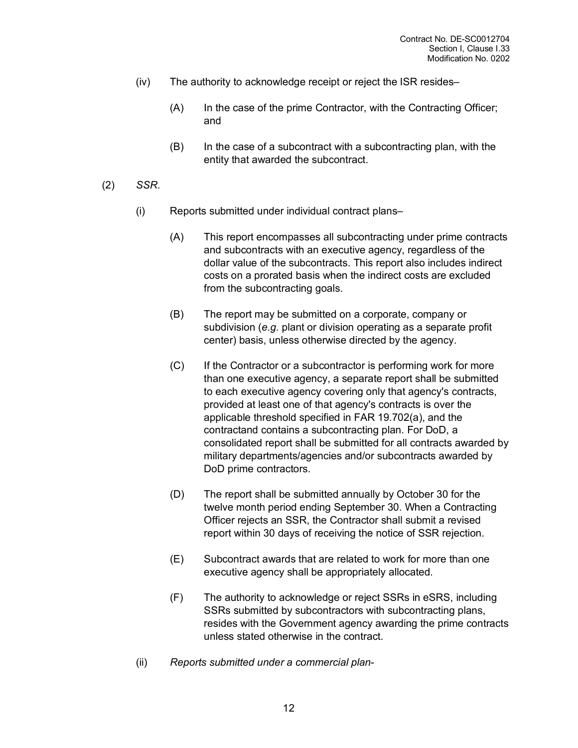(iv) The authority to acknowledge receipt or reject the ISR resides–

(A) In the case of the prime Contractor, with the Contracting Officer; and

(B) In the case of a subcontract with a subcontracting plan, with the entity that awarded the subcontract.

(2) *SSR*.

(i) Reports submitted under individual contract plans–

(A) This report encompasses all subcontracting under prime contracts and subcontracts with an executive agency, regardless of the dollar value of the subcontracts. This report also includes indirect costs on a prorated basis when the indirect costs are excluded from the subcontracting goals.

(B) The report may be submitted on a corporate, company or subdivision (*e.g.* plant or division operating as a separate profit center) basis, unless otherwise directed by the agency.

(C) If the Contractor or a subcontractor is performing work for more than one executive agency, a separate report shall be submitted to each executive agency covering only that agency's contracts, provided at least one of that agency's contracts is over the applicable threshold specified in FAR 19.702(a), and the contractand contains a subcontracting plan. For DoD, a consolidated report shall be submitted for all contracts awarded by military departments/agencies and/or subcontracts awarded by DoD prime contractors.

(D) The report shall be submitted annually by October 30 for the twelve month period ending September 30. When a Contracting Officer rejects an SSR, the Contractor shall submit a revised report within 30 days of receiving the notice of SSR rejection.

(E) Subcontract awards that are related to work for more than one executive agency shall be appropriately allocated.

(F) The authority to acknowledge or reject SSRs in eSRS, including SSRs submitted by subcontractors with subcontracting plans, resides with the Government agency awarding the prime contracts unless stated otherwise in the contract.

(ii) *Reports submitted under a commercial plan-*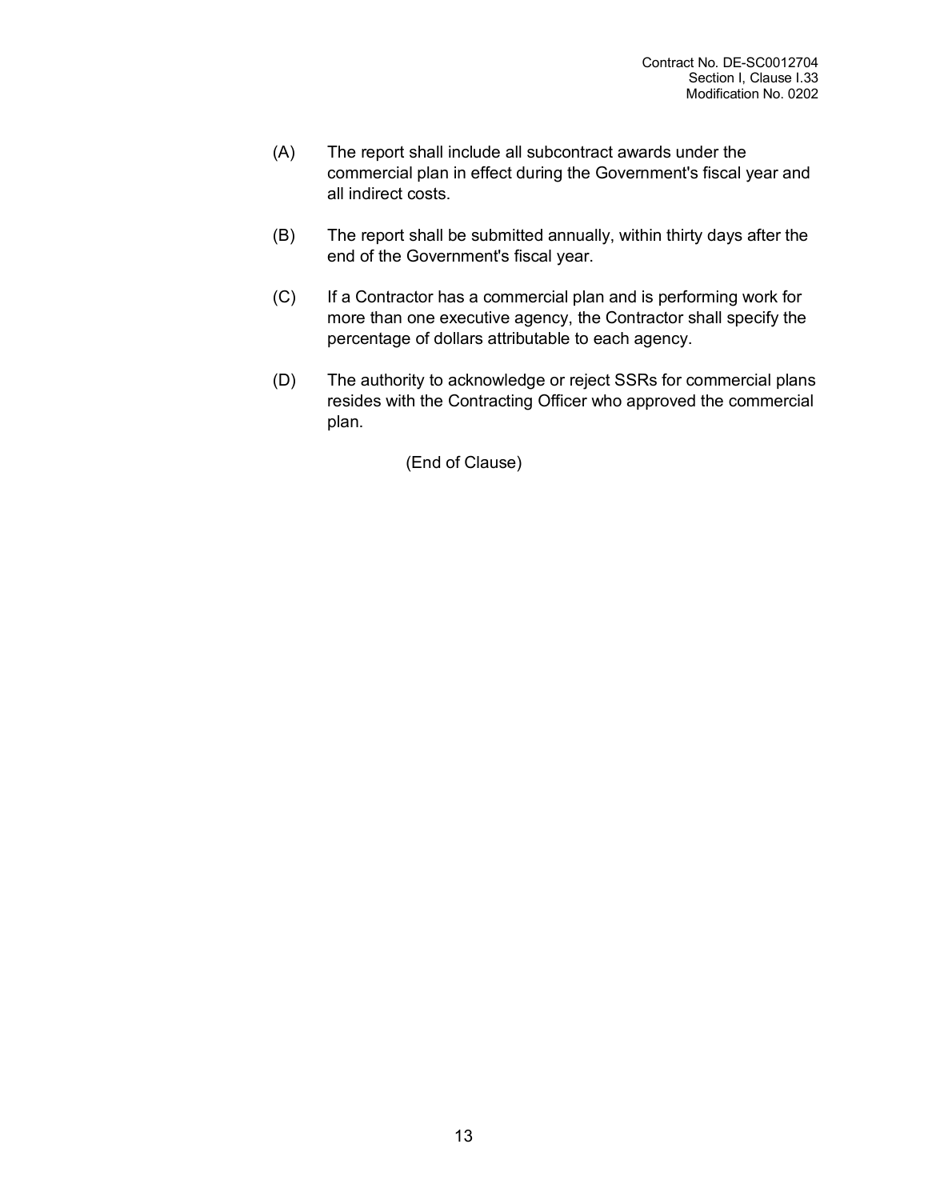(A) The report shall include all subcontract awards under the commercial plan in effect during the Government's fiscal year and all indirect costs.

(B) The report shall be submitted annually, within thirty days after the end of the Government's fiscal year.

(C) If a Contractor has a commercial plan and is performing work for more than one executive agency, the Contractor shall specify the percentage of dollars attributable to each agency.

(D) The authority to acknowledge or reject SSRs for commercial plans resides with the Contracting Officer who approved the commercial plan.

(End of Clause)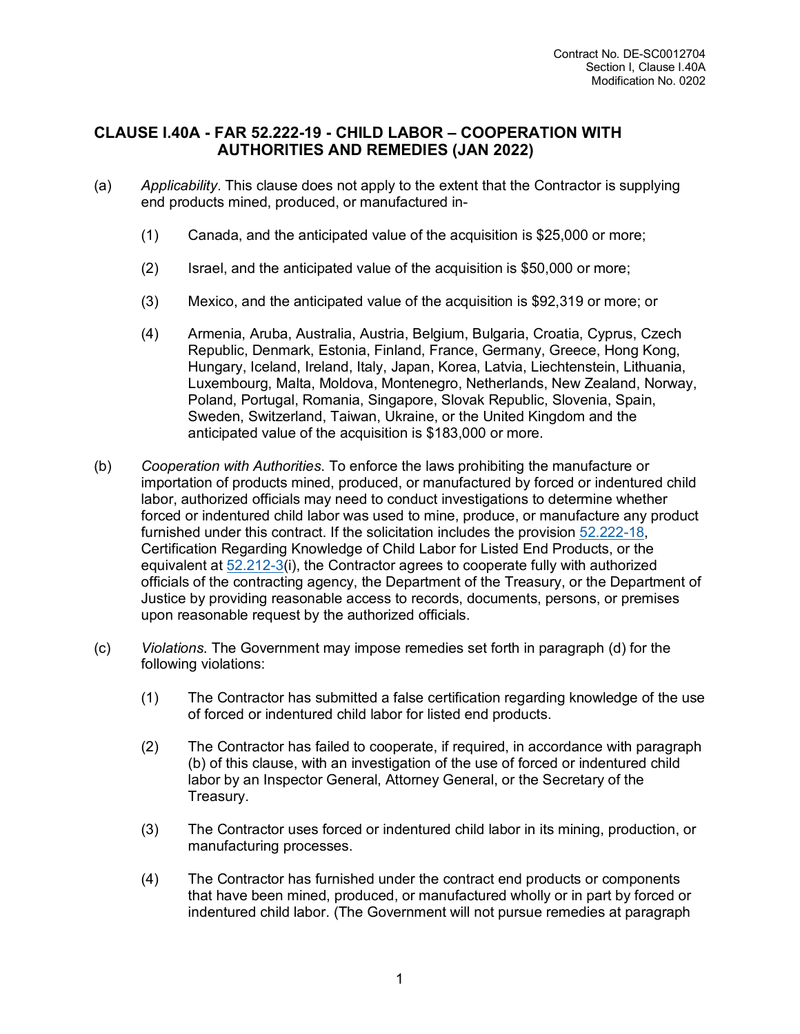Contract No. DE-SC0012704
Section I, Clause I.40A
Modification No. 0202

## CLAUSE I.40A - FAR 52.222-19 - CHILD LABOR – COOPERATION WITH AUTHORITIES AND REMEDIES (JAN 2022)

(a) *Applicability*. This clause does not apply to the extent that the Contractor is supplying end products mined, produced, or manufactured in-

(1) Canada, and the anticipated value of the acquisition is $25,000 or more;

(2) Israel, and the anticipated value of the acquisition is $50,000 or more;

(3) Mexico, and the anticipated value of the acquisition is $92,319 or more; or

(4) Armenia, Aruba, Australia, Austria, Belgium, Bulgaria, Croatia, Cyprus, Czech Republic, Denmark, Estonia, Finland, France, Germany, Greece, Hong Kong, Hungary, Iceland, Ireland, Italy, Japan, Korea, Latvia, Liechtenstein, Lithuania, Luxembourg, Malta, Moldova, Montenegro, Netherlands, New Zealand, Norway, Poland, Portugal, Romania, Singapore, Slovak Republic, Slovenia, Spain, Sweden, Switzerland, Taiwan, Ukraine, or the United Kingdom and the anticipated value of the acquisition is $183,000 or more.

(b) *Cooperation with Authorities*. To enforce the laws prohibiting the manufacture or importation of products mined, produced, or manufactured by forced or indentured child labor, authorized officials may need to conduct investigations to determine whether forced or indentured child labor was used to mine, produce, or manufacture any product furnished under this contract. If the solicitation includes the provision 52.222-18, Certification Regarding Knowledge of Child Labor for Listed End Products, or the equivalent at 52.212-3(i), the Contractor agrees to cooperate fully with authorized officials of the contracting agency, the Department of the Treasury, or the Department of Justice by providing reasonable access to records, documents, persons, or premises upon reasonable request by the authorized officials.

(c) *Violations*. The Government may impose remedies set forth in paragraph (d) for the following violations:

(1) The Contractor has submitted a false certification regarding knowledge of the use of forced or indentured child labor for listed end products.

(2) The Contractor has failed to cooperate, if required, in accordance with paragraph (b) of this clause, with an investigation of the use of forced or indentured child labor by an Inspector General, Attorney General, or the Secretary of the Treasury.

(3) The Contractor uses forced or indentured child labor in its mining, production, or manufacturing processes.

(4) The Contractor has furnished under the contract end products or components that have been mined, produced, or manufactured wholly or in part by forced or indentured child labor. (The Government will not pursue remedies at paragraph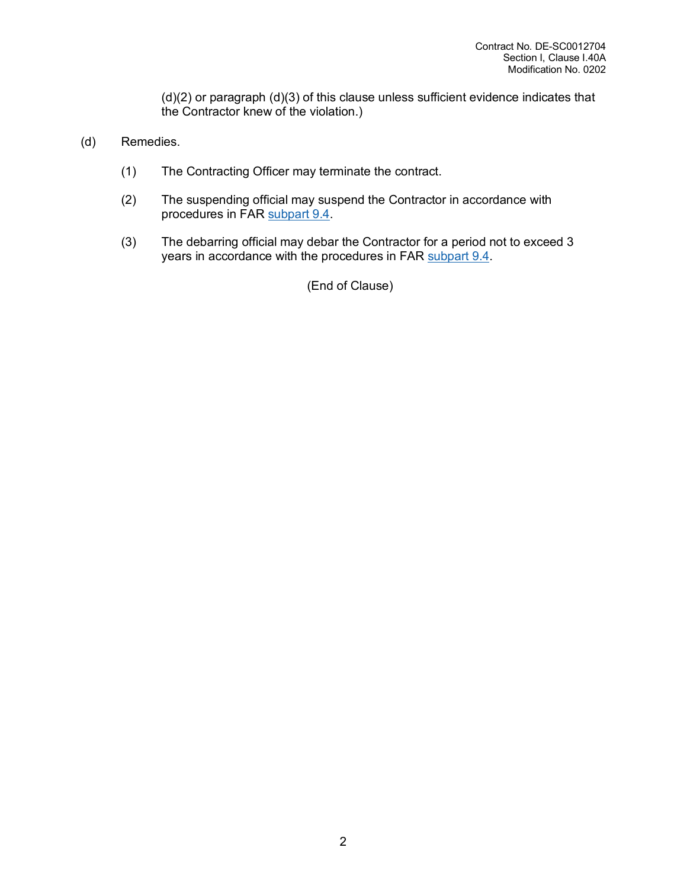(d)(2) or paragraph (d)(3) of this clause unless sufficient evidence indicates that the Contractor knew of the violation.)

(d) Remedies.

(1) The Contracting Officer may terminate the contract.

(2) The suspending official may suspend the Contractor in accordance with procedures in FAR subpart 9.4.

(3) The debarring official may debar the Contractor for a period not to exceed 3 years in accordance with the procedures in FAR subpart 9.4.

(End of Clause)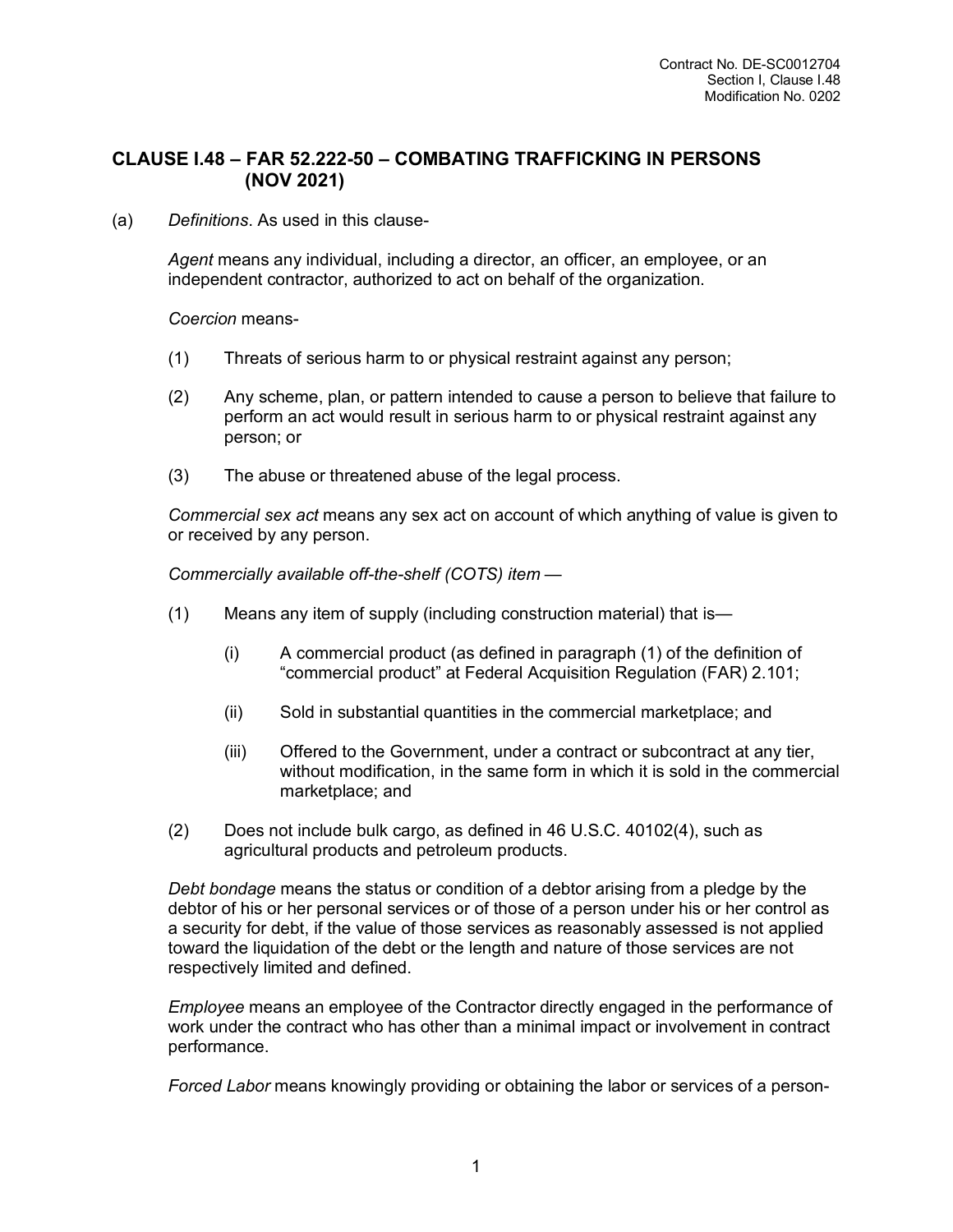## CLAUSE I.48 – FAR 52.222-50 – COMBATING TRAFFICKING IN PERSONS (NOV 2021)

(a) *Definitions*. As used in this clause-

*Agent* means any individual, including a director, an officer, an employee, or an independent contractor, authorized to act on behalf of the organization.

*Coercion* means-

(1) Threats of serious harm to or physical restraint against any person;

(2) Any scheme, plan, or pattern intended to cause a person to believe that failure to perform an act would result in serious harm to or physical restraint against any person; or

(3) The abuse or threatened abuse of the legal process.

*Commercial sex act* means any sex act on account of which anything of value is given to or received by any person.

*Commercially available off-the-shelf (COTS) item* —

(1) Means any item of supply (including construction material) that is—

(i) A commercial product (as defined in paragraph (1) of the definition of "commercial product" at Federal Acquisition Regulation (FAR) 2.101;

(ii) Sold in substantial quantities in the commercial marketplace; and

(iii) Offered to the Government, under a contract or subcontract at any tier, without modification, in the same form in which it is sold in the commercial marketplace; and

(2) Does not include bulk cargo, as defined in 46 U.S.C. 40102(4), such as agricultural products and petroleum products.

*Debt bondage* means the status or condition of a debtor arising from a pledge by the debtor of his or her personal services or of those of a person under his or her control as a security for debt, if the value of those services as reasonably assessed is not applied toward the liquidation of the debt or the length and nature of those services are not respectively limited and defined.

*Employee* means an employee of the Contractor directly engaged in the performance of work under the contract who has other than a minimal impact or involvement in contract performance.

*Forced Labor* means knowingly providing or obtaining the labor or services of a person-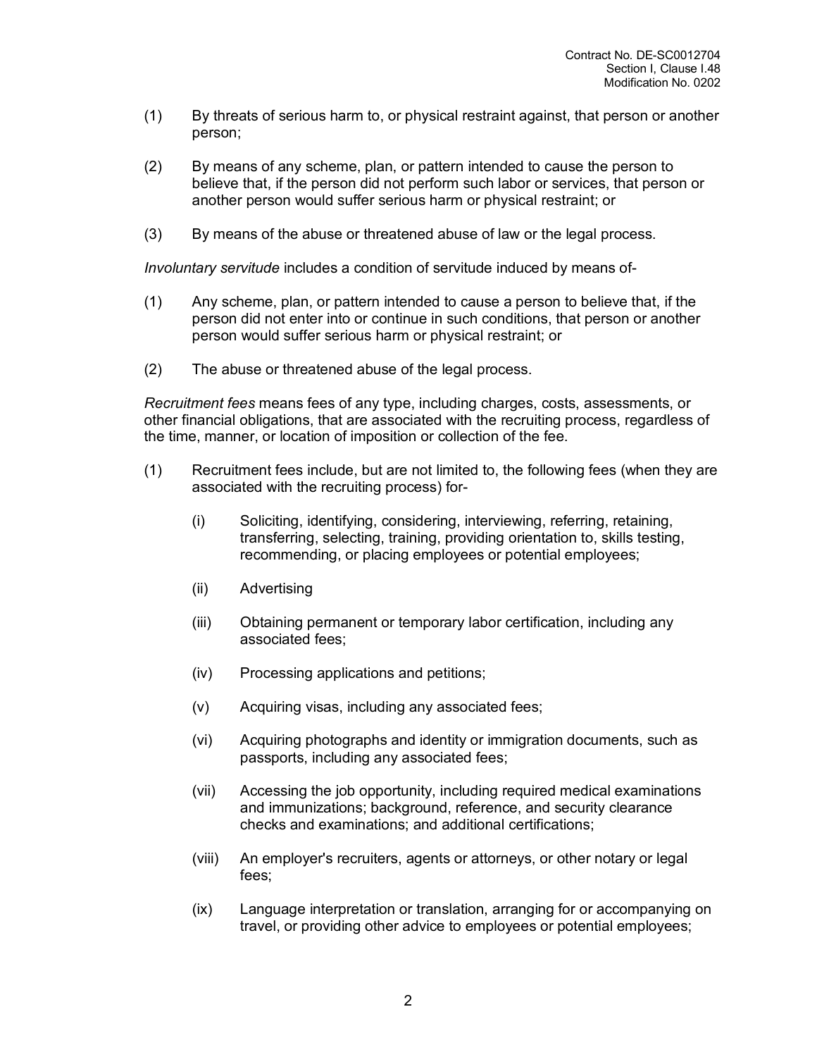(1) By threats of serious harm to, or physical restraint against, that person or another person;

(2) By means of any scheme, plan, or pattern intended to cause the person to believe that, if the person did not perform such labor or services, that person or another person would suffer serious harm or physical restraint; or

(3) By means of the abuse or threatened abuse of law or the legal process.

*Involuntary servitude* includes a condition of servitude induced by means of-

(1) Any scheme, plan, or pattern intended to cause a person to believe that, if the person did not enter into or continue in such conditions, that person or another person would suffer serious harm or physical restraint; or

(2) The abuse or threatened abuse of the legal process.

*Recruitment fees* means fees of any type, including charges, costs, assessments, or other financial obligations, that are associated with the recruiting process, regardless of the time, manner, or location of imposition or collection of the fee.

(1) Recruitment fees include, but are not limited to, the following fees (when they are associated with the recruiting process) for-

   (i) Soliciting, identifying, considering, interviewing, referring, retaining, transferring, selecting, training, providing orientation to, skills testing, recommending, or placing employees or potential employees;

   (ii) Advertising

   (iii) Obtaining permanent or temporary labor certification, including any associated fees;

   (iv) Processing applications and petitions;

   (v) Acquiring visas, including any associated fees;

   (vi) Acquiring photographs and identity or immigration documents, such as passports, including any associated fees;

   (vii) Accessing the job opportunity, including required medical examinations and immunizations; background, reference, and security clearance checks and examinations; and additional certifications;

   (viii) An employer's recruiters, agents or attorneys, or other notary or legal fees;

   (ix) Language interpretation or translation, arranging for or accompanying on travel, or providing other advice to employees or potential employees;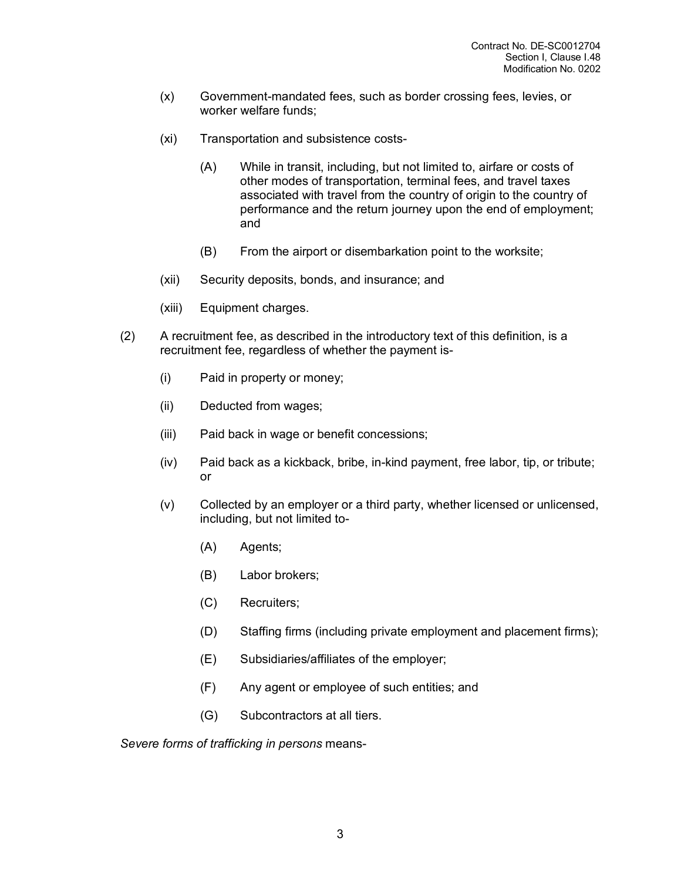(x) Government-mandated fees, such as border crossing fees, levies, or worker welfare funds;

(xi) Transportation and subsistence costs-

(A) While in transit, including, but not limited to, airfare or costs of other modes of transportation, terminal fees, and travel taxes associated with travel from the country of origin to the country of performance and the return journey upon the end of employment; and

(B) From the airport or disembarkation point to the worksite;

(xii) Security deposits, bonds, and insurance; and

(xiii) Equipment charges.

(2) A recruitment fee, as described in the introductory text of this definition, is a recruitment fee, regardless of whether the payment is-

(i) Paid in property or money;

(ii) Deducted from wages;

(iii) Paid back in wage or benefit concessions;

(iv) Paid back as a kickback, bribe, in-kind payment, free labor, tip, or tribute; or

(v) Collected by an employer or a third party, whether licensed or unlicensed, including, but not limited to-

(A) Agents;

(B) Labor brokers;

(C) Recruiters;

(D) Staffing firms (including private employment and placement firms);

(E) Subsidiaries/affiliates of the employer;

(F) Any agent or employee of such entities; and

(G) Subcontractors at all tiers.

*Severe forms of trafficking in persons* means-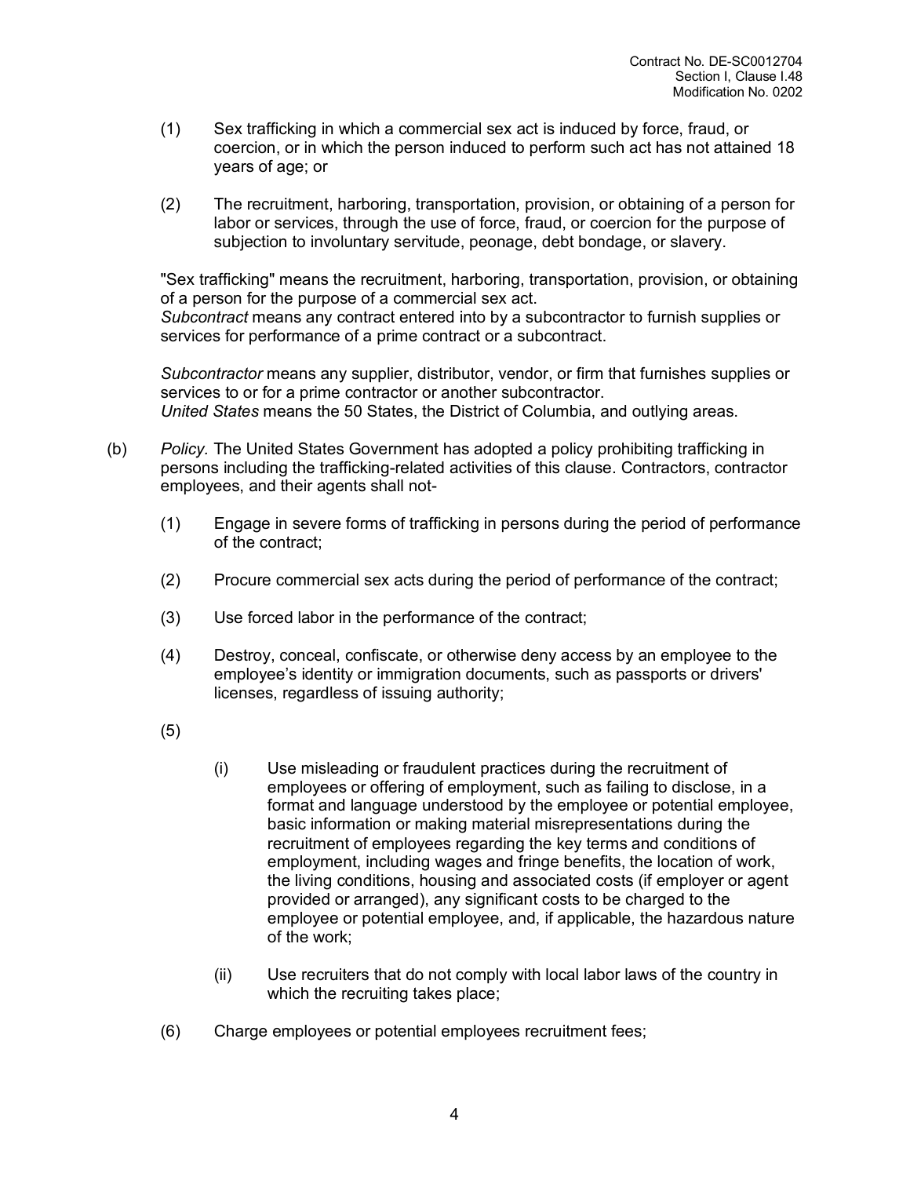(1) Sex trafficking in which a commercial sex act is induced by force, fraud, or coercion, or in which the person induced to perform such act has not attained 18 years of age; or

(2) The recruitment, harboring, transportation, provision, or obtaining of a person for labor or services, through the use of force, fraud, or coercion for the purpose of subjection to involuntary servitude, peonage, debt bondage, or slavery.

"Sex trafficking" means the recruitment, harboring, transportation, provision, or obtaining of a person for the purpose of a commercial sex act.
*Subcontract* means any contract entered into by a subcontractor to furnish supplies or services for performance of a prime contract or a subcontract.

*Subcontractor* means any supplier, distributor, vendor, or firm that furnishes supplies or services to or for a prime contractor or another subcontractor.
*United States* means the 50 States, the District of Columbia, and outlying areas.

(b) *Policy.* The United States Government has adopted a policy prohibiting trafficking in persons including the trafficking-related activities of this clause. Contractors, contractor employees, and their agents shall not-

(1) Engage in severe forms of trafficking in persons during the period of performance of the contract;

(2) Procure commercial sex acts during the period of performance of the contract;

(3) Use forced labor in the performance of the contract;

(4) Destroy, conceal, confiscate, or otherwise deny access by an employee to the employee's identity or immigration documents, such as passports or drivers' licenses, regardless of issuing authority;

(5)

(i) Use misleading or fraudulent practices during the recruitment of employees or offering of employment, such as failing to disclose, in a format and language understood by the employee or potential employee, basic information or making material misrepresentations during the recruitment of employees regarding the key terms and conditions of employment, including wages and fringe benefits, the location of work, the living conditions, housing and associated costs (if employer or agent provided or arranged), any significant costs to be charged to the employee or potential employee, and, if applicable, the hazardous nature of the work;

(ii) Use recruiters that do not comply with local labor laws of the country in which the recruiting takes place;

(6) Charge employees or potential employees recruitment fees;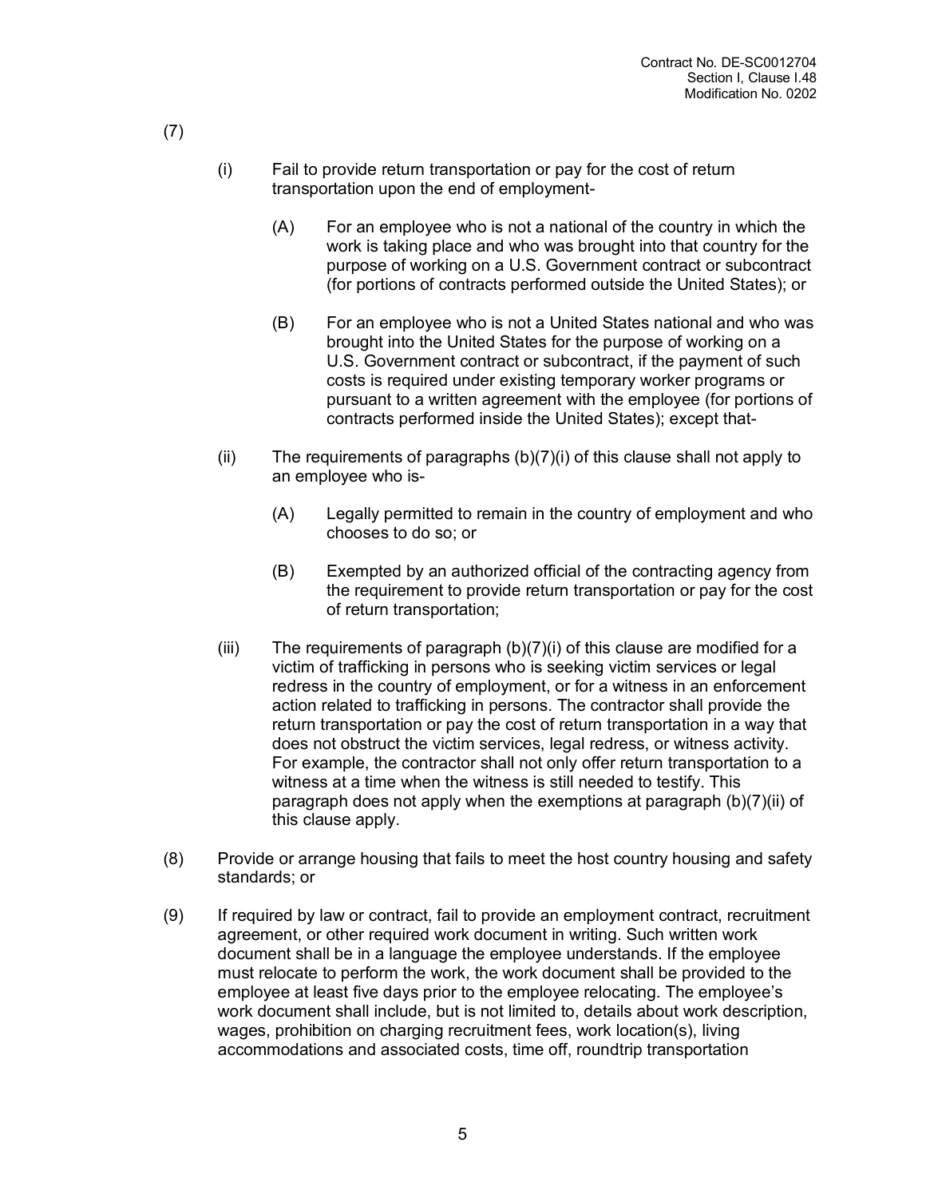(7)

(i) Fail to provide return transportation or pay for the cost of return transportation upon the end of employment-

(A) For an employee who is not a national of the country in which the work is taking place and who was brought into that country for the purpose of working on a U.S. Government contract or subcontract (for portions of contracts performed outside the United States); or

(B) For an employee who is not a United States national and who was brought into the United States for the purpose of working on a U.S. Government contract or subcontract, if the payment of such costs is required under existing temporary worker programs or pursuant to a written agreement with the employee (for portions of contracts performed inside the United States); except that-

(ii) The requirements of paragraphs (b)(7)(i) of this clause shall not apply to an employee who is-

(A) Legally permitted to remain in the country of employment and who chooses to do so; or

(B) Exempted by an authorized official of the contracting agency from the requirement to provide return transportation or pay for the cost of return transportation;

(iii) The requirements of paragraph (b)(7)(i) of this clause are modified for a victim of trafficking in persons who is seeking victim services or legal redress in the country of employment, or for a witness in an enforcement action related to trafficking in persons. The contractor shall provide the return transportation or pay the cost of return transportation in a way that does not obstruct the victim services, legal redress, or witness activity. For example, the contractor shall not only offer return transportation to a witness at a time when the witness is still needed to testify. This paragraph does not apply when the exemptions at paragraph (b)(7)(ii) of this clause apply.

(8) Provide or arrange housing that fails to meet the host country housing and safety standards; or

(9) If required by law or contract, fail to provide an employment contract, recruitment agreement, or other required work document in writing. Such written work document shall be in a language the employee understands. If the employee must relocate to perform the work, the work document shall be provided to the employee at least five days prior to the employee relocating. The employee's work document shall include, but is not limited to, details about work description, wages, prohibition on charging recruitment fees, work location(s), living accommodations and associated costs, time off, roundtrip transportation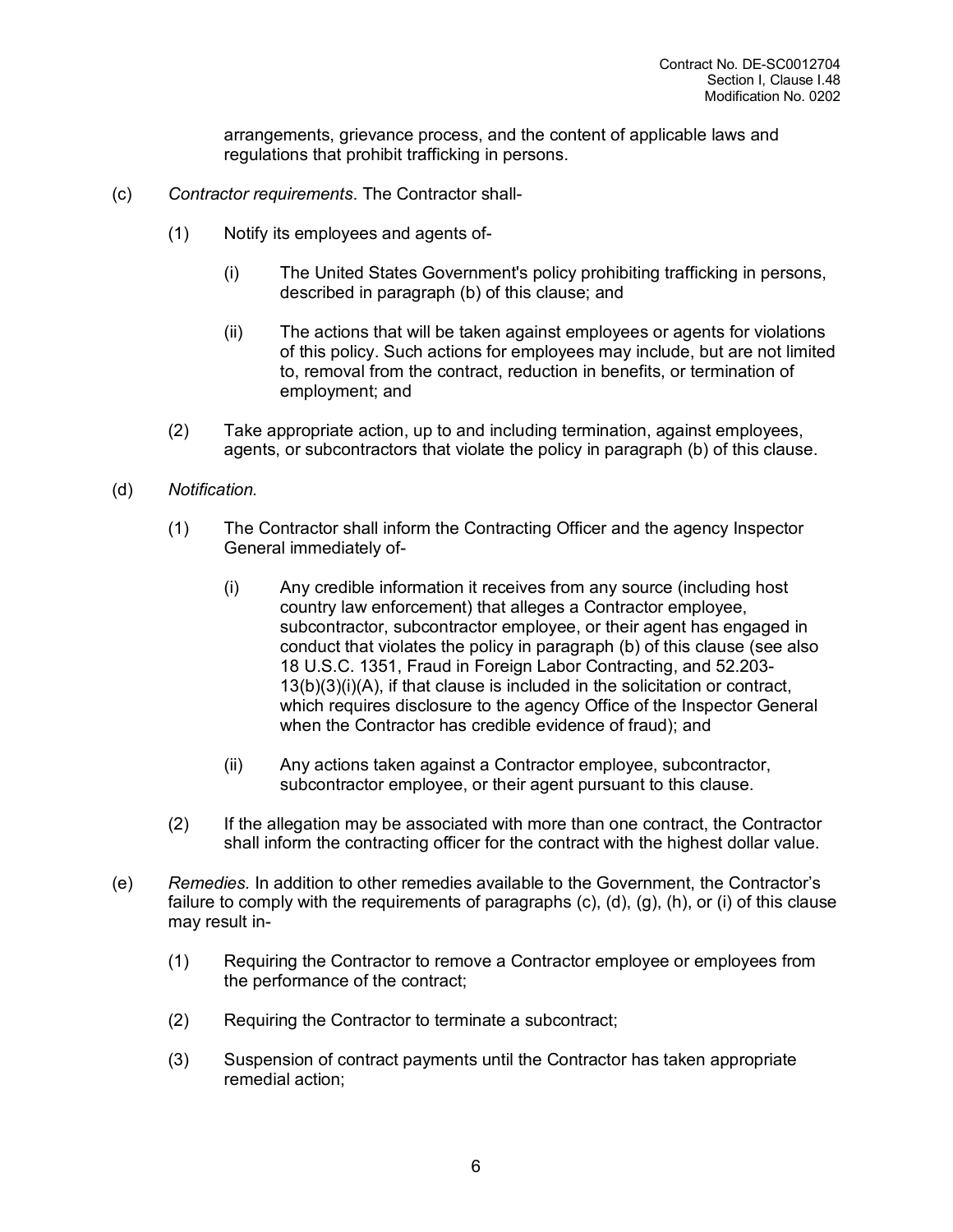arrangements, grievance process, and the content of applicable laws and regulations that prohibit trafficking in persons.

(c) *Contractor requirements*. The Contractor shall-

(1) Notify its employees and agents of-

(i) The United States Government's policy prohibiting trafficking in persons, described in paragraph (b) of this clause; and

(ii) The actions that will be taken against employees or agents for violations of this policy. Such actions for employees may include, but are not limited to, removal from the contract, reduction in benefits, or termination of employment; and

(2) Take appropriate action, up to and including termination, against employees, agents, or subcontractors that violate the policy in paragraph (b) of this clause.

(d) *Notification.*

(1) The Contractor shall inform the Contracting Officer and the agency Inspector General immediately of-

(i) Any credible information it receives from any source (including host country law enforcement) that alleges a Contractor employee, subcontractor, subcontractor employee, or their agent has engaged in conduct that violates the policy in paragraph (b) of this clause (see also 18 U.S.C. 1351, Fraud in Foreign Labor Contracting, and 52.203-13(b)(3)(i)(A), if that clause is included in the solicitation or contract, which requires disclosure to the agency Office of the Inspector General when the Contractor has credible evidence of fraud); and

(ii) Any actions taken against a Contractor employee, subcontractor, subcontractor employee, or their agent pursuant to this clause.

(2) If the allegation may be associated with more than one contract, the Contractor shall inform the contracting officer for the contract with the highest dollar value.

(e) *Remedies*. In addition to other remedies available to the Government, the Contractor's failure to comply with the requirements of paragraphs (c), (d), (g), (h), or (i) of this clause may result in-

(1) Requiring the Contractor to remove a Contractor employee or employees from the performance of the contract;

(2) Requiring the Contractor to terminate a subcontract;

(3) Suspension of contract payments until the Contractor has taken appropriate remedial action;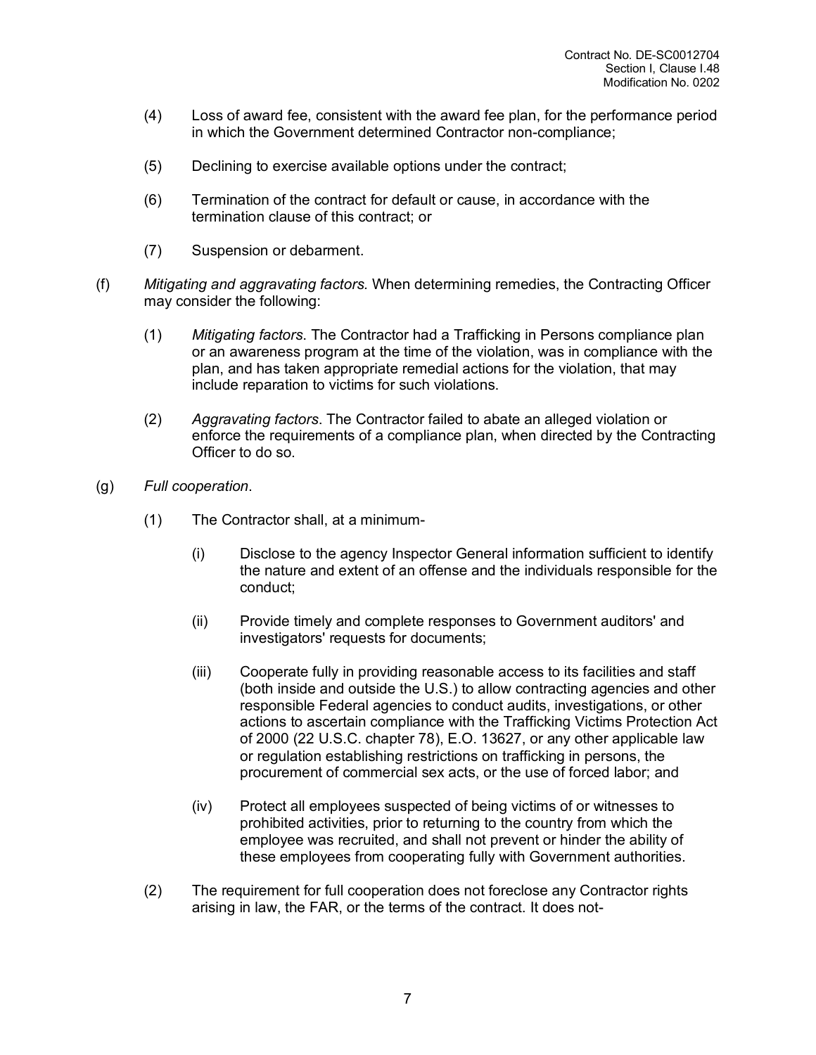(4) Loss of award fee, consistent with the award fee plan, for the performance period in which the Government determined Contractor non-compliance;

(5) Declining to exercise available options under the contract;

(6) Termination of the contract for default or cause, in accordance with the termination clause of this contract; or

(7) Suspension or debarment.

(f) *Mitigating and aggravating factors.* When determining remedies, the Contracting Officer may consider the following:

(1) *Mitigating factors*. The Contractor had a Trafficking in Persons compliance plan or an awareness program at the time of the violation, was in compliance with the plan, and has taken appropriate remedial actions for the violation, that may include reparation to victims for such violations.

(2) *Aggravating factors*. The Contractor failed to abate an alleged violation or enforce the requirements of a compliance plan, when directed by the Contracting Officer to do so.

(g) *Full cooperation*.

(1) The Contractor shall, at a minimum-

(i) Disclose to the agency Inspector General information sufficient to identify the nature and extent of an offense and the individuals responsible for the conduct;

(ii) Provide timely and complete responses to Government auditors' and investigators' requests for documents;

(iii) Cooperate fully in providing reasonable access to its facilities and staff (both inside and outside the U.S.) to allow contracting agencies and other responsible Federal agencies to conduct audits, investigations, or other actions to ascertain compliance with the Trafficking Victims Protection Act of 2000 (22 U.S.C. chapter 78), E.O. 13627, or any other applicable law or regulation establishing restrictions on trafficking in persons, the procurement of commercial sex acts, or the use of forced labor; and

(iv) Protect all employees suspected of being victims of or witnesses to prohibited activities, prior to returning to the country from which the employee was recruited, and shall not prevent or hinder the ability of these employees from cooperating fully with Government authorities.

(2) The requirement for full cooperation does not foreclose any Contractor rights arising in law, the FAR, or the terms of the contract. It does not-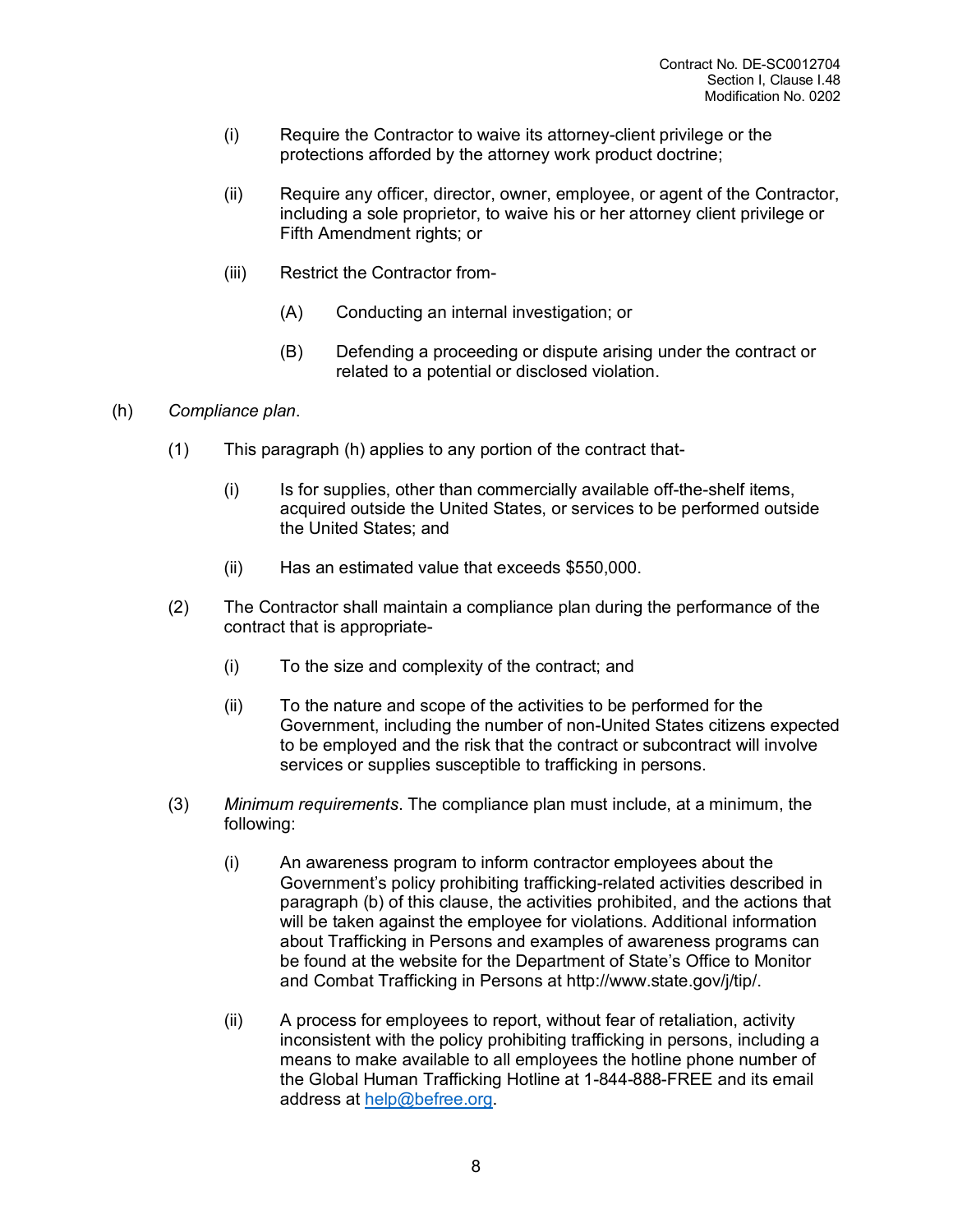(i) Require the Contractor to waive its attorney-client privilege or the protections afforded by the attorney work product doctrine;

(ii) Require any officer, director, owner, employee, or agent of the Contractor, including a sole proprietor, to waive his or her attorney client privilege or Fifth Amendment rights; or

(iii) Restrict the Contractor from-

(A) Conducting an internal investigation; or

(B) Defending a proceeding or dispute arising under the contract or related to a potential or disclosed violation.

(h) *Compliance plan*.

(1) This paragraph (h) applies to any portion of the contract that-

(i) Is for supplies, other than commercially available off-the-shelf items, acquired outside the United States, or services to be performed outside the United States; and

(ii) Has an estimated value that exceeds $550,000.

(2) The Contractor shall maintain a compliance plan during the performance of the contract that is appropriate-

(i) To the size and complexity of the contract; and

(ii) To the nature and scope of the activities to be performed for the Government, including the number of non-United States citizens expected to be employed and the risk that the contract or subcontract will involve services or supplies susceptible to trafficking in persons.

(3) *Minimum requirements*. The compliance plan must include, at a minimum, the following:

(i) An awareness program to inform contractor employees about the Government's policy prohibiting trafficking-related activities described in paragraph (b) of this clause, the activities prohibited, and the actions that will be taken against the employee for violations. Additional information about Trafficking in Persons and examples of awareness programs can be found at the website for the Department of State's Office to Monitor and Combat Trafficking in Persons at http://www.state.gov/j/tip/.

(ii) A process for employees to report, without fear of retaliation, activity inconsistent with the policy prohibiting trafficking in persons, including a means to make available to all employees the hotline phone number of the Global Human Trafficking Hotline at 1-844-888-FREE and its email address at help@befree.org.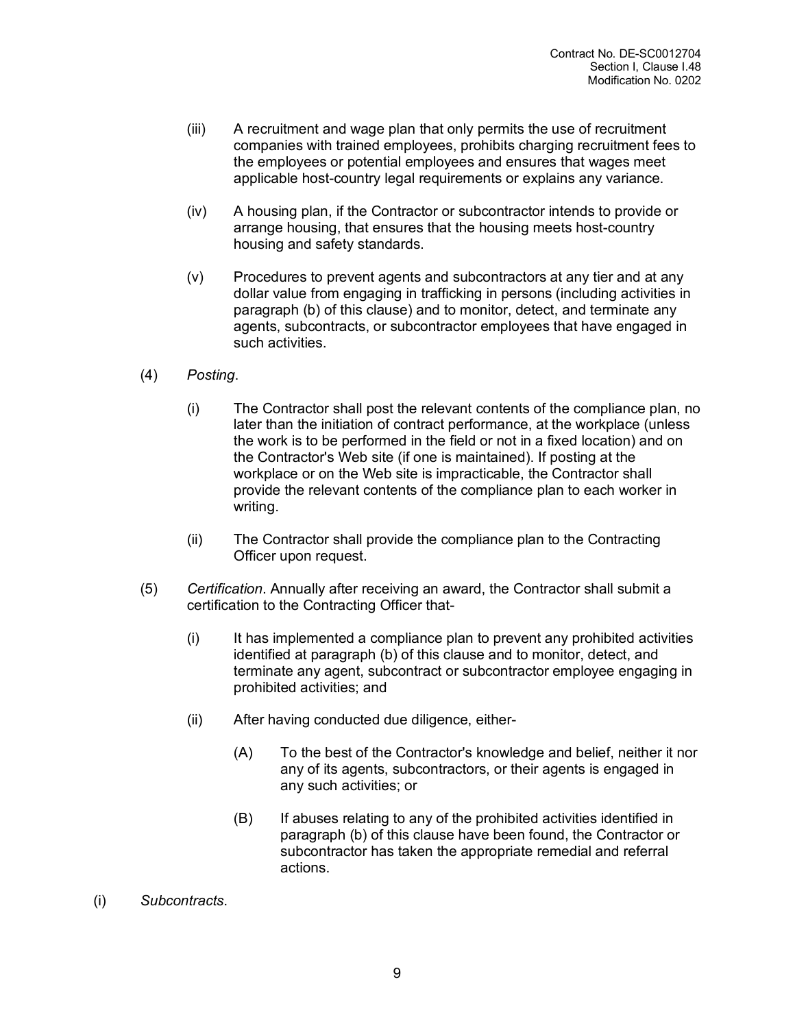(iii) A recruitment and wage plan that only permits the use of recruitment companies with trained employees, prohibits charging recruitment fees to the employees or potential employees and ensures that wages meet applicable host-country legal requirements or explains any variance.

(iv) A housing plan, if the Contractor or subcontractor intends to provide or arrange housing, that ensures that the housing meets host-country housing and safety standards.

(v) Procedures to prevent agents and subcontractors at any tier and at any dollar value from engaging in trafficking in persons (including activities in paragraph (b) of this clause) and to monitor, detect, and terminate any agents, subcontracts, or subcontractor employees that have engaged in such activities.

(4) *Posting*.

(i) The Contractor shall post the relevant contents of the compliance plan, no later than the initiation of contract performance, at the workplace (unless the work is to be performed in the field or not in a fixed location) and on the Contractor's Web site (if one is maintained). If posting at the workplace or on the Web site is impracticable, the Contractor shall provide the relevant contents of the compliance plan to each worker in writing.

(ii) The Contractor shall provide the compliance plan to the Contracting Officer upon request.

(5) *Certification*. Annually after receiving an award, the Contractor shall submit a certification to the Contracting Officer that-

(i) It has implemented a compliance plan to prevent any prohibited activities identified at paragraph (b) of this clause and to monitor, detect, and terminate any agent, subcontract or subcontractor employee engaging in prohibited activities; and

(ii) After having conducted due diligence, either-

(A) To the best of the Contractor's knowledge and belief, neither it nor any of its agents, subcontractors, or their agents is engaged in any such activities; or

(B) If abuses relating to any of the prohibited activities identified in paragraph (b) of this clause have been found, the Contractor or subcontractor has taken the appropriate remedial and referral actions.

(i) *Subcontracts*.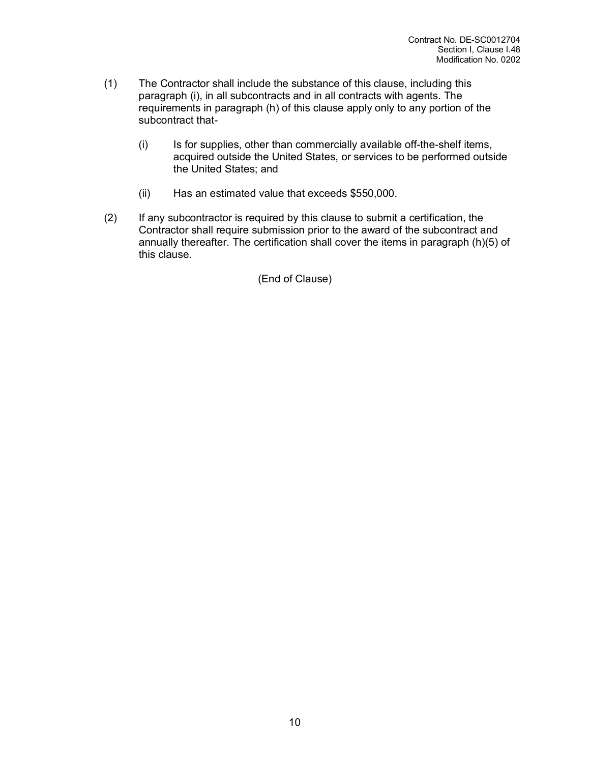(1) The Contractor shall include the substance of this clause, including this paragraph (i), in all subcontracts and in all contracts with agents. The requirements in paragraph (h) of this clause apply only to any portion of the subcontract that-

    (i) Is for supplies, other than commercially available off-the-shelf items, acquired outside the United States, or services to be performed outside the United States; and

    (ii) Has an estimated value that exceeds $550,000.

(2) If any subcontractor is required by this clause to submit a certification, the Contractor shall require submission prior to the award of the subcontract and annually thereafter. The certification shall cover the items in paragraph (h)(5) of this clause.

(End of Clause)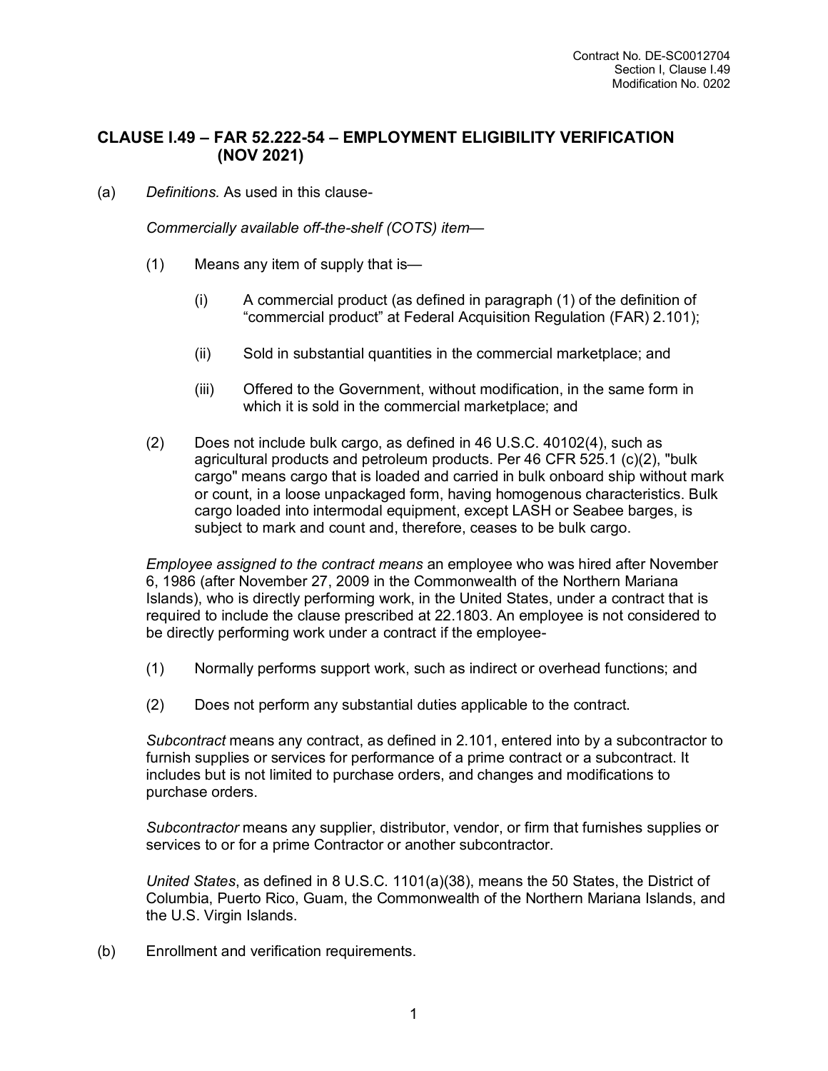## CLAUSE I.49 – FAR 52.222-54 – EMPLOYMENT ELIGIBILITY VERIFICATION (NOV 2021)

(a) *Definitions.* As used in this clause-

*Commercially available off-the-shelf (COTS) item*—

(1) Means any item of supply that is—

(i) A commercial product (as defined in paragraph (1) of the definition of “commercial product” at Federal Acquisition Regulation (FAR) 2.101);

(ii) Sold in substantial quantities in the commercial marketplace; and

(iii) Offered to the Government, without modification, in the same form in which it is sold in the commercial marketplace; and

(2) Does not include bulk cargo, as defined in 46 U.S.C. 40102(4), such as agricultural products and petroleum products. Per 46 CFR 525.1 (c)(2), "bulk cargo" means cargo that is loaded and carried in bulk onboard ship without mark or count, in a loose unpackaged form, having homogenous characteristics. Bulk cargo loaded into intermodal equipment, except LASH or Seabee barges, is subject to mark and count and, therefore, ceases to be bulk cargo.

*Employee assigned to the contract means* an employee who was hired after November 6, 1986 (after November 27, 2009 in the Commonwealth of the Northern Mariana Islands), who is directly performing work, in the United States, under a contract that is required to include the clause prescribed at 22.1803. An employee is not considered to be directly performing work under a contract if the employee-

(1) Normally performs support work, such as indirect or overhead functions; and

(2) Does not perform any substantial duties applicable to the contract.

*Subcontract* means any contract, as defined in 2.101, entered into by a subcontractor to furnish supplies or services for performance of a prime contract or a subcontract. It includes but is not limited to purchase orders, and changes and modifications to purchase orders.

*Subcontractor* means any supplier, distributor, vendor, or firm that furnishes supplies or services to or for a prime Contractor or another subcontractor.

*United States*, as defined in 8 U.S.C. 1101(a)(38), means the 50 States, the District of Columbia, Puerto Rico, Guam, the Commonwealth of the Northern Mariana Islands, and the U.S. Virgin Islands.

(b) Enrollment and verification requirements.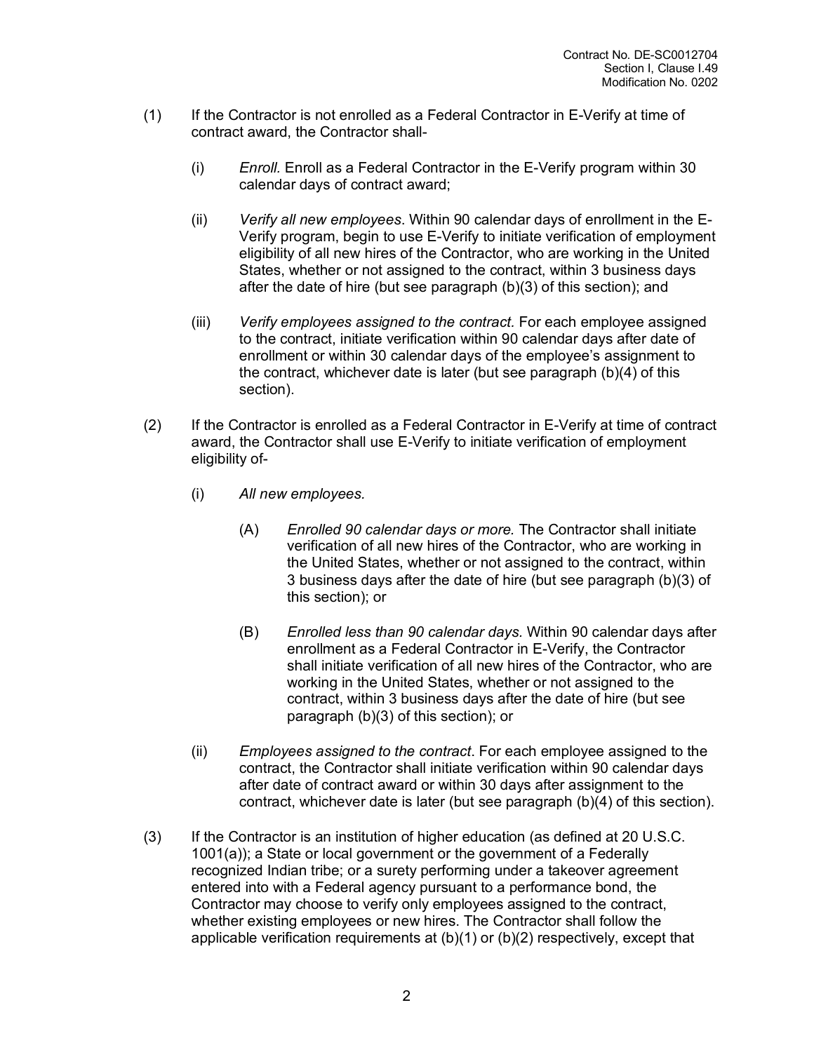(1) If the Contractor is not enrolled as a Federal Contractor in E-Verify at time of contract award, the Contractor shall-

(i) *Enroll.* Enroll as a Federal Contractor in the E-Verify program within 30 calendar days of contract award;

(ii) *Verify all new employees*. Within 90 calendar days of enrollment in the E-Verify program, begin to use E-Verify to initiate verification of employment eligibility of all new hires of the Contractor, who are working in the United States, whether or not assigned to the contract, within 3 business days after the date of hire (but see paragraph (b)(3) of this section); and

(iii) *Verify employees assigned to the contract.* For each employee assigned to the contract, initiate verification within 90 calendar days after date of enrollment or within 30 calendar days of the employee's assignment to the contract, whichever date is later (but see paragraph (b)(4) of this section).

(2) If the Contractor is enrolled as a Federal Contractor in E-Verify at time of contract award, the Contractor shall use E-Verify to initiate verification of employment eligibility of-

(i) *All new employees.*

(A) *Enrolled 90 calendar days or more.* The Contractor shall initiate verification of all new hires of the Contractor, who are working in the United States, whether or not assigned to the contract, within 3 business days after the date of hire (but see paragraph (b)(3) of this section); or

(B) *Enrolled less than 90 calendar days.* Within 90 calendar days after enrollment as a Federal Contractor in E-Verify, the Contractor shall initiate verification of all new hires of the Contractor, who are working in the United States, whether or not assigned to the contract, within 3 business days after the date of hire (but see paragraph (b)(3) of this section); or

(ii) *Employees assigned to the contract*. For each employee assigned to the contract, the Contractor shall initiate verification within 90 calendar days after date of contract award or within 30 days after assignment to the contract, whichever date is later (but see paragraph (b)(4) of this section).

(3) If the Contractor is an institution of higher education (as defined at 20 U.S.C. 1001(a)); a State or local government or the government of a Federally recognized Indian tribe; or a surety performing under a takeover agreement entered into with a Federal agency pursuant to a performance bond, the Contractor may choose to verify only employees assigned to the contract, whether existing employees or new hires. The Contractor shall follow the applicable verification requirements at (b)(1) or (b)(2) respectively, except that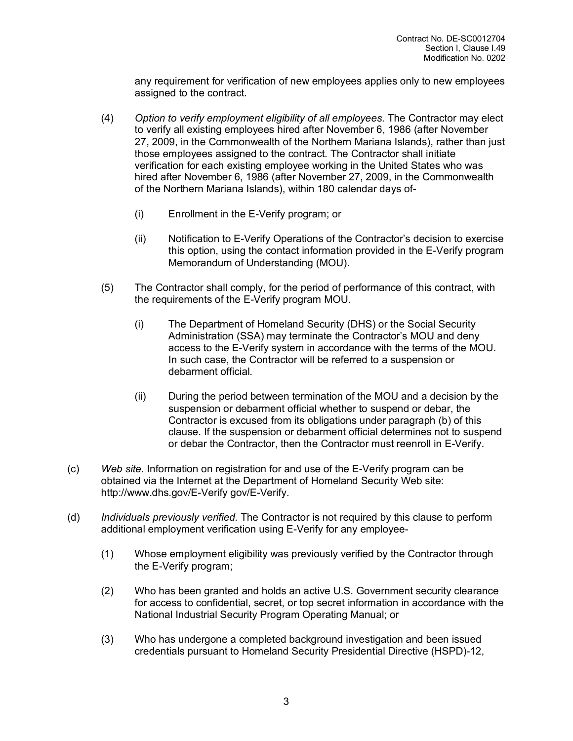any requirement for verification of new employees applies only to new employees assigned to the contract.

(4) *Option to verify employment eligibility of all employees*. The Contractor may elect to verify all existing employees hired after November 6, 1986 (after November 27, 2009, in the Commonwealth of the Northern Mariana Islands), rather than just those employees assigned to the contract. The Contractor shall initiate verification for each existing employee working in the United States who was hired after November 6, 1986 (after November 27, 2009, in the Commonwealth of the Northern Mariana Islands), within 180 calendar days of-

(i) Enrollment in the E-Verify program; or

(ii) Notification to E-Verify Operations of the Contractor's decision to exercise this option, using the contact information provided in the E-Verify program Memorandum of Understanding (MOU).

(5) The Contractor shall comply, for the period of performance of this contract, with the requirements of the E-Verify program MOU.

(i) The Department of Homeland Security (DHS) or the Social Security Administration (SSA) may terminate the Contractor's MOU and deny access to the E-Verify system in accordance with the terms of the MOU. In such case, the Contractor will be referred to a suspension or debarment official.

(ii) During the period between termination of the MOU and a decision by the suspension or debarment official whether to suspend or debar, the Contractor is excused from its obligations under paragraph (b) of this clause. If the suspension or debarment official determines not to suspend or debar the Contractor, then the Contractor must reenroll in E-Verify.

(c) *Web site*. Information on registration for and use of the E-Verify program can be obtained via the Internet at the Department of Homeland Security Web site: http://www.dhs.gov/E-Verify gov/E-Verify.

(d) *Individuals previously verified.* The Contractor is not required by this clause to perform additional employment verification using E-Verify for any employee-

(1) Whose employment eligibility was previously verified by the Contractor through the E-Verify program;

(2) Who has been granted and holds an active U.S. Government security clearance for access to confidential, secret, or top secret information in accordance with the National Industrial Security Program Operating Manual; or

(3) Who has undergone a completed background investigation and been issued credentials pursuant to Homeland Security Presidential Directive (HSPD)-12,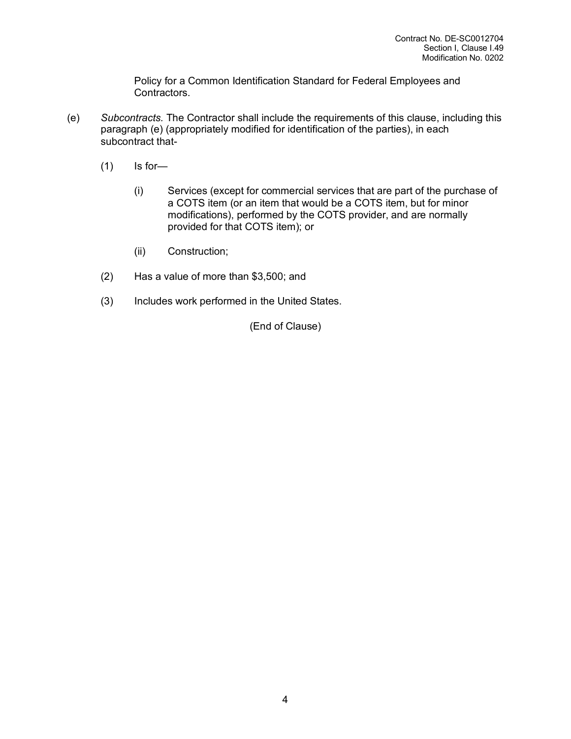Policy for a Common Identification Standard for Federal Employees and Contractors.

(e) *Subcontracts.* The Contractor shall include the requirements of this clause, including this paragraph (e) (appropriately modified for identification of the parties), in each subcontract that-

(1) Is for—

(i) Services (except for commercial services that are part of the purchase of a COTS item (or an item that would be a COTS item, but for minor modifications), performed by the COTS provider, and are normally provided for that COTS item); or

(ii) Construction;

(2) Has a value of more than $3,500; and

(3) Includes work performed in the United States.

(End of Clause)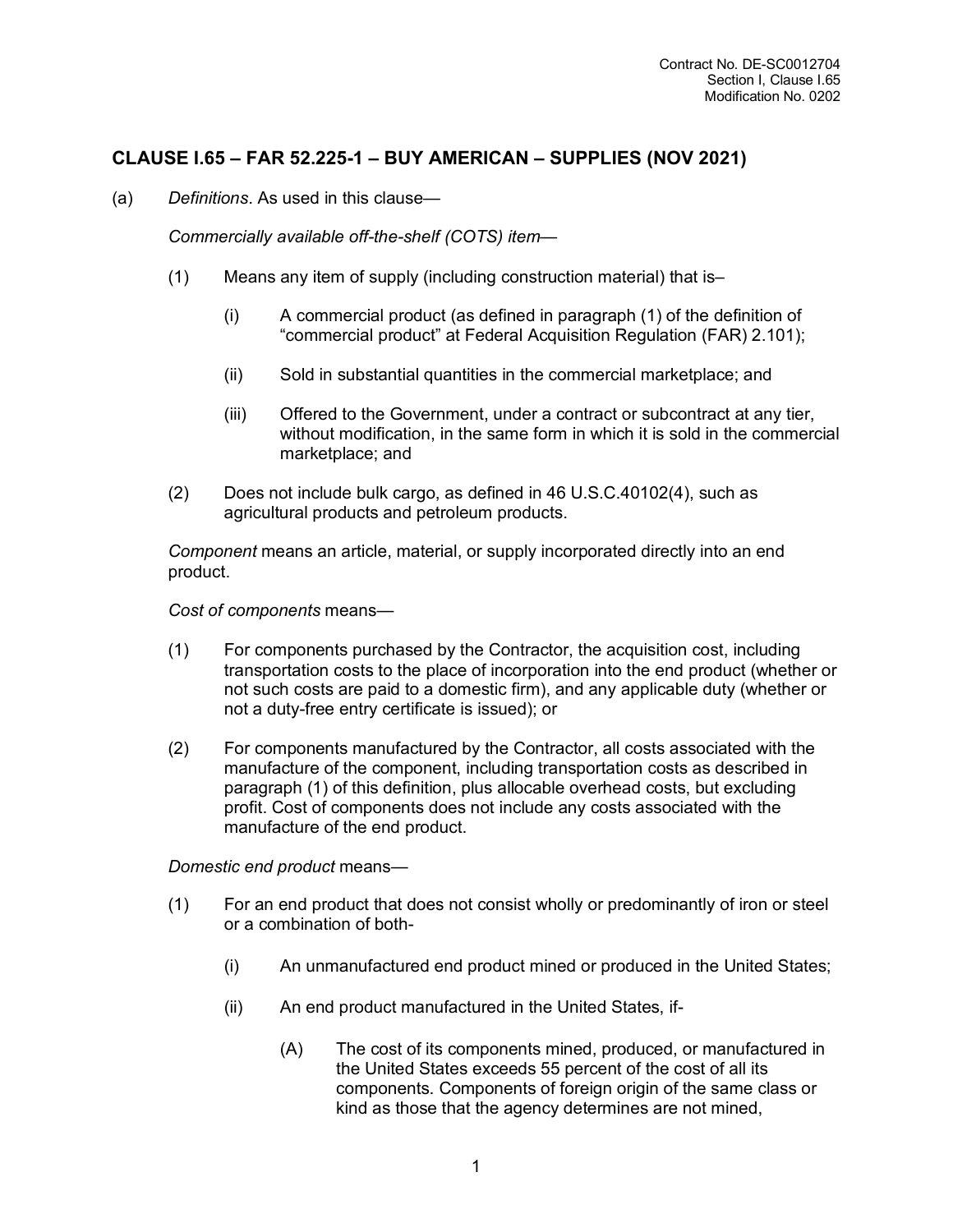## CLAUSE I.65 – FAR 52.225-1 – BUY AMERICAN – SUPPLIES (NOV 2021)

(a) *Definitions*. As used in this clause—

*Commercially available off-the-shelf (COTS) item*—

(1) Means any item of supply (including construction material) that is–

(i) A commercial product (as defined in paragraph (1) of the definition of "commercial product" at Federal Acquisition Regulation (FAR) 2.101);

(ii) Sold in substantial quantities in the commercial marketplace; and

(iii) Offered to the Government, under a contract or subcontract at any tier, without modification, in the same form in which it is sold in the commercial marketplace; and

(2) Does not include bulk cargo, as defined in 46 U.S.C.40102(4), such as agricultural products and petroleum products.

*Component* means an article, material, or supply incorporated directly into an end product.

*Cost of components* means—

(1) For components purchased by the Contractor, the acquisition cost, including transportation costs to the place of incorporation into the end product (whether or not such costs are paid to a domestic firm), and any applicable duty (whether or not a duty-free entry certificate is issued); or

(2) For components manufactured by the Contractor, all costs associated with the manufacture of the component, including transportation costs as described in paragraph (1) of this definition, plus allocable overhead costs, but excluding profit. Cost of components does not include any costs associated with the manufacture of the end product.

*Domestic end product* means—

(1) For an end product that does not consist wholly or predominantly of iron or steel or a combination of both-

(i) An unmanufactured end product mined or produced in the United States;

(ii) An end product manufactured in the United States, if-

(A) The cost of its components mined, produced, or manufactured in the United States exceeds 55 percent of the cost of all its components. Components of foreign origin of the same class or kind as those that the agency determines are not mined,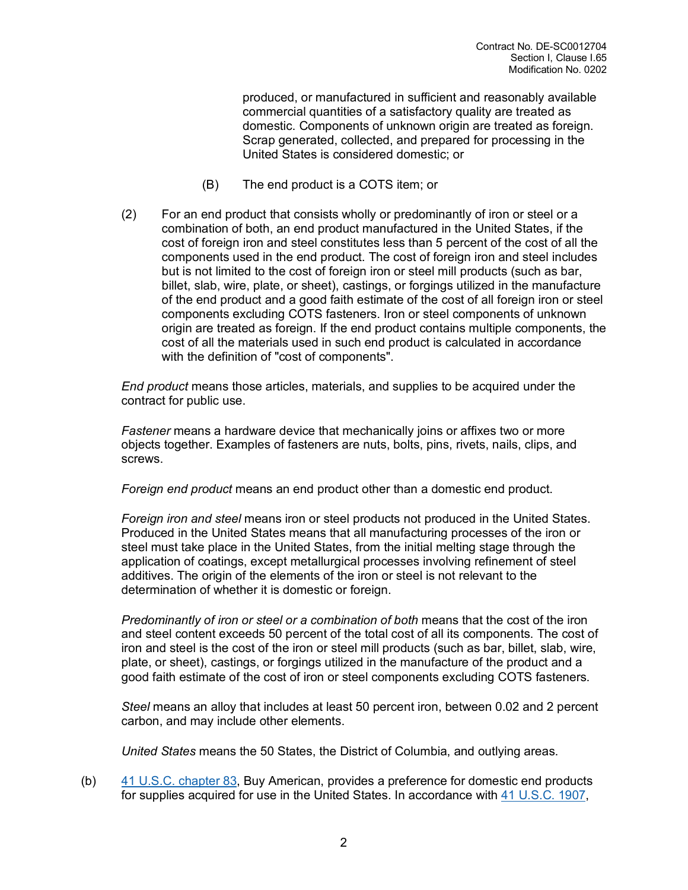produced, or manufactured in sufficient and reasonably available commercial quantities of a satisfactory quality are treated as domestic. Components of unknown origin are treated as foreign. Scrap generated, collected, and prepared for processing in the United States is considered domestic; or

(B) The end product is a COTS item; or

(2) For an end product that consists wholly or predominantly of iron or steel or a combination of both, an end product manufactured in the United States, if the cost of foreign iron and steel constitutes less than 5 percent of the cost of all the components used in the end product. The cost of foreign iron and steel includes but is not limited to the cost of foreign iron or steel mill products (such as bar, billet, slab, wire, plate, or sheet), castings, or forgings utilized in the manufacture of the end product and a good faith estimate of the cost of all foreign iron or steel components excluding COTS fasteners. Iron or steel components of unknown origin are treated as foreign. If the end product contains multiple components, the cost of all the materials used in such end product is calculated in accordance with the definition of "cost of components".

*End product* means those articles, materials, and supplies to be acquired under the contract for public use.

*Fastener* means a hardware device that mechanically joins or affixes two or more objects together. Examples of fasteners are nuts, bolts, pins, rivets, nails, clips, and screws.

*Foreign end product* means an end product other than a domestic end product.

*Foreign iron and steel* means iron or steel products not produced in the United States. Produced in the United States means that all manufacturing processes of the iron or steel must take place in the United States, from the initial melting stage through the application of coatings, except metallurgical processes involving refinement of steel additives. The origin of the elements of the iron or steel is not relevant to the determination of whether it is domestic or foreign.

*Predominantly of iron or steel or a combination of both* means that the cost of the iron and steel content exceeds 50 percent of the total cost of all its components. The cost of iron and steel is the cost of the iron or steel mill products (such as bar, billet, slab, wire, plate, or sheet), castings, or forgings utilized in the manufacture of the product and a good faith estimate of the cost of iron or steel components excluding COTS fasteners.

*Steel* means an alloy that includes at least 50 percent iron, between 0.02 and 2 percent carbon, and may include other elements.

*United States* means the 50 States, the District of Columbia, and outlying areas.

(b) 41 U.S.C. chapter 83, Buy American, provides a preference for domestic end products for supplies acquired for use in the United States. In accordance with 41 U.S.C. 1907,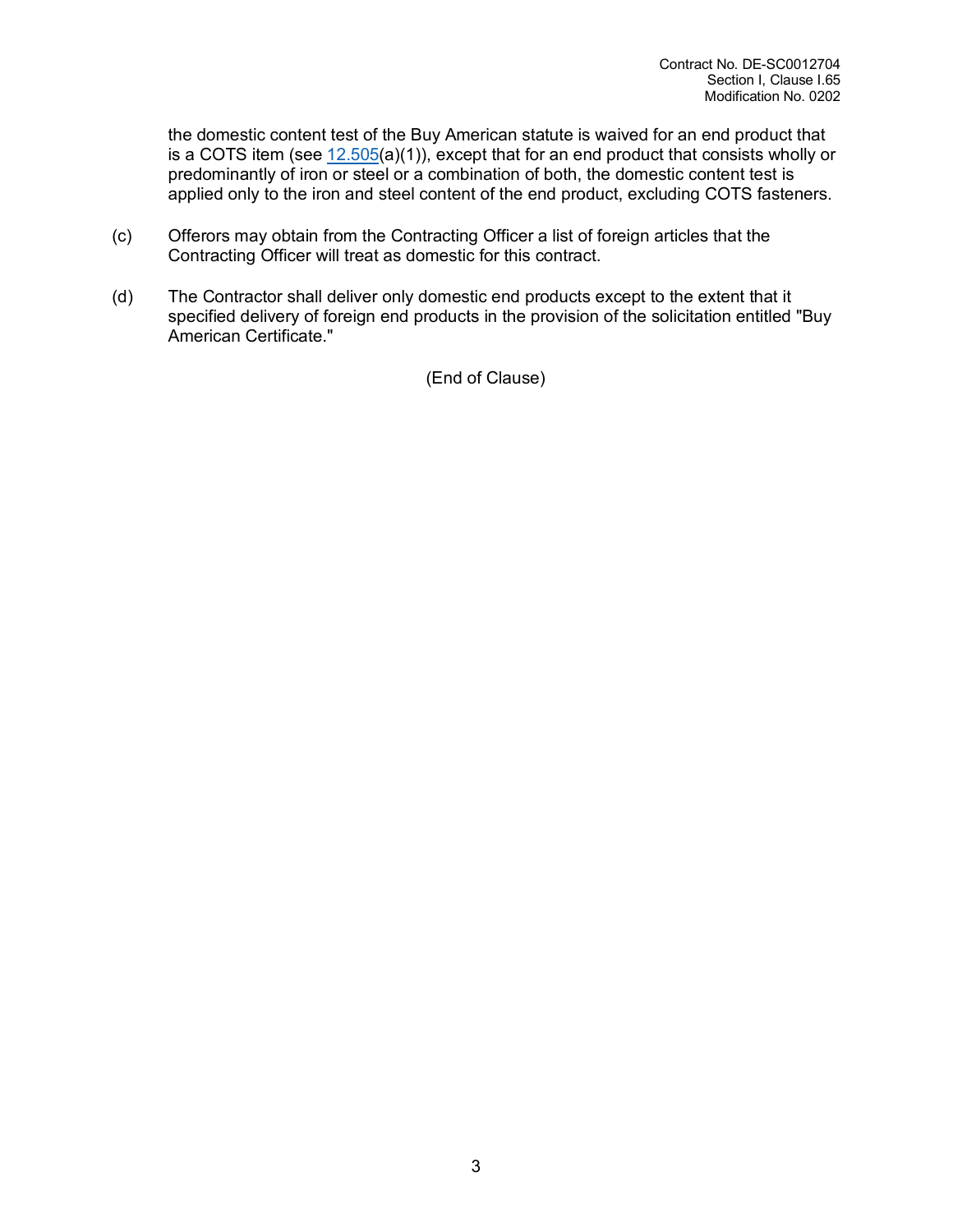the domestic content test of the Buy American statute is waived for an end product that is a COTS item (see 12.505(a)(1)), except that for an end product that consists wholly or predominantly of iron or steel or a combination of both, the domestic content test is applied only to the iron and steel content of the end product, excluding COTS fasteners.

(c) Offerors may obtain from the Contracting Officer a list of foreign articles that the Contracting Officer will treat as domestic for this contract.

(d) The Contractor shall deliver only domestic end products except to the extent that it specified delivery of foreign end products in the provision of the solicitation entitled "Buy American Certificate."

(End of Clause)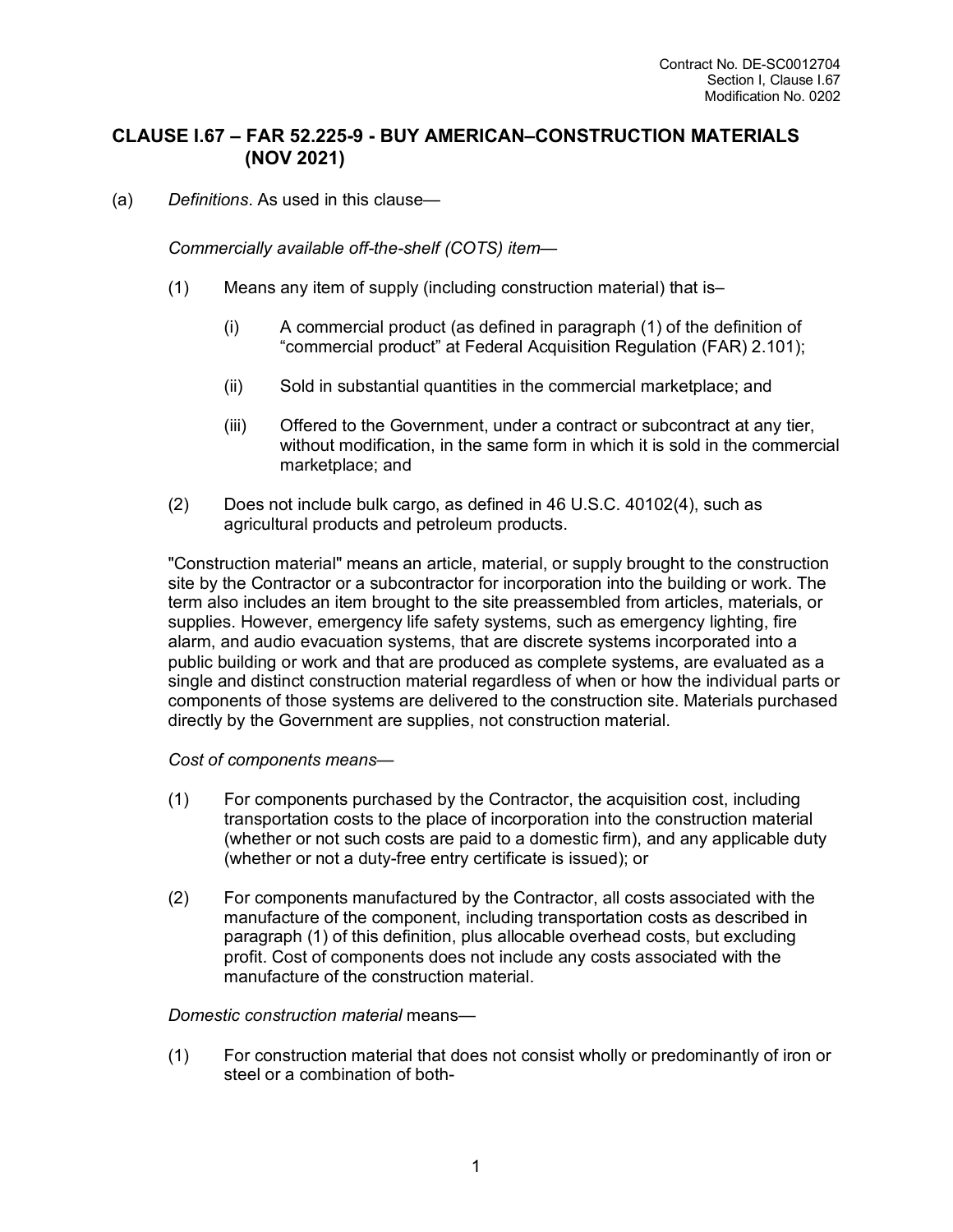## CLAUSE I.67 – FAR 52.225-9 - BUY AMERICAN–CONSTRUCTION MATERIALS (NOV 2021)

(a) *Definitions*. As used in this clause—

*Commercially available off-the-shelf (COTS) item*—

(1) Means any item of supply (including construction material) that is–

(i) A commercial product (as defined in paragraph (1) of the definition of "commercial product" at Federal Acquisition Regulation (FAR) 2.101);

(ii) Sold in substantial quantities in the commercial marketplace; and

(iii) Offered to the Government, under a contract or subcontract at any tier, without modification, in the same form in which it is sold in the commercial marketplace; and

(2) Does not include bulk cargo, as defined in 46 U.S.C. 40102(4), such as agricultural products and petroleum products.

"Construction material" means an article, material, or supply brought to the construction site by the Contractor or a subcontractor for incorporation into the building or work. The term also includes an item brought to the site preassembled from articles, materials, or supplies. However, emergency life safety systems, such as emergency lighting, fire alarm, and audio evacuation systems, that are discrete systems incorporated into a public building or work and that are produced as complete systems, are evaluated as a single and distinct construction material regardless of when or how the individual parts or components of those systems are delivered to the construction site. Materials purchased directly by the Government are supplies, not construction material.

*Cost of components means*—

(1) For components purchased by the Contractor, the acquisition cost, including transportation costs to the place of incorporation into the construction material (whether or not such costs are paid to a domestic firm), and any applicable duty (whether or not a duty-free entry certificate is issued); or

(2) For components manufactured by the Contractor, all costs associated with the manufacture of the component, including transportation costs as described in paragraph (1) of this definition, plus allocable overhead costs, but excluding profit. Cost of components does not include any costs associated with the manufacture of the construction material.

*Domestic construction material* means—

(1) For construction material that does not consist wholly or predominantly of iron or steel or a combination of both-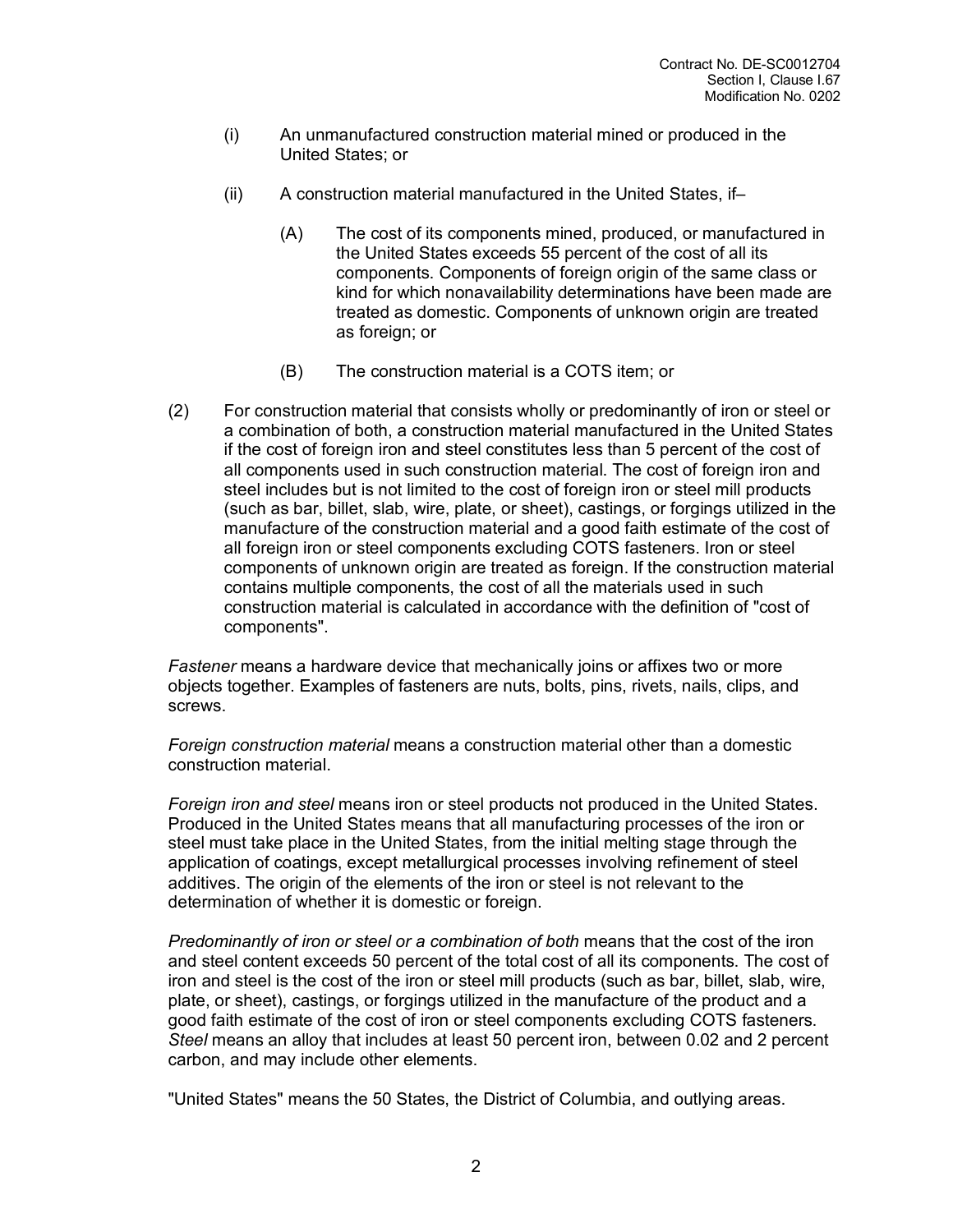(i) An unmanufactured construction material mined or produced in the United States; or

(ii) A construction material manufactured in the United States, if–

(A) The cost of its components mined, produced, or manufactured in the United States exceeds 55 percent of the cost of all its components. Components of foreign origin of the same class or kind for which nonavailability determinations have been made are treated as domestic. Components of unknown origin are treated as foreign; or

(B) The construction material is a COTS item; or

(2) For construction material that consists wholly or predominantly of iron or steel or a combination of both, a construction material manufactured in the United States if the cost of foreign iron and steel constitutes less than 5 percent of the cost of all components used in such construction material. The cost of foreign iron and steel includes but is not limited to the cost of foreign iron or steel mill products (such as bar, billet, slab, wire, plate, or sheet), castings, or forgings utilized in the manufacture of the construction material and a good faith estimate of the cost of all foreign iron or steel components excluding COTS fasteners. Iron or steel components of unknown origin are treated as foreign. If the construction material contains multiple components, the cost of all the materials used in such construction material is calculated in accordance with the definition of "cost of components".

*Fastener* means a hardware device that mechanically joins or affixes two or more objects together. Examples of fasteners are nuts, bolts, pins, rivets, nails, clips, and screws.

*Foreign construction material* means a construction material other than a domestic construction material.

*Foreign iron and steel* means iron or steel products not produced in the United States. Produced in the United States means that all manufacturing processes of the iron or steel must take place in the United States, from the initial melting stage through the application of coatings, except metallurgical processes involving refinement of steel additives. The origin of the elements of the iron or steel is not relevant to the determination of whether it is domestic or foreign.

*Predominantly of iron or steel or a combination of both* means that the cost of the iron and steel content exceeds 50 percent of the total cost of all its components. The cost of iron and steel is the cost of the iron or steel mill products (such as bar, billet, slab, wire, plate, or sheet), castings, or forgings utilized in the manufacture of the product and a good faith estimate of the cost of iron or steel components excluding COTS fasteners. *Steel* means an alloy that includes at least 50 percent iron, between 0.02 and 2 percent carbon, and may include other elements.

"United States" means the 50 States, the District of Columbia, and outlying areas.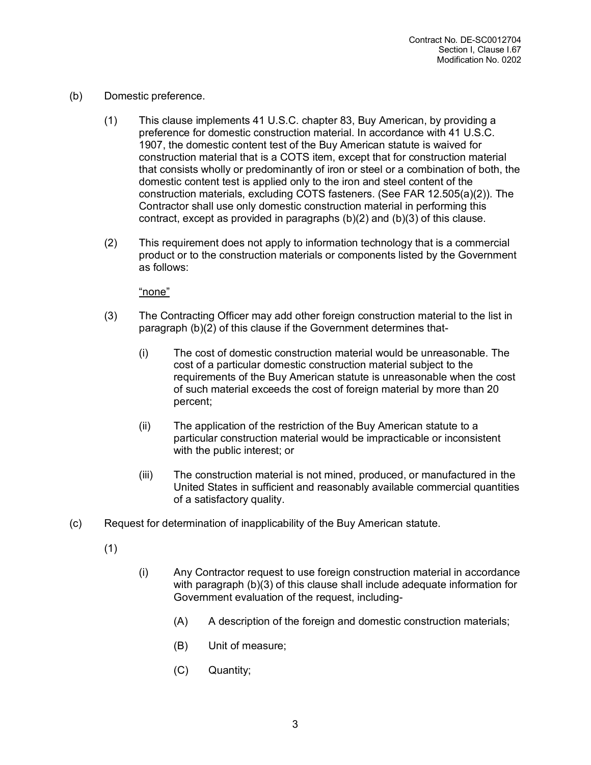(b) Domestic preference.

(1) This clause implements 41 U.S.C. chapter 83, Buy American, by providing a preference for domestic construction material. In accordance with 41 U.S.C. 1907, the domestic content test of the Buy American statute is waived for construction material that is a COTS item, except that for construction material that consists wholly or predominantly of iron or steel or a combination of both, the domestic content test is applied only to the iron and steel content of the construction materials, excluding COTS fasteners. (See FAR 12.505(a)(2)). The Contractor shall use only domestic construction material in performing this contract, except as provided in paragraphs (b)(2) and (b)(3) of this clause.

(2) This requirement does not apply to information technology that is a commercial product or to the construction materials or components listed by the Government as follows:

"none"

(3) The Contracting Officer may add other foreign construction material to the list in paragraph (b)(2) of this clause if the Government determines that-

(i) The cost of domestic construction material would be unreasonable. The cost of a particular domestic construction material subject to the requirements of the Buy American statute is unreasonable when the cost of such material exceeds the cost of foreign material by more than 20 percent;

(ii) The application of the restriction of the Buy American statute to a particular construction material would be impracticable or inconsistent with the public interest; or

(iii) The construction material is not mined, produced, or manufactured in the United States in sufficient and reasonably available commercial quantities of a satisfactory quality.

(c) Request for determination of inapplicability of the Buy American statute.

(1)

(i) Any Contractor request to use foreign construction material in accordance with paragraph (b)(3) of this clause shall include adequate information for Government evaluation of the request, including-

(A) A description of the foreign and domestic construction materials;

(B) Unit of measure;

(C) Quantity;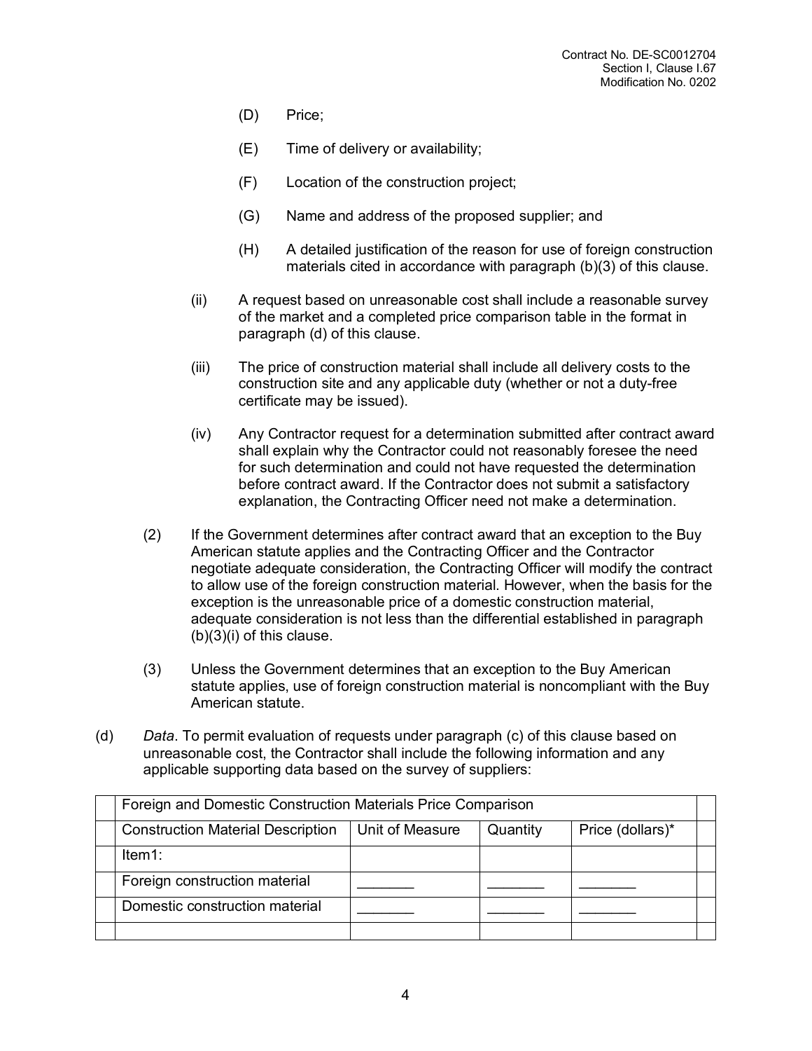(D) Price;

(E) Time of delivery or availability;

(F) Location of the construction project;

(G) Name and address of the proposed supplier; and

(H) A detailed justification of the reason for use of foreign construction materials cited in accordance with paragraph (b)(3) of this clause.

(ii) A request based on unreasonable cost shall include a reasonable survey of the market and a completed price comparison table in the format in paragraph (d) of this clause.

(iii) The price of construction material shall include all delivery costs to the construction site and any applicable duty (whether or not a duty-free certificate may be issued).

(iv) Any Contractor request for a determination submitted after contract award shall explain why the Contractor could not reasonably foresee the need for such determination and could not have requested the determination before contract award. If the Contractor does not submit a satisfactory explanation, the Contracting Officer need not make a determination.

(2) If the Government determines after contract award that an exception to the Buy American statute applies and the Contracting Officer and the Contractor negotiate adequate consideration, the Contracting Officer will modify the contract to allow use of the foreign construction material. However, when the basis for the exception is the unreasonable price of a domestic construction material, adequate consideration is not less than the differential established in paragraph (b)(3)(i) of this clause.

(3) Unless the Government determines that an exception to the Buy American statute applies, use of foreign construction material is noncompliant with the Buy American statute.

(d) *Data*. To permit evaluation of requests under paragraph (c) of this clause based on unreasonable cost, the Contractor shall include the following information and any applicable supporting data based on the survey of suppliers:

| | | | | | |
|---|---|---|---|---|---|
| | Foreign and Domestic Construction Materials Price Comparison | | | | |
| | Construction Material Description | Unit of Measure | Quantity | Price (dollars)* | |
| | Item1: | | | | |
| | Foreign construction material | _______ | _______ | _______ | |
| | Domestic construction material | _______ | _______ | _______ | |
| | | | | | |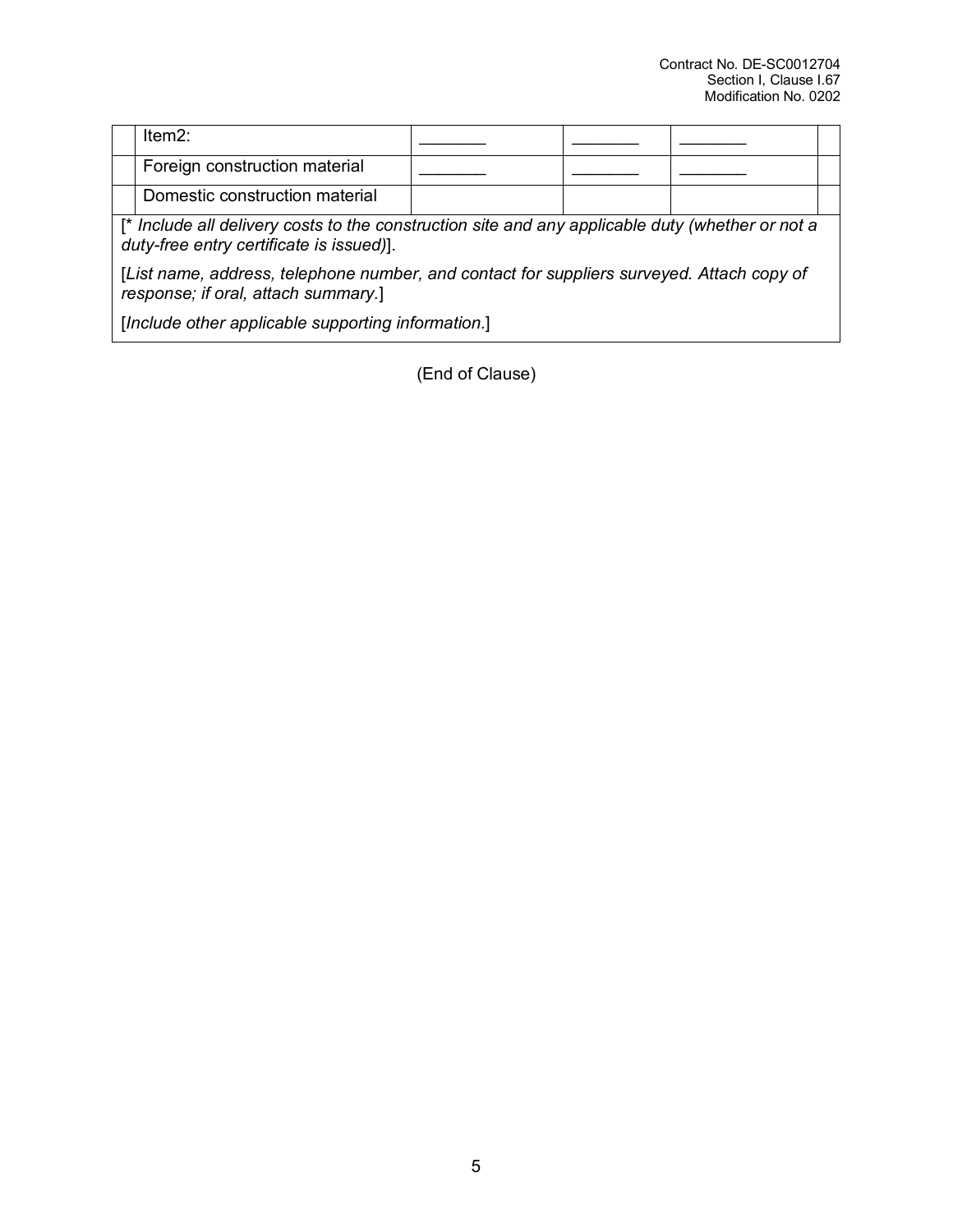| | | | | | |
|---|---|---|---|---|---|
| | Item2: | _______ | _______ | _______ | |
| | Foreign construction material | _______ | _______ | _______ | |
| | Domestic construction material | | | | |

[* *Include all delivery costs to the construction site and any applicable duty (whether or not a duty-free entry certificate is issued)*].

[*List name, address, telephone number, and contact for suppliers surveyed. Attach copy of response; if oral, attach summary.*]

[*Include other applicable supporting information.*]

(End of Clause)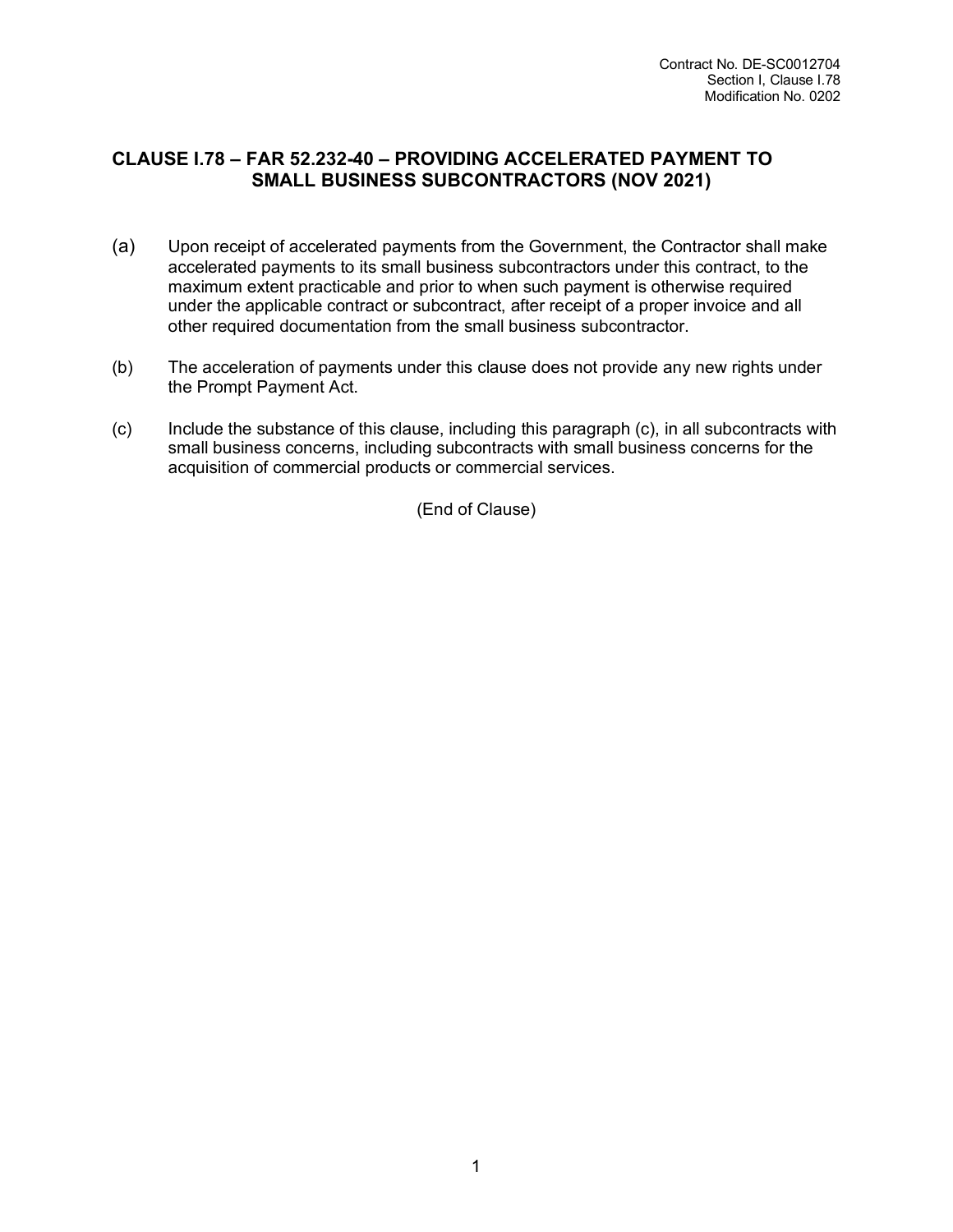## CLAUSE I.78 – FAR 52.232-40 – PROVIDING ACCELERATED PAYMENT TO SMALL BUSINESS SUBCONTRACTORS (NOV 2021)

(a) Upon receipt of accelerated payments from the Government, the Contractor shall make accelerated payments to its small business subcontractors under this contract, to the maximum extent practicable and prior to when such payment is otherwise required under the applicable contract or subcontract, after receipt of a proper invoice and all other required documentation from the small business subcontractor.

(b) The acceleration of payments under this clause does not provide any new rights under the Prompt Payment Act.

(c) Include the substance of this clause, including this paragraph (c), in all subcontracts with small business concerns, including subcontracts with small business concerns for the acquisition of commercial products or commercial services.

(End of Clause)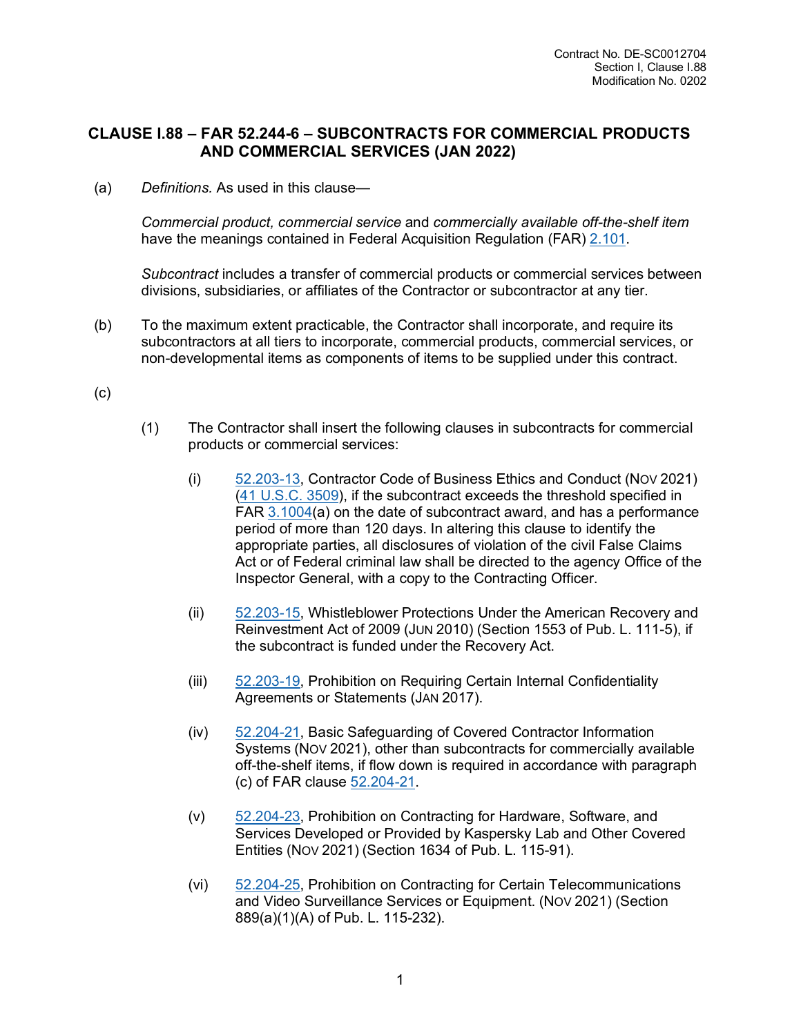## CLAUSE I.88 – FAR 52.244-6 – SUBCONTRACTS FOR COMMERCIAL PRODUCTS AND COMMERCIAL SERVICES (JAN 2022)

(a) *Definitions.* As used in this clause—

*Commercial product, commercial service* and *commercially available off-the-shelf item* have the meanings contained in Federal Acquisition Regulation (FAR) 2.101.

*Subcontract* includes a transfer of commercial products or commercial services between divisions, subsidiaries, or affiliates of the Contractor or subcontractor at any tier.

(b) To the maximum extent practicable, the Contractor shall incorporate, and require its subcontractors at all tiers to incorporate, commercial products, commercial services, or non-developmental items as components of items to be supplied under this contract.

(c)

(1) The Contractor shall insert the following clauses in subcontracts for commercial products or commercial services:

(i) 52.203-13, Contractor Code of Business Ethics and Conduct (NOV 2021) (41 U.S.C. 3509), if the subcontract exceeds the threshold specified in FAR 3.1004(a) on the date of subcontract award, and has a performance period of more than 120 days. In altering this clause to identify the appropriate parties, all disclosures of violation of the civil False Claims Act or of Federal criminal law shall be directed to the agency Office of the Inspector General, with a copy to the Contracting Officer.

(ii) 52.203-15, Whistleblower Protections Under the American Recovery and Reinvestment Act of 2009 (JUN 2010) (Section 1553 of Pub. L. 111-5), if the subcontract is funded under the Recovery Act.

(iii) 52.203-19, Prohibition on Requiring Certain Internal Confidentiality Agreements or Statements (JAN 2017).

(iv) 52.204-21, Basic Safeguarding of Covered Contractor Information Systems (NOV 2021), other than subcontracts for commercially available off-the-shelf items, if flow down is required in accordance with paragraph (c) of FAR clause 52.204-21.

(v) 52.204-23, Prohibition on Contracting for Hardware, Software, and Services Developed or Provided by Kaspersky Lab and Other Covered Entities (NOV 2021) (Section 1634 of Pub. L. 115-91).

(vi) 52.204-25, Prohibition on Contracting for Certain Telecommunications and Video Surveillance Services or Equipment. (NOV 2021) (Section 889(a)(1)(A) of Pub. L. 115-232).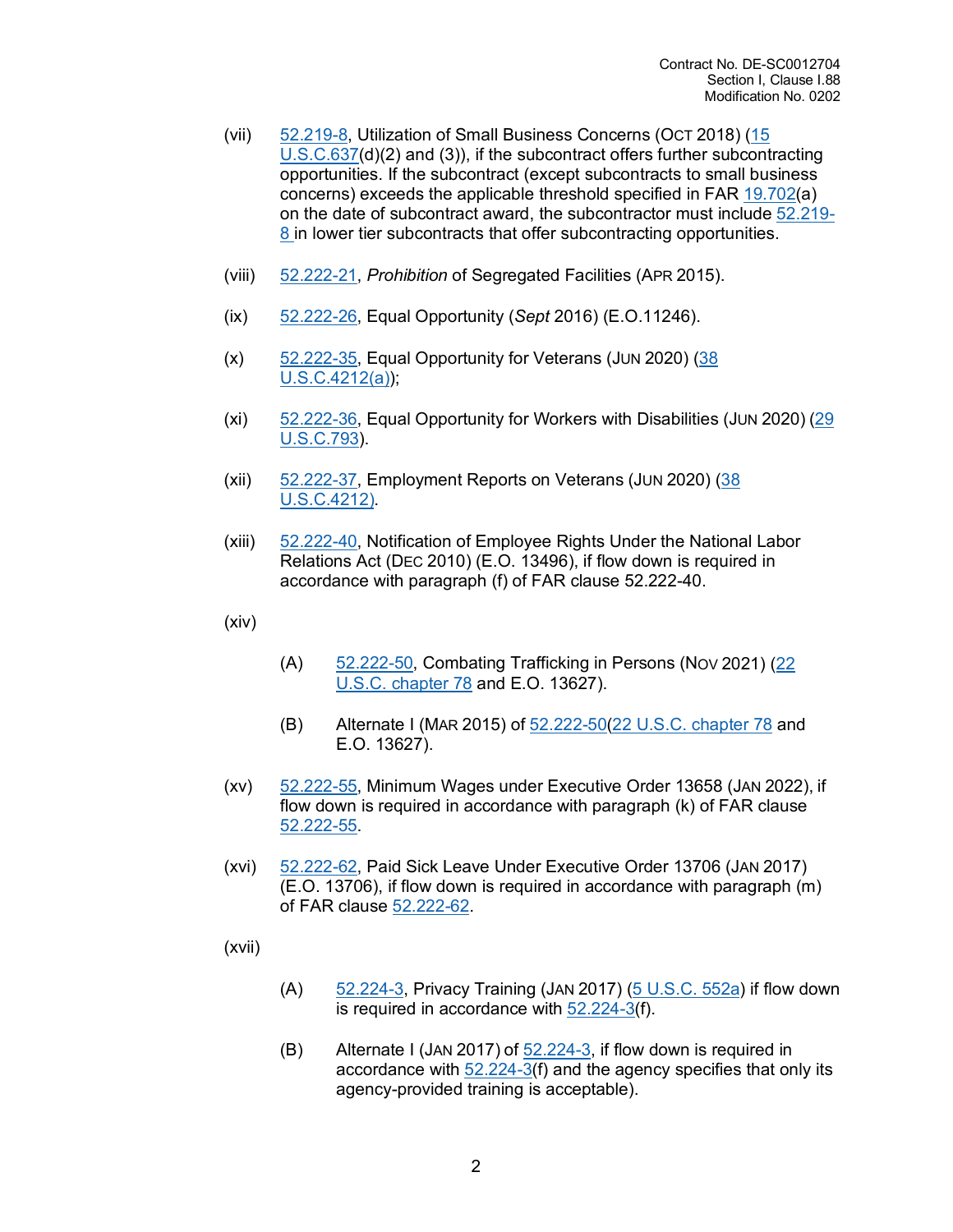(vii) 52.219-8, Utilization of Small Business Concerns (OCT 2018) (15 U.S.C.637(d)(2) and (3)), if the subcontract offers further subcontracting opportunities. If the subcontract (except subcontracts to small business concerns) exceeds the applicable threshold specified in FAR 19.702(a) on the date of subcontract award, the subcontractor must include 52.219-8 in lower tier subcontracts that offer subcontracting opportunities.

(viii) 52.222-21, *Prohibition* of Segregated Facilities (APR 2015).

(ix) 52.222-26, Equal Opportunity (*Sept* 2016) (E.O.11246).

(x) 52.222-35, Equal Opportunity for Veterans (JUN 2020) (38 U.S.C.4212(a));

(xi) 52.222-36, Equal Opportunity for Workers with Disabilities (JUN 2020) (29 U.S.C.793).

(xii) 52.222-37, Employment Reports on Veterans (JUN 2020) (38 U.S.C.4212).

(xiii) 52.222-40, Notification of Employee Rights Under the National Labor Relations Act (DEC 2010) (E.O. 13496), if flow down is required in accordance with paragraph (f) of FAR clause 52.222-40.

(xiv)

(A) 52.222-50, Combating Trafficking in Persons (NOV 2021) (22 U.S.C. chapter 78 and E.O. 13627).

(B) Alternate I (MAR 2015) of 52.222-50(22 U.S.C. chapter 78 and E.O. 13627).

(xv) 52.222-55, Minimum Wages under Executive Order 13658 (JAN 2022), if flow down is required in accordance with paragraph (k) of FAR clause 52.222-55.

(xvi) 52.222-62, Paid Sick Leave Under Executive Order 13706 (JAN 2017) (E.O. 13706), if flow down is required in accordance with paragraph (m) of FAR clause 52.222-62.

(xvii)

(A) 52.224-3, Privacy Training (JAN 2017) (5 U.S.C. 552a) if flow down is required in accordance with 52.224-3(f).

(B) Alternate I (JAN 2017) of 52.224-3, if flow down is required in accordance with 52.224-3(f) and the agency specifies that only its agency-provided training is acceptable).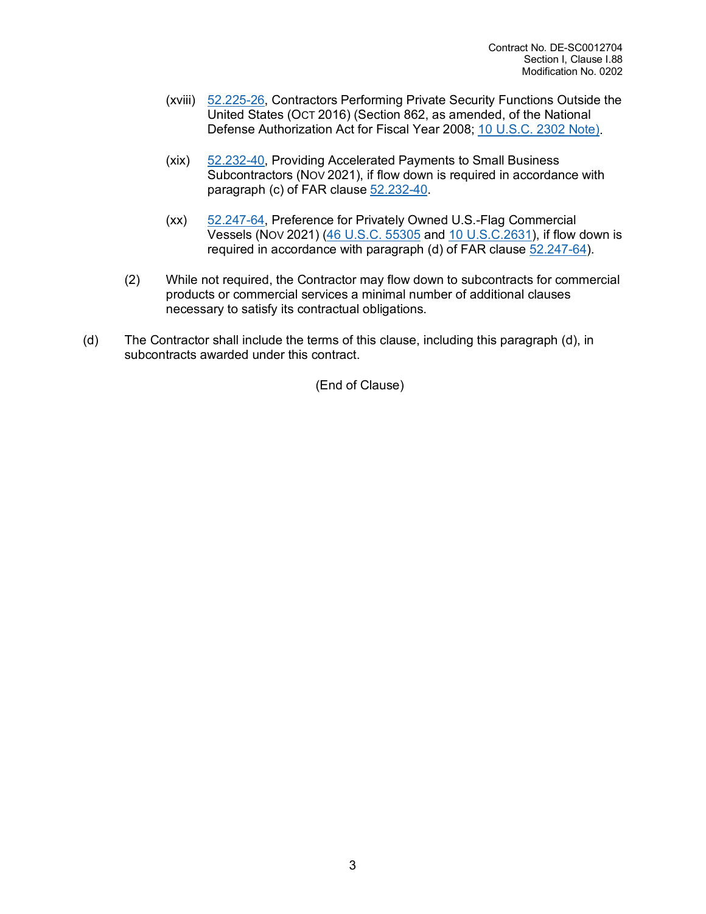(xviii) 52.225-26, Contractors Performing Private Security Functions Outside the United States (OCT 2016) (Section 862, as amended, of the National Defense Authorization Act for Fiscal Year 2008; 10 U.S.C. 2302 Note).

(xix) 52.232-40, Providing Accelerated Payments to Small Business Subcontractors (NOV 2021), if flow down is required in accordance with paragraph (c) of FAR clause 52.232-40.

(xx) 52.247-64, Preference for Privately Owned U.S.-Flag Commercial Vessels (NOV 2021) (46 U.S.C. 55305 and 10 U.S.C.2631), if flow down is required in accordance with paragraph (d) of FAR clause 52.247-64).

(2) While not required, the Contractor may flow down to subcontracts for commercial products or commercial services a minimal number of additional clauses necessary to satisfy its contractual obligations.

(d) The Contractor shall include the terms of this clause, including this paragraph (d), in subcontracts awarded under this contract.

(End of Clause)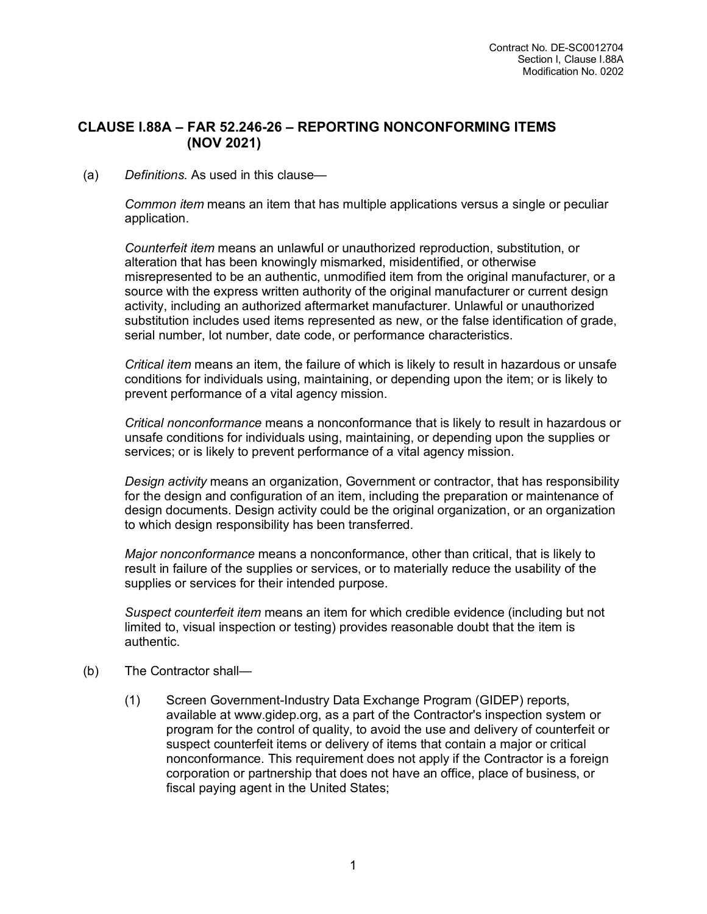## CLAUSE I.88A – FAR 52.246-26 – REPORTING NONCONFORMING ITEMS (NOV 2021)

(a) *Definitions.* As used in this clause—

*Common item* means an item that has multiple applications versus a single or peculiar application.

*Counterfeit item* means an unlawful or unauthorized reproduction, substitution, or alteration that has been knowingly mismarked, misidentified, or otherwise misrepresented to be an authentic, unmodified item from the original manufacturer, or a source with the express written authority of the original manufacturer or current design activity, including an authorized aftermarket manufacturer. Unlawful or unauthorized substitution includes used items represented as new, or the false identification of grade, serial number, lot number, date code, or performance characteristics.

*Critical item* means an item, the failure of which is likely to result in hazardous or unsafe conditions for individuals using, maintaining, or depending upon the item; or is likely to prevent performance of a vital agency mission.

*Critical nonconformance* means a nonconformance that is likely to result in hazardous or unsafe conditions for individuals using, maintaining, or depending upon the supplies or services; or is likely to prevent performance of a vital agency mission.

*Design activity* means an organization, Government or contractor, that has responsibility for the design and configuration of an item, including the preparation or maintenance of design documents. Design activity could be the original organization, or an organization to which design responsibility has been transferred.

*Major nonconformance* means a nonconformance, other than critical, that is likely to result in failure of the supplies or services, or to materially reduce the usability of the supplies or services for their intended purpose.

*Suspect counterfeit item* means an item for which credible evidence (including but not limited to, visual inspection or testing) provides reasonable doubt that the item is authentic.

(b) The Contractor shall—

(1) Screen Government-Industry Data Exchange Program (GIDEP) reports, available at www.gidep.org, as a part of the Contractor's inspection system or program for the control of quality, to avoid the use and delivery of counterfeit or suspect counterfeit items or delivery of items that contain a major or critical nonconformance. This requirement does not apply if the Contractor is a foreign corporation or partnership that does not have an office, place of business, or fiscal paying agent in the United States;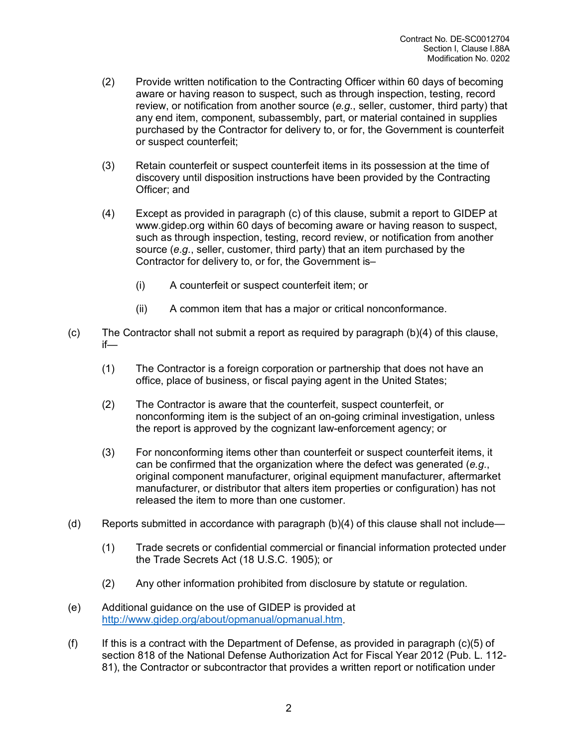(2) Provide written notification to the Contracting Officer within 60 days of becoming aware or having reason to suspect, such as through inspection, testing, record review, or notification from another source (*e.g.*, seller, customer, third party) that any end item, component, subassembly, part, or material contained in supplies purchased by the Contractor for delivery to, or for, the Government is counterfeit or suspect counterfeit;

(3) Retain counterfeit or suspect counterfeit items in its possession at the time of discovery until disposition instructions have been provided by the Contracting Officer; and

(4) Except as provided in paragraph (c) of this clause, submit a report to GIDEP at www.gidep.org within 60 days of becoming aware or having reason to suspect, such as through inspection, testing, record review, or notification from another source (*e.g.*, seller, customer, third party) that an item purchased by the Contractor for delivery to, or for, the Government is–

   (i) A counterfeit or suspect counterfeit item; or

   (ii) A common item that has a major or critical nonconformance.

(c) The Contractor shall not submit a report as required by paragraph (b)(4) of this clause, if—

   (1) The Contractor is a foreign corporation or partnership that does not have an office, place of business, or fiscal paying agent in the United States;

   (2) The Contractor is aware that the counterfeit, suspect counterfeit, or nonconforming item is the subject of an on-going criminal investigation, unless the report is approved by the cognizant law-enforcement agency; or

   (3) For nonconforming items other than counterfeit or suspect counterfeit items, it can be confirmed that the organization where the defect was generated (*e.g.*, original component manufacturer, original equipment manufacturer, aftermarket manufacturer, or distributor that alters item properties or configuration) has not released the item to more than one customer.

(d) Reports submitted in accordance with paragraph (b)(4) of this clause shall not include—

   (1) Trade secrets or confidential commercial or financial information protected under the Trade Secrets Act (18 U.S.C. 1905); or

   (2) Any other information prohibited from disclosure by statute or regulation.

(e) Additional guidance on the use of GIDEP is provided at http://www.gidep.org/about/opmanual/opmanual.htm.

(f) If this is a contract with the Department of Defense, as provided in paragraph (c)(5) of section 818 of the National Defense Authorization Act for Fiscal Year 2012 (Pub. L. 112-81), the Contractor or subcontractor that provides a written report or notification under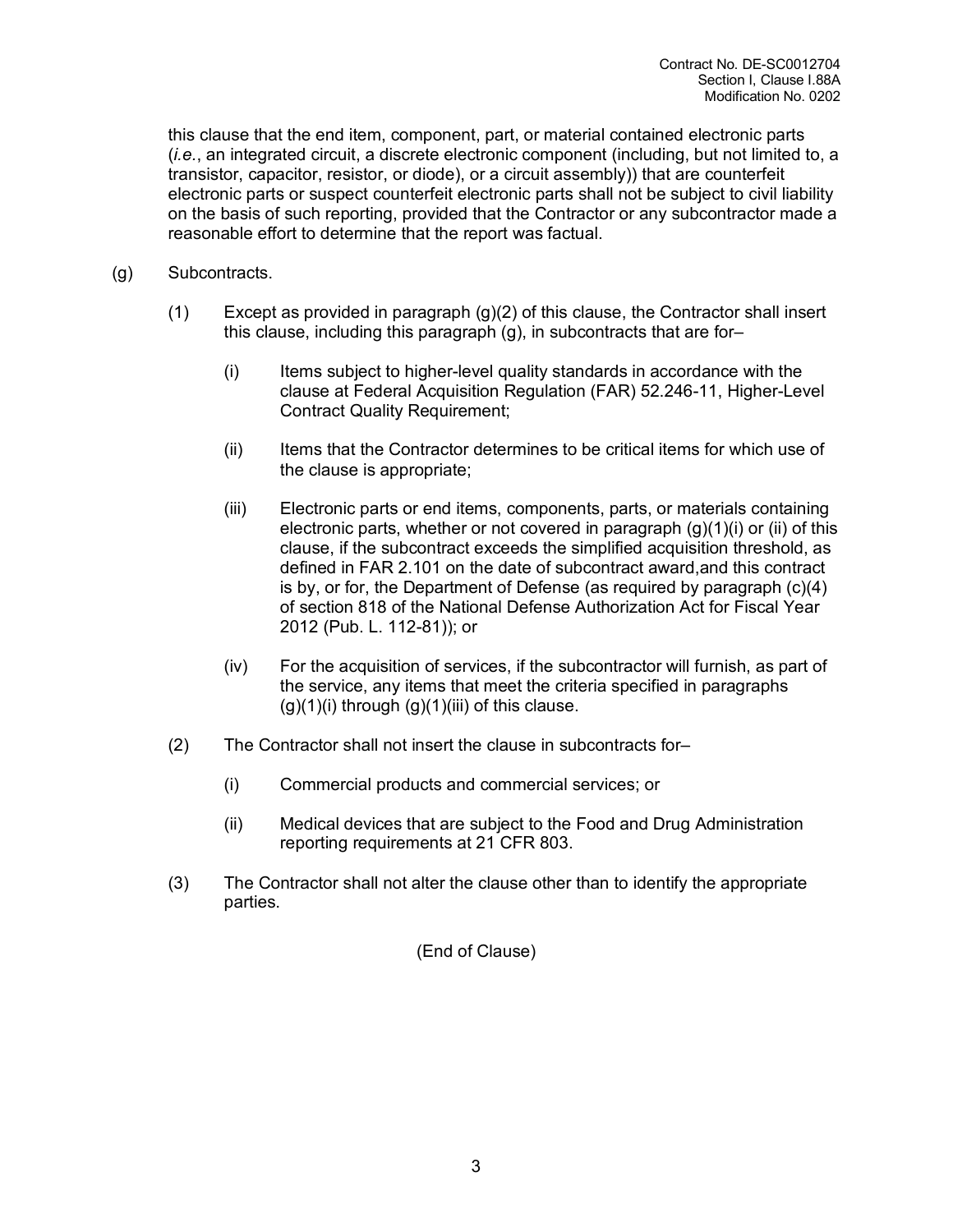this clause that the end item, component, part, or material contained electronic parts (*i.e.*, an integrated circuit, a discrete electronic component (including, but not limited to, a transistor, capacitor, resistor, or diode), or a circuit assembly)) that are counterfeit electronic parts or suspect counterfeit electronic parts shall not be subject to civil liability on the basis of such reporting, provided that the Contractor or any subcontractor made a reasonable effort to determine that the report was factual.

(g) Subcontracts.

(1) Except as provided in paragraph (g)(2) of this clause, the Contractor shall insert this clause, including this paragraph (g), in subcontracts that are for–

(i) Items subject to higher-level quality standards in accordance with the clause at Federal Acquisition Regulation (FAR) 52.246-11, Higher-Level Contract Quality Requirement;

(ii) Items that the Contractor determines to be critical items for which use of the clause is appropriate;

(iii) Electronic parts or end items, components, parts, or materials containing electronic parts, whether or not covered in paragraph (g)(1)(i) or (ii) of this clause, if the subcontract exceeds the simplified acquisition threshold, as defined in FAR 2.101 on the date of subcontract award,and this contract is by, or for, the Department of Defense (as required by paragraph (c)(4) of section 818 of the National Defense Authorization Act for Fiscal Year 2012 (Pub. L. 112-81)); or

(iv) For the acquisition of services, if the subcontractor will furnish, as part of the service, any items that meet the criteria specified in paragraphs (g)(1)(i) through (g)(1)(iii) of this clause.

(2) The Contractor shall not insert the clause in subcontracts for–

(i) Commercial products and commercial services; or

(ii) Medical devices that are subject to the Food and Drug Administration reporting requirements at 21 CFR 803.

(3) The Contractor shall not alter the clause other than to identify the appropriate parties.

(End of Clause)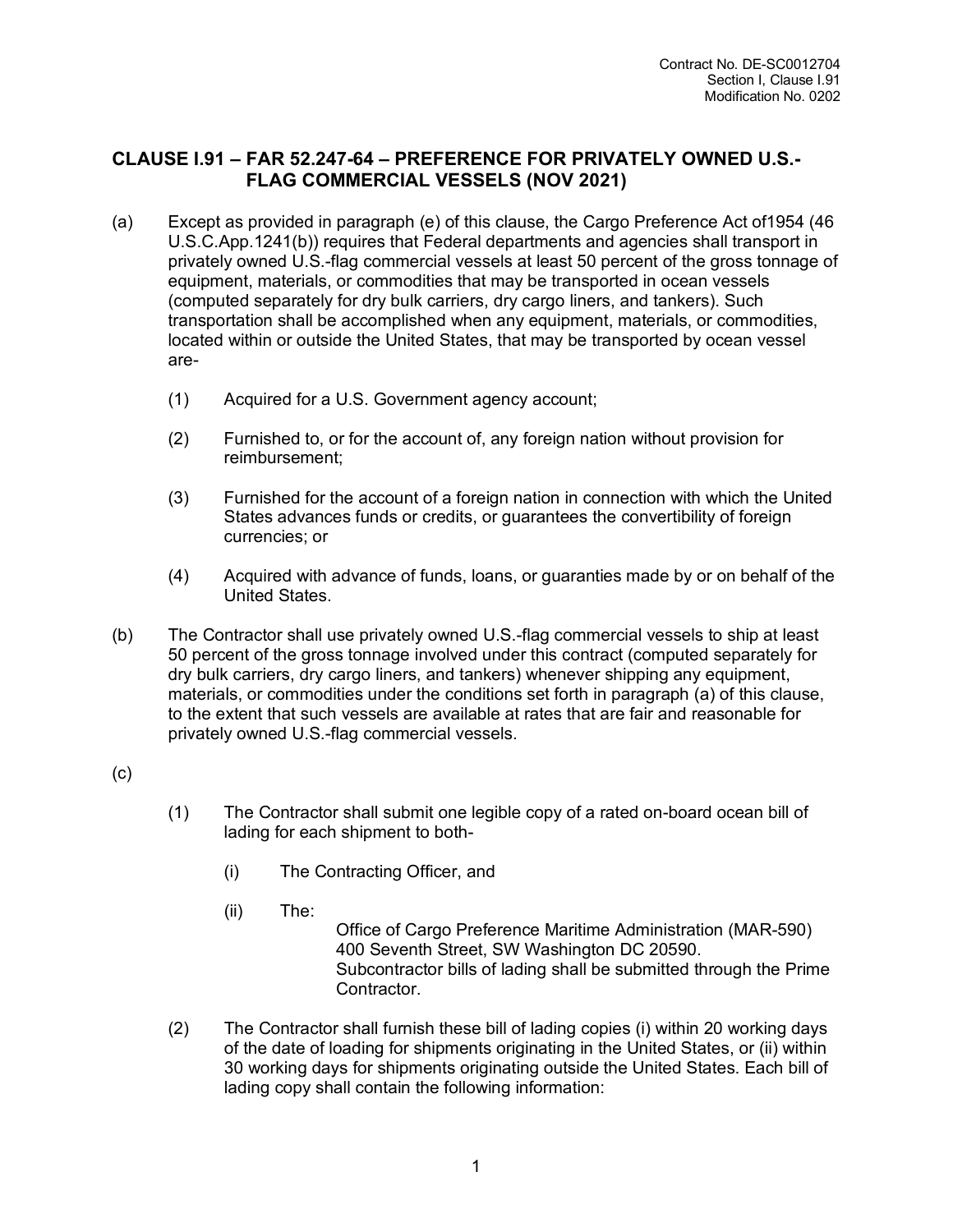## CLAUSE I.91 – FAR 52.247-64 – PREFERENCE FOR PRIVATELY OWNED U.S.-FLAG COMMERCIAL VESSELS (NOV 2021)

(a) Except as provided in paragraph (e) of this clause, the Cargo Preference Act of1954 (46 U.S.C.App.1241(b)) requires that Federal departments and agencies shall transport in privately owned U.S.-flag commercial vessels at least 50 percent of the gross tonnage of equipment, materials, or commodities that may be transported in ocean vessels (computed separately for dry bulk carriers, dry cargo liners, and tankers). Such transportation shall be accomplished when any equipment, materials, or commodities, located within or outside the United States, that may be transported by ocean vessel are-

(1) Acquired for a U.S. Government agency account;

(2) Furnished to, or for the account of, any foreign nation without provision for reimbursement;

(3) Furnished for the account of a foreign nation in connection with which the United States advances funds or credits, or guarantees the convertibility of foreign currencies; or

(4) Acquired with advance of funds, loans, or guaranties made by or on behalf of the United States.

(b) The Contractor shall use privately owned U.S.-flag commercial vessels to ship at least 50 percent of the gross tonnage involved under this contract (computed separately for dry bulk carriers, dry cargo liners, and tankers) whenever shipping any equipment, materials, or commodities under the conditions set forth in paragraph (a) of this clause, to the extent that such vessels are available at rates that are fair and reasonable for privately owned U.S.-flag commercial vessels.

(c)

(1) The Contractor shall submit one legible copy of a rated on-board ocean bill of lading for each shipment to both-

(i) The Contracting Officer, and

(ii) The:

Office of Cargo Preference Maritime Administration (MAR-590)
400 Seventh Street, SW Washington DC 20590.
Subcontractor bills of lading shall be submitted through the Prime Contractor.

(2) The Contractor shall furnish these bill of lading copies (i) within 20 working days of the date of loading for shipments originating in the United States, or (ii) within 30 working days for shipments originating outside the United States. Each bill of lading copy shall contain the following information: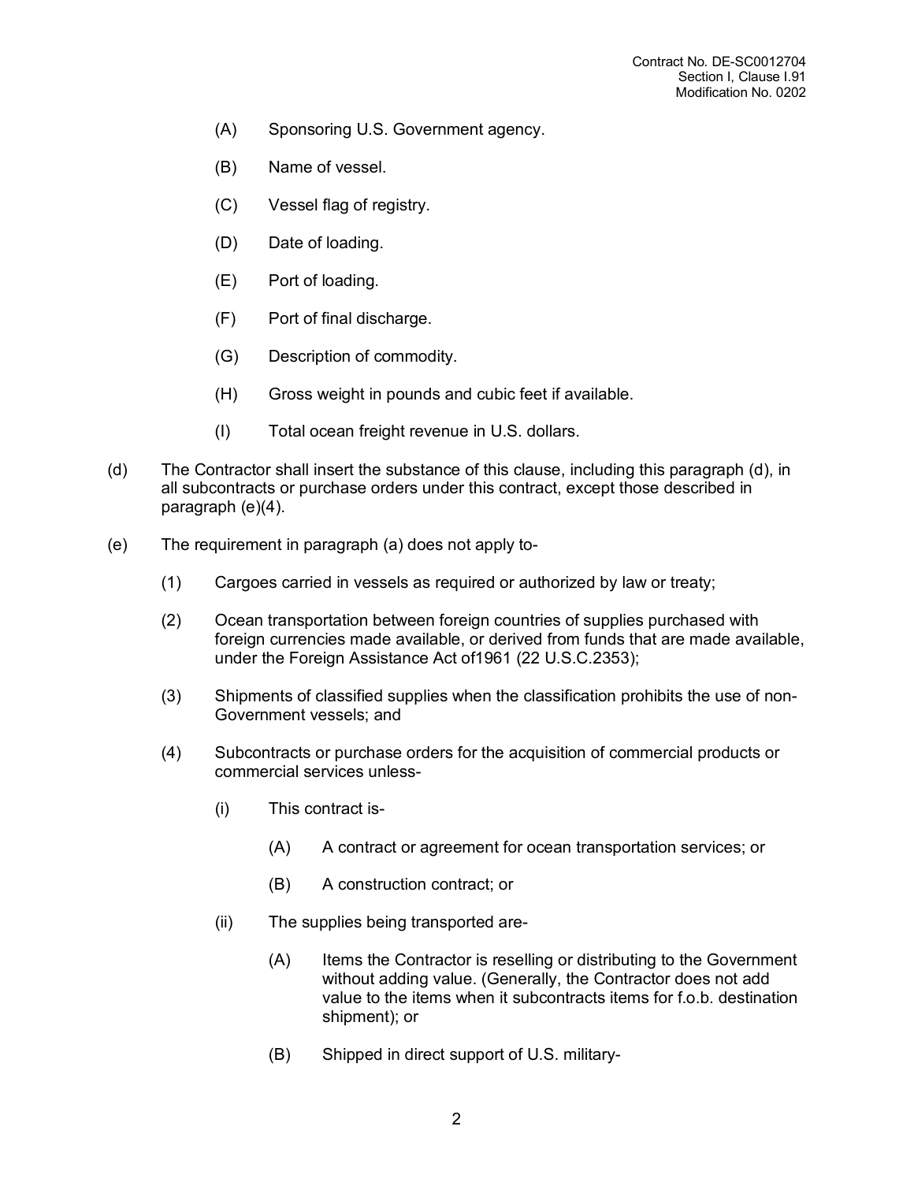(A) Sponsoring U.S. Government agency.

(B) Name of vessel.

(C) Vessel flag of registry.

(D) Date of loading.

(E) Port of loading.

(F) Port of final discharge.

(G) Description of commodity.

(H) Gross weight in pounds and cubic feet if available.

(I) Total ocean freight revenue in U.S. dollars.

(d) The Contractor shall insert the substance of this clause, including this paragraph (d), in all subcontracts or purchase orders under this contract, except those described in paragraph (e)(4).

(e) The requirement in paragraph (a) does not apply to-

(1) Cargoes carried in vessels as required or authorized by law or treaty;

(2) Ocean transportation between foreign countries of supplies purchased with foreign currencies made available, or derived from funds that are made available, under the Foreign Assistance Act of1961 (22 U.S.C.2353);

(3) Shipments of classified supplies when the classification prohibits the use of non-Government vessels; and

(4) Subcontracts or purchase orders for the acquisition of commercial products or commercial services unless-

(i) This contract is-

(A) A contract or agreement for ocean transportation services; or

(B) A construction contract; or

(ii) The supplies being transported are-

(A) Items the Contractor is reselling or distributing to the Government without adding value. (Generally, the Contractor does not add value to the items when it subcontracts items for f.o.b. destination shipment); or

(B) Shipped in direct support of U.S. military-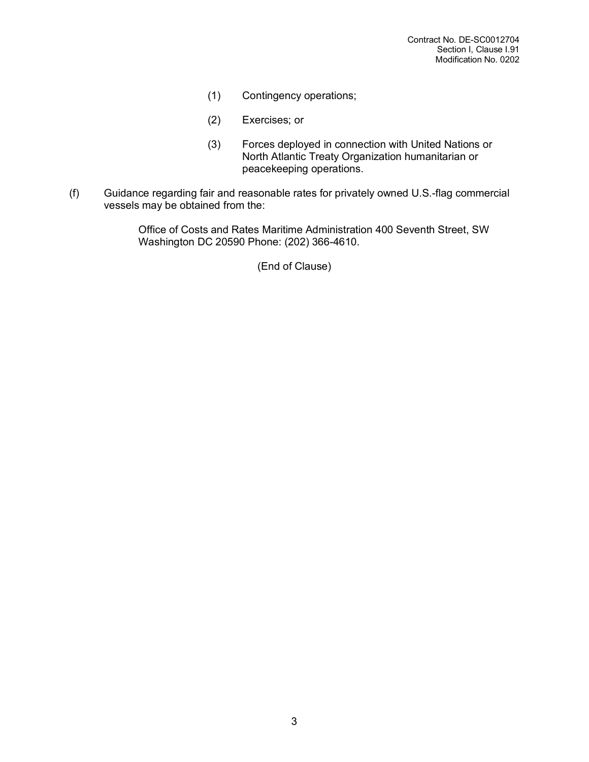(1) Contingency operations;

(2) Exercises; or

(3) Forces deployed in connection with United Nations or North Atlantic Treaty Organization humanitarian or peacekeeping operations.

(f) Guidance regarding fair and reasonable rates for privately owned U.S.-flag commercial vessels may be obtained from the:

> Office of Costs and Rates Maritime Administration 400 Seventh Street, SW Washington DC 20590 Phone: (202) 366-4610.

(End of Clause)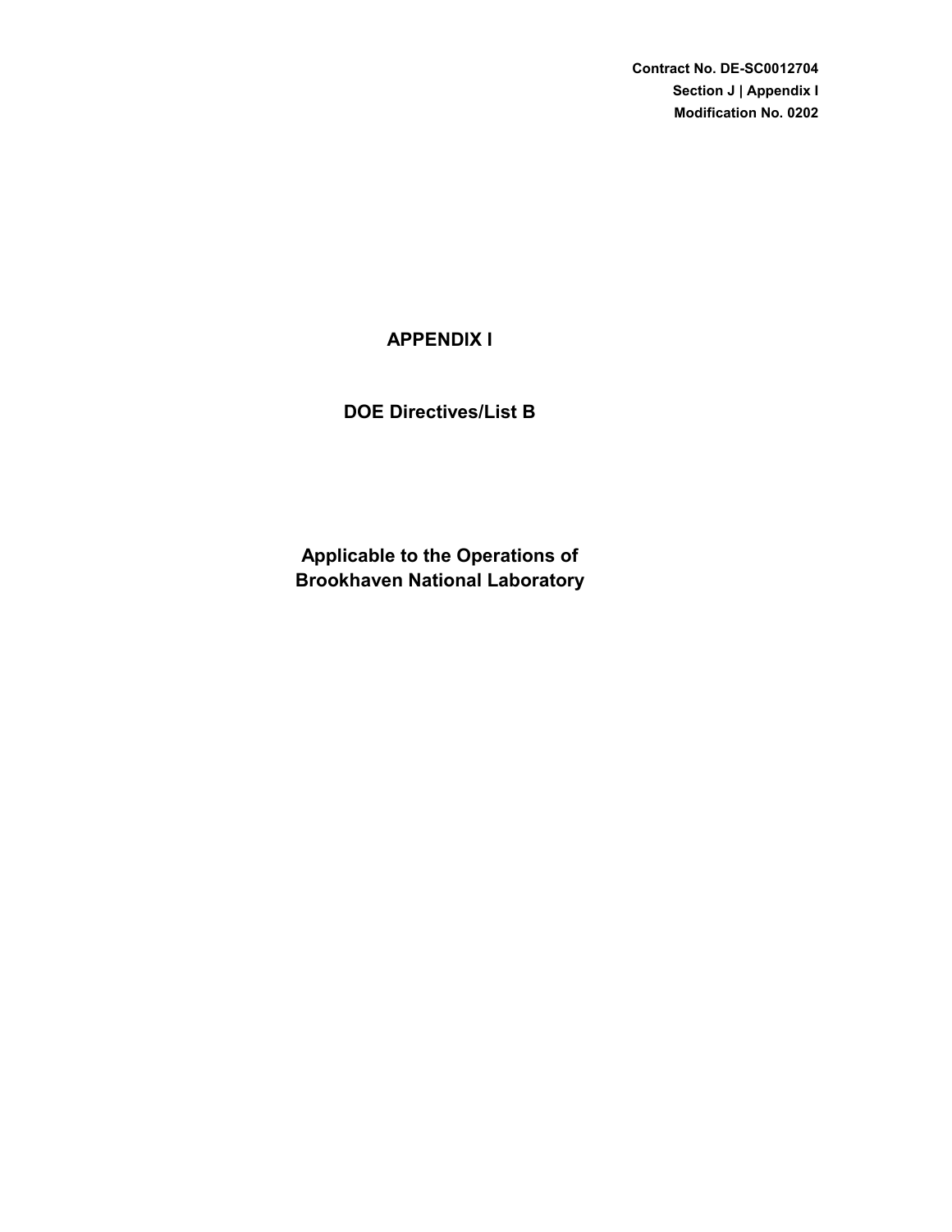**Contract No. DE-SC0012704**
**Section J | Appendix I**
**Modification No. 0202**

# APPENDIX I

## DOE Directives/List B

## Applicable to the Operations of Brookhaven National Laboratory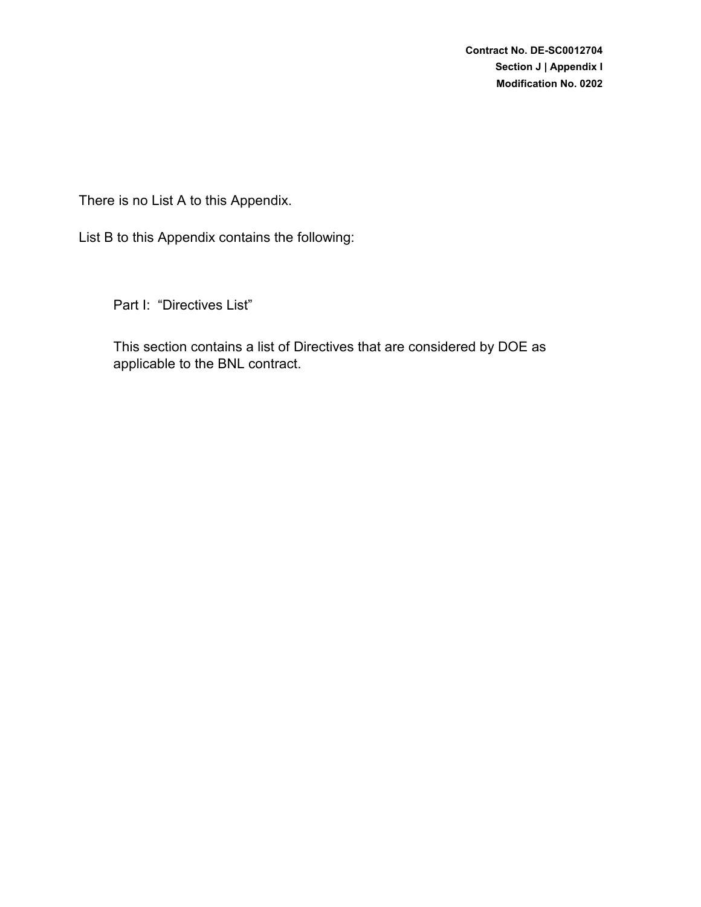There is no List A to this Appendix.

List B to this Appendix contains the following:

Part I: "Directives List"

This section contains a list of Directives that are considered by DOE as applicable to the BNL contract.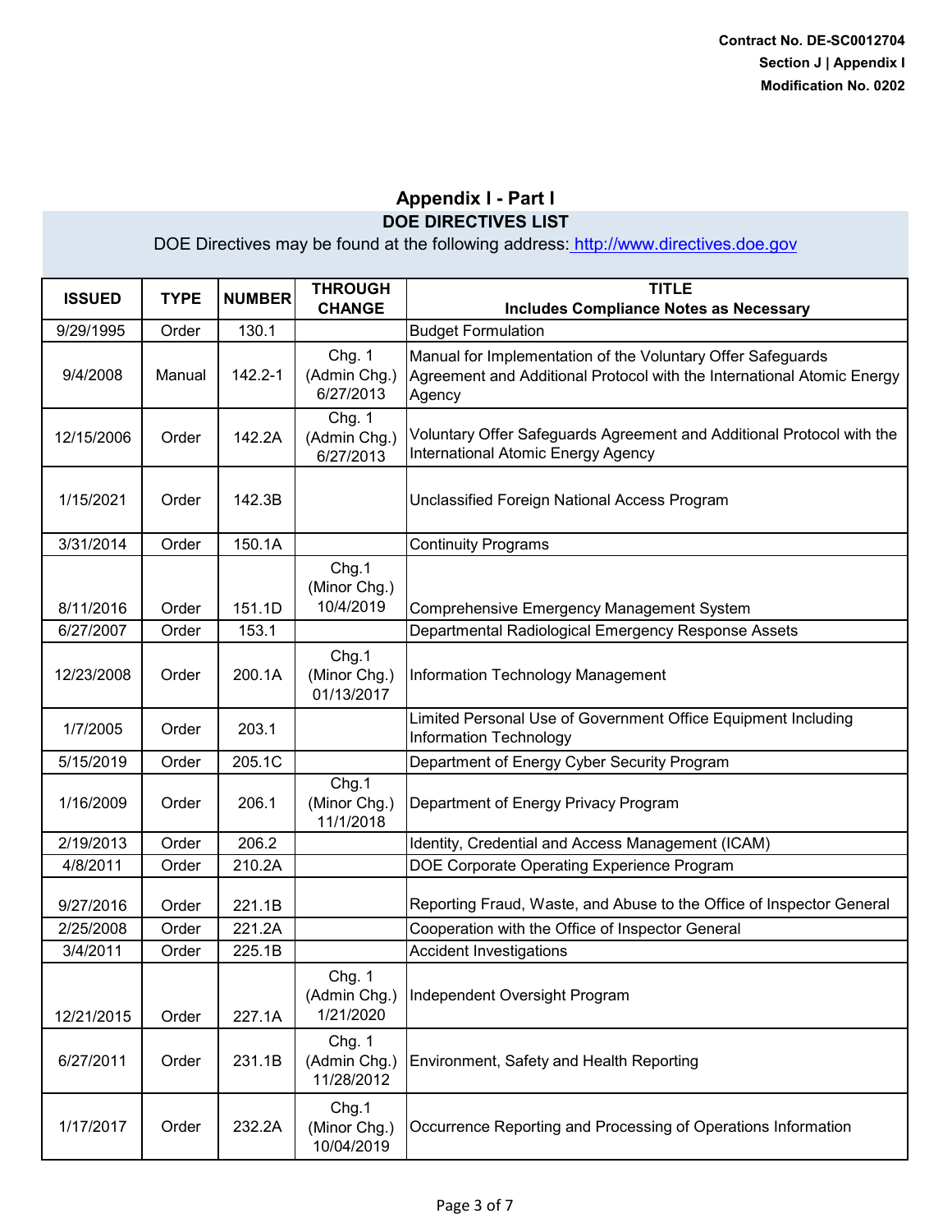Contract No. DE-SC0012704
Section J | Appendix I
Modification No. 0202

# Appendix I - Part I

## DOE DIRECTIVES LIST

DOE Directives may be found at the following address: http://www.directives.doe.gov

| ISSUED | TYPE | NUMBER | THROUGH CHANGE | TITLE Includes Compliance Notes as Necessary |
|---|---|---|---|---|
| 9/29/1995 | Order | 130.1 | | Budget Formulation |
| 9/4/2008 | Manual | 142.2-1 | Chg. 1 (Admin Chg.) 6/27/2013 | Manual for Implementation of the Voluntary Offer Safeguards Agreement and Additional Protocol with the International Atomic Energy Agency |
| 12/15/2006 | Order | 142.2A | Chg. 1 (Admin Chg.) 6/27/2013 | Voluntary Offer Safeguards Agreement and Additional Protocol with the International Atomic Energy Agency |
| 1/15/2021 | Order | 142.3B | | Unclassified Foreign National Access Program |
| 3/31/2014 | Order | 150.1A | | Continuity Programs |
| 8/11/2016 | Order | 151.1D | Chg.1 (Minor Chg.) 10/4/2019 | Comprehensive Emergency Management System |
| 6/27/2007 | Order | 153.1 | | Departmental Radiological Emergency Response Assets |
| 12/23/2008 | Order | 200.1A | Chg.1 (Minor Chg.) 01/13/2017 | Information Technology Management |
| 1/7/2005 | Order | 203.1 | | Limited Personal Use of Government Office Equipment Including Information Technology |
| 5/15/2019 | Order | 205.1C | | Department of Energy Cyber Security Program |
| 1/16/2009 | Order | 206.1 | Chg.1 (Minor Chg.) 11/1/2018 | Department of Energy Privacy Program |
| 2/19/2013 | Order | 206.2 | | Identity, Credential and Access Management (ICAM) |
| 4/8/2011 | Order | 210.2A | | DOE Corporate Operating Experience Program |
| 9/27/2016 | Order | 221.1B | | Reporting Fraud, Waste, and Abuse to the Office of Inspector General |
| 2/25/2008 | Order | 221.2A | | Cooperation with the Office of Inspector General |
| 3/4/2011 | Order | 225.1B | | Accident Investigations |
| 12/21/2015 | Order | 227.1A | Chg. 1 (Admin Chg.) 1/21/2020 | Independent Oversight Program |
| 6/27/2011 | Order | 231.1B | Chg. 1 (Admin Chg.) 11/28/2012 | Environment, Safety and Health Reporting |
| 1/17/2017 | Order | 232.2A | Chg.1 (Minor Chg.) 10/04/2019 | Occurrence Reporting and Processing of Operations Information |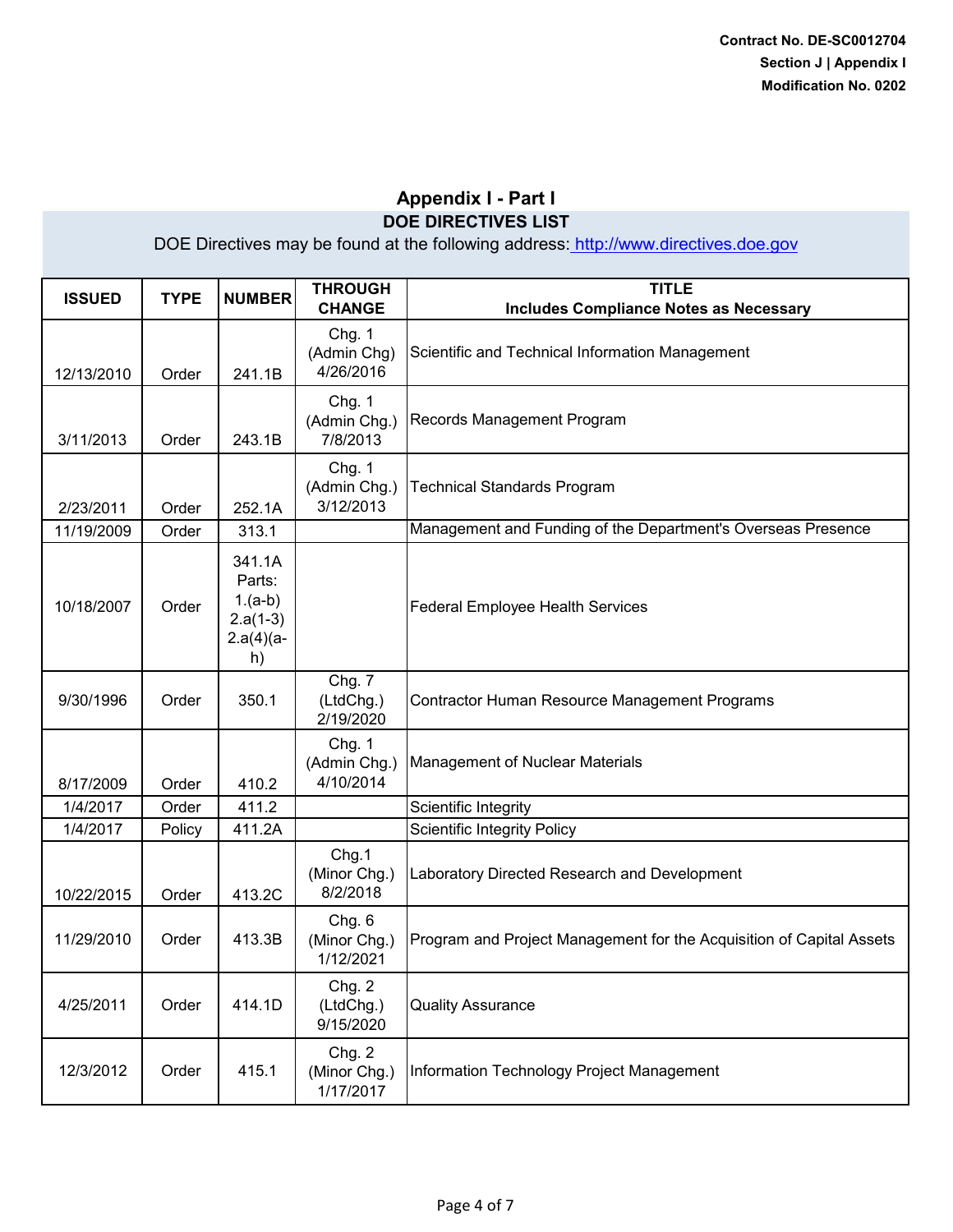## Appendix I - Part I

### DOE DIRECTIVES LIST

DOE Directives may be found at the following address: http://www.directives.doe.gov

| ISSUED | TYPE | NUMBER | THROUGH CHANGE | TITLE Includes Compliance Notes as Necessary |
|---|---|---|---|---|
| 12/13/2010 | Order | 241.1B | Chg. 1 (Admin Chg) 4/26/2016 | Scientific and Technical Information Management |
| 3/11/2013 | Order | 243.1B | Chg. 1 (Admin Chg.) 7/8/2013 | Records Management Program |
| 2/23/2011 | Order | 252.1A | Chg. 1 (Admin Chg.) 3/12/2013 | Technical Standards Program |
| 11/19/2009 | Order | 313.1 | | Management and Funding of the Department's Overseas Presence |
| 10/18/2007 | Order | 341.1A Parts: 1.(a-b) 2.a(1-3) 2.a(4)(a-h) | | Federal Employee Health Services |
| 9/30/1996 | Order | 350.1 | Chg. 7 (LtdChg.) 2/19/2020 | Contractor Human Resource Management Programs |
| 8/17/2009 | Order | 410.2 | Chg. 1 (Admin Chg.) 4/10/2014 | Management of Nuclear Materials |
| 1/4/2017 | Order | 411.2 | | Scientific Integrity |
| 1/4/2017 | Policy | 411.2A | | Scientific Integrity Policy |
| 10/22/2015 | Order | 413.2C | Chg.1 (Minor Chg.) 8/2/2018 | Laboratory Directed Research and Development |
| 11/29/2010 | Order | 413.3B | Chg. 6 (Minor Chg.) 1/12/2021 | Program and Project Management for the Acquisition of Capital Assets |
| 4/25/2011 | Order | 414.1D | Chg. 2 (LtdChg.) 9/15/2020 | Quality Assurance |
| 12/3/2012 | Order | 415.1 | Chg. 2 (Minor Chg.) 1/17/2017 | Information Technology Project Management |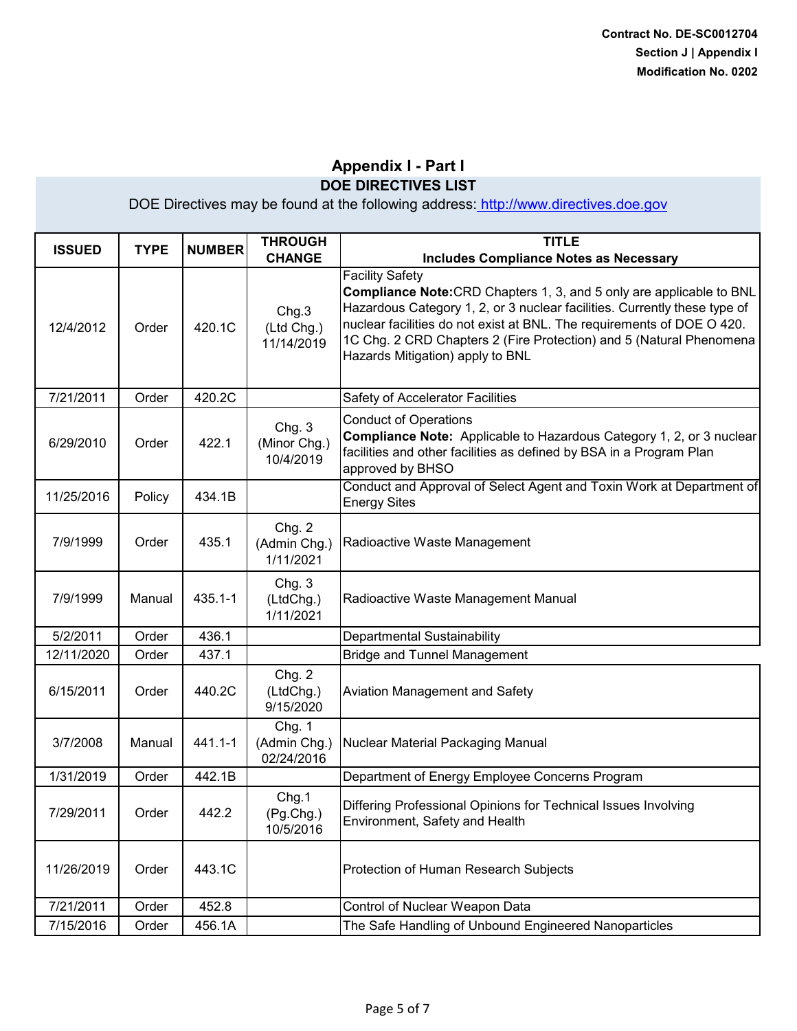Contract No. DE-SC0012704
Section J | Appendix I
Modification No. 0202

## Appendix I - Part I

### DOE DIRECTIVES LIST

DOE Directives may be found at the following address: http://www.directives.doe.gov

| ISSUED | TYPE | NUMBER | THROUGH CHANGE | TITLE Includes Compliance Notes as Necessary |
|---|---|---|---|---|
| 12/4/2012 | Order | 420.1C | Chg.3 (Ltd Chg.) 11/14/2019 | Facility Safety **Compliance Note:** CRD Chapters 1, 3, and 5 only are applicable to BNL Hazardous Category 1, 2, or 3 nuclear facilities. Currently these type of nuclear facilities do not exist at BNL. The requirements of DOE O 420. 1C Chg. 2 CRD Chapters 2 (Fire Protection) and 5 (Natural Phenomena Hazards Mitigation) apply to BNL |
| 7/21/2011 | Order | 420.2C | | Safety of Accelerator Facilities |
| 6/29/2010 | Order | 422.1 | Chg. 3 (Minor Chg.) 10/4/2019 | Conduct of Operations **Compliance Note:** Applicable to Hazardous Category 1, 2, or 3 nuclear facilities and other facilities as defined by BSA in a Program Plan approved by BHSO |
| 11/25/2016 | Policy | 434.1B | | Conduct and Approval of Select Agent and Toxin Work at Department of Energy Sites |
| 7/9/1999 | Order | 435.1 | Chg. 2 (Admin Chg.) 1/11/2021 | Radioactive Waste Management |
| 7/9/1999 | Manual | 435.1-1 | Chg. 3 (LtdChg.) 1/11/2021 | Radioactive Waste Management Manual |
| 5/2/2011 | Order | 436.1 | | Departmental Sustainability |
| 12/11/2020 | Order | 437.1 | | Bridge and Tunnel Management |
| 6/15/2011 | Order | 440.2C | Chg. 2 (LtdChg.) 9/15/2020 | Aviation Management and Safety |
| 3/7/2008 | Manual | 441.1-1 | Chg. 1 (Admin Chg.) 02/24/2016 | Nuclear Material Packaging Manual |
| 1/31/2019 | Order | 442.1B | | Department of Energy Employee Concerns Program |
| 7/29/2011 | Order | 442.2 | Chg.1 (Pg.Chg.) 10/5/2016 | Differing Professional Opinions for Technical Issues Involving Environment, Safety and Health |
| 11/26/2019 | Order | 443.1C | | Protection of Human Research Subjects |
| 7/21/2011 | Order | 452.8 | | Control of Nuclear Weapon Data |
| 7/15/2016 | Order | 456.1A | | The Safe Handling of Unbound Engineered Nanoparticles |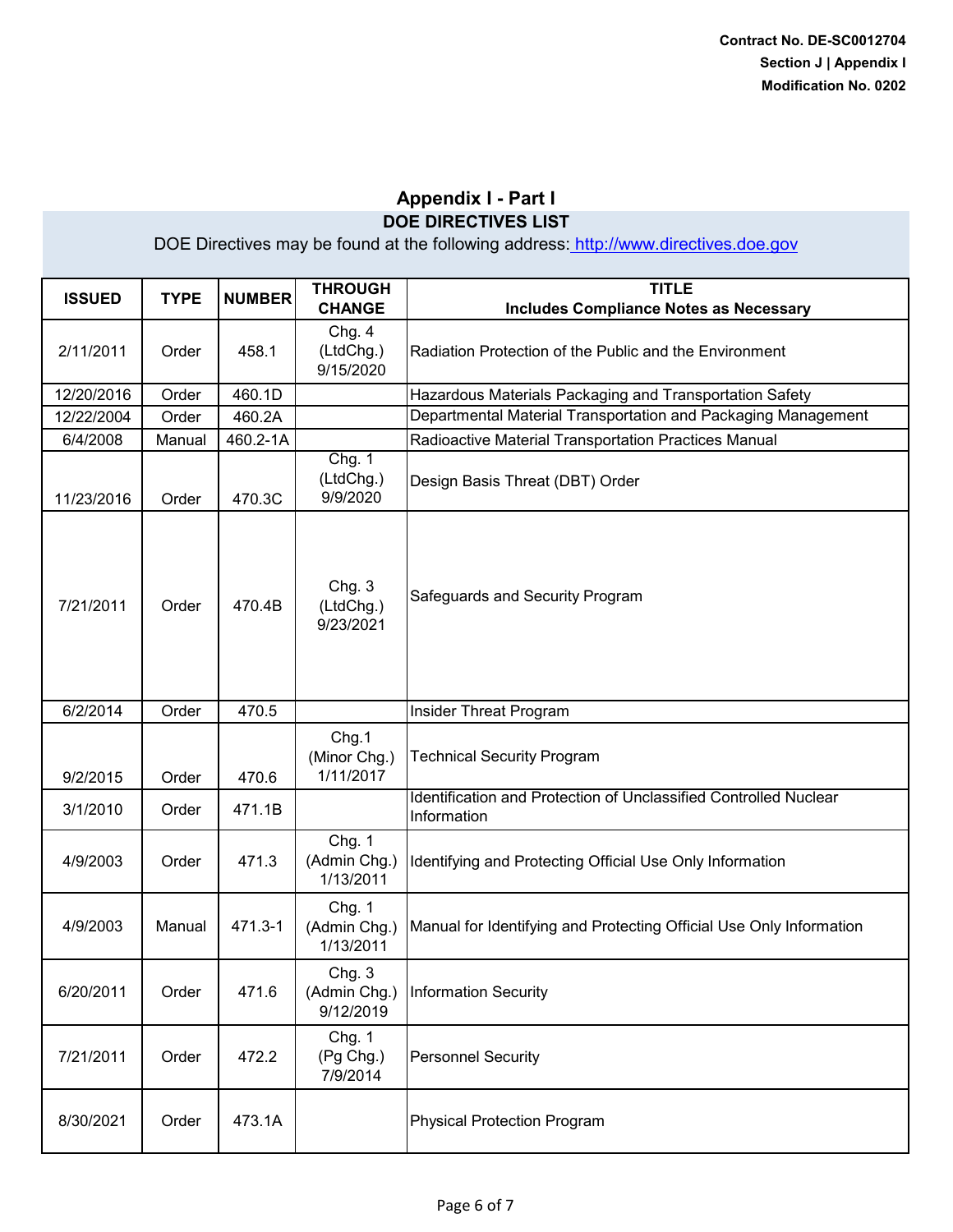Contract No. DE-SC0012704
Section J | Appendix I
Modification No. 0202

## Appendix I - Part I

### DOE DIRECTIVES LIST

DOE Directives may be found at the following address: http://www.directives.doe.gov

| ISSUED | TYPE | NUMBER | THROUGH CHANGE | TITLE Includes Compliance Notes as Necessary |
|---|---|---|---|---|
| 2/11/2011 | Order | 458.1 | Chg. 4 (LtdChg.) 9/15/2020 | Radiation Protection of the Public and the Environment |
| 12/20/2016 | Order | 460.1D | | Hazardous Materials Packaging and Transportation Safety |
| 12/22/2004 | Order | 460.2A | | Departmental Material Transportation and Packaging Management |
| 6/4/2008 | Manual | 460.2-1A | | Radioactive Material Transportation Practices Manual |
| 11/23/2016 | Order | 470.3C | Chg. 1 (LtdChg.) 9/9/2020 | Design Basis Threat (DBT) Order |
| 7/21/2011 | Order | 470.4B | Chg. 3 (LtdChg.) 9/23/2021 | Safeguards and Security Program |
| 6/2/2014 | Order | 470.5 | | Insider Threat Program |
| 9/2/2015 | Order | 470.6 | Chg.1 (Minor Chg.) 1/11/2017 | Technical Security Program |
| 3/1/2010 | Order | 471.1B | | Identification and Protection of Unclassified Controlled Nuclear Information |
| 4/9/2003 | Order | 471.3 | Chg. 1 (Admin Chg.) 1/13/2011 | Identifying and Protecting Official Use Only Information |
| 4/9/2003 | Manual | 471.3-1 | Chg. 1 (Admin Chg.) 1/13/2011 | Manual for Identifying and Protecting Official Use Only Information |
| 6/20/2011 | Order | 471.6 | Chg. 3 (Admin Chg.) 9/12/2019 | Information Security |
| 7/21/2011 | Order | 472.2 | Chg. 1 (Pg Chg.) 7/9/2014 | Personnel Security |
| 8/30/2021 | Order | 473.1A | | Physical Protection Program |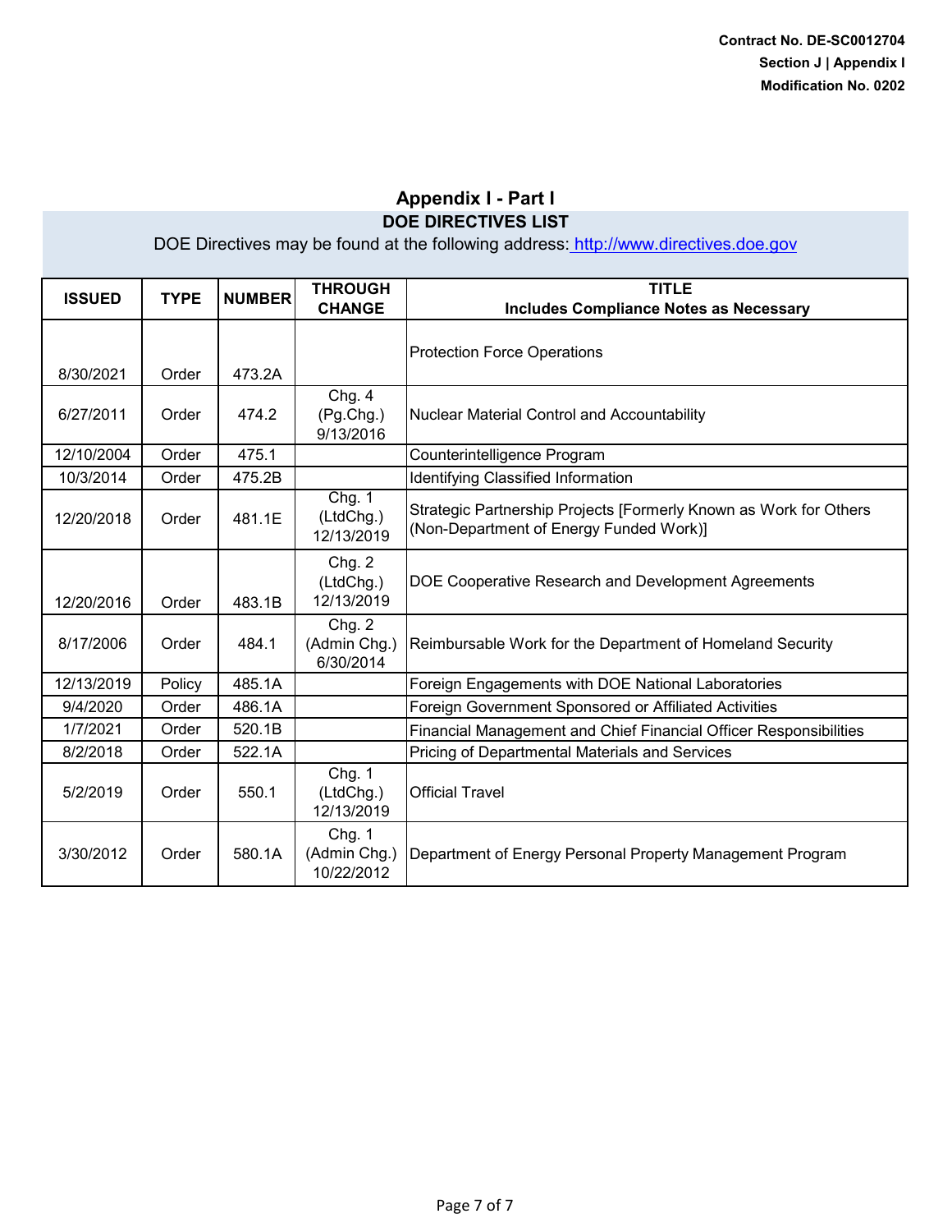## Appendix I - Part I

### DOE DIRECTIVES LIST

DOE Directives may be found at the following address: http://www.directives.doe.gov

| ISSUED | TYPE | NUMBER | THROUGH CHANGE | TITLE Includes Compliance Notes as Necessary |
|---|---|---|---|---|
| 8/30/2021 | Order | 473.2A | | Protection Force Operations |
| 6/27/2011 | Order | 474.2 | Chg. 4 (Pg.Chg.) 9/13/2016 | Nuclear Material Control and Accountability |
| 12/10/2004 | Order | 475.1 | | Counterintelligence Program |
| 10/3/2014 | Order | 475.2B | | Identifying Classified Information |
| 12/20/2018 | Order | 481.1E | Chg. 1 (LtdChg.) 12/13/2019 | Strategic Partnership Projects [Formerly Known as Work for Others (Non-Department of Energy Funded Work)] |
| 12/20/2016 | Order | 483.1B | Chg. 2 (LtdChg.) 12/13/2019 | DOE Cooperative Research and Development Agreements |
| 8/17/2006 | Order | 484.1 | Chg. 2 (Admin Chg.) 6/30/2014 | Reimbursable Work for the Department of Homeland Security |
| 12/13/2019 | Policy | 485.1A | | Foreign Engagements with DOE National Laboratories |
| 9/4/2020 | Order | 486.1A | | Foreign Government Sponsored or Affiliated Activities |
| 1/7/2021 | Order | 520.1B | | Financial Management and Chief Financial Officer Responsibilities |
| 8/2/2018 | Order | 522.1A | | Pricing of Departmental Materials and Services |
| 5/2/2019 | Order | 550.1 | Chg. 1 (LtdChg.) 12/13/2019 | Official Travel |
| 3/30/2012 | Order | 580.1A | Chg. 1 (Admin Chg.) 10/22/2012 | Department of Energy Personal Property Management Program |